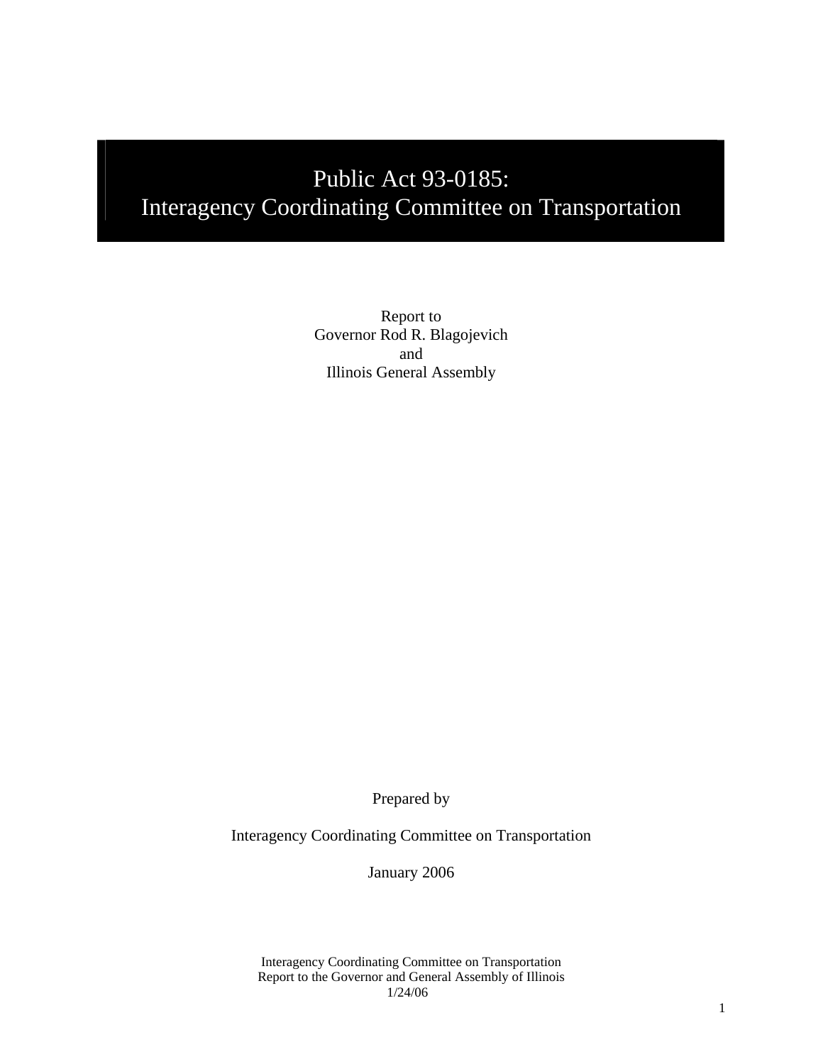# Public Act 93-0185:
# Interagency Coordinating Committee on Transportation

Report to
Governor Rod R. Blagojevich
and
Illinois General Assembly

Prepared by

Interagency Coordinating Committee on Transportation

January 2006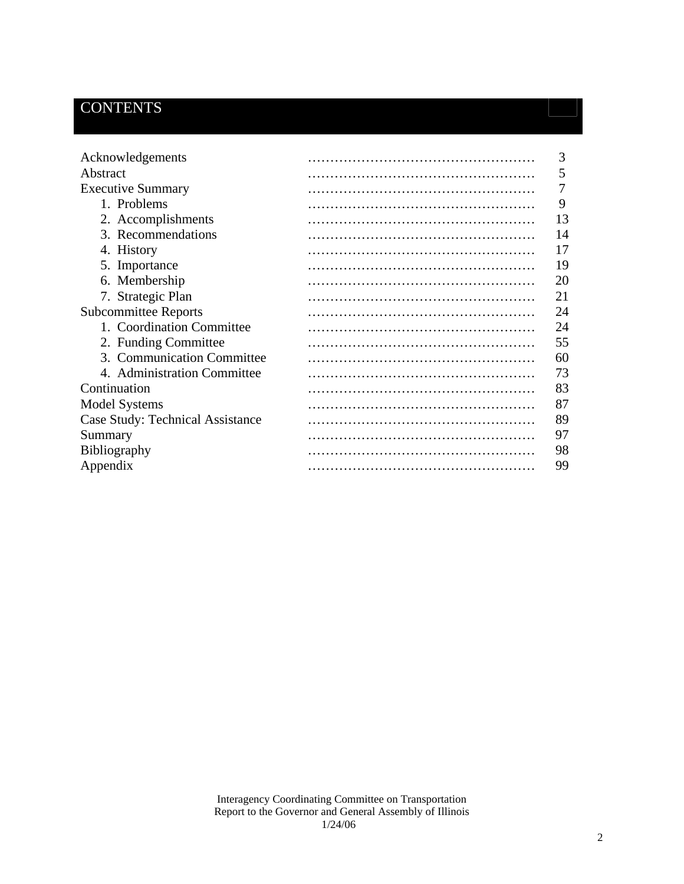# CONTENTS

| | |
|---|---|
| Acknowledgements | 3 |
| Abstract | 5 |
| Executive Summary | 7 |
| 1. Problems | 9 |
| 2. Accomplishments | 13 |
| 3. Recommendations | 14 |
| 4. History | 17 |
| 5. Importance | 19 |
| 6. Membership | 20 |
| 7. Strategic Plan | 21 |
| Subcommittee Reports | 24 |
| 1. Coordination Committee | 24 |
| 2. Funding Committee | 55 |
| 3. Communication Committee | 60 |
| 4. Administration Committee | 73 |
| Continuation | 83 |
| Model Systems | 87 |
| Case Study: Technical Assistance | 89 |
| Summary | 97 |
| Bibliography | 98 |
| Appendix | 99 |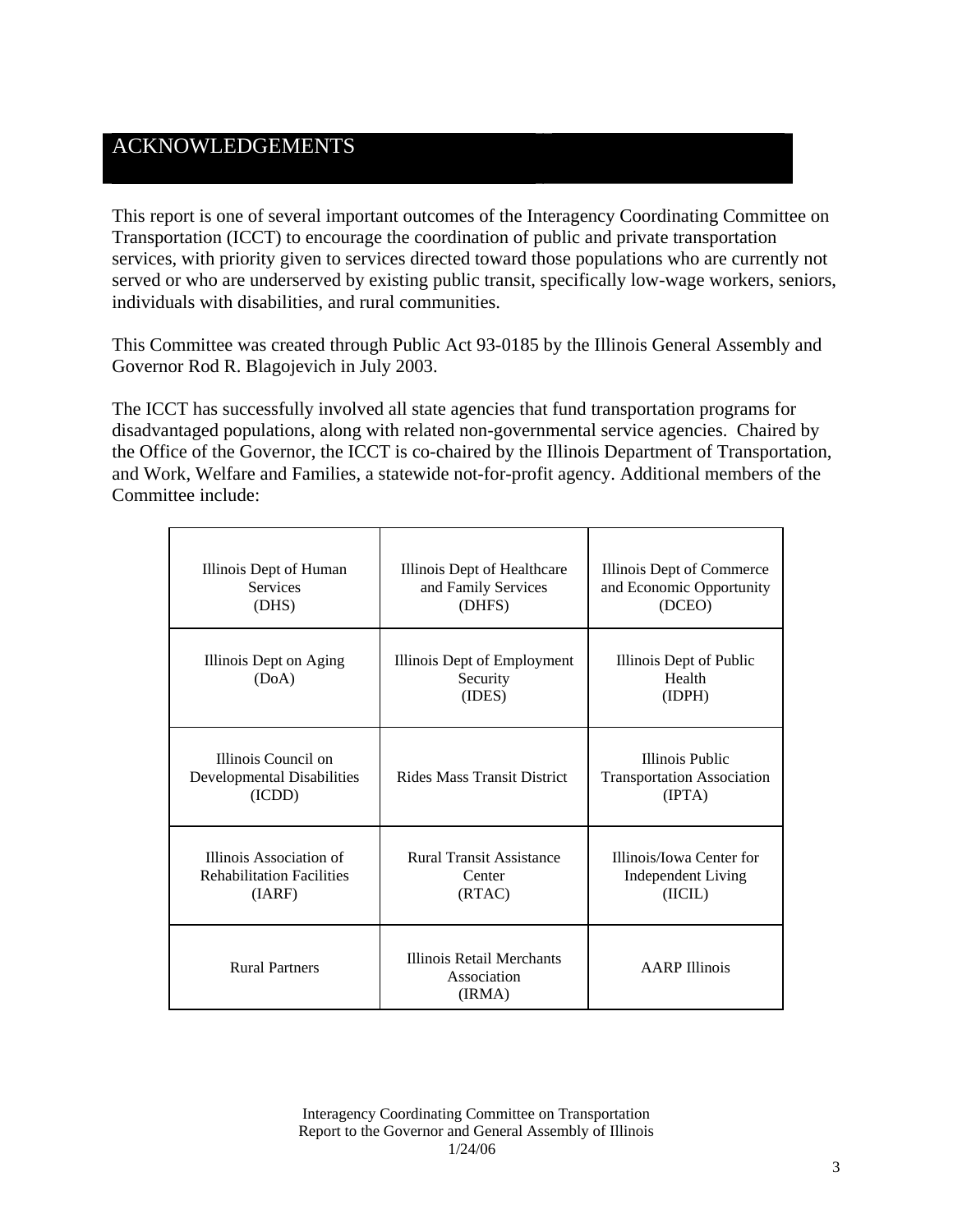# ACKNOWLEDGEMENTS

This report is one of several important outcomes of the Interagency Coordinating Committee on Transportation (ICCT) to encourage the coordination of public and private transportation services, with priority given to services directed toward those populations who are currently not served or who are underserved by existing public transit, specifically low-wage workers, seniors, individuals with disabilities, and rural communities.

This Committee was created through Public Act 93-0185 by the Illinois General Assembly and Governor Rod R. Blagojevich in July 2003.

The ICCT has successfully involved all state agencies that fund transportation programs for disadvantaged populations, along with related non-governmental service agencies. Chaired by the Office of the Governor, the ICCT is co-chaired by the Illinois Department of Transportation, and Work, Welfare and Families, a statewide not-for-profit agency. Additional members of the Committee include:

| | | |
|---|---|---|
| Illinois Dept of Human Services (DHS) | Illinois Dept of Healthcare and Family Services (DHFS) | Illinois Dept of Commerce and Economic Opportunity (DCEO) |
| Illinois Dept on Aging (DoA) | Illinois Dept of Employment Security (IDES) | Illinois Dept of Public Health (IDPH) |
| Illinois Council on Developmental Disabilities (ICDD) | Rides Mass Transit District | Illinois Public Transportation Association (IPTA) |
| Illinois Association of Rehabilitation Facilities (IARF) | Rural Transit Assistance Center (RTAC) | Illinois/Iowa Center for Independent Living (IICIL) |
| Rural Partners | Illinois Retail Merchants Association (IRMA) | AARP Illinois |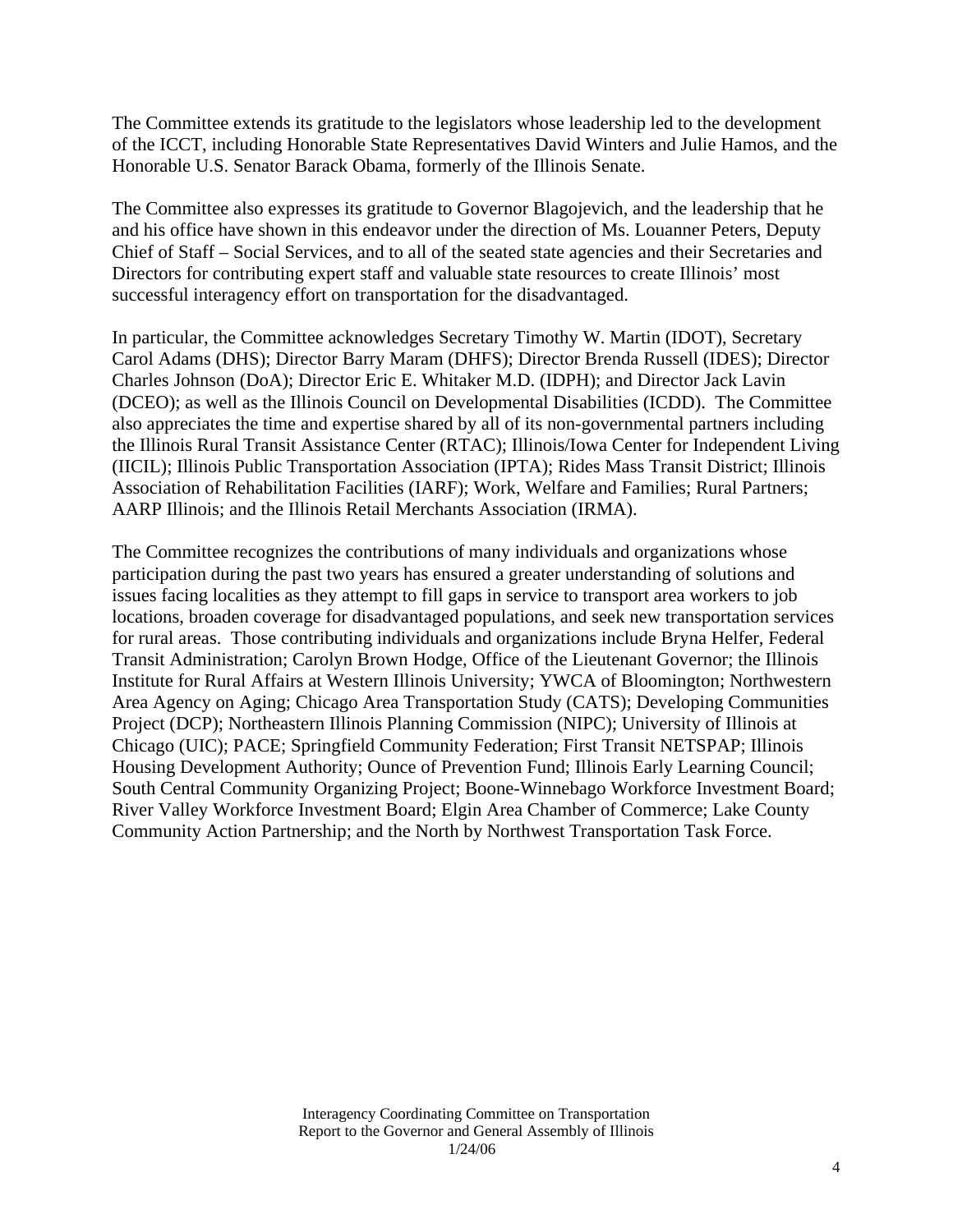The Committee extends its gratitude to the legislators whose leadership led to the development of the ICCT, including Honorable State Representatives David Winters and Julie Hamos, and the Honorable U.S. Senator Barack Obama, formerly of the Illinois Senate.

The Committee also expresses its gratitude to Governor Blagojevich, and the leadership that he and his office have shown in this endeavor under the direction of Ms. Louanner Peters, Deputy Chief of Staff – Social Services, and to all of the seated state agencies and their Secretaries and Directors for contributing expert staff and valuable state resources to create Illinois' most successful interagency effort on transportation for the disadvantaged.

In particular, the Committee acknowledges Secretary Timothy W. Martin (IDOT), Secretary Carol Adams (DHS); Director Barry Maram (DHFS); Director Brenda Russell (IDES); Director Charles Johnson (DoA); Director Eric E. Whitaker M.D. (IDPH); and Director Jack Lavin (DCEO); as well as the Illinois Council on Developmental Disabilities (ICDD). The Committee also appreciates the time and expertise shared by all of its non-governmental partners including the Illinois Rural Transit Assistance Center (RTAC); Illinois/Iowa Center for Independent Living (IICIL); Illinois Public Transportation Association (IPTA); Rides Mass Transit District; Illinois Association of Rehabilitation Facilities (IARF); Work, Welfare and Families; Rural Partners; AARP Illinois; and the Illinois Retail Merchants Association (IRMA).

The Committee recognizes the contributions of many individuals and organizations whose participation during the past two years has ensured a greater understanding of solutions and issues facing localities as they attempt to fill gaps in service to transport area workers to job locations, broaden coverage for disadvantaged populations, and seek new transportation services for rural areas. Those contributing individuals and organizations include Bryna Helfer, Federal Transit Administration; Carolyn Brown Hodge, Office of the Lieutenant Governor; the Illinois Institute for Rural Affairs at Western Illinois University; YWCA of Bloomington; Northwestern Area Agency on Aging; Chicago Area Transportation Study (CATS); Developing Communities Project (DCP); Northeastern Illinois Planning Commission (NIPC); University of Illinois at Chicago (UIC); PACE; Springfield Community Federation; First Transit NETSPAP; Illinois Housing Development Authority; Ounce of Prevention Fund; Illinois Early Learning Council; South Central Community Organizing Project; Boone-Winnebago Workforce Investment Board; River Valley Workforce Investment Board; Elgin Area Chamber of Commerce; Lake County Community Action Partnership; and the North by Northwest Transportation Task Force.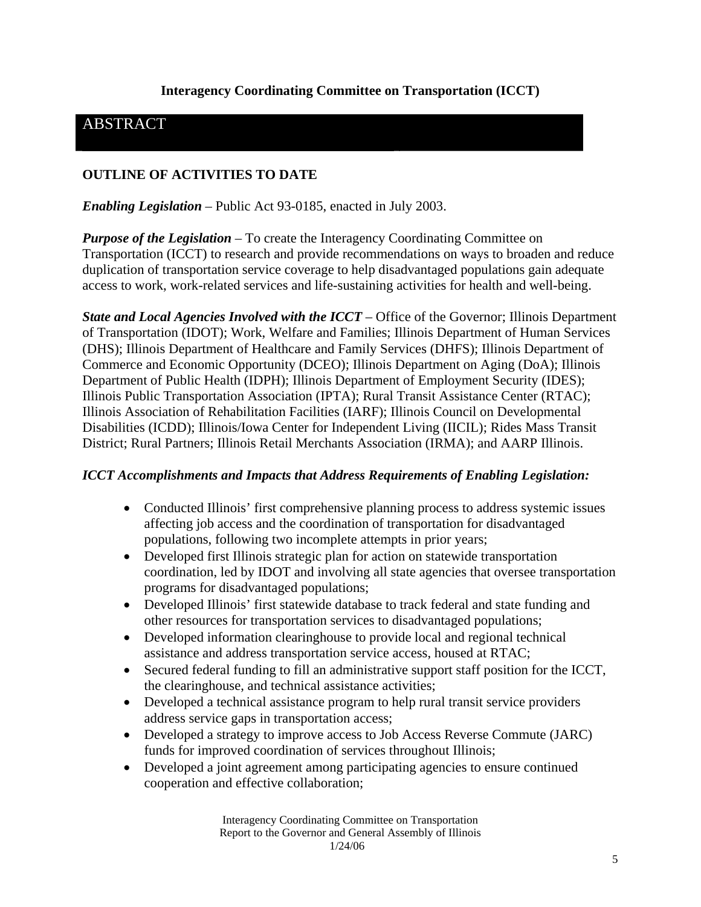**Interagency Coordinating Committee on Transportation (ICCT)**

## ABSTRACT

### OUTLINE OF ACTIVITIES TO DATE

***Enabling Legislation*** – Public Act 93-0185, enacted in July 2003.

***Purpose of the Legislation*** – To create the Interagency Coordinating Committee on Transportation (ICCT) to research and provide recommendations on ways to broaden and reduce duplication of transportation service coverage to help disadvantaged populations gain adequate access to work, work-related services and life-sustaining activities for health and well-being.

***State and Local Agencies Involved with the ICCT*** – Office of the Governor; Illinois Department of Transportation (IDOT); Work, Welfare and Families; Illinois Department of Human Services (DHS); Illinois Department of Healthcare and Family Services (DHFS); Illinois Department of Commerce and Economic Opportunity (DCEO); Illinois Department on Aging (DoA); Illinois Department of Public Health (IDPH); Illinois Department of Employment Security (IDES); Illinois Public Transportation Association (IPTA); Rural Transit Assistance Center (RTAC); Illinois Association of Rehabilitation Facilities (IARF); Illinois Council on Developmental Disabilities (ICDD); Illinois/Iowa Center for Independent Living (IICIL); Rides Mass Transit District; Rural Partners; Illinois Retail Merchants Association (IRMA); and AARP Illinois.

***ICCT Accomplishments and Impacts that Address Requirements of Enabling Legislation:***

- Conducted Illinois' first comprehensive planning process to address systemic issues affecting job access and the coordination of transportation for disadvantaged populations, following two incomplete attempts in prior years;
- Developed first Illinois strategic plan for action on statewide transportation coordination, led by IDOT and involving all state agencies that oversee transportation programs for disadvantaged populations;
- Developed Illinois' first statewide database to track federal and state funding and other resources for transportation services to disadvantaged populations;
- Developed information clearinghouse to provide local and regional technical assistance and address transportation service access, housed at RTAC;
- Secured federal funding to fill an administrative support staff position for the ICCT, the clearinghouse, and technical assistance activities;
- Developed a technical assistance program to help rural transit service providers address service gaps in transportation access;
- Developed a strategy to improve access to Job Access Reverse Commute (JARC) funds for improved coordination of services throughout Illinois;
- Developed a joint agreement among participating agencies to ensure continued cooperation and effective collaboration;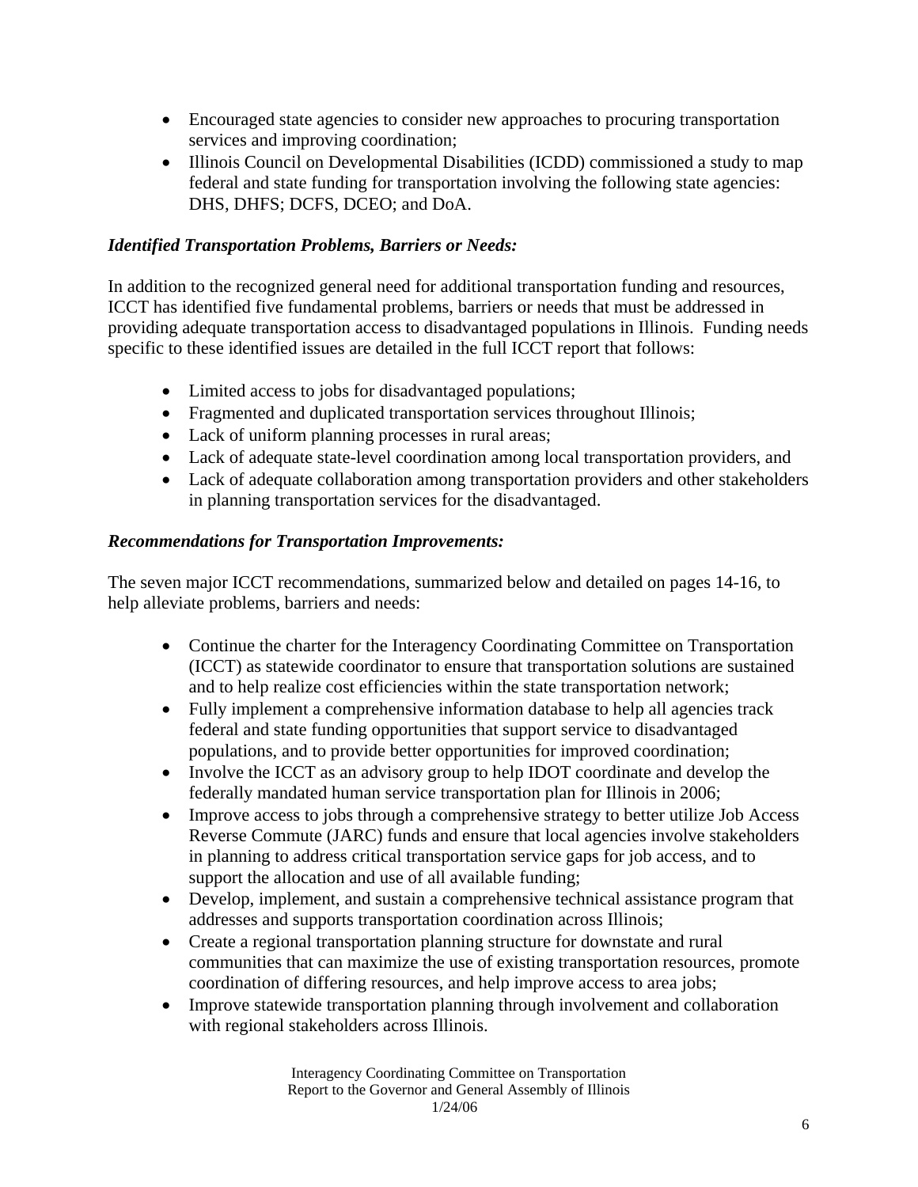- Encouraged state agencies to consider new approaches to procuring transportation services and improving coordination;
- Illinois Council on Developmental Disabilities (ICDD) commissioned a study to map federal and state funding for transportation involving the following state agencies: DHS, DHFS; DCFS, DCEO; and DoA.

***Identified Transportation Problems, Barriers or Needs:***

In addition to the recognized general need for additional transportation funding and resources, ICCT has identified five fundamental problems, barriers or needs that must be addressed in providing adequate transportation access to disadvantaged populations in Illinois. Funding needs specific to these identified issues are detailed in the full ICCT report that follows:

- Limited access to jobs for disadvantaged populations;
- Fragmented and duplicated transportation services throughout Illinois;
- Lack of uniform planning processes in rural areas;
- Lack of adequate state-level coordination among local transportation providers, and
- Lack of adequate collaboration among transportation providers and other stakeholders in planning transportation services for the disadvantaged.

***Recommendations for Transportation Improvements:***

The seven major ICCT recommendations, summarized below and detailed on pages 14-16, to help alleviate problems, barriers and needs:

- Continue the charter for the Interagency Coordinating Committee on Transportation (ICCT) as statewide coordinator to ensure that transportation solutions are sustained and to help realize cost efficiencies within the state transportation network;
- Fully implement a comprehensive information database to help all agencies track federal and state funding opportunities that support service to disadvantaged populations, and to provide better opportunities for improved coordination;
- Involve the ICCT as an advisory group to help IDOT coordinate and develop the federally mandated human service transportation plan for Illinois in 2006;
- Improve access to jobs through a comprehensive strategy to better utilize Job Access Reverse Commute (JARC) funds and ensure that local agencies involve stakeholders in planning to address critical transportation service gaps for job access, and to support the allocation and use of all available funding;
- Develop, implement, and sustain a comprehensive technical assistance program that addresses and supports transportation coordination across Illinois;
- Create a regional transportation planning structure for downstate and rural communities that can maximize the use of existing transportation resources, promote coordination of differing resources, and help improve access to area jobs;
- Improve statewide transportation planning through involvement and collaboration with regional stakeholders across Illinois.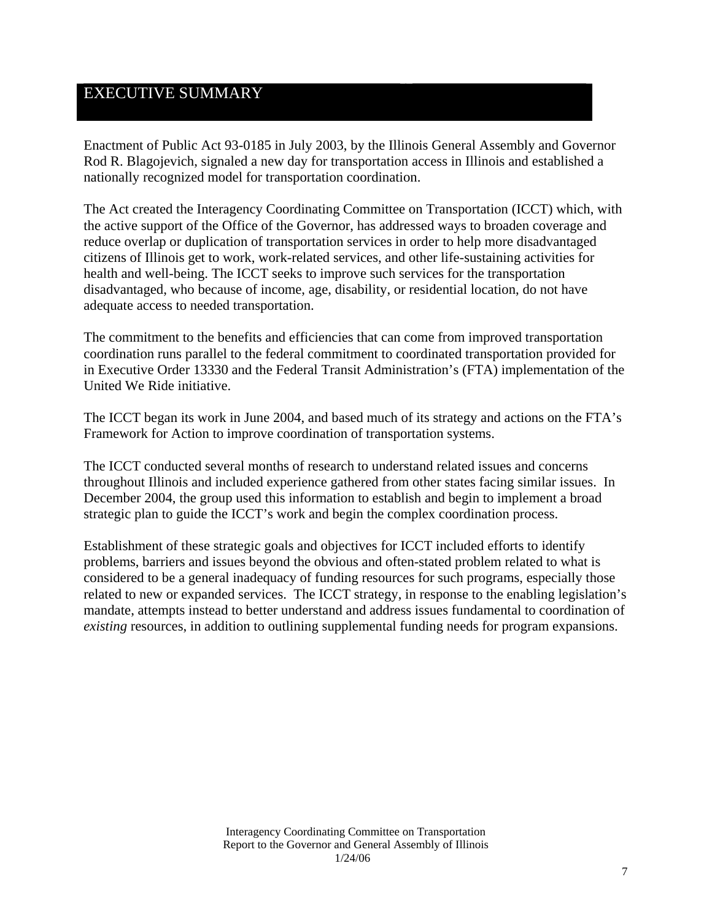# EXECUTIVE SUMMARY

Enactment of Public Act 93-0185 in July 2003, by the Illinois General Assembly and Governor Rod R. Blagojevich, signaled a new day for transportation access in Illinois and established a nationally recognized model for transportation coordination.

The Act created the Interagency Coordinating Committee on Transportation (ICCT) which, with the active support of the Office of the Governor, has addressed ways to broaden coverage and reduce overlap or duplication of transportation services in order to help more disadvantaged citizens of Illinois get to work, work-related services, and other life-sustaining activities for health and well-being. The ICCT seeks to improve such services for the transportation disadvantaged, who because of income, age, disability, or residential location, do not have adequate access to needed transportation.

The commitment to the benefits and efficiencies that can come from improved transportation coordination runs parallel to the federal commitment to coordinated transportation provided for in Executive Order 13330 and the Federal Transit Administration's (FTA) implementation of the United We Ride initiative.

The ICCT began its work in June 2004, and based much of its strategy and actions on the FTA's Framework for Action to improve coordination of transportation systems.

The ICCT conducted several months of research to understand related issues and concerns throughout Illinois and included experience gathered from other states facing similar issues. In December 2004, the group used this information to establish and begin to implement a broad strategic plan to guide the ICCT's work and begin the complex coordination process.

Establishment of these strategic goals and objectives for ICCT included efforts to identify problems, barriers and issues beyond the obvious and often-stated problem related to what is considered to be a general inadequacy of funding resources for such programs, especially those related to new or expanded services. The ICCT strategy, in response to the enabling legislation's mandate, attempts instead to better understand and address issues fundamental to coordination of *existing* resources, in addition to outlining supplemental funding needs for program expansions.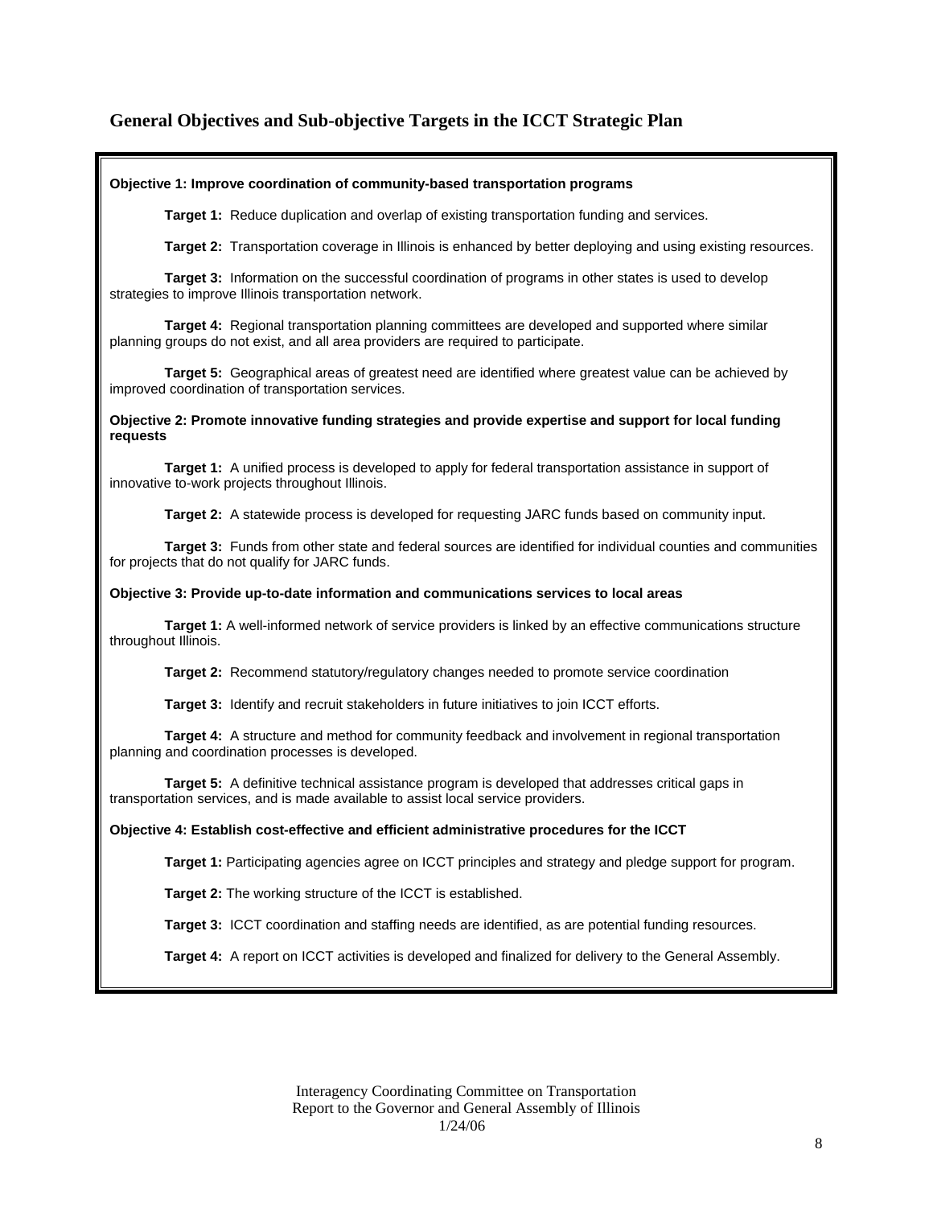## General Objectives and Sub-objective Targets in the ICCT Strategic Plan

**Objective 1: Improve coordination of community-based transportation programs**

**Target 1:** Reduce duplication and overlap of existing transportation funding and services.

**Target 2:** Transportation coverage in Illinois is enhanced by better deploying and using existing resources.

**Target 3:** Information on the successful coordination of programs in other states is used to develop strategies to improve Illinois transportation network.

**Target 4:** Regional transportation planning committees are developed and supported where similar planning groups do not exist, and all area providers are required to participate.

**Target 5:** Geographical areas of greatest need are identified where greatest value can be achieved by improved coordination of transportation services.

**Objective 2: Promote innovative funding strategies and provide expertise and support for local funding requests**

**Target 1:** A unified process is developed to apply for federal transportation assistance in support of innovative to-work projects throughout Illinois.

**Target 2:** A statewide process is developed for requesting JARC funds based on community input.

**Target 3:** Funds from other state and federal sources are identified for individual counties and communities for projects that do not qualify for JARC funds.

**Objective 3: Provide up-to-date information and communications services to local areas**

**Target 1:** A well-informed network of service providers is linked by an effective communications structure throughout Illinois.

**Target 2:** Recommend statutory/regulatory changes needed to promote service coordination

**Target 3:** Identify and recruit stakeholders in future initiatives to join ICCT efforts.

**Target 4:** A structure and method for community feedback and involvement in regional transportation planning and coordination processes is developed.

**Target 5:** A definitive technical assistance program is developed that addresses critical gaps in transportation services, and is made available to assist local service providers.

**Objective 4: Establish cost-effective and efficient administrative procedures for the ICCT**

**Target 1:** Participating agencies agree on ICCT principles and strategy and pledge support for program.

**Target 2:** The working structure of the ICCT is established.

**Target 3:** ICCT coordination and staffing needs are identified, as are potential funding resources.

**Target 4:** A report on ICCT activities is developed and finalized for delivery to the General Assembly.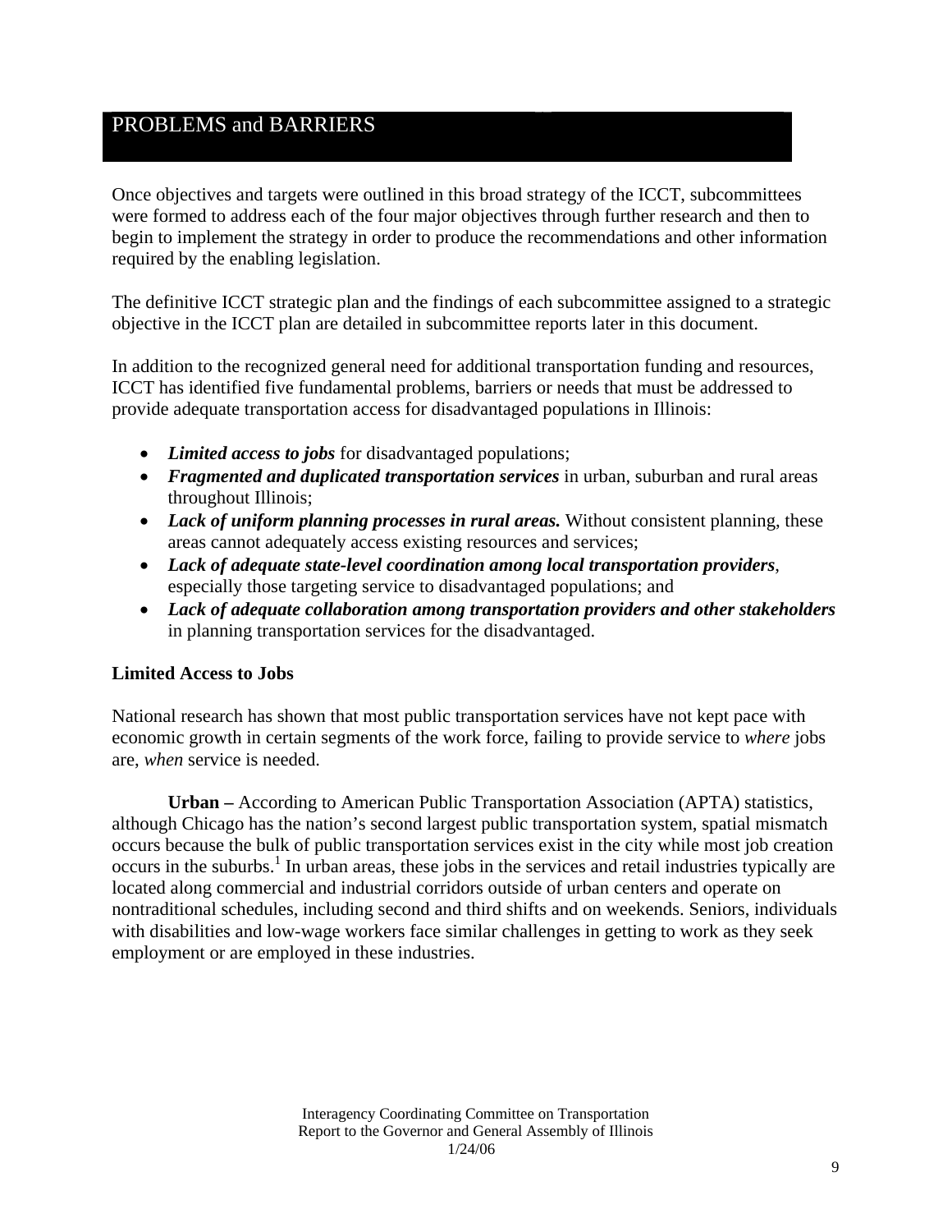# PROBLEMS and BARRIERS

Once objectives and targets were outlined in this broad strategy of the ICCT, subcommittees were formed to address each of the four major objectives through further research and then to begin to implement the strategy in order to produce the recommendations and other information required by the enabling legislation.

The definitive ICCT strategic plan and the findings of each subcommittee assigned to a strategic objective in the ICCT plan are detailed in subcommittee reports later in this document.

In addition to the recognized general need for additional transportation funding and resources, ICCT has identified five fundamental problems, barriers or needs that must be addressed to provide adequate transportation access for disadvantaged populations in Illinois:

- ***Limited access to jobs*** for disadvantaged populations;
- ***Fragmented and duplicated transportation services*** in urban, suburban and rural areas throughout Illinois;
- ***Lack of uniform planning processes in rural areas.*** Without consistent planning, these areas cannot adequately access existing resources and services;
- ***Lack of adequate state-level coordination among local transportation providers***, especially those targeting service to disadvantaged populations; and
- ***Lack of adequate collaboration among transportation providers and other stakeholders*** in planning transportation services for the disadvantaged.

**Limited Access to Jobs**

National research has shown that most public transportation services have not kept pace with economic growth in certain segments of the work force, failing to provide service to *where* jobs are, *when* service is needed.

**Urban –** According to American Public Transportation Association (APTA) statistics, although Chicago has the nation's second largest public transportation system, spatial mismatch occurs because the bulk of public transportation services exist in the city while most job creation occurs in the suburbs.[1] In urban areas, these jobs in the services and retail industries typically are located along commercial and industrial corridors outside of urban centers and operate on nontraditional schedules, including second and third shifts and on weekends. Seniors, individuals with disabilities and low-wage workers face similar challenges in getting to work as they seek employment or are employed in these industries.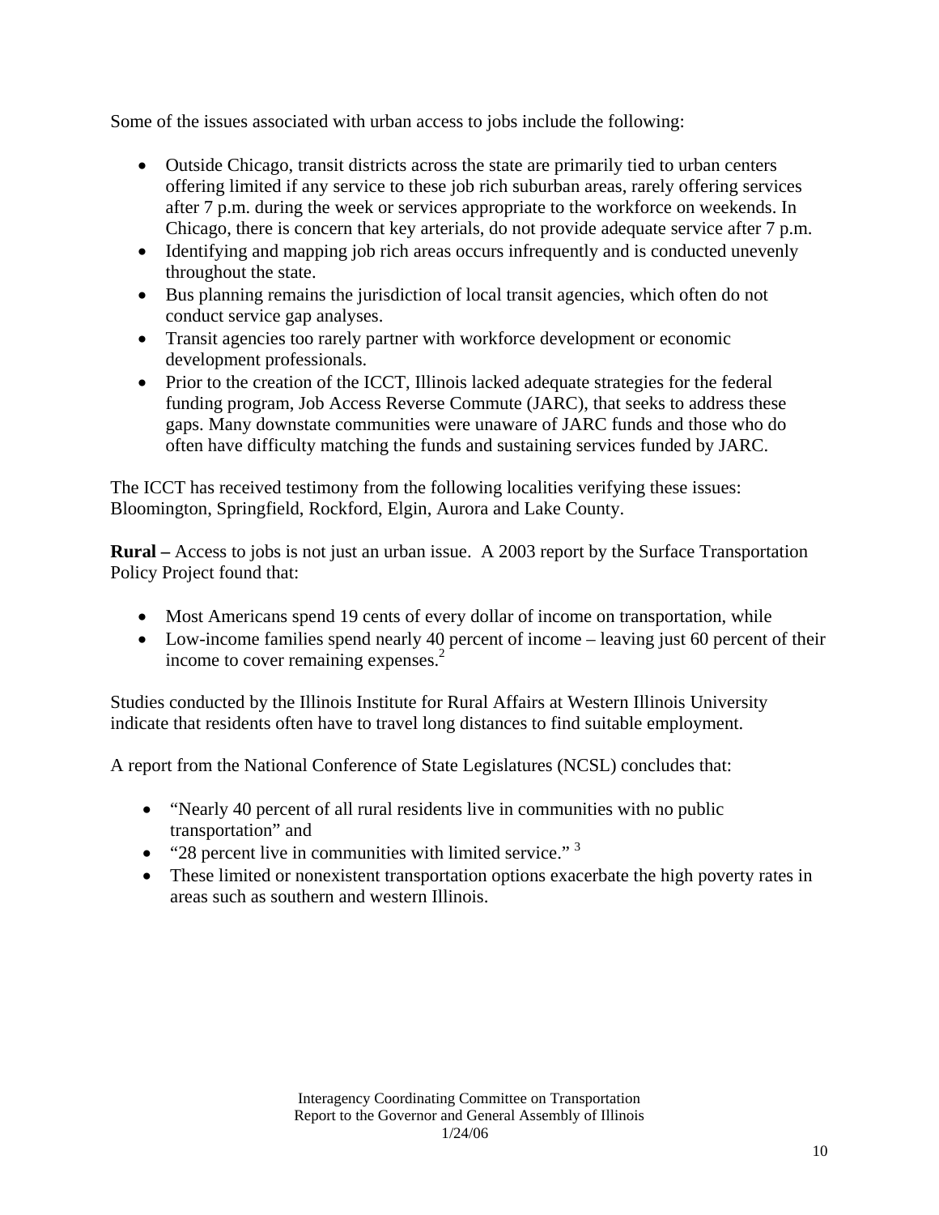Some of the issues associated with urban access to jobs include the following:

- Outside Chicago, transit districts across the state are primarily tied to urban centers offering limited if any service to these job rich suburban areas, rarely offering services after 7 p.m. during the week or services appropriate to the workforce on weekends. In Chicago, there is concern that key arterials, do not provide adequate service after 7 p.m.
- Identifying and mapping job rich areas occurs infrequently and is conducted unevenly throughout the state.
- Bus planning remains the jurisdiction of local transit agencies, which often do not conduct service gap analyses.
- Transit agencies too rarely partner with workforce development or economic development professionals.
- Prior to the creation of the ICCT, Illinois lacked adequate strategies for the federal funding program, Job Access Reverse Commute (JARC), that seeks to address these gaps. Many downstate communities were unaware of JARC funds and those who do often have difficulty matching the funds and sustaining services funded by JARC.

The ICCT has received testimony from the following localities verifying these issues: Bloomington, Springfield, Rockford, Elgin, Aurora and Lake County.

**Rural –** Access to jobs is not just an urban issue. A 2003 report by the Surface Transportation Policy Project found that:

- Most Americans spend 19 cents of every dollar of income on transportation, while
- Low-income families spend nearly 40 percent of income – leaving just 60 percent of their income to cover remaining expenses.[2]

Studies conducted by the Illinois Institute for Rural Affairs at Western Illinois University indicate that residents often have to travel long distances to find suitable employment.

A report from the National Conference of State Legislatures (NCSL) concludes that:

- "Nearly 40 percent of all rural residents live in communities with no public transportation" and
- "28 percent live in communities with limited service." [3]
- These limited or nonexistent transportation options exacerbate the high poverty rates in areas such as southern and western Illinois.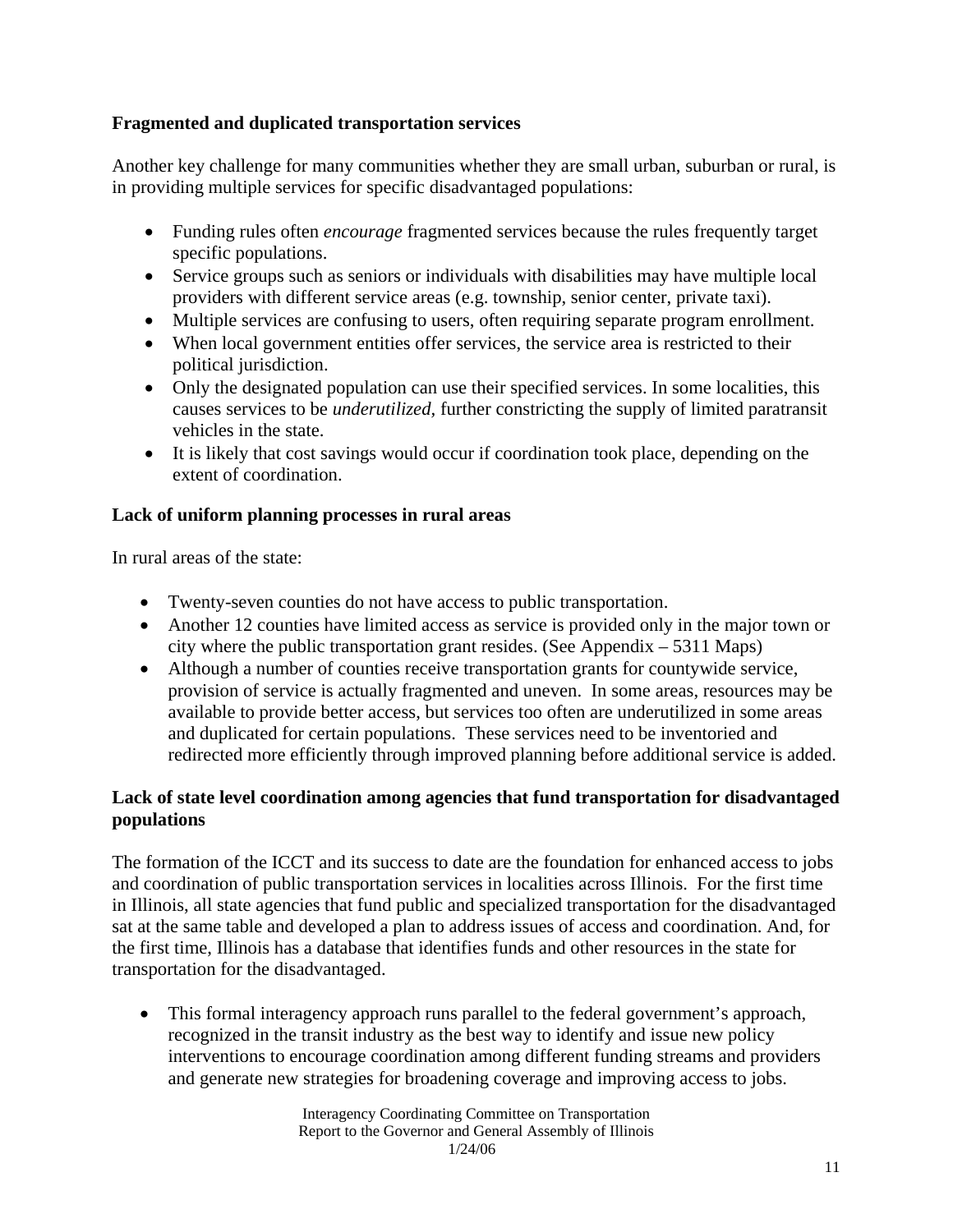**Fragmented and duplicated transportation services**

Another key challenge for many communities whether they are small urban, suburban or rural, is in providing multiple services for specific disadvantaged populations:

- Funding rules often *encourage* fragmented services because the rules frequently target specific populations.
- Service groups such as seniors or individuals with disabilities may have multiple local providers with different service areas (e.g. township, senior center, private taxi).
- Multiple services are confusing to users, often requiring separate program enrollment.
- When local government entities offer services, the service area is restricted to their political jurisdiction.
- Only the designated population can use their specified services. In some localities, this causes services to be *underutilized*, further constricting the supply of limited paratransit vehicles in the state.
- It is likely that cost savings would occur if coordination took place, depending on the extent of coordination.

**Lack of uniform planning processes in rural areas**

In rural areas of the state:

- Twenty-seven counties do not have access to public transportation.
- Another 12 counties have limited access as service is provided only in the major town or city where the public transportation grant resides. (See Appendix – 5311 Maps)
- Although a number of counties receive transportation grants for countywide service, provision of service is actually fragmented and uneven. In some areas, resources may be available to provide better access, but services too often are underutilized in some areas and duplicated for certain populations. These services need to be inventoried and redirected more efficiently through improved planning before additional service is added.

**Lack of state level coordination among agencies that fund transportation for disadvantaged populations**

The formation of the ICCT and its success to date are the foundation for enhanced access to jobs and coordination of public transportation services in localities across Illinois. For the first time in Illinois, all state agencies that fund public and specialized transportation for the disadvantaged sat at the same table and developed a plan to address issues of access and coordination. And, for the first time, Illinois has a database that identifies funds and other resources in the state for transportation for the disadvantaged.

- This formal interagency approach runs parallel to the federal government's approach, recognized in the transit industry as the best way to identify and issue new policy interventions to encourage coordination among different funding streams and providers and generate new strategies for broadening coverage and improving access to jobs.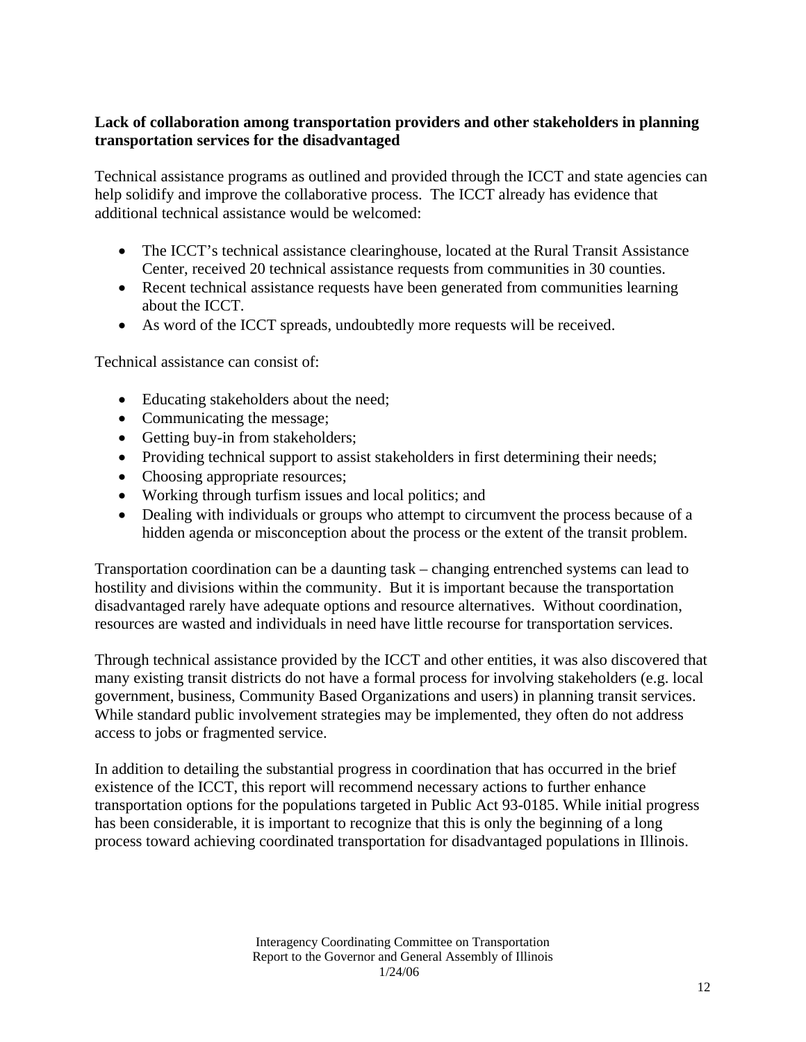**Lack of collaboration among transportation providers and other stakeholders in planning transportation services for the disadvantaged**

Technical assistance programs as outlined and provided through the ICCT and state agencies can help solidify and improve the collaborative process. The ICCT already has evidence that additional technical assistance would be welcomed:

- The ICCT's technical assistance clearinghouse, located at the Rural Transit Assistance Center, received 20 technical assistance requests from communities in 30 counties.
- Recent technical assistance requests have been generated from communities learning about the ICCT.
- As word of the ICCT spreads, undoubtedly more requests will be received.

Technical assistance can consist of:

- Educating stakeholders about the need;
- Communicating the message;
- Getting buy-in from stakeholders;
- Providing technical support to assist stakeholders in first determining their needs;
- Choosing appropriate resources;
- Working through turfism issues and local politics; and
- Dealing with individuals or groups who attempt to circumvent the process because of a hidden agenda or misconception about the process or the extent of the transit problem.

Transportation coordination can be a daunting task – changing entrenched systems can lead to hostility and divisions within the community. But it is important because the transportation disadvantaged rarely have adequate options and resource alternatives. Without coordination, resources are wasted and individuals in need have little recourse for transportation services.

Through technical assistance provided by the ICCT and other entities, it was also discovered that many existing transit districts do not have a formal process for involving stakeholders (e.g. local government, business, Community Based Organizations and users) in planning transit services. While standard public involvement strategies may be implemented, they often do not address access to jobs or fragmented service.

In addition to detailing the substantial progress in coordination that has occurred in the brief existence of the ICCT, this report will recommend necessary actions to further enhance transportation options for the populations targeted in Public Act 93-0185. While initial progress has been considerable, it is important to recognize that this is only the beginning of a long process toward achieving coordinated transportation for disadvantaged populations in Illinois.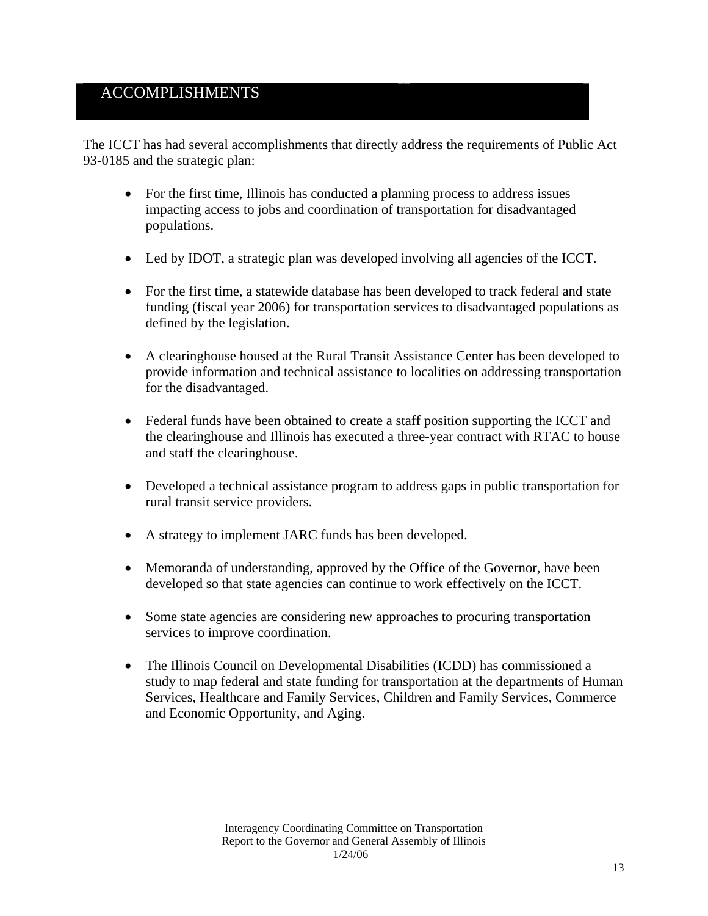## ACCOMPLISHMENTS

The ICCT has had several accomplishments that directly address the requirements of Public Act 93-0185 and the strategic plan:

- For the first time, Illinois has conducted a planning process to address issues impacting access to jobs and coordination of transportation for disadvantaged populations.

- Led by IDOT, a strategic plan was developed involving all agencies of the ICCT.

- For the first time, a statewide database has been developed to track federal and state funding (fiscal year 2006) for transportation services to disadvantaged populations as defined by the legislation.

- A clearinghouse housed at the Rural Transit Assistance Center has been developed to provide information and technical assistance to localities on addressing transportation for the disadvantaged.

- Federal funds have been obtained to create a staff position supporting the ICCT and the clearinghouse and Illinois has executed a three-year contract with RTAC to house and staff the clearinghouse.

- Developed a technical assistance program to address gaps in public transportation for rural transit service providers.

- A strategy to implement JARC funds has been developed.

- Memoranda of understanding, approved by the Office of the Governor, have been developed so that state agencies can continue to work effectively on the ICCT.

- Some state agencies are considering new approaches to procuring transportation services to improve coordination.

- The Illinois Council on Developmental Disabilities (ICDD) has commissioned a study to map federal and state funding for transportation at the departments of Human Services, Healthcare and Family Services, Children and Family Services, Commerce and Economic Opportunity, and Aging.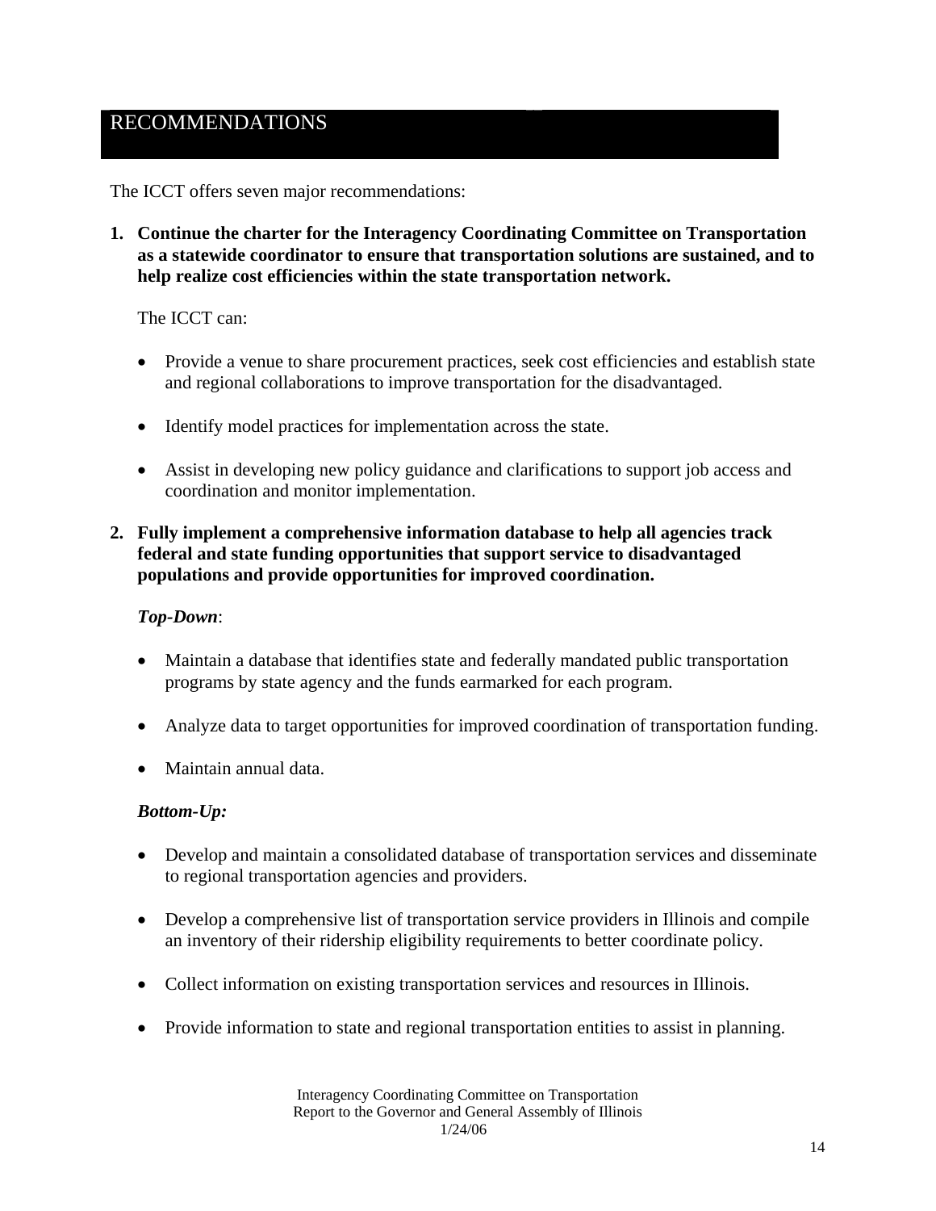# RECOMMENDATIONS

The ICCT offers seven major recommendations:

1. **Continue the charter for the Interagency Coordinating Committee on Transportation as a statewide coordinator to ensure that transportation solutions are sustained, and to help realize cost efficiencies within the state transportation network.**

   The ICCT can:

   - Provide a venue to share procurement practices, seek cost efficiencies and establish state and regional collaborations to improve transportation for the disadvantaged.
   - Identify model practices for implementation across the state.
   - Assist in developing new policy guidance and clarifications to support job access and coordination and monitor implementation.

2. **Fully implement a comprehensive information database to help all agencies track federal and state funding opportunities that support service to disadvantaged populations and provide opportunities for improved coordination.**

   ***Top-Down***:

   - Maintain a database that identifies state and federally mandated public transportation programs by state agency and the funds earmarked for each program.
   - Analyze data to target opportunities for improved coordination of transportation funding.
   - Maintain annual data.

   ***Bottom-Up:***

   - Develop and maintain a consolidated database of transportation services and disseminate to regional transportation agencies and providers.
   - Develop a comprehensive list of transportation service providers in Illinois and compile an inventory of their ridership eligibility requirements to better coordinate policy.
   - Collect information on existing transportation services and resources in Illinois.
   - Provide information to state and regional transportation entities to assist in planning.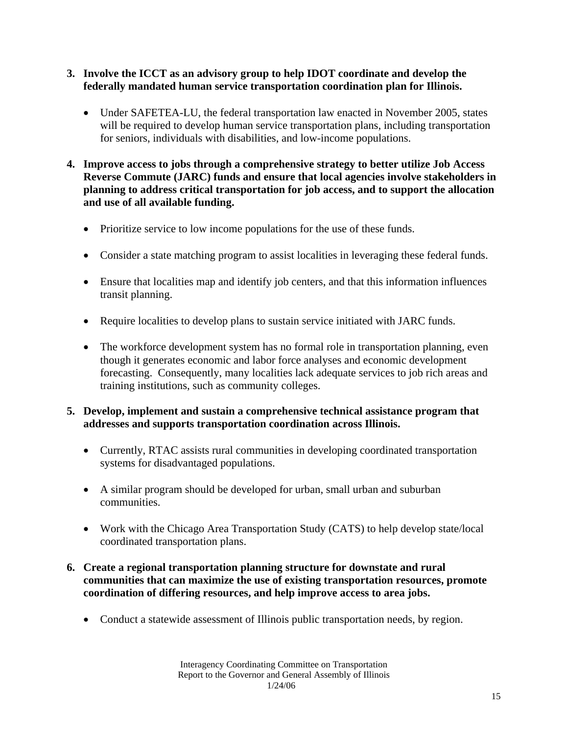3. **Involve the ICCT as an advisory group to help IDOT coordinate and develop the federally mandated human service transportation coordination plan for Illinois.**

    - Under SAFETEA-LU, the federal transportation law enacted in November 2005, states will be required to develop human service transportation plans, including transportation for seniors, individuals with disabilities, and low-income populations.

4. **Improve access to jobs through a comprehensive strategy to better utilize Job Access Reverse Commute (JARC) funds and ensure that local agencies involve stakeholders in planning to address critical transportation for job access, and to support the allocation and use of all available funding.**

    - Prioritize service to low income populations for the use of these funds.
    - Consider a state matching program to assist localities in leveraging these federal funds.
    - Ensure that localities map and identify job centers, and that this information influences transit planning.
    - Require localities to develop plans to sustain service initiated with JARC funds.
    - The workforce development system has no formal role in transportation planning, even though it generates economic and labor force analyses and economic development forecasting. Consequently, many localities lack adequate services to job rich areas and training institutions, such as community colleges.

5. **Develop, implement and sustain a comprehensive technical assistance program that addresses and supports transportation coordination across Illinois.**

    - Currently, RTAC assists rural communities in developing coordinated transportation systems for disadvantaged populations.
    - A similar program should be developed for urban, small urban and suburban communities.
    - Work with the Chicago Area Transportation Study (CATS) to help develop state/local coordinated transportation plans.

6. **Create a regional transportation planning structure for downstate and rural communities that can maximize the use of existing transportation resources, promote coordination of differing resources, and help improve access to area jobs.**

    - Conduct a statewide assessment of Illinois public transportation needs, by region.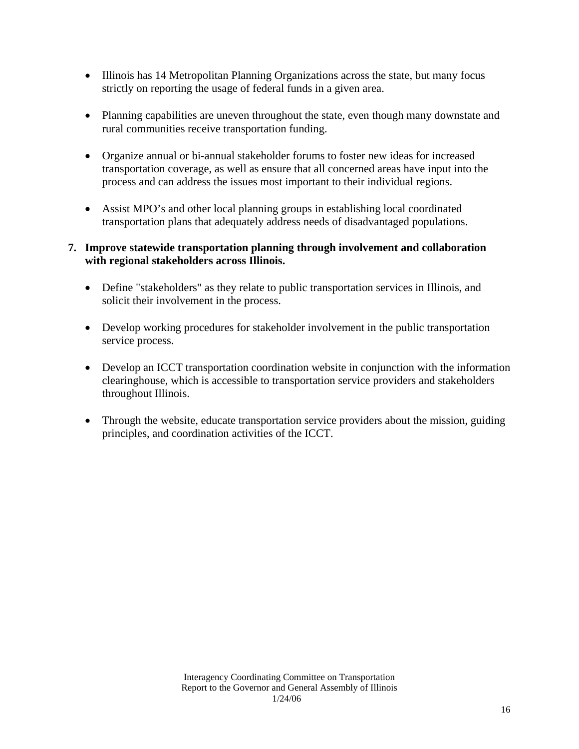- Illinois has 14 Metropolitan Planning Organizations across the state, but many focus strictly on reporting the usage of federal funds in a given area.

- Planning capabilities are uneven throughout the state, even though many downstate and rural communities receive transportation funding.

- Organize annual or bi-annual stakeholder forums to foster new ideas for increased transportation coverage, as well as ensure that all concerned areas have input into the process and can address the issues most important to their individual regions.

- Assist MPO's and other local planning groups in establishing local coordinated transportation plans that adequately address needs of disadvantaged populations.

**7. Improve statewide transportation planning through involvement and collaboration with regional stakeholders across Illinois.**

- Define "stakeholders" as they relate to public transportation services in Illinois, and solicit their involvement in the process.

- Develop working procedures for stakeholder involvement in the public transportation service process.

- Develop an ICCT transportation coordination website in conjunction with the information clearinghouse, which is accessible to transportation service providers and stakeholders throughout Illinois.

- Through the website, educate transportation service providers about the mission, guiding principles, and coordination activities of the ICCT.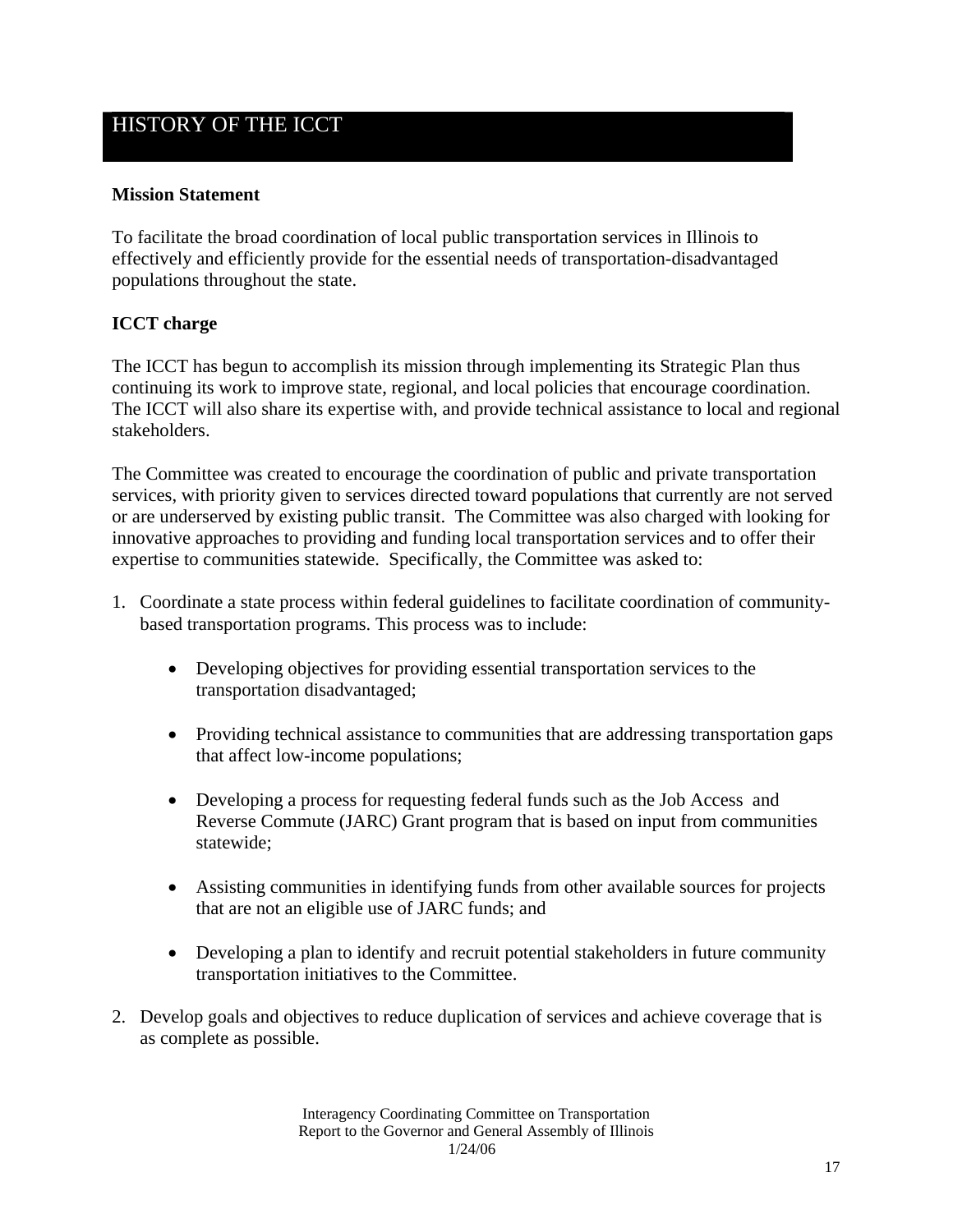# HISTORY OF THE ICCT

**Mission Statement**

To facilitate the broad coordination of local public transportation services in Illinois to effectively and efficiently provide for the essential needs of transportation-disadvantaged populations throughout the state.

**ICCT charge**

The ICCT has begun to accomplish its mission through implementing its Strategic Plan thus continuing its work to improve state, regional, and local policies that encourage coordination. The ICCT will also share its expertise with, and provide technical assistance to local and regional stakeholders.

The Committee was created to encourage the coordination of public and private transportation services, with priority given to services directed toward populations that currently are not served or are underserved by existing public transit. The Committee was also charged with looking for innovative approaches to providing and funding local transportation services and to offer their expertise to communities statewide. Specifically, the Committee was asked to:

1. Coordinate a state process within federal guidelines to facilitate coordination of community-based transportation programs. This process was to include:

   - Developing objectives for providing essential transportation services to the transportation disadvantaged;
   - Providing technical assistance to communities that are addressing transportation gaps that affect low-income populations;
   - Developing a process for requesting federal funds such as the Job Access and Reverse Commute (JARC) Grant program that is based on input from communities statewide;
   - Assisting communities in identifying funds from other available sources for projects that are not an eligible use of JARC funds; and
   - Developing a plan to identify and recruit potential stakeholders in future community transportation initiatives to the Committee.

2. Develop goals and objectives to reduce duplication of services and achieve coverage that is as complete as possible.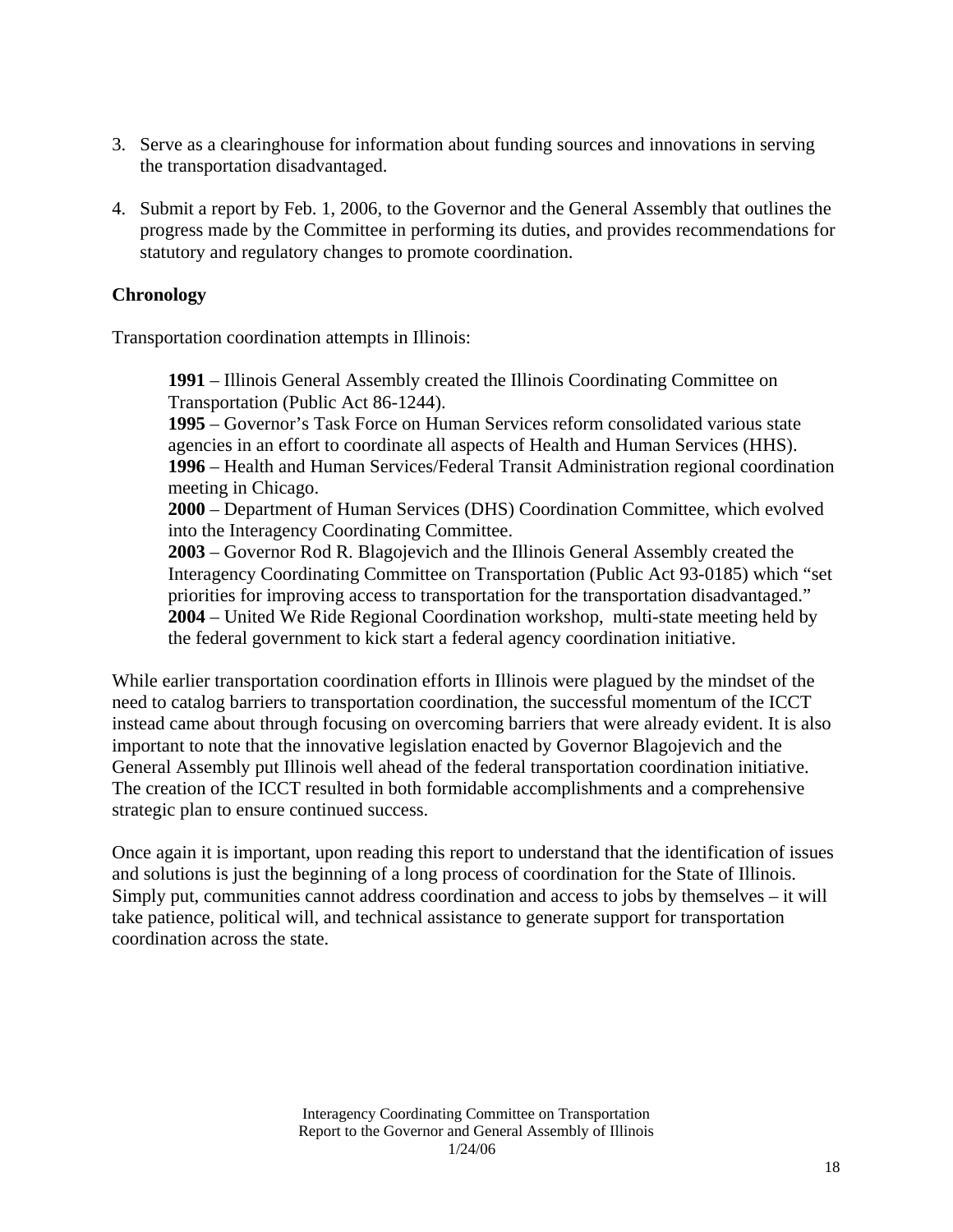3. Serve as a clearinghouse for information about funding sources and innovations in serving the transportation disadvantaged.

4. Submit a report by Feb. 1, 2006, to the Governor and the General Assembly that outlines the progress made by the Committee in performing its duties, and provides recommendations for statutory and regulatory changes to promote coordination.

**Chronology**

Transportation coordination attempts in Illinois:

> **1991** – Illinois General Assembly created the Illinois Coordinating Committee on Transportation (Public Act 86-1244).
> **1995** – Governor's Task Force on Human Services reform consolidated various state agencies in an effort to coordinate all aspects of Health and Human Services (HHS).
> **1996** – Health and Human Services/Federal Transit Administration regional coordination meeting in Chicago.
> **2000** – Department of Human Services (DHS) Coordination Committee, which evolved into the Interagency Coordinating Committee.
> **2003** – Governor Rod R. Blagojevich and the Illinois General Assembly created the Interagency Coordinating Committee on Transportation (Public Act 93-0185) which "set priorities for improving access to transportation for the transportation disadvantaged."
> **2004** – United We Ride Regional Coordination workshop, multi-state meeting held by the federal government to kick start a federal agency coordination initiative.

While earlier transportation coordination efforts in Illinois were plagued by the mindset of the need to catalog barriers to transportation coordination, the successful momentum of the ICCT instead came about through focusing on overcoming barriers that were already evident. It is also important to note that the innovative legislation enacted by Governor Blagojevich and the General Assembly put Illinois well ahead of the federal transportation coordination initiative. The creation of the ICCT resulted in both formidable accomplishments and a comprehensive strategic plan to ensure continued success.

Once again it is important, upon reading this report to understand that the identification of issues and solutions is just the beginning of a long process of coordination for the State of Illinois. Simply put, communities cannot address coordination and access to jobs by themselves – it will take patience, political will, and technical assistance to generate support for transportation coordination across the state.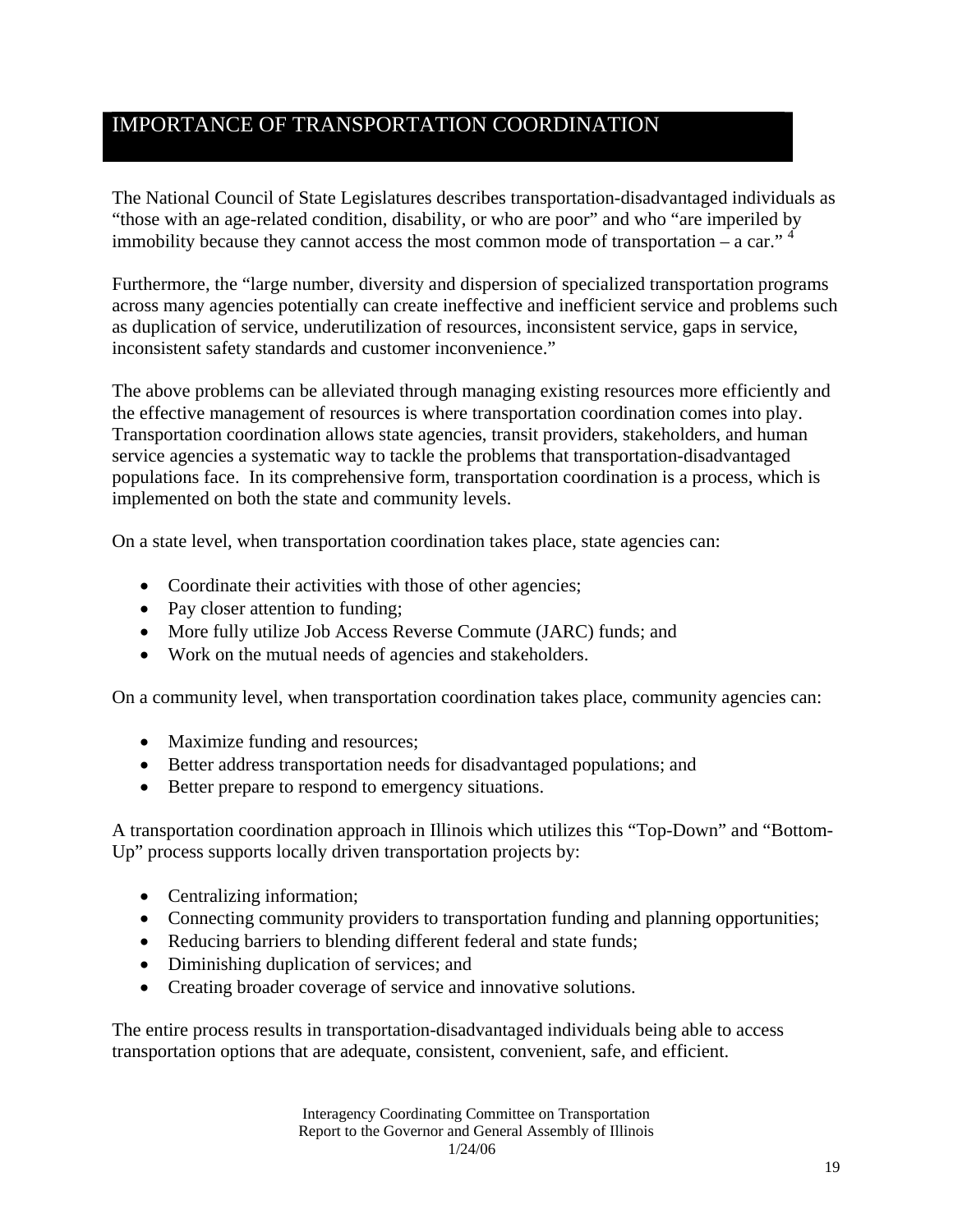# IMPORTANCE OF TRANSPORTATION COORDINATION

The National Council of State Legislatures describes transportation-disadvantaged individuals as "those with an age-related condition, disability, or who are poor" and who "are imperiled by immobility because they cannot access the most common mode of transportation – a car." [4]

Furthermore, the "large number, diversity and dispersion of specialized transportation programs across many agencies potentially can create ineffective and inefficient service and problems such as duplication of service, underutilization of resources, inconsistent service, gaps in service, inconsistent safety standards and customer inconvenience."

The above problems can be alleviated through managing existing resources more efficiently and the effective management of resources is where transportation coordination comes into play. Transportation coordination allows state agencies, transit providers, stakeholders, and human service agencies a systematic way to tackle the problems that transportation-disadvantaged populations face. In its comprehensive form, transportation coordination is a process, which is implemented on both the state and community levels.

On a state level, when transportation coordination takes place, state agencies can:

- Coordinate their activities with those of other agencies;
- Pay closer attention to funding;
- More fully utilize Job Access Reverse Commute (JARC) funds; and
- Work on the mutual needs of agencies and stakeholders.

On a community level, when transportation coordination takes place, community agencies can:

- Maximize funding and resources;
- Better address transportation needs for disadvantaged populations; and
- Better prepare to respond to emergency situations.

A transportation coordination approach in Illinois which utilizes this "Top-Down" and "Bottom-Up" process supports locally driven transportation projects by:

- Centralizing information;
- Connecting community providers to transportation funding and planning opportunities;
- Reducing barriers to blending different federal and state funds;
- Diminishing duplication of services; and
- Creating broader coverage of service and innovative solutions.

The entire process results in transportation-disadvantaged individuals being able to access transportation options that are adequate, consistent, convenient, safe, and efficient.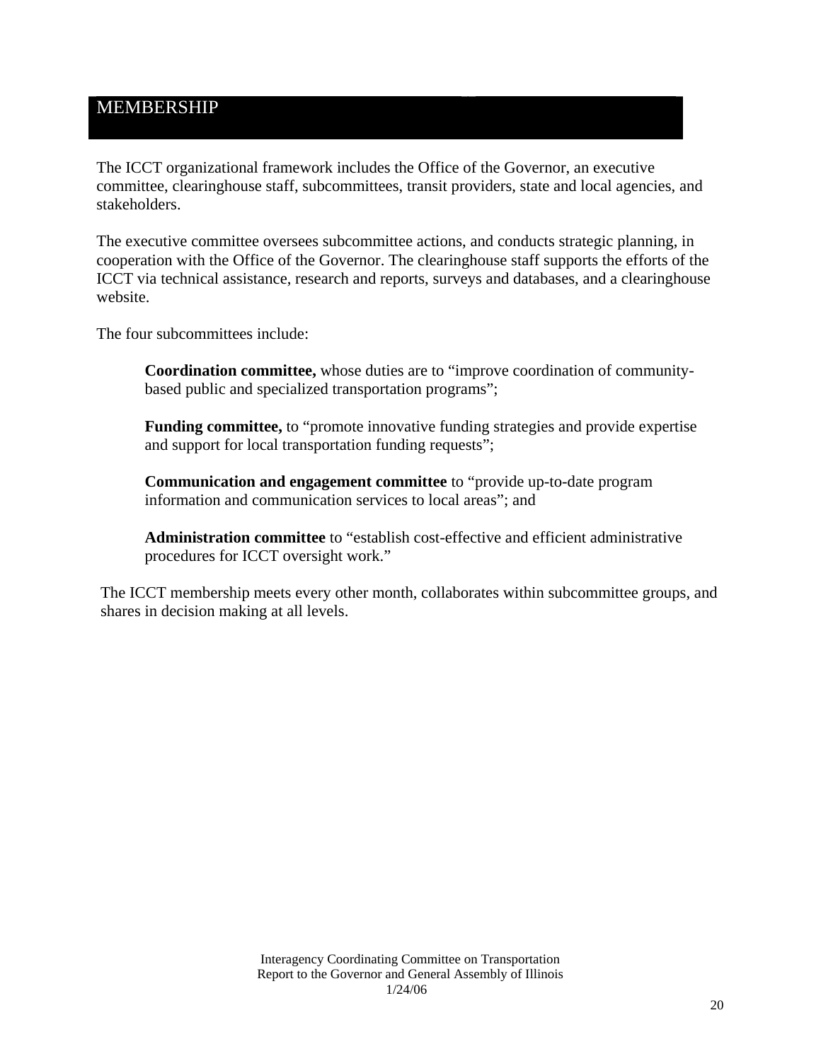## MEMBERSHIP

The ICCT organizational framework includes the Office of the Governor, an executive committee, clearinghouse staff, subcommittees, transit providers, state and local agencies, and stakeholders.

The executive committee oversees subcommittee actions, and conducts strategic planning, in cooperation with the Office of the Governor. The clearinghouse staff supports the efforts of the ICCT via technical assistance, research and reports, surveys and databases, and a clearinghouse website.

The four subcommittees include:

> **Coordination committee,** whose duties are to "improve coordination of community-based public and specialized transportation programs";
>
> **Funding committee,** to "promote innovative funding strategies and provide expertise and support for local transportation funding requests";
>
> **Communication and engagement committee** to "provide up-to-date program information and communication services to local areas"; and
>
> **Administration committee** to "establish cost-effective and efficient administrative procedures for ICCT oversight work."

The ICCT membership meets every other month, collaborates within subcommittee groups, and shares in decision making at all levels.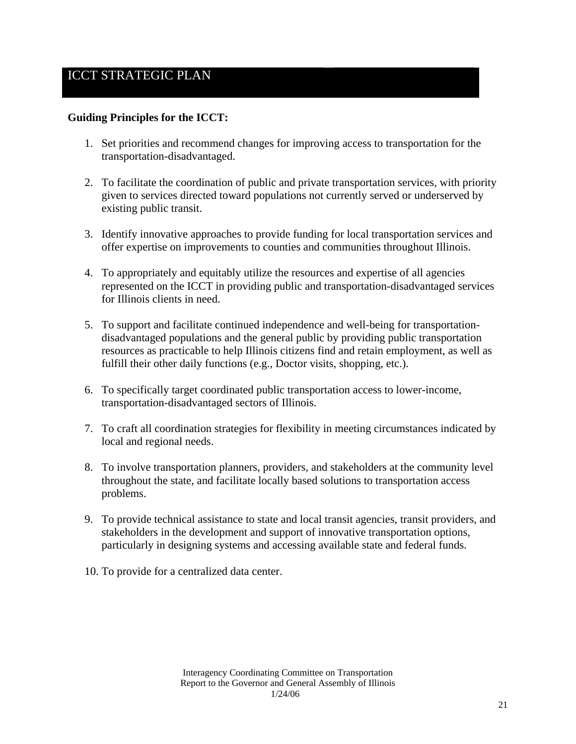# ICCT STRATEGIC PLAN

**Guiding Principles for the ICCT:**

1. Set priorities and recommend changes for improving access to transportation for the transportation-disadvantaged.

2. To facilitate the coordination of public and private transportation services, with priority given to services directed toward populations not currently served or underserved by existing public transit.

3. Identify innovative approaches to provide funding for local transportation services and offer expertise on improvements to counties and communities throughout Illinois.

4. To appropriately and equitably utilize the resources and expertise of all agencies represented on the ICCT in providing public and transportation-disadvantaged services for Illinois clients in need.

5. To support and facilitate continued independence and well-being for transportation-disadvantaged populations and the general public by providing public transportation resources as practicable to help Illinois citizens find and retain employment, as well as fulfill their other daily functions (e.g., Doctor visits, shopping, etc.).

6. To specifically target coordinated public transportation access to lower-income, transportation-disadvantaged sectors of Illinois.

7. To craft all coordination strategies for flexibility in meeting circumstances indicated by local and regional needs.

8. To involve transportation planners, providers, and stakeholders at the community level throughout the state, and facilitate locally based solutions to transportation access problems.

9. To provide technical assistance to state and local transit agencies, transit providers, and stakeholders in the development and support of innovative transportation options, particularly in designing systems and accessing available state and federal funds.

10. To provide for a centralized data center.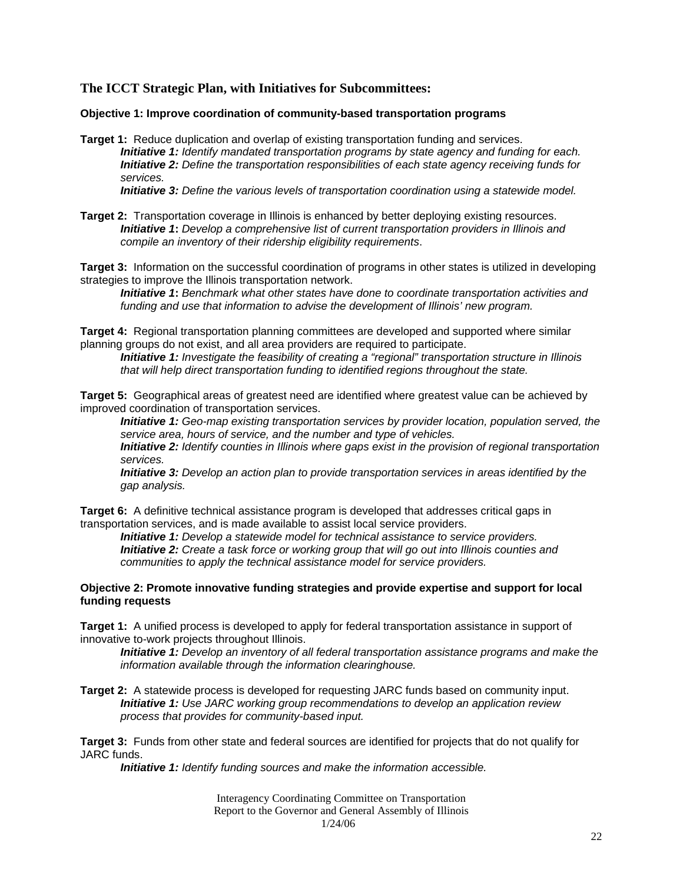## The ICCT Strategic Plan, with Initiatives for Subcommittees:

**Objective 1: Improve coordination of community-based transportation programs**

**Target 1:** Reduce duplication and overlap of existing transportation funding and services.

> ***Initiative 1:*** *Identify mandated transportation programs by state agency and funding for each.*
> ***Initiative 2:*** *Define the transportation responsibilities of each state agency receiving funds for services.*
> ***Initiative 3:*** *Define the various levels of transportation coordination using a statewide model.*

**Target 2:** Transportation coverage in Illinois is enhanced by better deploying existing resources.

> ***Initiative 1*****:** *Develop a comprehensive list of current transportation providers in Illinois and compile an inventory of their ridership eligibility requirements*.

**Target 3:** Information on the successful coordination of programs in other states is utilized in developing strategies to improve the Illinois transportation network.

> ***Initiative 1*****:** *Benchmark what other states have done to coordinate transportation activities and funding and use that information to advise the development of Illinois' new program.*

**Target 4:** Regional transportation planning committees are developed and supported where similar planning groups do not exist, and all area providers are required to participate.

> ***Initiative 1:*** *Investigate the feasibility of creating a "regional" transportation structure in Illinois that will help direct transportation funding to identified regions throughout the state.*

**Target 5:** Geographical areas of greatest need are identified where greatest value can be achieved by improved coordination of transportation services.

> ***Initiative 1:*** *Geo-map existing transportation services by provider location, population served, the service area, hours of service, and the number and type of vehicles.*
> ***Initiative 2:*** *Identify counties in Illinois where gaps exist in the provision of regional transportation services.*
> ***Initiative 3:*** *Develop an action plan to provide transportation services in areas identified by the gap analysis.*

**Target 6:** A definitive technical assistance program is developed that addresses critical gaps in transportation services, and is made available to assist local service providers.

> ***Initiative 1:*** *Develop a statewide model for technical assistance to service providers.*
> ***Initiative 2:*** *Create a task force or working group that will go out into Illinois counties and communities to apply the technical assistance model for service providers.*

**Objective 2: Promote innovative funding strategies and provide expertise and support for local funding requests**

**Target 1:** A unified process is developed to apply for federal transportation assistance in support of innovative to-work projects throughout Illinois.

> ***Initiative 1:*** *Develop an inventory of all federal transportation assistance programs and make the information available through the information clearinghouse.*

**Target 2:** A statewide process is developed for requesting JARC funds based on community input.

> ***Initiative 1:*** *Use JARC working group recommendations to develop an application review process that provides for community-based input.*

**Target 3:** Funds from other state and federal sources are identified for projects that do not qualify for JARC funds.

> ***Initiative 1:*** *Identify funding sources and make the information accessible.*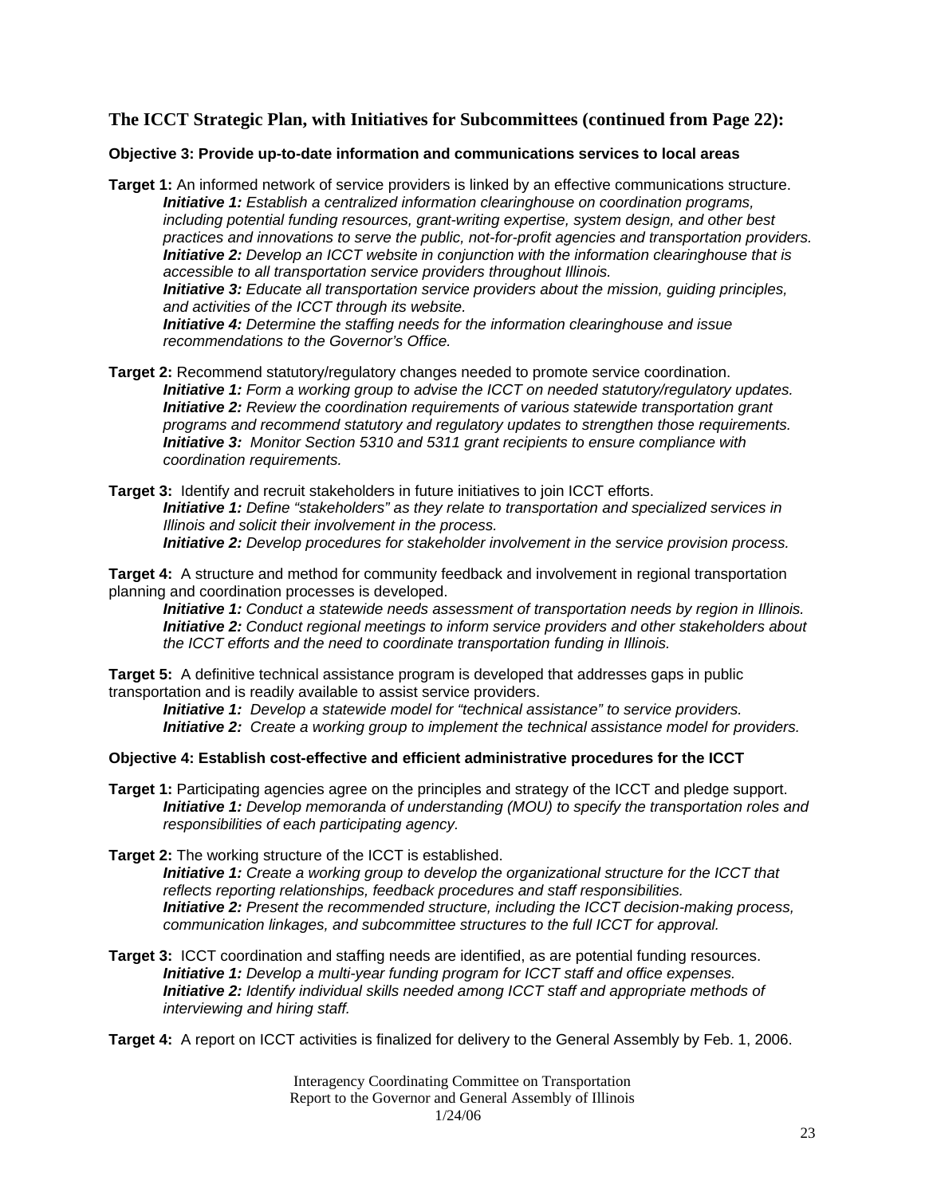## The ICCT Strategic Plan, with Initiatives for Subcommittees (continued from Page 22):

**Objective 3: Provide up-to-date information and communications services to local areas**

**Target 1:** An informed network of service providers is linked by an effective communications structure.

> ***Initiative 1:*** *Establish a centralized information clearinghouse on coordination programs, including potential funding resources, grant-writing expertise, system design, and other best practices and innovations to serve the public, not-for-profit agencies and transportation providers.*
> ***Initiative 2:*** *Develop an ICCT website in conjunction with the information clearinghouse that is accessible to all transportation service providers throughout Illinois.*
> ***Initiative 3:*** *Educate all transportation service providers about the mission, guiding principles, and activities of the ICCT through its website.*
> ***Initiative 4:*** *Determine the staffing needs for the information clearinghouse and issue recommendations to the Governor's Office.*

**Target 2:** Recommend statutory/regulatory changes needed to promote service coordination.

> ***Initiative 1:*** *Form a working group to advise the ICCT on needed statutory/regulatory updates.*
> ***Initiative 2:*** *Review the coordination requirements of various statewide transportation grant programs and recommend statutory and regulatory updates to strengthen those requirements.*
> ***Initiative 3:*** *Monitor Section 5310 and 5311 grant recipients to ensure compliance with coordination requirements.*

**Target 3:** Identify and recruit stakeholders in future initiatives to join ICCT efforts.

> ***Initiative 1:*** *Define "stakeholders" as they relate to transportation and specialized services in Illinois and solicit their involvement in the process.*
> ***Initiative 2:*** *Develop procedures for stakeholder involvement in the service provision process.*

**Target 4:** A structure and method for community feedback and involvement in regional transportation planning and coordination processes is developed.

> ***Initiative 1:*** *Conduct a statewide needs assessment of transportation needs by region in Illinois.*
> ***Initiative 2:*** *Conduct regional meetings to inform service providers and other stakeholders about the ICCT efforts and the need to coordinate transportation funding in Illinois.*

**Target 5:** A definitive technical assistance program is developed that addresses gaps in public transportation and is readily available to assist service providers.

> ***Initiative 1:*** *Develop a statewide model for "technical assistance" to service providers.*
> ***Initiative 2:*** *Create a working group to implement the technical assistance model for providers.*

**Objective 4: Establish cost-effective and efficient administrative procedures for the ICCT**

**Target 1:** Participating agencies agree on the principles and strategy of the ICCT and pledge support.

> ***Initiative 1:*** *Develop memoranda of understanding (MOU) to specify the transportation roles and responsibilities of each participating agency.*

**Target 2:** The working structure of the ICCT is established.

> ***Initiative 1:*** *Create a working group to develop the organizational structure for the ICCT that reflects reporting relationships, feedback procedures and staff responsibilities.*
> ***Initiative 2:*** *Present the recommended structure, including the ICCT decision-making process, communication linkages, and subcommittee structures to the full ICCT for approval.*

**Target 3:** ICCT coordination and staffing needs are identified, as are potential funding resources.

> ***Initiative 1:*** *Develop a multi-year funding program for ICCT staff and office expenses.*
> ***Initiative 2:*** *Identify individual skills needed among ICCT staff and appropriate methods of interviewing and hiring staff.*

**Target 4:** A report on ICCT activities is finalized for delivery to the General Assembly by Feb. 1, 2006.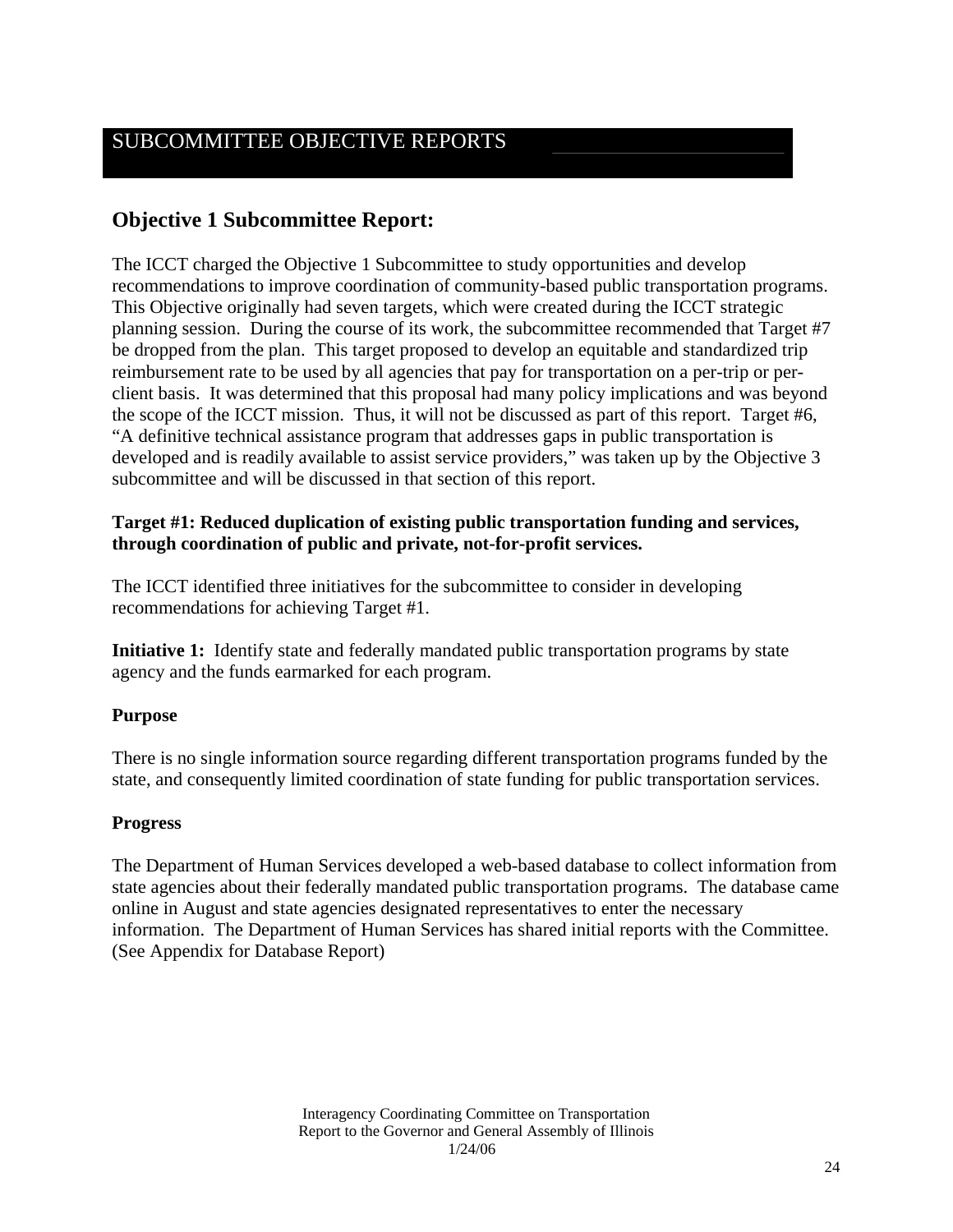# SUBCOMMITTEE OBJECTIVE REPORTS

## Objective 1 Subcommittee Report:

The ICCT charged the Objective 1 Subcommittee to study opportunities and develop recommendations to improve coordination of community-based public transportation programs. This Objective originally had seven targets, which were created during the ICCT strategic planning session. During the course of its work, the subcommittee recommended that Target #7 be dropped from the plan. This target proposed to develop an equitable and standardized trip reimbursement rate to be used by all agencies that pay for transportation on a per-trip or per-client basis. It was determined that this proposal had many policy implications and was beyond the scope of the ICCT mission. Thus, it will not be discussed as part of this report. Target #6, "A definitive technical assistance program that addresses gaps in public transportation is developed and is readily available to assist service providers," was taken up by the Objective 3 subcommittee and will be discussed in that section of this report.

**Target #1: Reduced duplication of existing public transportation funding and services, through coordination of public and private, not-for-profit services.**

The ICCT identified three initiatives for the subcommittee to consider in developing recommendations for achieving Target #1.

**Initiative 1:** Identify state and federally mandated public transportation programs by state agency and the funds earmarked for each program.

**Purpose**

There is no single information source regarding different transportation programs funded by the state, and consequently limited coordination of state funding for public transportation services.

**Progress**

The Department of Human Services developed a web-based database to collect information from state agencies about their federally mandated public transportation programs. The database came online in August and state agencies designated representatives to enter the necessary information. The Department of Human Services has shared initial reports with the Committee. (See Appendix for Database Report)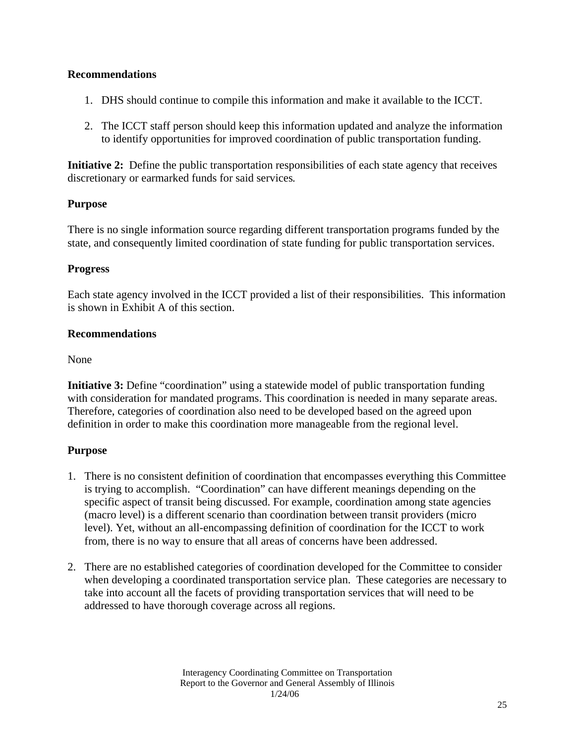**Recommendations**

1. DHS should continue to compile this information and make it available to the ICCT.

2. The ICCT staff person should keep this information updated and analyze the information to identify opportunities for improved coordination of public transportation funding.

**Initiative 2:** Define the public transportation responsibilities of each state agency that receives discretionary or earmarked funds for said services.

**Purpose**

There is no single information source regarding different transportation programs funded by the state, and consequently limited coordination of state funding for public transportation services.

**Progress**

Each state agency involved in the ICCT provided a list of their responsibilities. This information is shown in Exhibit A of this section.

**Recommendations**

None

**Initiative 3:** Define "coordination" using a statewide model of public transportation funding with consideration for mandated programs. This coordination is needed in many separate areas. Therefore, categories of coordination also need to be developed based on the agreed upon definition in order to make this coordination more manageable from the regional level.

**Purpose**

1. There is no consistent definition of coordination that encompasses everything this Committee is trying to accomplish. "Coordination" can have different meanings depending on the specific aspect of transit being discussed. For example, coordination among state agencies (macro level) is a different scenario than coordination between transit providers (micro level). Yet, without an all-encompassing definition of coordination for the ICCT to work from, there is no way to ensure that all areas of concerns have been addressed.

2. There are no established categories of coordination developed for the Committee to consider when developing a coordinated transportation service plan. These categories are necessary to take into account all the facets of providing transportation services that will need to be addressed to have thorough coverage across all regions.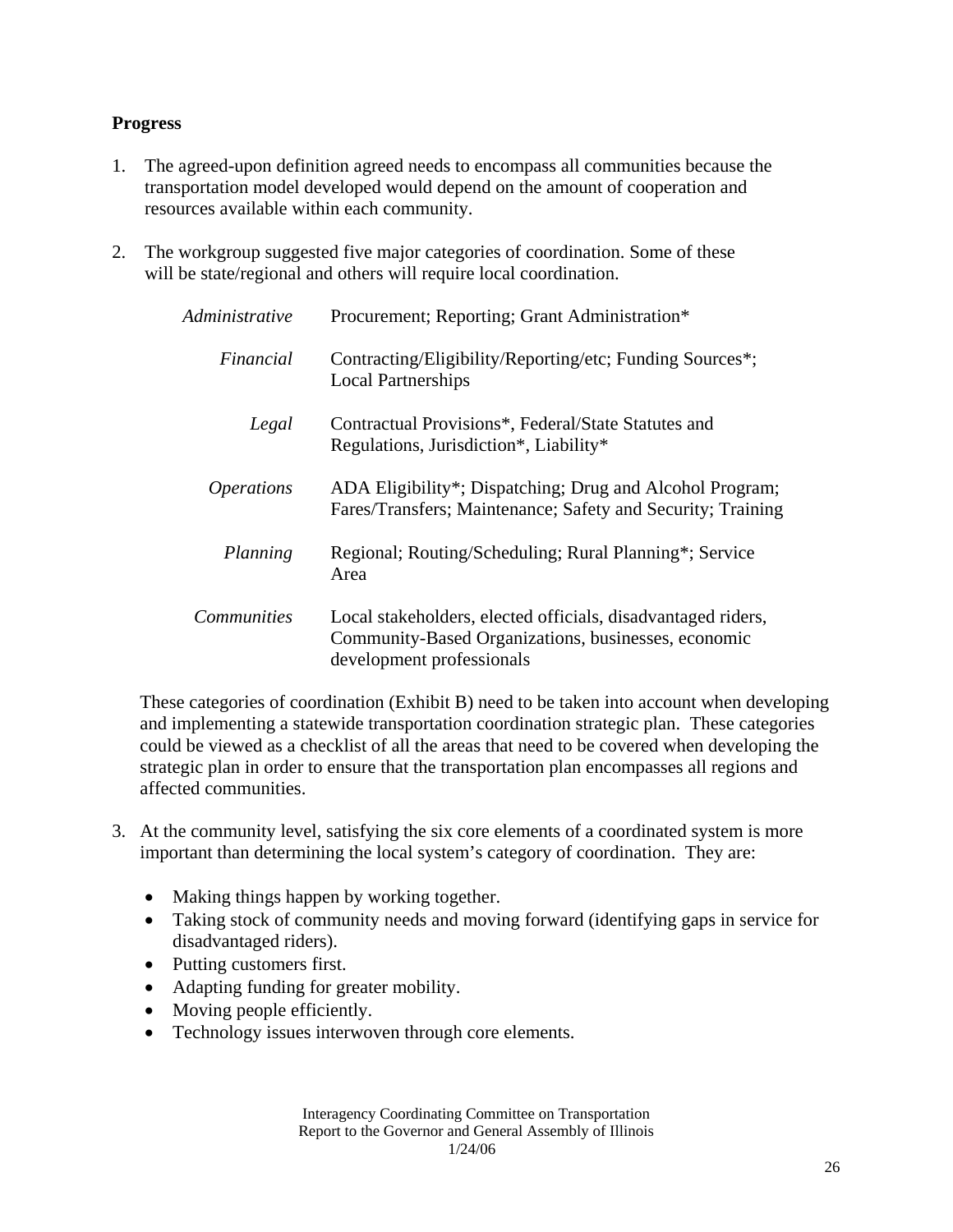**Progress**

1. The agreed-upon definition agreed needs to encompass all communities because the transportation model developed would depend on the amount of cooperation and resources available within each community.

2. The workgroup suggested five major categories of coordination. Some of these will be state/regional and others will require local coordination.

| | |
|---|---|
| *Administrative* | Procurement; Reporting; Grant Administration* |
| *Financial* | Contracting/Eligibility/Reporting/etc; Funding Sources*; Local Partnerships |
| *Legal* | Contractual Provisions*, Federal/State Statutes and Regulations, Jurisdiction*, Liability* |
| *Operations* | ADA Eligibility*; Dispatching; Drug and Alcohol Program; Fares/Transfers; Maintenance; Safety and Security; Training |
| *Planning* | Regional; Routing/Scheduling; Rural Planning*; Service Area |
| *Communities* | Local stakeholders, elected officials, disadvantaged riders, Community-Based Organizations, businesses, economic development professionals |

   These categories of coordination (Exhibit B) need to be taken into account when developing and implementing a statewide transportation coordination strategic plan. These categories could be viewed as a checklist of all the areas that need to be covered when developing the strategic plan in order to ensure that the transportation plan encompasses all regions and affected communities.

3. At the community level, satisfying the six core elements of a coordinated system is more important than determining the local system's category of coordination. They are:

   - Making things happen by working together.
   - Taking stock of community needs and moving forward (identifying gaps in service for disadvantaged riders).
   - Putting customers first.
   - Adapting funding for greater mobility.
   - Moving people efficiently.
   - Technology issues interwoven through core elements.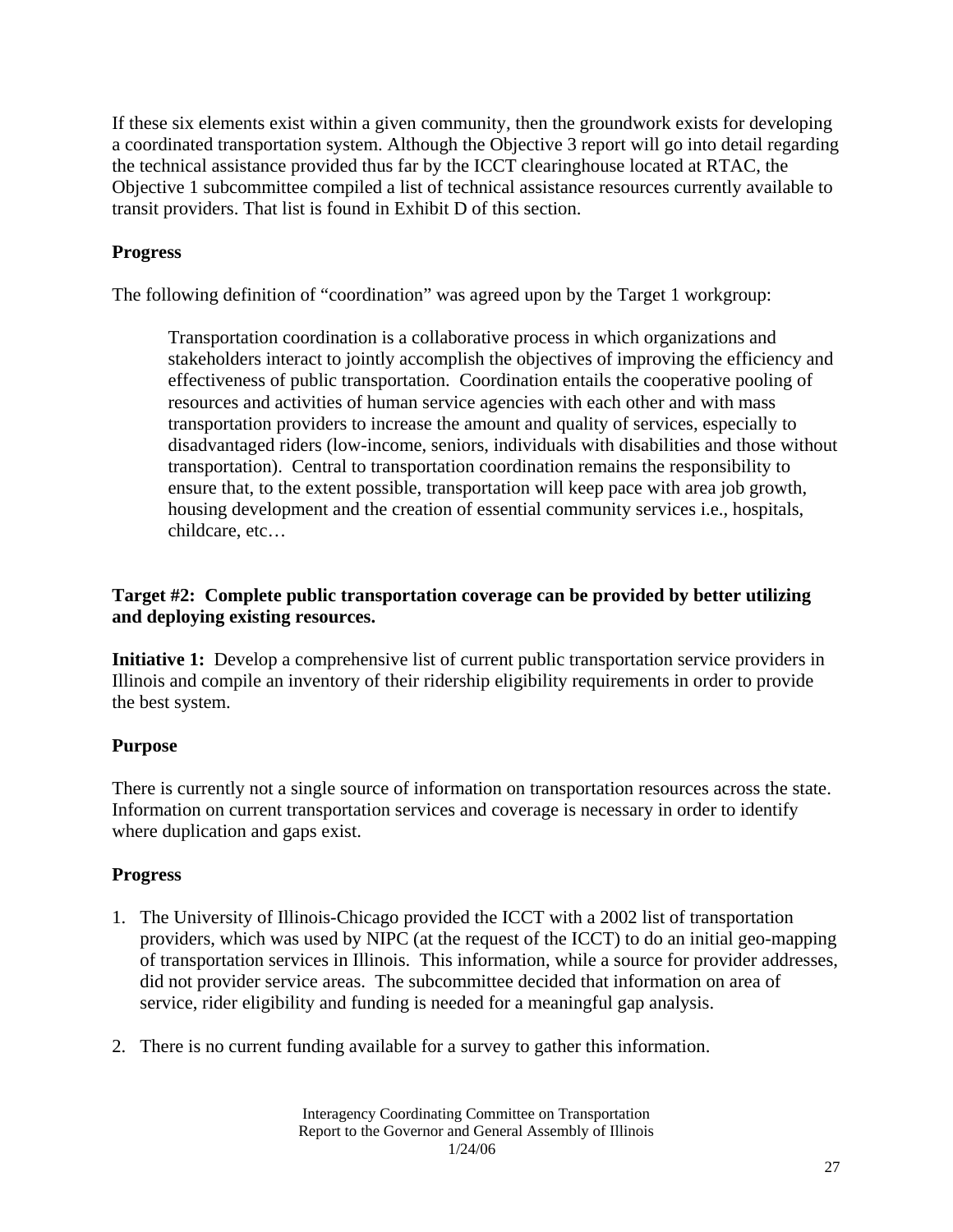If these six elements exist within a given community, then the groundwork exists for developing a coordinated transportation system. Although the Objective 3 report will go into detail regarding the technical assistance provided thus far by the ICCT clearinghouse located at RTAC, the Objective 1 subcommittee compiled a list of technical assistance resources currently available to transit providers. That list is found in Exhibit D of this section.

**Progress**

The following definition of "coordination" was agreed upon by the Target 1 workgroup:

> Transportation coordination is a collaborative process in which organizations and stakeholders interact to jointly accomplish the objectives of improving the efficiency and effectiveness of public transportation. Coordination entails the cooperative pooling of resources and activities of human service agencies with each other and with mass transportation providers to increase the amount and quality of services, especially to disadvantaged riders (low-income, seniors, individuals with disabilities and those without transportation). Central to transportation coordination remains the responsibility to ensure that, to the extent possible, transportation will keep pace with area job growth, housing development and the creation of essential community services i.e., hospitals, childcare, etc…

**Target #2: Complete public transportation coverage can be provided by better utilizing and deploying existing resources.**

**Initiative 1:** Develop a comprehensive list of current public transportation service providers in Illinois and compile an inventory of their ridership eligibility requirements in order to provide the best system.

**Purpose**

There is currently not a single source of information on transportation resources across the state. Information on current transportation services and coverage is necessary in order to identify where duplication and gaps exist.

**Progress**

1. The University of Illinois-Chicago provided the ICCT with a 2002 list of transportation providers, which was used by NIPC (at the request of the ICCT) to do an initial geo-mapping of transportation services in Illinois. This information, while a source for provider addresses, did not provider service areas. The subcommittee decided that information on area of service, rider eligibility and funding is needed for a meaningful gap analysis.

2. There is no current funding available for a survey to gather this information.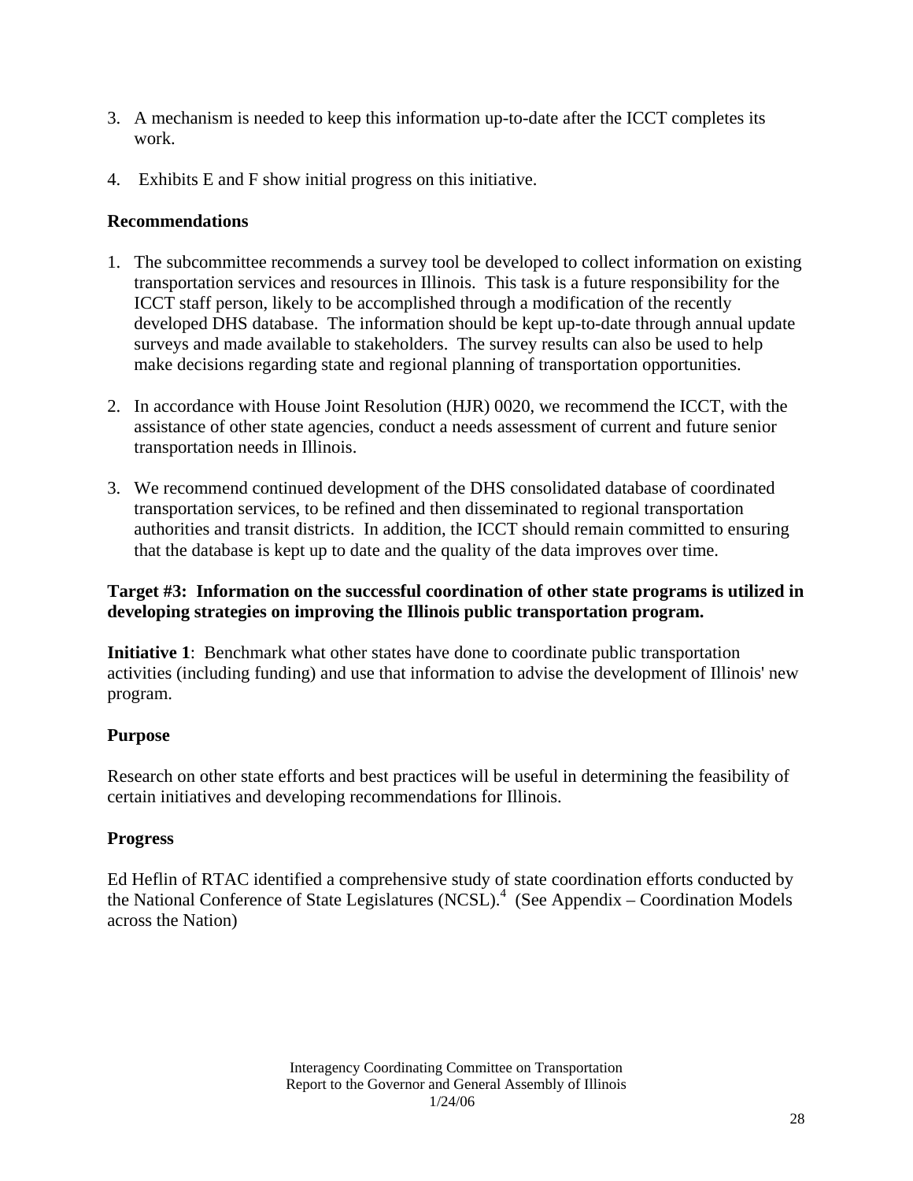3. A mechanism is needed to keep this information up-to-date after the ICCT completes its work.

4. Exhibits E and F show initial progress on this initiative.

**Recommendations**

1. The subcommittee recommends a survey tool be developed to collect information on existing transportation services and resources in Illinois. This task is a future responsibility for the ICCT staff person, likely to be accomplished through a modification of the recently developed DHS database. The information should be kept up-to-date through annual update surveys and made available to stakeholders. The survey results can also be used to help make decisions regarding state and regional planning of transportation opportunities.

2. In accordance with House Joint Resolution (HJR) 0020, we recommend the ICCT, with the assistance of other state agencies, conduct a needs assessment of current and future senior transportation needs in Illinois.

3. We recommend continued development of the DHS consolidated database of coordinated transportation services, to be refined and then disseminated to regional transportation authorities and transit districts. In addition, the ICCT should remain committed to ensuring that the database is kept up to date and the quality of the data improves over time.

**Target #3: Information on the successful coordination of other state programs is utilized in developing strategies on improving the Illinois public transportation program.**

**Initiative 1**: Benchmark what other states have done to coordinate public transportation activities (including funding) and use that information to advise the development of Illinois' new program.

**Purpose**

Research on other state efforts and best practices will be useful in determining the feasibility of certain initiatives and developing recommendations for Illinois.

**Progress**

Ed Heflin of RTAC identified a comprehensive study of state coordination efforts conducted by the National Conference of State Legislatures (NCSL).[4] (See Appendix – Coordination Models across the Nation)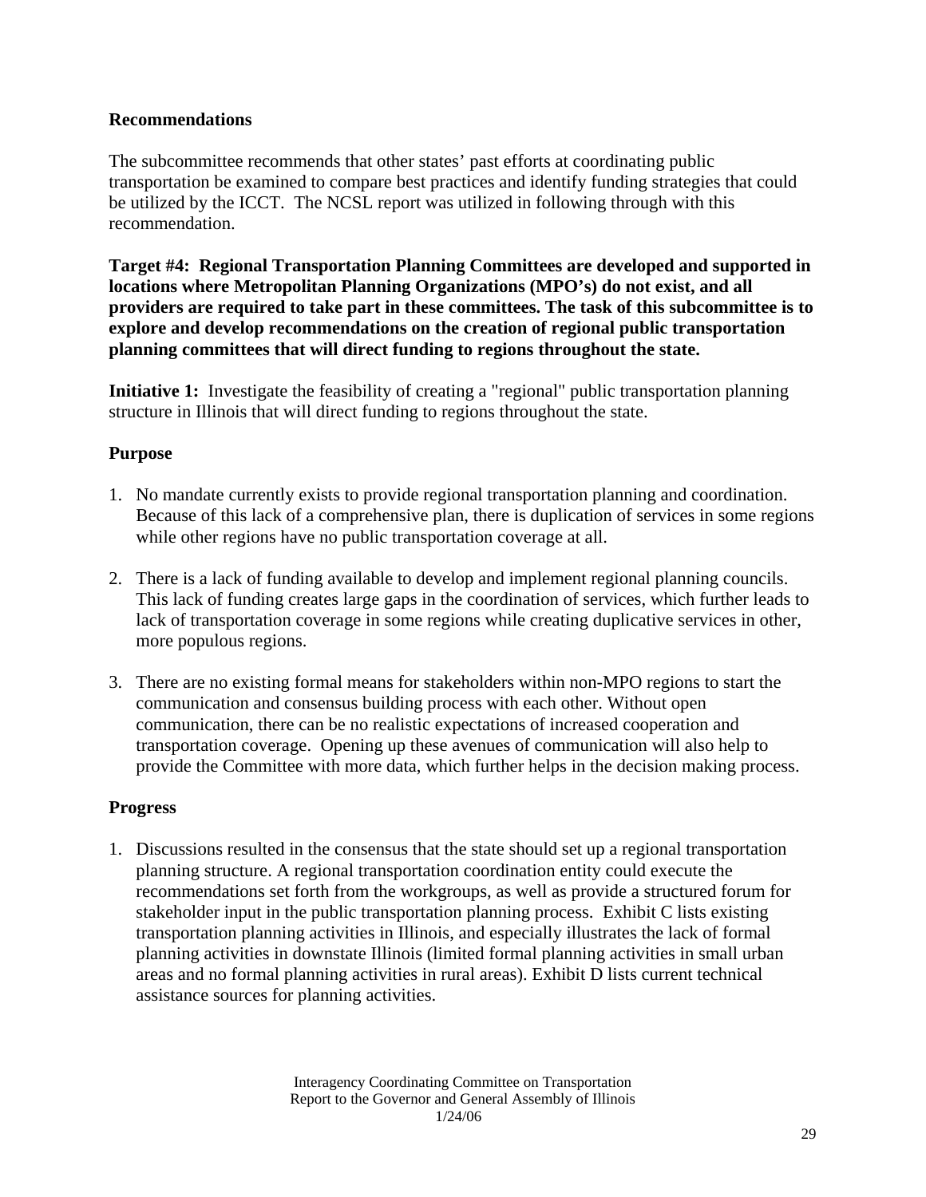**Recommendations**

The subcommittee recommends that other states' past efforts at coordinating public transportation be examined to compare best practices and identify funding strategies that could be utilized by the ICCT. The NCSL report was utilized in following through with this recommendation.

**Target #4: Regional Transportation Planning Committees are developed and supported in locations where Metropolitan Planning Organizations (MPO's) do not exist, and all providers are required to take part in these committees. The task of this subcommittee is to explore and develop recommendations on the creation of regional public transportation planning committees that will direct funding to regions throughout the state.**

**Initiative 1:** Investigate the feasibility of creating a "regional" public transportation planning structure in Illinois that will direct funding to regions throughout the state.

**Purpose**

1. No mandate currently exists to provide regional transportation planning and coordination. Because of this lack of a comprehensive plan, there is duplication of services in some regions while other regions have no public transportation coverage at all.

2. There is a lack of funding available to develop and implement regional planning councils. This lack of funding creates large gaps in the coordination of services, which further leads to lack of transportation coverage in some regions while creating duplicative services in other, more populous regions.

3. There are no existing formal means for stakeholders within non-MPO regions to start the communication and consensus building process with each other. Without open communication, there can be no realistic expectations of increased cooperation and transportation coverage. Opening up these avenues of communication will also help to provide the Committee with more data, which further helps in the decision making process.

**Progress**

1. Discussions resulted in the consensus that the state should set up a regional transportation planning structure. A regional transportation coordination entity could execute the recommendations set forth from the workgroups, as well as provide a structured forum for stakeholder input in the public transportation planning process. Exhibit C lists existing transportation planning activities in Illinois, and especially illustrates the lack of formal planning activities in downstate Illinois (limited formal planning activities in small urban areas and no formal planning activities in rural areas). Exhibit D lists current technical assistance sources for planning activities.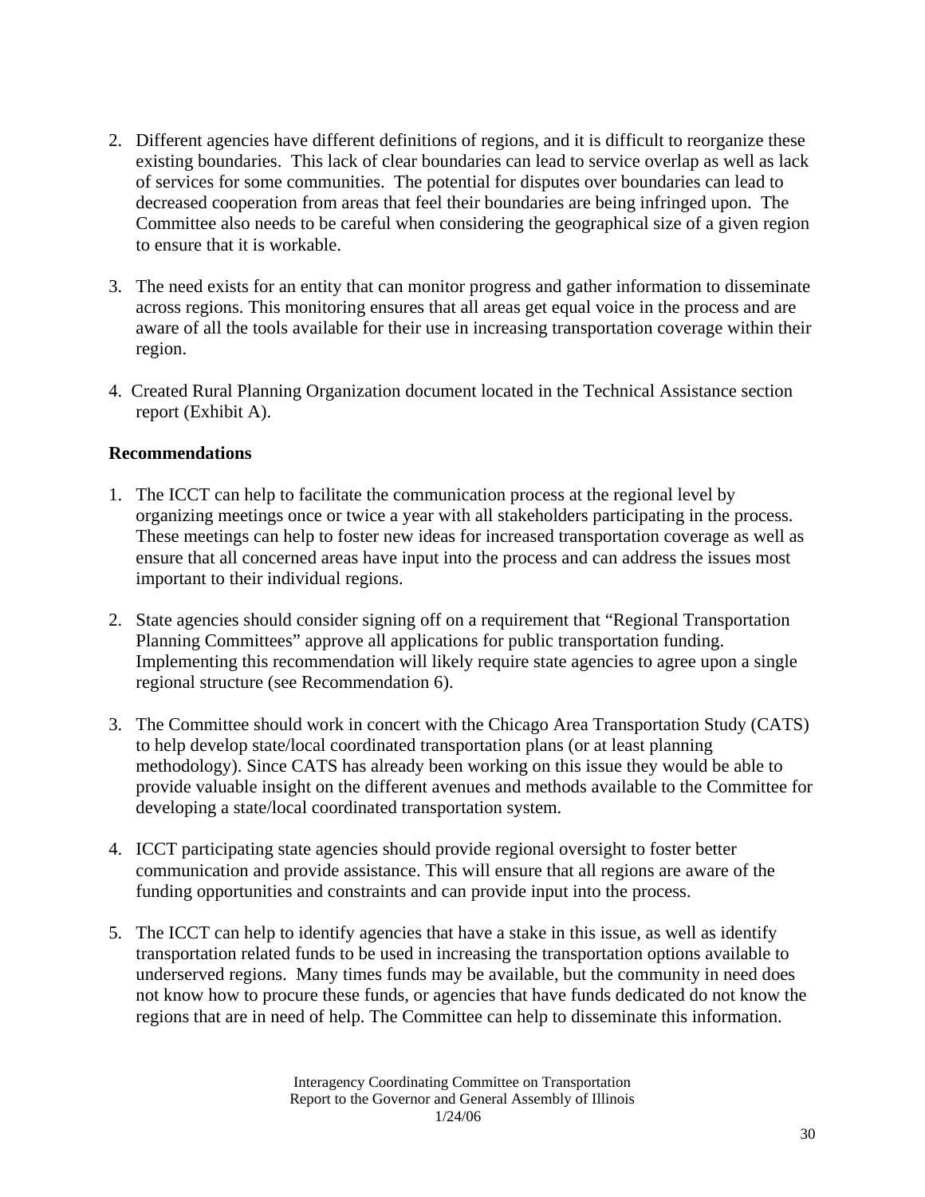2. Different agencies have different definitions of regions, and it is difficult to reorganize these existing boundaries. This lack of clear boundaries can lead to service overlap as well as lack of services for some communities. The potential for disputes over boundaries can lead to decreased cooperation from areas that feel their boundaries are being infringed upon. The Committee also needs to be careful when considering the geographical size of a given region to ensure that it is workable.

3. The need exists for an entity that can monitor progress and gather information to disseminate across regions. This monitoring ensures that all areas get equal voice in the process and are aware of all the tools available for their use in increasing transportation coverage within their region.

4. Created Rural Planning Organization document located in the Technical Assistance section report (Exhibit A).

**Recommendations**

1. The ICCT can help to facilitate the communication process at the regional level by organizing meetings once or twice a year with all stakeholders participating in the process. These meetings can help to foster new ideas for increased transportation coverage as well as ensure that all concerned areas have input into the process and can address the issues most important to their individual regions.

2. State agencies should consider signing off on a requirement that "Regional Transportation Planning Committees" approve all applications for public transportation funding. Implementing this recommendation will likely require state agencies to agree upon a single regional structure (see Recommendation 6).

3. The Committee should work in concert with the Chicago Area Transportation Study (CATS) to help develop state/local coordinated transportation plans (or at least planning methodology). Since CATS has already been working on this issue they would be able to provide valuable insight on the different avenues and methods available to the Committee for developing a state/local coordinated transportation system.

4. ICCT participating state agencies should provide regional oversight to foster better communication and provide assistance. This will ensure that all regions are aware of the funding opportunities and constraints and can provide input into the process.

5. The ICCT can help to identify agencies that have a stake in this issue, as well as identify transportation related funds to be used in increasing the transportation options available to underserved regions. Many times funds may be available, but the community in need does not know how to procure these funds, or agencies that have funds dedicated do not know the regions that are in need of help. The Committee can help to disseminate this information.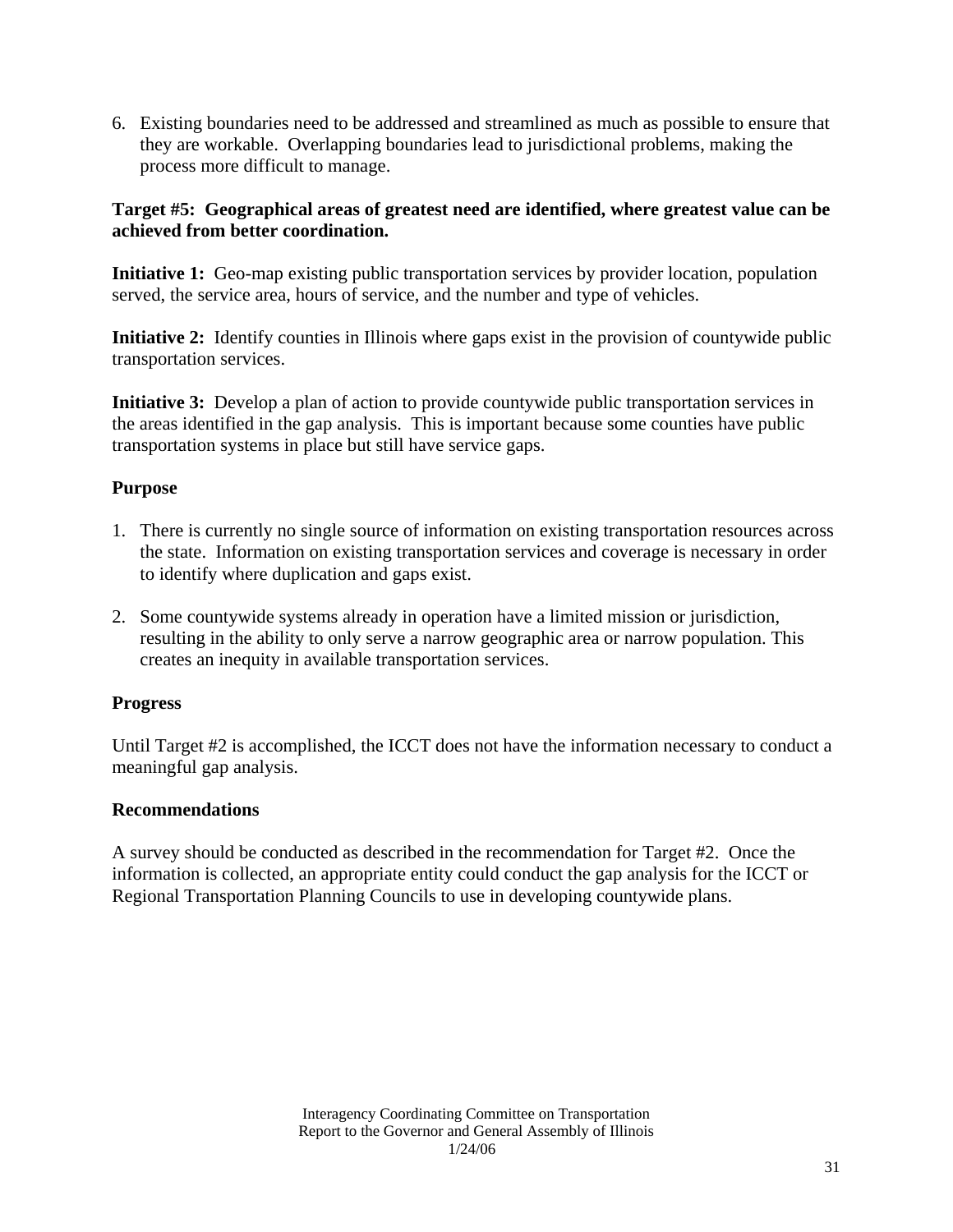6. Existing boundaries need to be addressed and streamlined as much as possible to ensure that they are workable. Overlapping boundaries lead to jurisdictional problems, making the process more difficult to manage.

**Target #5: Geographical areas of greatest need are identified, where greatest value can be achieved from better coordination.**

**Initiative 1:** Geo-map existing public transportation services by provider location, population served, the service area, hours of service, and the number and type of vehicles.

**Initiative 2:** Identify counties in Illinois where gaps exist in the provision of countywide public transportation services.

**Initiative 3:** Develop a plan of action to provide countywide public transportation services in the areas identified in the gap analysis. This is important because some counties have public transportation systems in place but still have service gaps.

**Purpose**

1. There is currently no single source of information on existing transportation resources across the state. Information on existing transportation services and coverage is necessary in order to identify where duplication and gaps exist.

2. Some countywide systems already in operation have a limited mission or jurisdiction, resulting in the ability to only serve a narrow geographic area or narrow population. This creates an inequity in available transportation services.

**Progress**

Until Target #2 is accomplished, the ICCT does not have the information necessary to conduct a meaningful gap analysis.

**Recommendations**

A survey should be conducted as described in the recommendation for Target #2. Once the information is collected, an appropriate entity could conduct the gap analysis for the ICCT or Regional Transportation Planning Councils to use in developing countywide plans.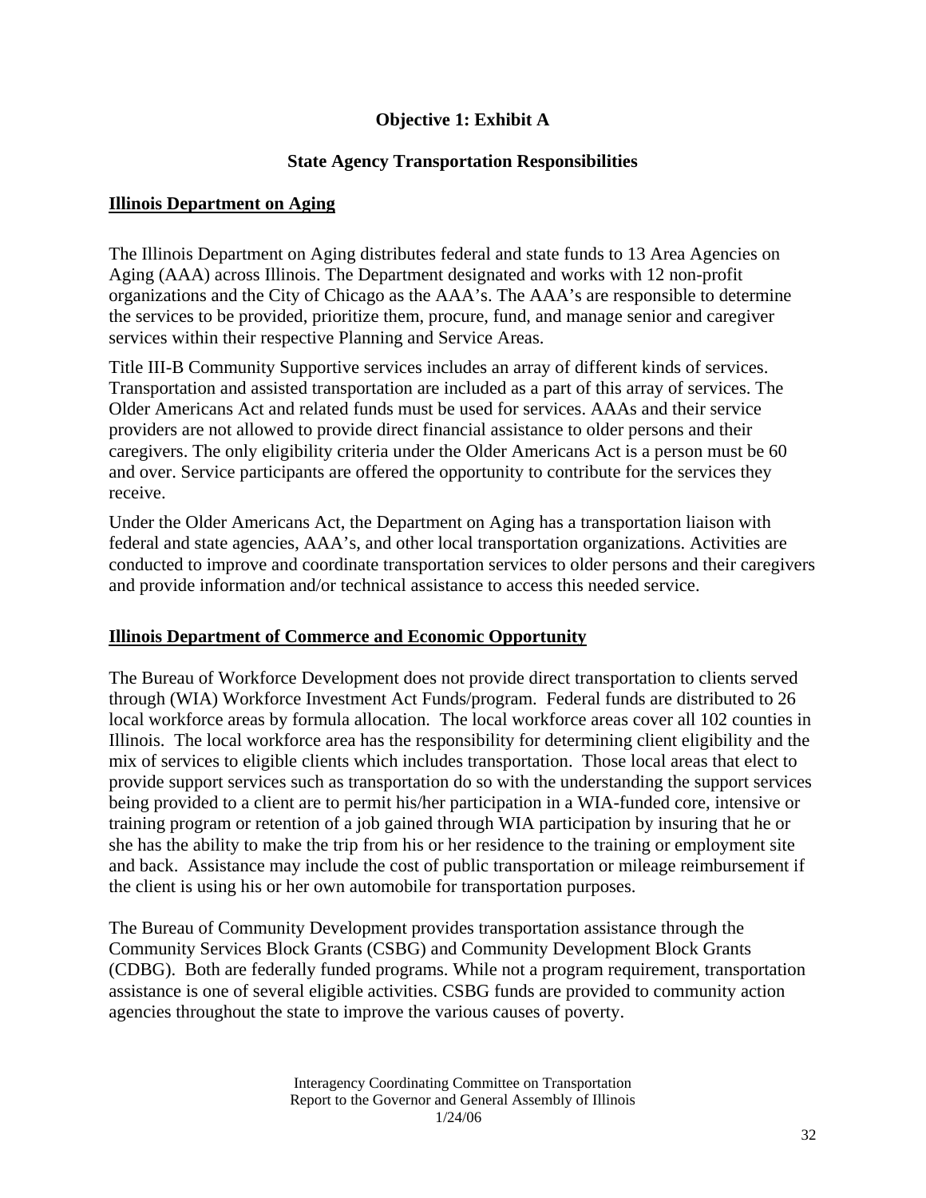## Objective 1: Exhibit A

## State Agency Transportation Responsibilities

**Illinois Department on Aging**

The Illinois Department on Aging distributes federal and state funds to 13 Area Agencies on Aging (AAA) across Illinois. The Department designated and works with 12 non-profit organizations and the City of Chicago as the AAA's. The AAA's are responsible to determine the services to be provided, prioritize them, procure, fund, and manage senior and caregiver services within their respective Planning and Service Areas.

Title III-B Community Supportive services includes an array of different kinds of services. Transportation and assisted transportation are included as a part of this array of services. The Older Americans Act and related funds must be used for services. AAAs and their service providers are not allowed to provide direct financial assistance to older persons and their caregivers. The only eligibility criteria under the Older Americans Act is a person must be 60 and over. Service participants are offered the opportunity to contribute for the services they receive.

Under the Older Americans Act, the Department on Aging has a transportation liaison with federal and state agencies, AAA's, and other local transportation organizations. Activities are conducted to improve and coordinate transportation services to older persons and their caregivers and provide information and/or technical assistance to access this needed service.

**Illinois Department of Commerce and Economic Opportunity**

The Bureau of Workforce Development does not provide direct transportation to clients served through (WIA) Workforce Investment Act Funds/program. Federal funds are distributed to 26 local workforce areas by formula allocation. The local workforce areas cover all 102 counties in Illinois. The local workforce area has the responsibility for determining client eligibility and the mix of services to eligible clients which includes transportation. Those local areas that elect to provide support services such as transportation do so with the understanding the support services being provided to a client are to permit his/her participation in a WIA-funded core, intensive or training program or retention of a job gained through WIA participation by insuring that he or she has the ability to make the trip from his or her residence to the training or employment site and back. Assistance may include the cost of public transportation or mileage reimbursement if the client is using his or her own automobile for transportation purposes.

The Bureau of Community Development provides transportation assistance through the Community Services Block Grants (CSBG) and Community Development Block Grants (CDBG). Both are federally funded programs. While not a program requirement, transportation assistance is one of several eligible activities. CSBG funds are provided to community action agencies throughout the state to improve the various causes of poverty.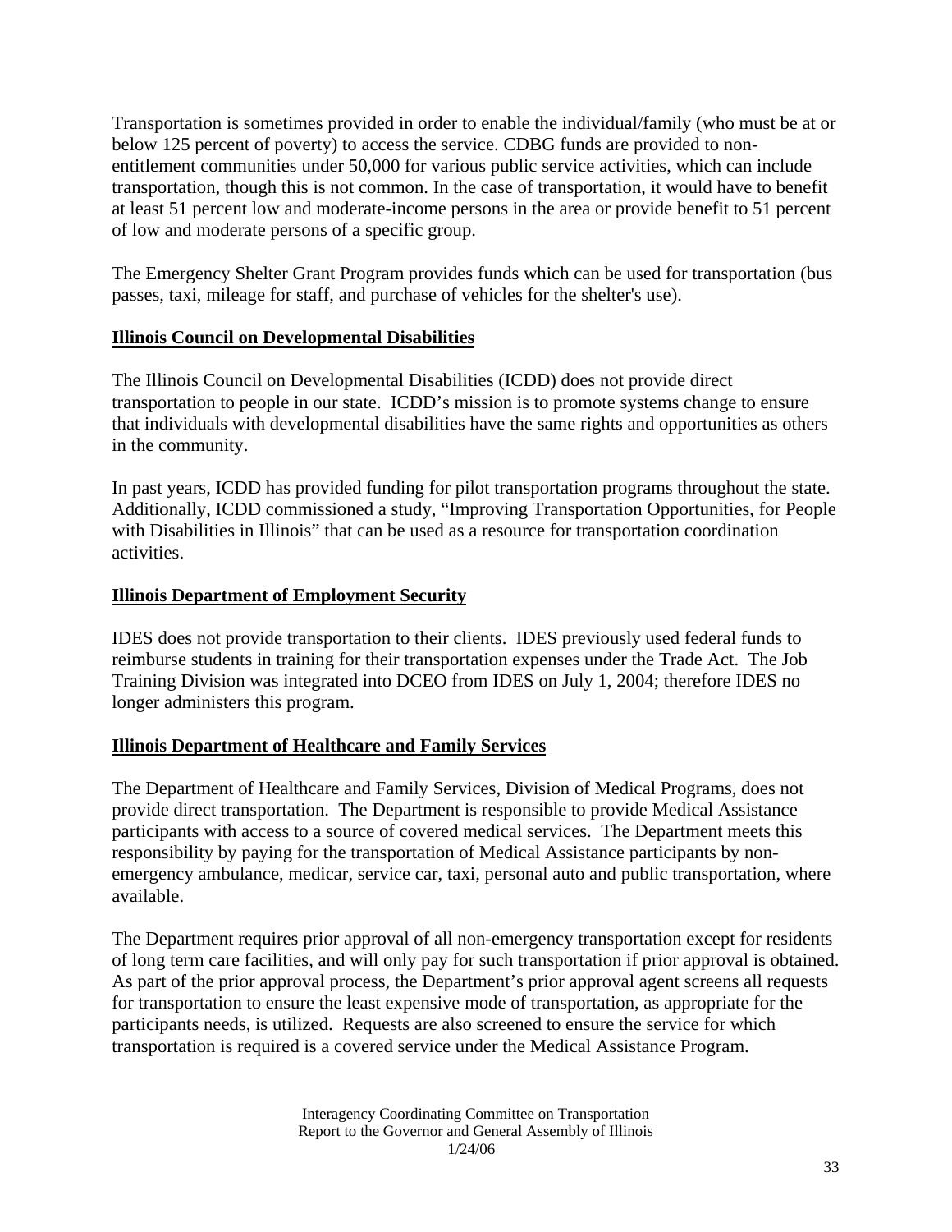Transportation is sometimes provided in order to enable the individual/family (who must be at or below 125 percent of poverty) to access the service. CDBG funds are provided to non-entitlement communities under 50,000 for various public service activities, which can include transportation, though this is not common. In the case of transportation, it would have to benefit at least 51 percent low and moderate-income persons in the area or provide benefit to 51 percent of low and moderate persons of a specific group.

The Emergency Shelter Grant Program provides funds which can be used for transportation (bus passes, taxi, mileage for staff, and purchase of vehicles for the shelter's use).

## Illinois Council on Developmental Disabilities

The Illinois Council on Developmental Disabilities (ICDD) does not provide direct transportation to people in our state. ICDD's mission is to promote systems change to ensure that individuals with developmental disabilities have the same rights and opportunities as others in the community.

In past years, ICDD has provided funding for pilot transportation programs throughout the state. Additionally, ICDD commissioned a study, "Improving Transportation Opportunities, for People with Disabilities in Illinois" that can be used as a resource for transportation coordination activities.

## Illinois Department of Employment Security

IDES does not provide transportation to their clients. IDES previously used federal funds to reimburse students in training for their transportation expenses under the Trade Act. The Job Training Division was integrated into DCEO from IDES on July 1, 2004; therefore IDES no longer administers this program.

## Illinois Department of Healthcare and Family Services

The Department of Healthcare and Family Services, Division of Medical Programs, does not provide direct transportation. The Department is responsible to provide Medical Assistance participants with access to a source of covered medical services. The Department meets this responsibility by paying for the transportation of Medical Assistance participants by non-emergency ambulance, medicar, service car, taxi, personal auto and public transportation, where available.

The Department requires prior approval of all non-emergency transportation except for residents of long term care facilities, and will only pay for such transportation if prior approval is obtained. As part of the prior approval process, the Department's prior approval agent screens all requests for transportation to ensure the least expensive mode of transportation, as appropriate for the participants needs, is utilized. Requests are also screened to ensure the service for which transportation is required is a covered service under the Medical Assistance Program.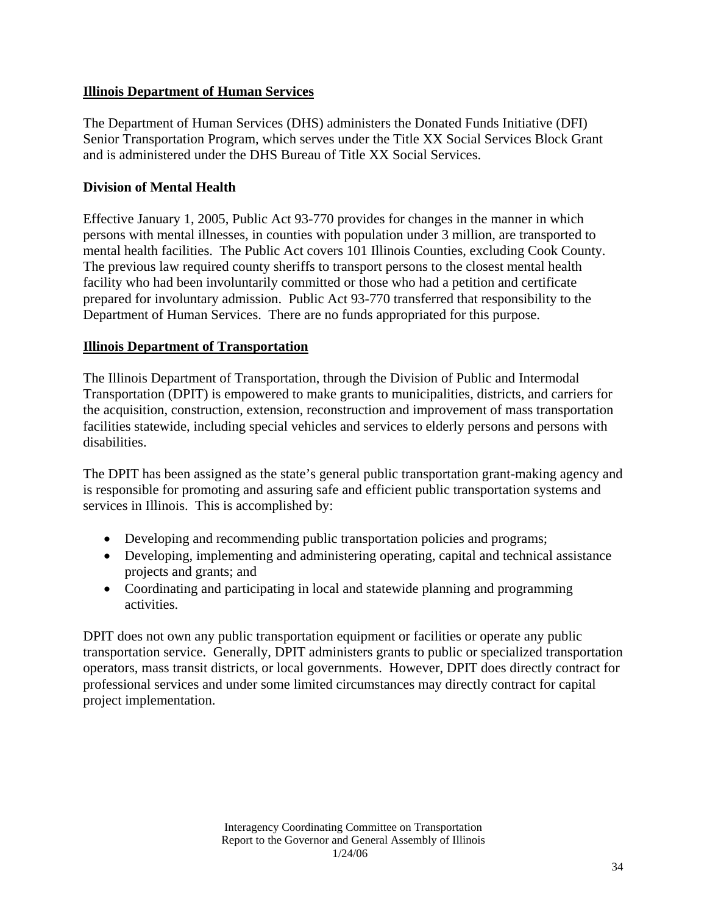## Illinois Department of Human Services

The Department of Human Services (DHS) administers the Donated Funds Initiative (DFI) Senior Transportation Program, which serves under the Title XX Social Services Block Grant and is administered under the DHS Bureau of Title XX Social Services.

### Division of Mental Health

Effective January 1, 2005, Public Act 93-770 provides for changes in the manner in which persons with mental illnesses, in counties with population under 3 million, are transported to mental health facilities. The Public Act covers 101 Illinois Counties, excluding Cook County. The previous law required county sheriffs to transport persons to the closest mental health facility who had been involuntarily committed or those who had a petition and certificate prepared for involuntary admission. Public Act 93-770 transferred that responsibility to the Department of Human Services. There are no funds appropriated for this purpose.

## Illinois Department of Transportation

The Illinois Department of Transportation, through the Division of Public and Intermodal Transportation (DPIT) is empowered to make grants to municipalities, districts, and carriers for the acquisition, construction, extension, reconstruction and improvement of mass transportation facilities statewide, including special vehicles and services to elderly persons and persons with disabilities.

The DPIT has been assigned as the state's general public transportation grant-making agency and is responsible for promoting and assuring safe and efficient public transportation systems and services in Illinois. This is accomplished by:

- Developing and recommending public transportation policies and programs;
- Developing, implementing and administering operating, capital and technical assistance projects and grants; and
- Coordinating and participating in local and statewide planning and programming activities.

DPIT does not own any public transportation equipment or facilities or operate any public transportation service. Generally, DPIT administers grants to public or specialized transportation operators, mass transit districts, or local governments. However, DPIT does directly contract for professional services and under some limited circumstances may directly contract for capital project implementation.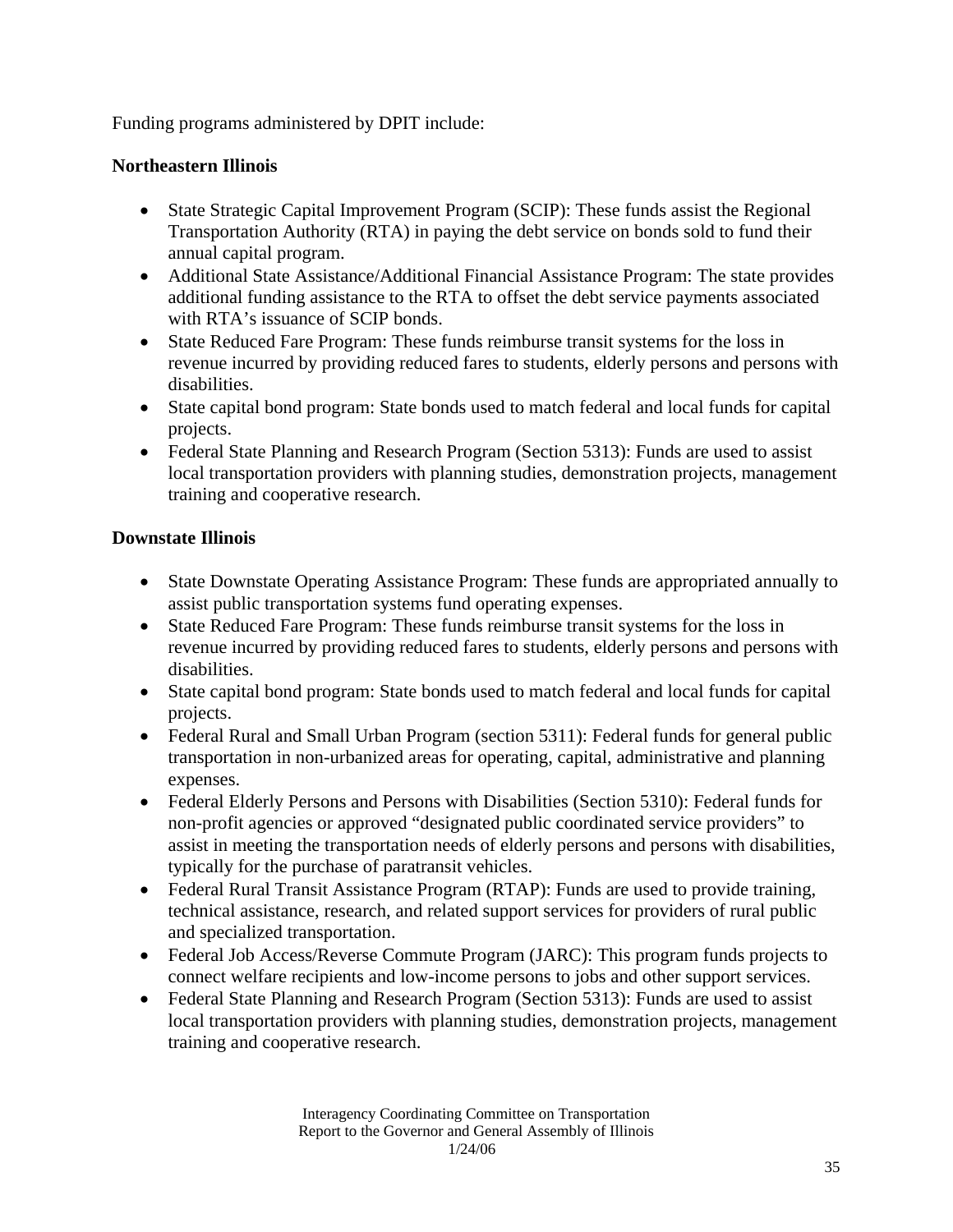Funding programs administered by DPIT include:

**Northeastern Illinois**

- State Strategic Capital Improvement Program (SCIP): These funds assist the Regional Transportation Authority (RTA) in paying the debt service on bonds sold to fund their annual capital program.
- Additional State Assistance/Additional Financial Assistance Program: The state provides additional funding assistance to the RTA to offset the debt service payments associated with RTA's issuance of SCIP bonds.
- State Reduced Fare Program: These funds reimburse transit systems for the loss in revenue incurred by providing reduced fares to students, elderly persons and persons with disabilities.
- State capital bond program: State bonds used to match federal and local funds for capital projects.
- Federal State Planning and Research Program (Section 5313): Funds are used to assist local transportation providers with planning studies, demonstration projects, management training and cooperative research.

**Downstate Illinois**

- State Downstate Operating Assistance Program: These funds are appropriated annually to assist public transportation systems fund operating expenses.
- State Reduced Fare Program: These funds reimburse transit systems for the loss in revenue incurred by providing reduced fares to students, elderly persons and persons with disabilities.
- State capital bond program: State bonds used to match federal and local funds for capital projects.
- Federal Rural and Small Urban Program (section 5311): Federal funds for general public transportation in non-urbanized areas for operating, capital, administrative and planning expenses.
- Federal Elderly Persons and Persons with Disabilities (Section 5310): Federal funds for non-profit agencies or approved "designated public coordinated service providers" to assist in meeting the transportation needs of elderly persons and persons with disabilities, typically for the purchase of paratransit vehicles.
- Federal Rural Transit Assistance Program (RTAP): Funds are used to provide training, technical assistance, research, and related support services for providers of rural public and specialized transportation.
- Federal Job Access/Reverse Commute Program (JARC): This program funds projects to connect welfare recipients and low-income persons to jobs and other support services.
- Federal State Planning and Research Program (Section 5313): Funds are used to assist local transportation providers with planning studies, demonstration projects, management training and cooperative research.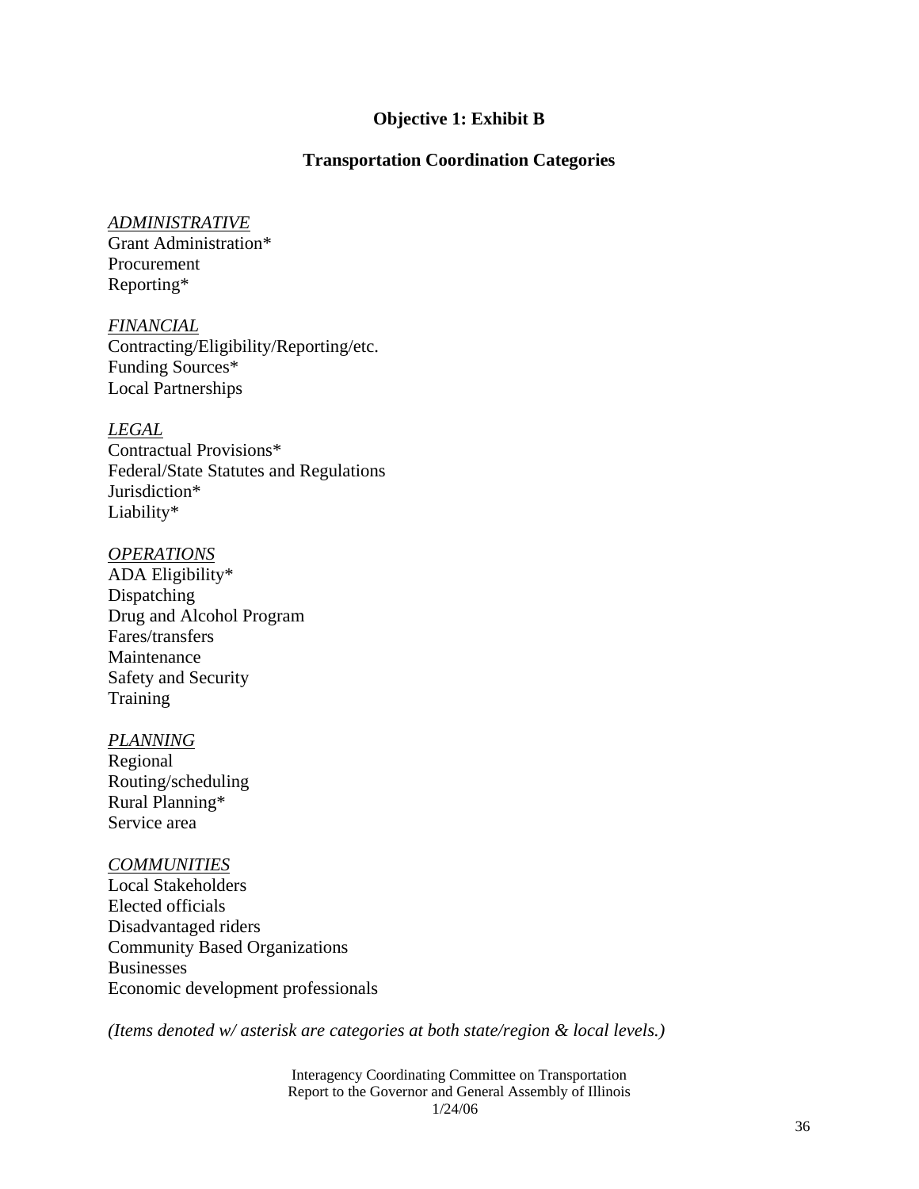## Objective 1: Exhibit B

### Transportation Coordination Categories

*ADMINISTRATIVE*
Grant Administration*
Procurement
Reporting*

*FINANCIAL*
Contracting/Eligibility/Reporting/etc.
Funding Sources*
Local Partnerships

*LEGAL*
Contractual Provisions*
Federal/State Statutes and Regulations
Jurisdiction*
Liability*

*OPERATIONS*
ADA Eligibility*
Dispatching
Drug and Alcohol Program
Fares/transfers
Maintenance
Safety and Security
Training

*PLANNING*
Regional
Routing/scheduling
Rural Planning*
Service area

*COMMUNITIES*
Local Stakeholders
Elected officials
Disadvantaged riders
Community Based Organizations
Businesses
Economic development professionals

*(Items denoted w/ asterisk are categories at both state/region & local levels.)*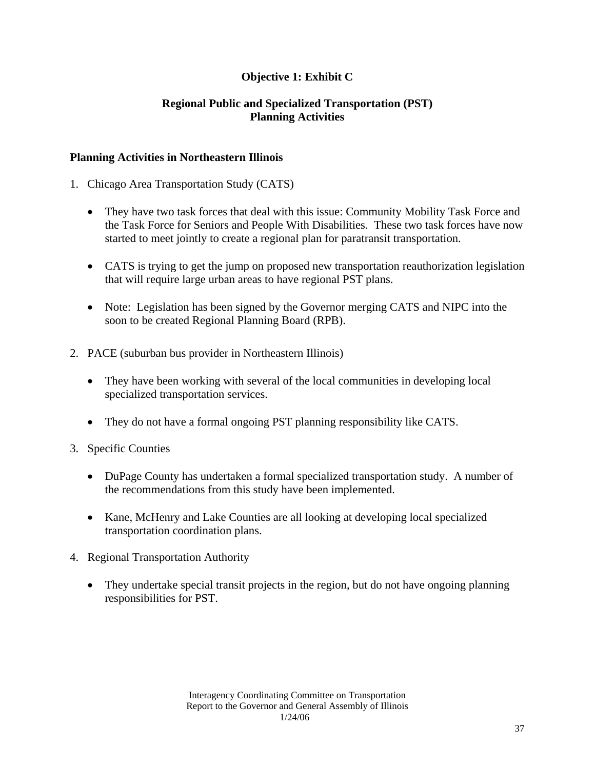## Objective 1: Exhibit C

## Regional Public and Specialized Transportation (PST) Planning Activities

### Planning Activities in Northeastern Illinois

1. Chicago Area Transportation Study (CATS)

    - They have two task forces that deal with this issue: Community Mobility Task Force and the Task Force for Seniors and People With Disabilities. These two task forces have now started to meet jointly to create a regional plan for paratransit transportation.

    - CATS is trying to get the jump on proposed new transportation reauthorization legislation that will require large urban areas to have regional PST plans.

    - Note: Legislation has been signed by the Governor merging CATS and NIPC into the soon to be created Regional Planning Board (RPB).

2. PACE (suburban bus provider in Northeastern Illinois)

    - They have been working with several of the local communities in developing local specialized transportation services.

    - They do not have a formal ongoing PST planning responsibility like CATS.

3. Specific Counties

    - DuPage County has undertaken a formal specialized transportation study. A number of the recommendations from this study have been implemented.

    - Kane, McHenry and Lake Counties are all looking at developing local specialized transportation coordination plans.

4. Regional Transportation Authority

    - They undertake special transit projects in the region, but do not have ongoing planning responsibilities for PST.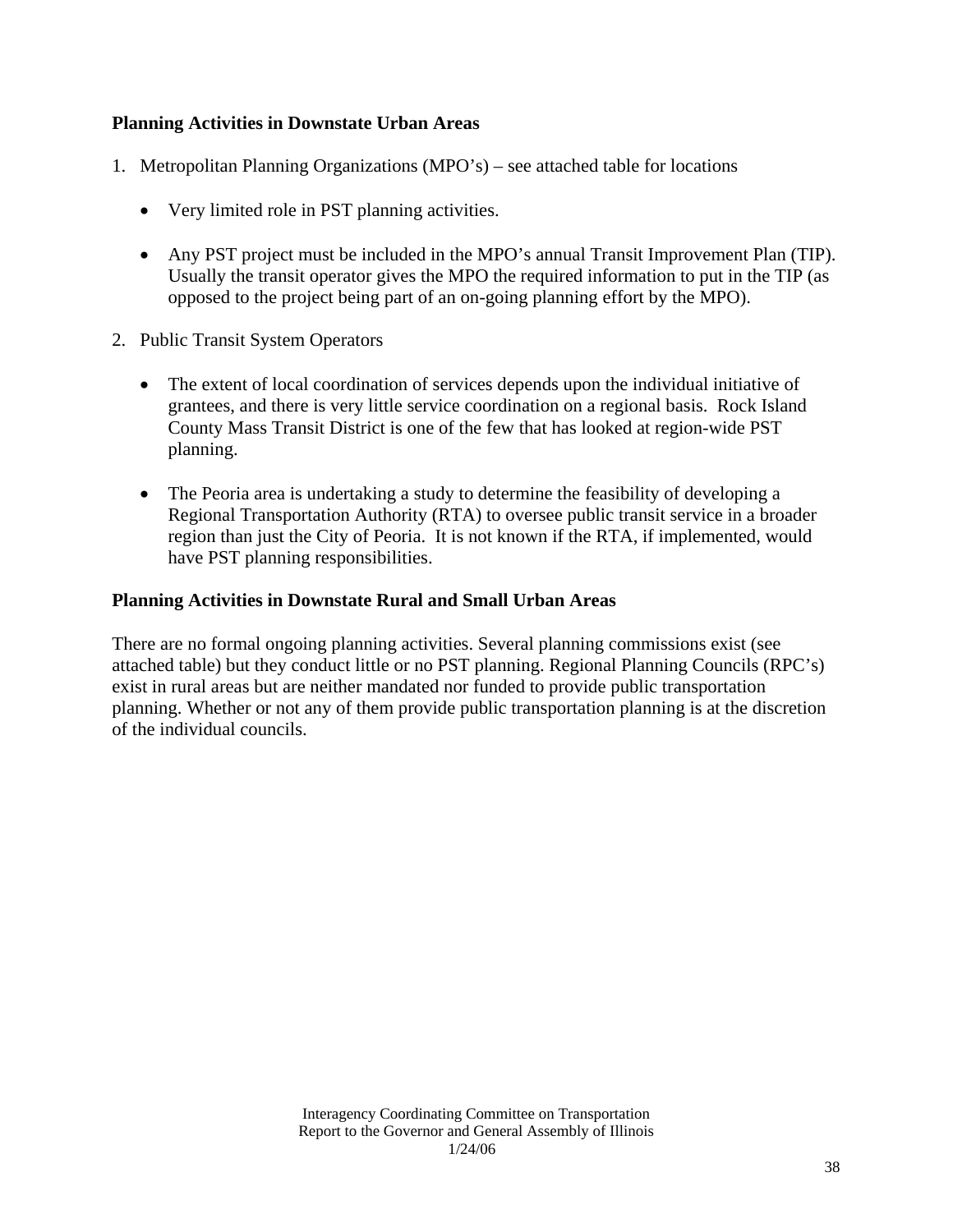**Planning Activities in Downstate Urban Areas**

1. Metropolitan Planning Organizations (MPO's) – see attached table for locations

   - Very limited role in PST planning activities.

   - Any PST project must be included in the MPO's annual Transit Improvement Plan (TIP). Usually the transit operator gives the MPO the required information to put in the TIP (as opposed to the project being part of an on-going planning effort by the MPO).

2. Public Transit System Operators

   - The extent of local coordination of services depends upon the individual initiative of grantees, and there is very little service coordination on a regional basis. Rock Island County Mass Transit District is one of the few that has looked at region-wide PST planning.

   - The Peoria area is undertaking a study to determine the feasibility of developing a Regional Transportation Authority (RTA) to oversee public transit service in a broader region than just the City of Peoria. It is not known if the RTA, if implemented, would have PST planning responsibilities.

**Planning Activities in Downstate Rural and Small Urban Areas**

There are no formal ongoing planning activities. Several planning commissions exist (see attached table) but they conduct little or no PST planning. Regional Planning Councils (RPC's) exist in rural areas but are neither mandated nor funded to provide public transportation planning. Whether or not any of them provide public transportation planning is at the discretion of the individual councils.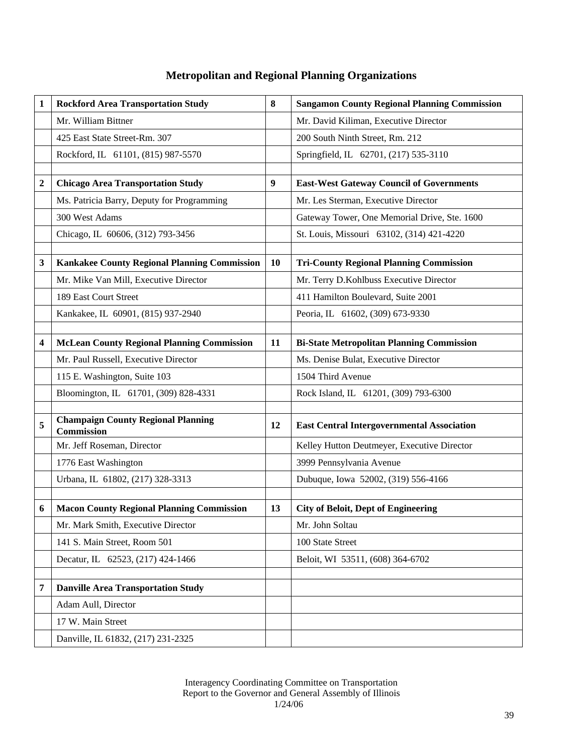## Metropolitan and Regional Planning Organizations

| | | | |
|---|---|---|---|
| **1** | **Rockford Area Transportation Study** | **8** | **Sangamon County Regional Planning Commission** |
| | Mr. William Bittner | | Mr. David Kiliman, Executive Director |
| | 425 East State Street-Rm. 307 | | 200 South Ninth Street, Rm. 212 |
| | Rockford, IL 61101, (815) 987-5570 | | Springfield, IL 62701, (217) 535-3110 |
| | | | |
| **2** | **Chicago Area Transportation Study** | **9** | **East-West Gateway Council of Governments** |
| | Ms. Patricia Barry, Deputy for Programming | | Mr. Les Sterman, Executive Director |
| | 300 West Adams | | Gateway Tower, One Memorial Drive, Ste. 1600 |
| | Chicago, IL 60606, (312) 793-3456 | | St. Louis, Missouri 63102, (314) 421-4220 |
| | | | |
| **3** | **Kankakee County Regional Planning Commission** | **10** | **Tri-County Regional Planning Commission** |
| | Mr. Mike Van Mill, Executive Director | | Mr. Terry D.Kohlbuss Executive Director |
| | 189 East Court Street | | 411 Hamilton Boulevard, Suite 2001 |
| | Kankakee, IL 60901, (815) 937-2940 | | Peoria, IL 61602, (309) 673-9330 |
| | | | |
| **4** | **McLean County Regional Planning Commission** | **11** | **Bi-State Metropolitan Planning Commission** |
| | Mr. Paul Russell, Executive Director | | Ms. Denise Bulat, Executive Director |
| | 115 E. Washington, Suite 103 | | 1504 Third Avenue |
| | Bloomington, IL 61701, (309) 828-4331 | | Rock Island, IL 61201, (309) 793-6300 |
| | | | |
| **5** | **Champaign County Regional Planning Commission** | **12** | **East Central Intergovernmental Association** |
| | Mr. Jeff Roseman, Director | | Kelley Hutton Deutmeyer, Executive Director |
| | 1776 East Washington | | 3999 Pennsylvania Avenue |
| | Urbana, IL 61802, (217) 328-3313 | | Dubuque, Iowa 52002, (319) 556-4166 |
| | | | |
| **6** | **Macon County Regional Planning Commission** | **13** | **City of Beloit, Dept of Engineering** |
| | Mr. Mark Smith, Executive Director | | Mr. John Soltau |
| | 141 S. Main Street, Room 501 | | 100 State Street |
| | Decatur, IL 62523, (217) 424-1466 | | Beloit, WI 53511, (608) 364-6702 |
| | | | |
| **7** | **Danville Area Transportation Study** | | |
| | Adam Aull, Director | | |
| | 17 W. Main Street | | |
| | Danville, IL 61832, (217) 231-2325 | | |

Interagency Coordinating Committee on Transportation
Report to the Governor and General Assembly of Illinois
1/24/06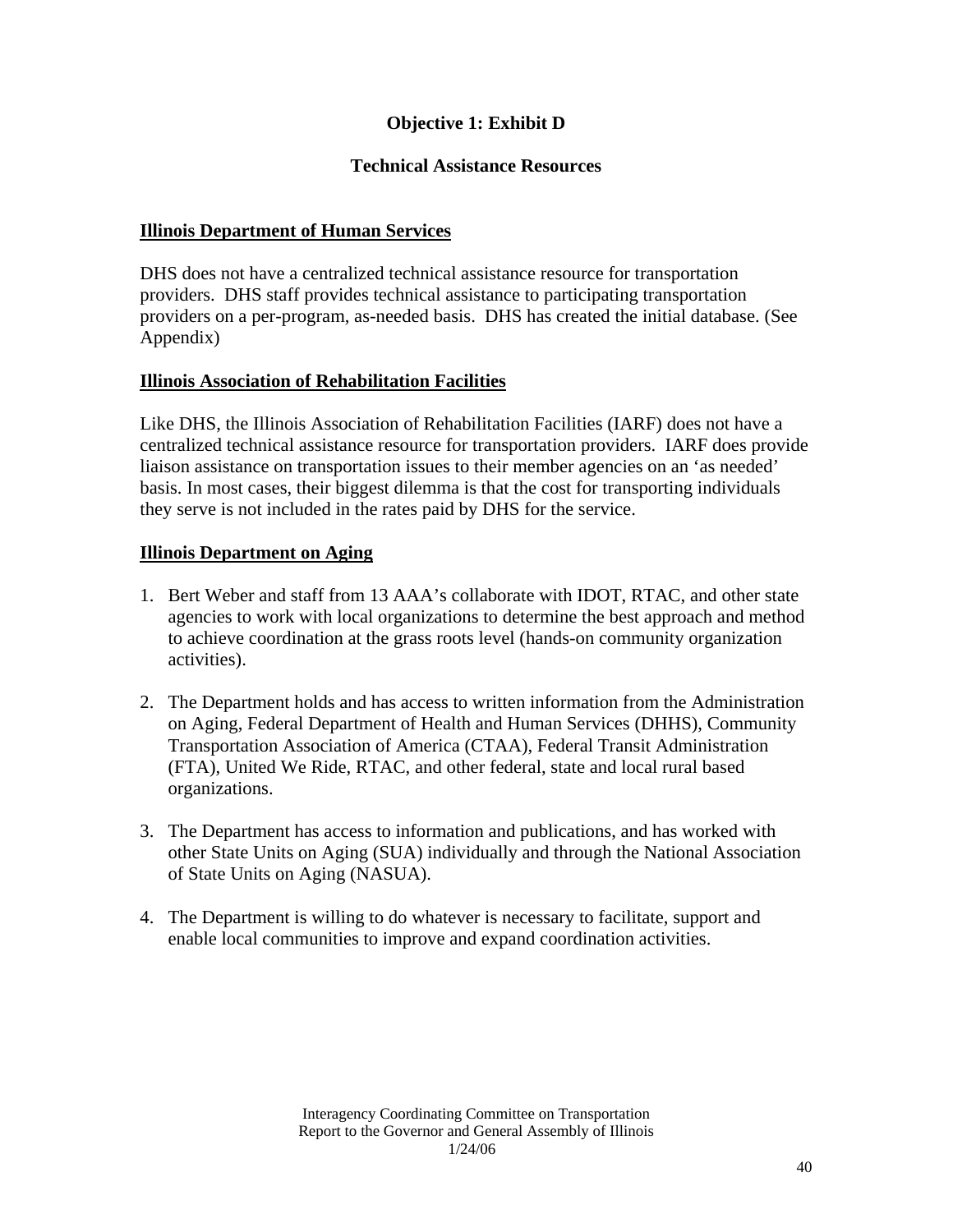## Objective 1: Exhibit D

## Technical Assistance Resources

**Illinois Department of Human Services**

DHS does not have a centralized technical assistance resource for transportation providers. DHS staff provides technical assistance to participating transportation providers on a per-program, as-needed basis. DHS has created the initial database. (See Appendix)

**Illinois Association of Rehabilitation Facilities**

Like DHS, the Illinois Association of Rehabilitation Facilities (IARF) does not have a centralized technical assistance resource for transportation providers. IARF does provide liaison assistance on transportation issues to their member agencies on an 'as needed' basis. In most cases, their biggest dilemma is that the cost for transporting individuals they serve is not included in the rates paid by DHS for the service.

**Illinois Department on Aging**

1. Bert Weber and staff from 13 AAA's collaborate with IDOT, RTAC, and other state agencies to work with local organizations to determine the best approach and method to achieve coordination at the grass roots level (hands-on community organization activities).

2. The Department holds and has access to written information from the Administration on Aging, Federal Department of Health and Human Services (DHHS), Community Transportation Association of America (CTAA), Federal Transit Administration (FTA), United We Ride, RTAC, and other federal, state and local rural based organizations.

3. The Department has access to information and publications, and has worked with other State Units on Aging (SUA) individually and through the National Association of State Units on Aging (NASUA).

4. The Department is willing to do whatever is necessary to facilitate, support and enable local communities to improve and expand coordination activities.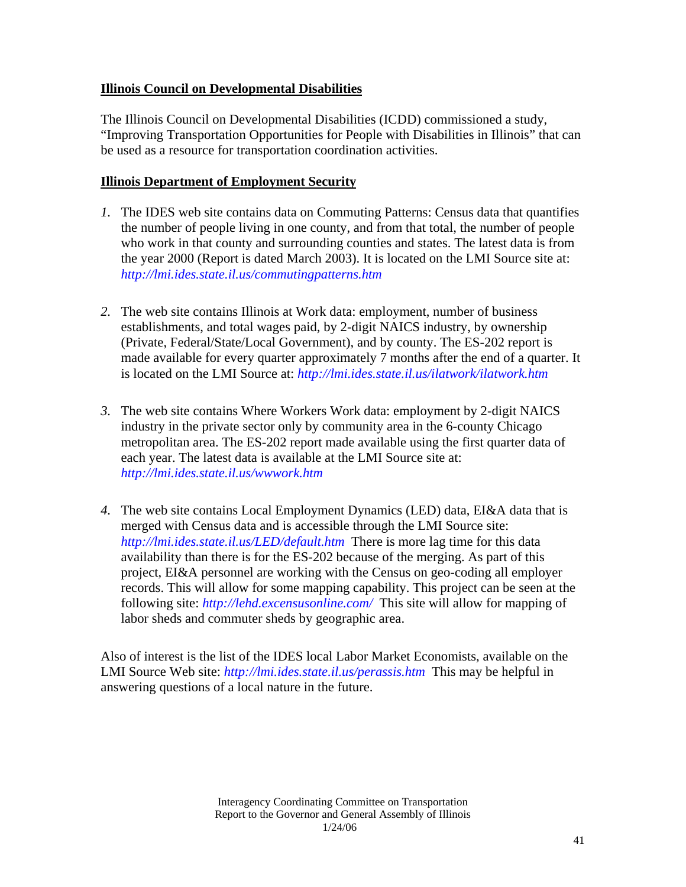**Illinois Council on Developmental Disabilities**

The Illinois Council on Developmental Disabilities (ICDD) commissioned a study, "Improving Transportation Opportunities for People with Disabilities in Illinois" that can be used as a resource for transportation coordination activities.

**Illinois Department of Employment Security**

1. The IDES web site contains data on Commuting Patterns: Census data that quantifies the number of people living in one county, and from that total, the number of people who work in that county and surrounding counties and states. The latest data is from the year 2000 (Report is dated March 2003). It is located on the LMI Source site at: *http://lmi.ides.state.il.us/commutingpatterns.htm*

2. The web site contains Illinois at Work data: employment, number of business establishments, and total wages paid, by 2-digit NAICS industry, by ownership (Private, Federal/State/Local Government), and by county. The ES-202 report is made available for every quarter approximately 7 months after the end of a quarter. It is located on the LMI Source at: *http://lmi.ides.state.il.us/ilatwork/ilatwork.htm*

3. The web site contains Where Workers Work data: employment by 2-digit NAICS industry in the private sector only by community area in the 6-county Chicago metropolitan area. The ES-202 report made available using the first quarter data of each year. The latest data is available at the LMI Source site at: *http://lmi.ides.state.il.us/wwwork.htm*

4. The web site contains Local Employment Dynamics (LED) data, EI&A data that is merged with Census data and is accessible through the LMI Source site: *http://lmi.ides.state.il.us/LED/default.htm* There is more lag time for this data availability than there is for the ES-202 because of the merging. As part of this project, EI&A personnel are working with the Census on geo-coding all employer records. This will allow for some mapping capability. This project can be seen at the following site: *http://lehd.excensusonline.com/* This site will allow for mapping of labor sheds and commuter sheds by geographic area.

Also of interest is the list of the IDES local Labor Market Economists, available on the LMI Source Web site: *http://lmi.ides.state.il.us/perassis.htm* This may be helpful in answering questions of a local nature in the future.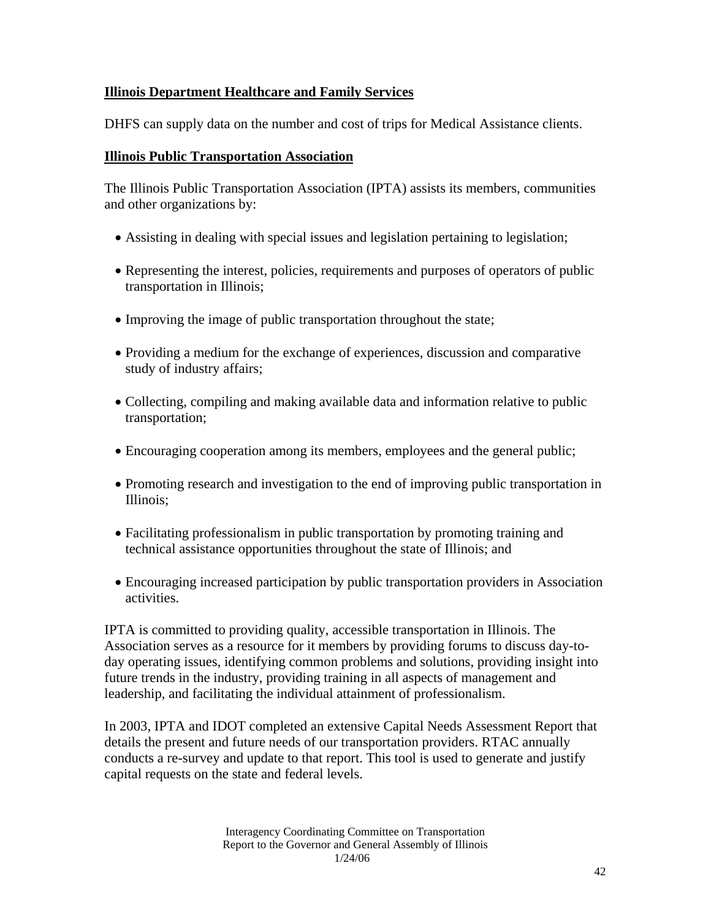**Illinois Department Healthcare and Family Services**

DHFS can supply data on the number and cost of trips for Medical Assistance clients.

**Illinois Public Transportation Association**

The Illinois Public Transportation Association (IPTA) assists its members, communities and other organizations by:

- Assisting in dealing with special issues and legislation pertaining to legislation;
- Representing the interest, policies, requirements and purposes of operators of public transportation in Illinois;
- Improving the image of public transportation throughout the state;
- Providing a medium for the exchange of experiences, discussion and comparative study of industry affairs;
- Collecting, compiling and making available data and information relative to public transportation;
- Encouraging cooperation among its members, employees and the general public;
- Promoting research and investigation to the end of improving public transportation in Illinois;
- Facilitating professionalism in public transportation by promoting training and technical assistance opportunities throughout the state of Illinois; and
- Encouraging increased participation by public transportation providers in Association activities.

IPTA is committed to providing quality, accessible transportation in Illinois. The Association serves as a resource for it members by providing forums to discuss day-to-day operating issues, identifying common problems and solutions, providing insight into future trends in the industry, providing training in all aspects of management and leadership, and facilitating the individual attainment of professionalism.

In 2003, IPTA and IDOT completed an extensive Capital Needs Assessment Report that details the present and future needs of our transportation providers. RTAC annually conducts a re-survey and update to that report. This tool is used to generate and justify capital requests on the state and federal levels.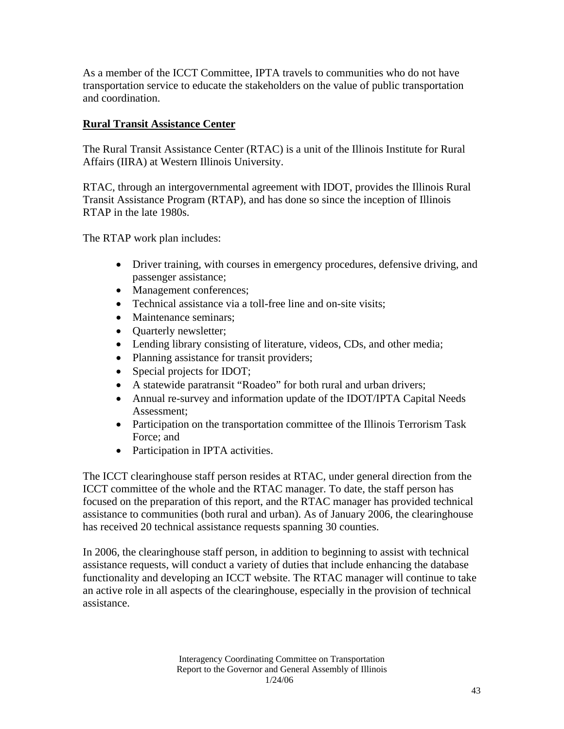As a member of the ICCT Committee, IPTA travels to communities who do not have transportation service to educate the stakeholders on the value of public transportation and coordination.

## Rural Transit Assistance Center

The Rural Transit Assistance Center (RTAC) is a unit of the Illinois Institute for Rural Affairs (IIRA) at Western Illinois University.

RTAC, through an intergovernmental agreement with IDOT, provides the Illinois Rural Transit Assistance Program (RTAP), and has done so since the inception of Illinois RTAP in the late 1980s.

The RTAP work plan includes:

- Driver training, with courses in emergency procedures, defensive driving, and passenger assistance;
- Management conferences;
- Technical assistance via a toll-free line and on-site visits;
- Maintenance seminars;
- Quarterly newsletter;
- Lending library consisting of literature, videos, CDs, and other media;
- Planning assistance for transit providers;
- Special projects for IDOT;
- A statewide paratransit "Roadeo" for both rural and urban drivers;
- Annual re-survey and information update of the IDOT/IPTA Capital Needs Assessment;
- Participation on the transportation committee of the Illinois Terrorism Task Force; and
- Participation in IPTA activities.

The ICCT clearinghouse staff person resides at RTAC, under general direction from the ICCT committee of the whole and the RTAC manager. To date, the staff person has focused on the preparation of this report, and the RTAC manager has provided technical assistance to communities (both rural and urban). As of January 2006, the clearinghouse has received 20 technical assistance requests spanning 30 counties.

In 2006, the clearinghouse staff person, in addition to beginning to assist with technical assistance requests, will conduct a variety of duties that include enhancing the database functionality and developing an ICCT website. The RTAC manager will continue to take an active role in all aspects of the clearinghouse, especially in the provision of technical assistance.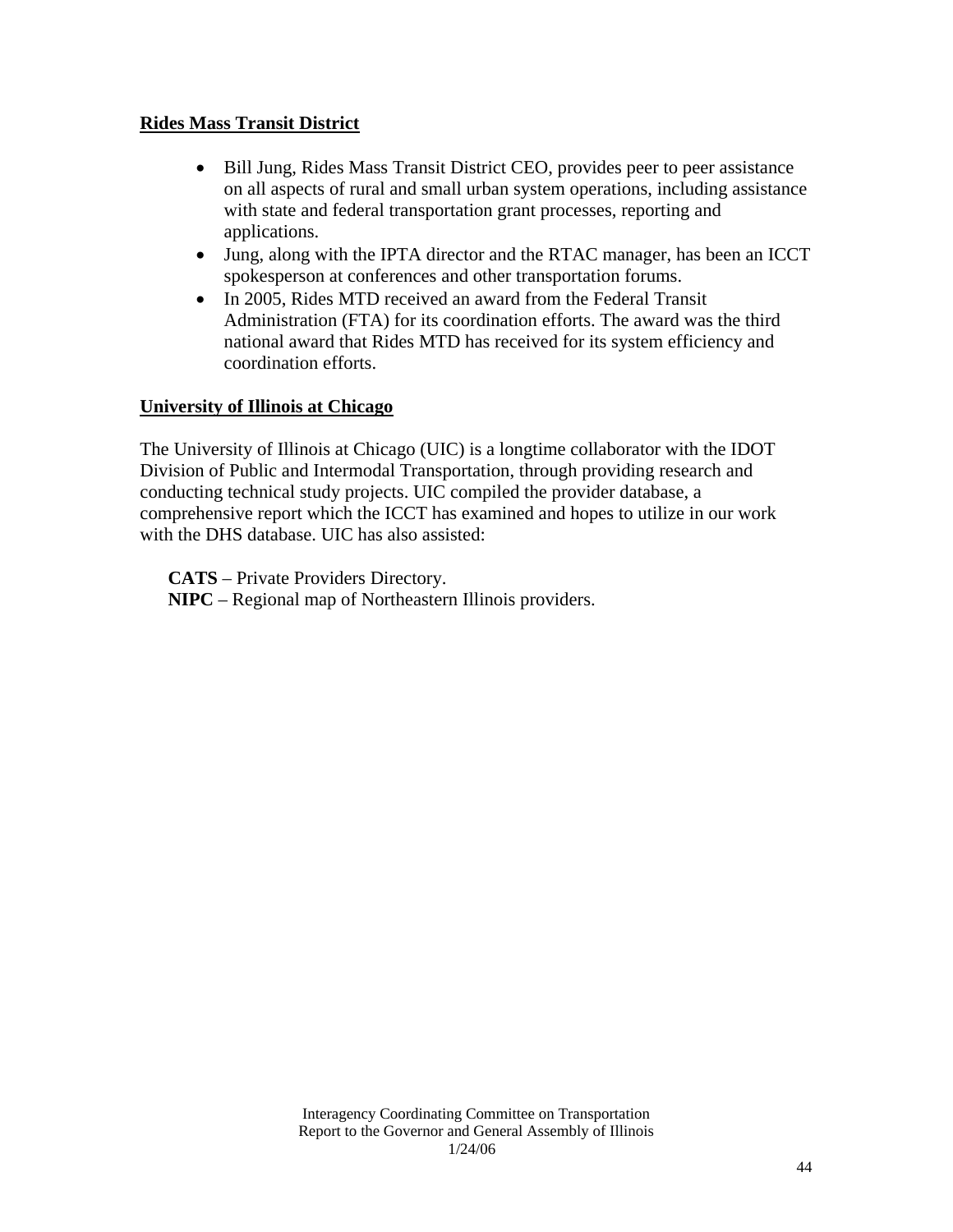**Rides Mass Transit District**

- Bill Jung, Rides Mass Transit District CEO, provides peer to peer assistance on all aspects of rural and small urban system operations, including assistance with state and federal transportation grant processes, reporting and applications.
- Jung, along with the IPTA director and the RTAC manager, has been an ICCT spokesperson at conferences and other transportation forums.
- In 2005, Rides MTD received an award from the Federal Transit Administration (FTA) for its coordination efforts. The award was the third national award that Rides MTD has received for its system efficiency and coordination efforts.

**University of Illinois at Chicago**

The University of Illinois at Chicago (UIC) is a longtime collaborator with the IDOT Division of Public and Intermodal Transportation, through providing research and conducting technical study projects. UIC compiled the provider database, a comprehensive report which the ICCT has examined and hopes to utilize in our work with the DHS database. UIC has also assisted:

**CATS** – Private Providers Directory.
**NIPC** – Regional map of Northeastern Illinois providers.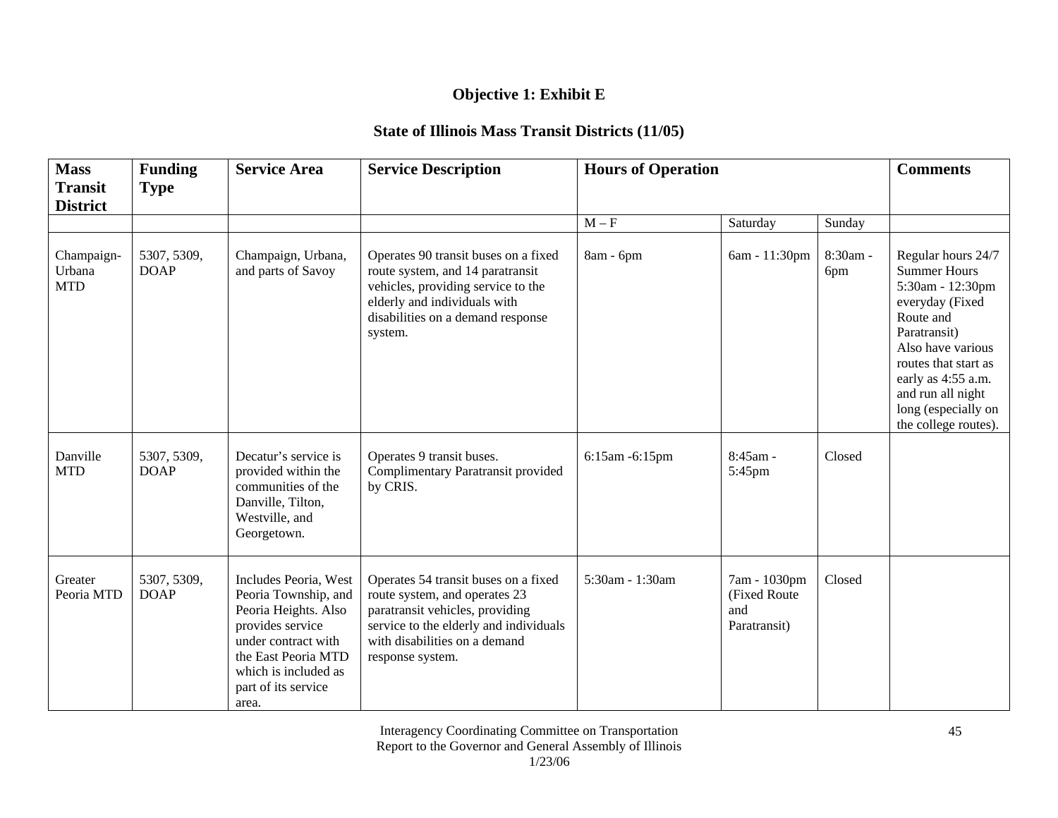## Objective 1: Exhibit E

### State of Illinois Mass Transit Districts (11/05)

| Mass Transit District | Funding Type | Service Area | Service Description | Hours of Operation | | | Comments |
|---|---|---|---|---|---|---|---|
| | | | | M – F | Saturday | Sunday | |
| Champaign-Urbana MTD | 5307, 5309, DOAP | Champaign, Urbana, and parts of Savoy | Operates 90 transit buses on a fixed route system, and 14 paratransit vehicles, providing service to the elderly and individuals with disabilities on a demand response system. | 8am - 6pm | 6am - 11:30pm | 8:30am - 6pm | Regular hours 24/7 Summer Hours 5:30am - 12:30pm everyday (Fixed Route and Paratransit) Also have various routes that start as early as 4:55 a.m. and run all night long (especially on the college routes). |
| Danville MTD | 5307, 5309, DOAP | Decatur's service is provided within the communities of the Danville, Tilton, Westville, and Georgetown. | Operates 9 transit buses. Complimentary Paratransit provided by CRIS. | 6:15am -6:15pm | 8:45am - 5:45pm | Closed | |
| Greater Peoria MTD | 5307, 5309, DOAP | Includes Peoria, West Peoria Township, and Peoria Heights. Also provides service under contract with the East Peoria MTD which is included as part of its service area. | Operates 54 transit buses on a fixed route system, and operates 23 paratransit vehicles, providing service to the elderly and individuals with disabilities on a demand response system. | 5:30am - 1:30am | 7am - 1030pm (Fixed Route and Paratransit) | Closed | |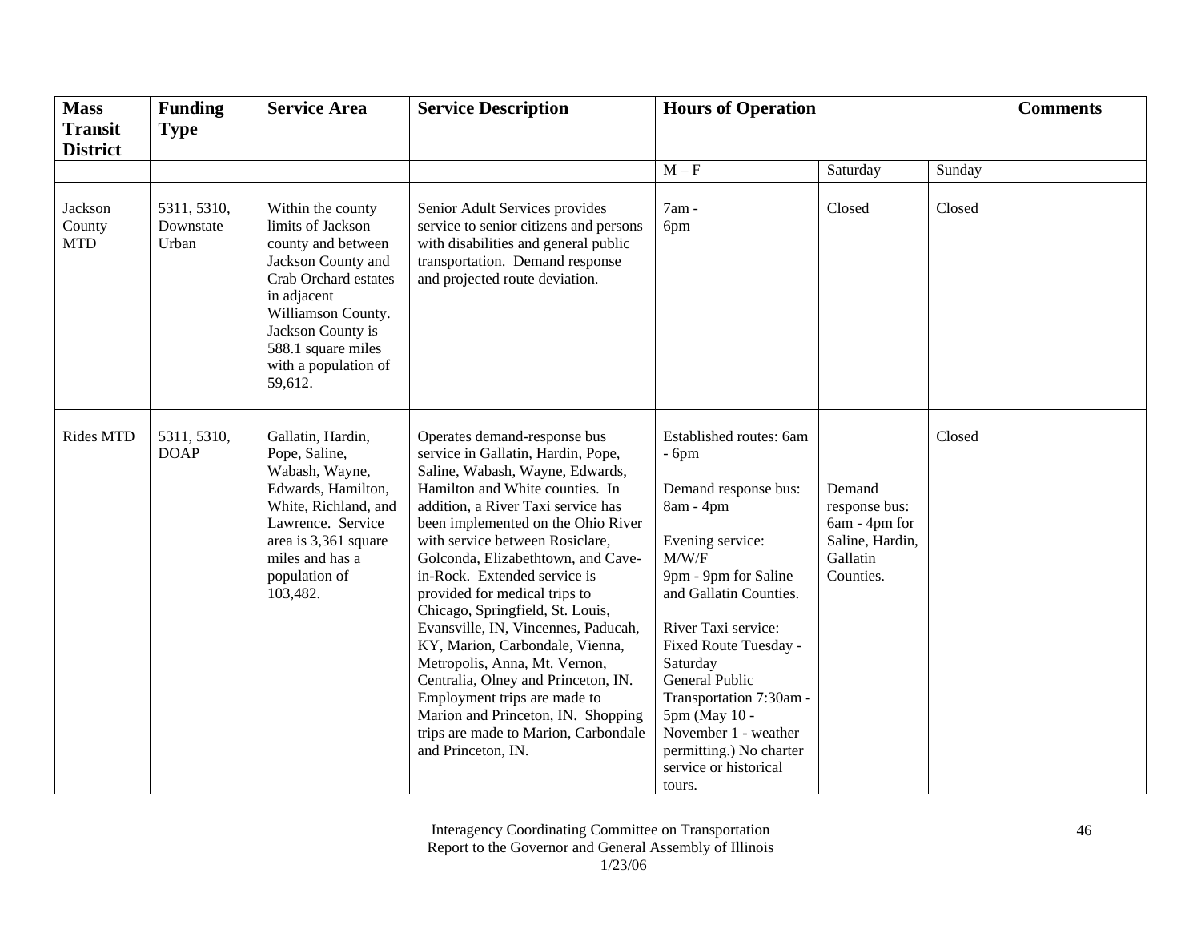| Mass Transit District | Funding Type | Service Area | Service Description | Hours of Operation | | | Comments |
|---|---|---|---|---|---|---|---|
| | | | | M – F | Saturday | Sunday | |
| Jackson County MTD | 5311, 5310, Downstate Urban | Within the county limits of Jackson county and between Jackson County and Crab Orchard estates in adjacent Williamson County. Jackson County is 588.1 square miles with a population of 59,612. | Senior Adult Services provides service to senior citizens and persons with disabilities and general public transportation. Demand response and projected route deviation. | 7am - 6pm | Closed | Closed | |
| Rides MTD | 5311, 5310, DOAP | Gallatin, Hardin, Pope, Saline, Wabash, Wayne, Edwards, Hamilton, White, Richland, and Lawrence. Service area is 3,361 square miles and has a population of 103,482. | Operates demand-response bus service in Gallatin, Hardin, Pope, Saline, Wabash, Wayne, Edwards, Hamilton and White counties. In addition, a River Taxi service has been implemented on the Ohio River with service between Rosiclare, Golconda, Elizabethtown, and Cave-in-Rock. Extended service is provided for medical trips to Chicago, Springfield, St. Louis, Evansville, IN, Vincennes, Paducah, KY, Marion, Carbondale, Vienna, Metropolis, Anna, Mt. Vernon, Centralia, Olney and Princeton, IN. Employment trips are made to Marion and Princeton, IN. Shopping trips are made to Marion, Carbondale and Princeton, IN. | Established routes: 6am - 6pm<br><br>Demand response bus: 8am - 4pm<br><br>Evening service: M/W/F 9pm - 9pm for Saline and Gallatin Counties.<br><br>River Taxi service: Fixed Route Tuesday - Saturday General Public Transportation 7:30am - 5pm (May 10 - November 1 - weather permitting.) No charter service or historical tours. | Demand response bus: 6am - 4pm for Saline, Hardin, Gallatin Counties. | Closed | |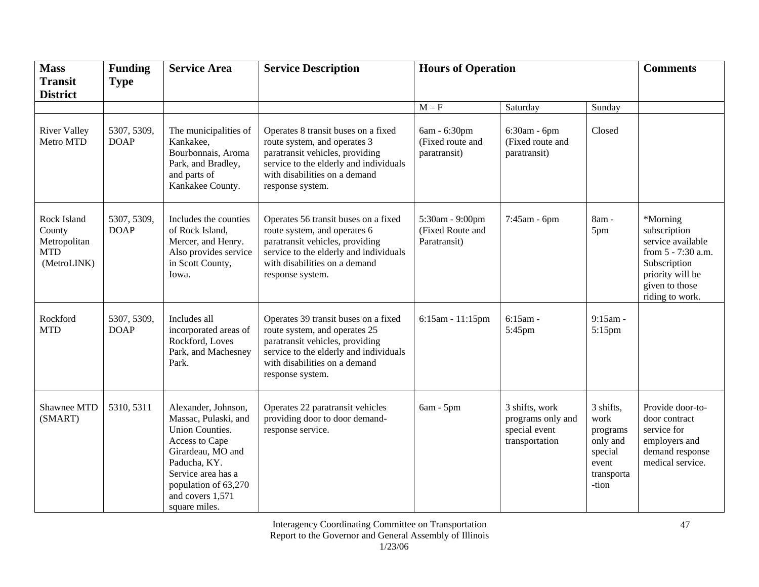| Mass Transit District | Funding Type | Service Area | Service Description | Hours of Operation | | | Comments |
|---|---|---|---|---|---|---|---|
| | | | | M – F | Saturday | Sunday | |
| River Valley Metro MTD | 5307, 5309, DOAP | The municipalities of Kankakee, Bourbonnais, Aroma Park, and Bradley, and parts of Kankakee County. | Operates 8 transit buses on a fixed route system, and operates 3 paratransit vehicles, providing service to the elderly and individuals with disabilities on a demand response system. | 6am - 6:30pm (Fixed route and paratransit) | 6:30am - 6pm (Fixed route and paratransit) | Closed | |
| Rock Island County Metropolitan MTD (MetroLINK) | 5307, 5309, DOAP | Includes the counties of Rock Island, Mercer, and Henry. Also provides service in Scott County, Iowa. | Operates 56 transit buses on a fixed route system, and operates 6 paratransit vehicles, providing service to the elderly and individuals with disabilities on a demand response system. | 5:30am - 9:00pm (Fixed Route and Paratransit) | 7:45am - 6pm | 8am - 5pm | *Morning subscription service available from 5 - 7:30 a.m. Subscription priority will be given to those riding to work. |
| Rockford MTD | 5307, 5309, DOAP | Includes all incorporated areas of Rockford, Loves Park, and Machesney Park. | Operates 39 transit buses on a fixed route system, and operates 25 paratransit vehicles, providing service to the elderly and individuals with disabilities on a demand response system. | 6:15am - 11:15pm | 6:15am - 5:45pm | 9:15am - 5:15pm | |
| Shawnee MTD (SMART) | 5310, 5311 | Alexander, Johnson, Massac, Pulaski, and Union Counties. Access to Cape Girardeau, MO and Paducha, KY. Service area has a population of 63,270 and covers 1,571 square miles. | Operates 22 paratransit vehicles providing door to door demand-response service. | 6am - 5pm | 3 shifts, work programs only and special event transportation | 3 shifts, work programs only and special event transportation | Provide door-to-door contract service for employers and demand response medical service. |

Interagency Coordinating Committee on Transportation
Report to the Governor and General Assembly of Illinois
1/23/06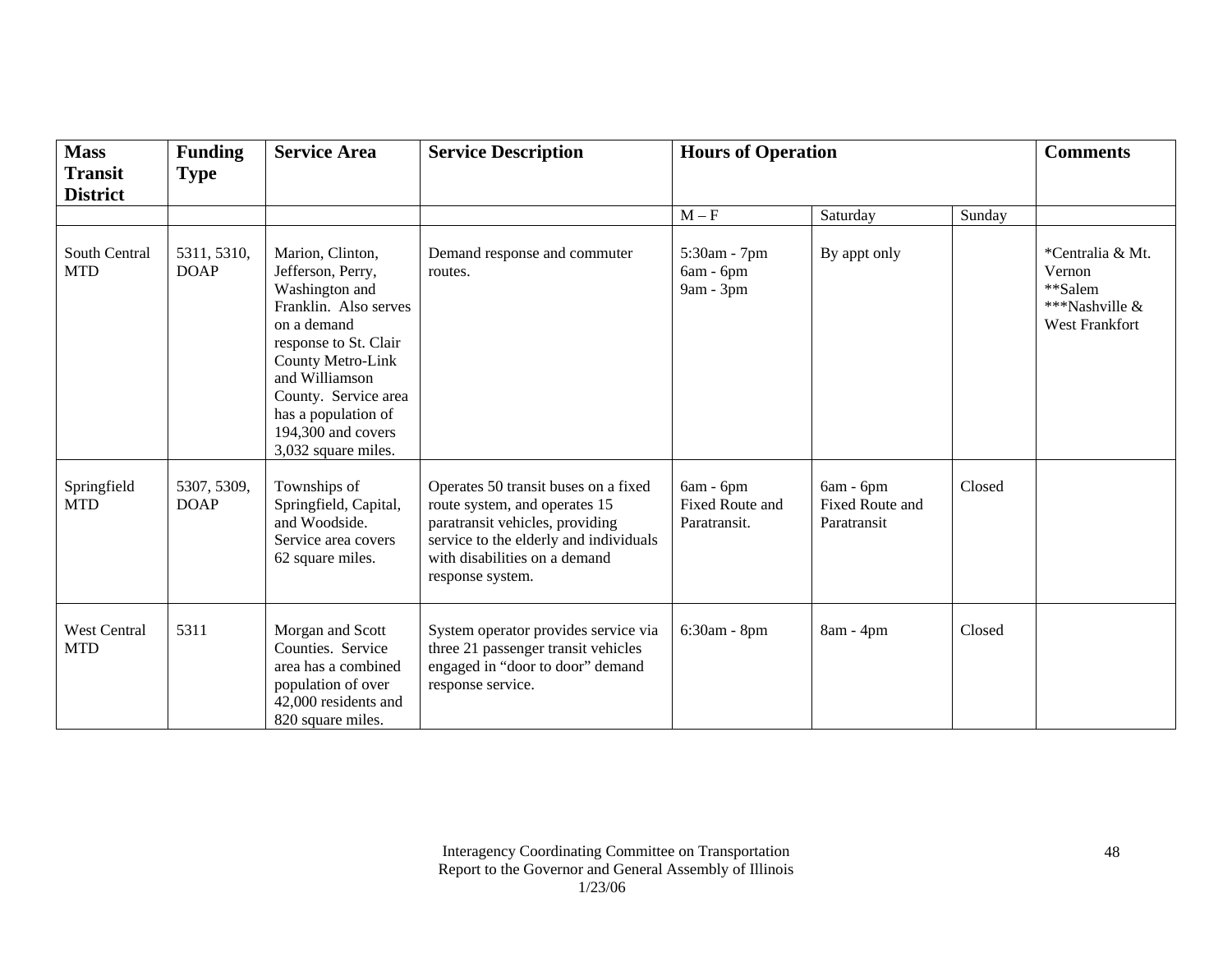| Mass Transit District | Funding Type | Service Area | Service Description | Hours of Operation | | | Comments |
|---|---|---|---|---|---|---|---|
| | | | | M – F | Saturday | Sunday | |
| South Central MTD | 5311, 5310, DOAP | Marion, Clinton, Jefferson, Perry, Washington and Franklin. Also serves on a demand response to St. Clair County Metro-Link and Williamson County. Service area has a population of 194,300 and covers 3,032 square miles. | Demand response and commuter routes. | 5:30am - 7pm<br>6am - 6pm<br>9am - 3pm | By appt only | | *Centralia & Mt. Vernon<br>**Salem<br>***Nashville & West Frankfort |
| Springfield MTD | 5307, 5309, DOAP | Townships of Springfield, Capital, and Woodside. Service area covers 62 square miles. | Operates 50 transit buses on a fixed route system, and operates 15 paratransit vehicles, providing service to the elderly and individuals with disabilities on a demand response system. | 6am - 6pm Fixed Route and Paratransit. | 6am - 6pm Fixed Route and Paratransit | Closed | |
| West Central MTD | 5311 | Morgan and Scott Counties. Service area has a combined population of over 42,000 residents and 820 square miles. | System operator provides service via three 21 passenger transit vehicles engaged in "door to door" demand response service. | 6:30am - 8pm | 8am - 4pm | Closed | |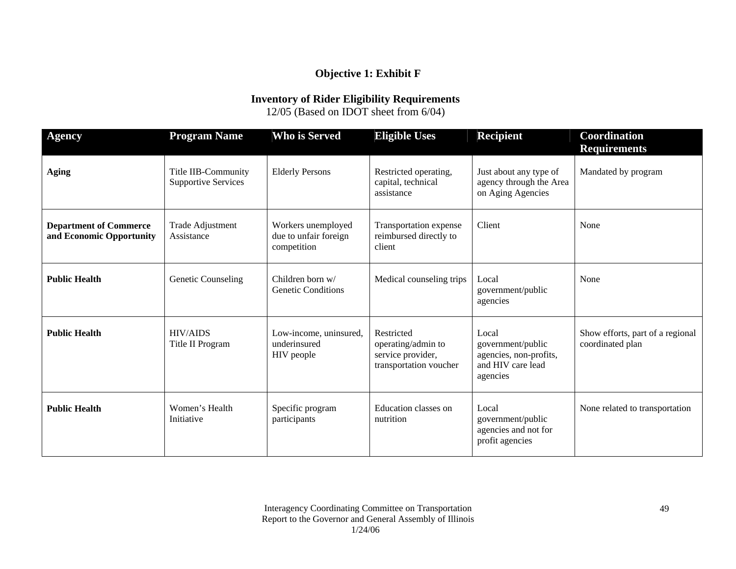## Objective 1: Exhibit F

### Inventory of Rider Eligibility Requirements

12/05 (Based on IDOT sheet from 6/04)

| Agency | Program Name | Who is Served | Eligible Uses | Recipient | Coordination Requirements |
|---|---|---|---|---|---|
| **Aging** | Title IIB-Community Supportive Services | Elderly Persons | Restricted operating, capital, technical assistance | Just about any type of agency through the Area on Aging Agencies | Mandated by program |
| **Department of Commerce and Economic Opportunity** | Trade Adjustment Assistance | Workers unemployed due to unfair foreign competition | Transportation expense reimbursed directly to client | Client | None |
| **Public Health** | Genetic Counseling | Children born w/ Genetic Conditions | Medical counseling trips | Local government/public agencies | None |
| **Public Health** | HIV/AIDS Title II Program | Low-income, uninsured, underinsured HIV people | Restricted operating/admin to service provider, transportation voucher | Local government/public agencies, non-profits, and HIV care lead agencies | Show efforts, part of a regional coordinated plan |
| **Public Health** | Women's Health Initiative | Specific program participants | Education classes on nutrition | Local government/public agencies and not for profit agencies | None related to transportation |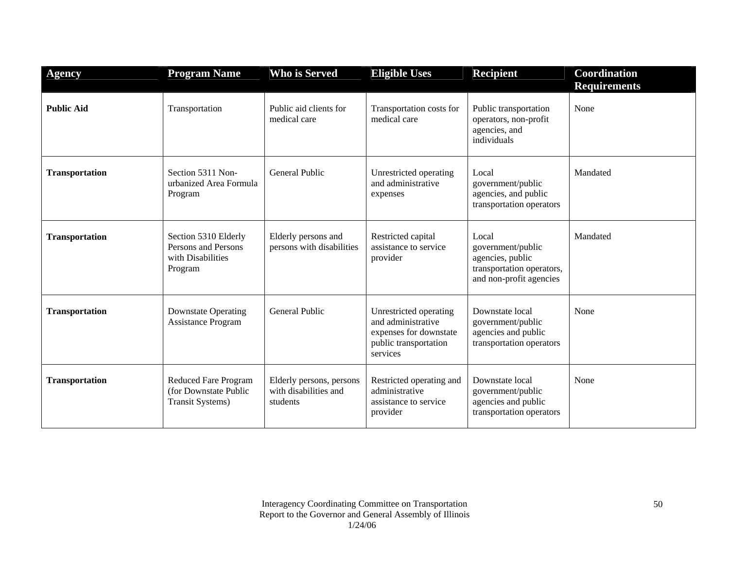| Agency | Program Name | Who is Served | Eligible Uses | Recipient | Coordination Requirements |
|---|---|---|---|---|---|
| **Public Aid** | Transportation | Public aid clients for medical care | Transportation costs for medical care | Public transportation operators, non-profit agencies, and individuals | None |
| **Transportation** | Section 5311 Non-urbanized Area Formula Program | General Public | Unrestricted operating and administrative expenses | Local government/public agencies, and public transportation operators | Mandated |
| **Transportation** | Section 5310 Elderly Persons and Persons with Disabilities Program | Elderly persons and persons with disabilities | Restricted capital assistance to service provider | Local government/public agencies, public transportation operators, and non-profit agencies | Mandated |
| **Transportation** | Downstate Operating Assistance Program | General Public | Unrestricted operating and administrative expenses for downstate public transportation services | Downstate local government/public agencies and public transportation operators | None |
| **Transportation** | Reduced Fare Program (for Downstate Public Transit Systems) | Elderly persons, persons with disabilities and students | Restricted operating and administrative assistance to service provider | Downstate local government/public agencies and public transportation operators | None |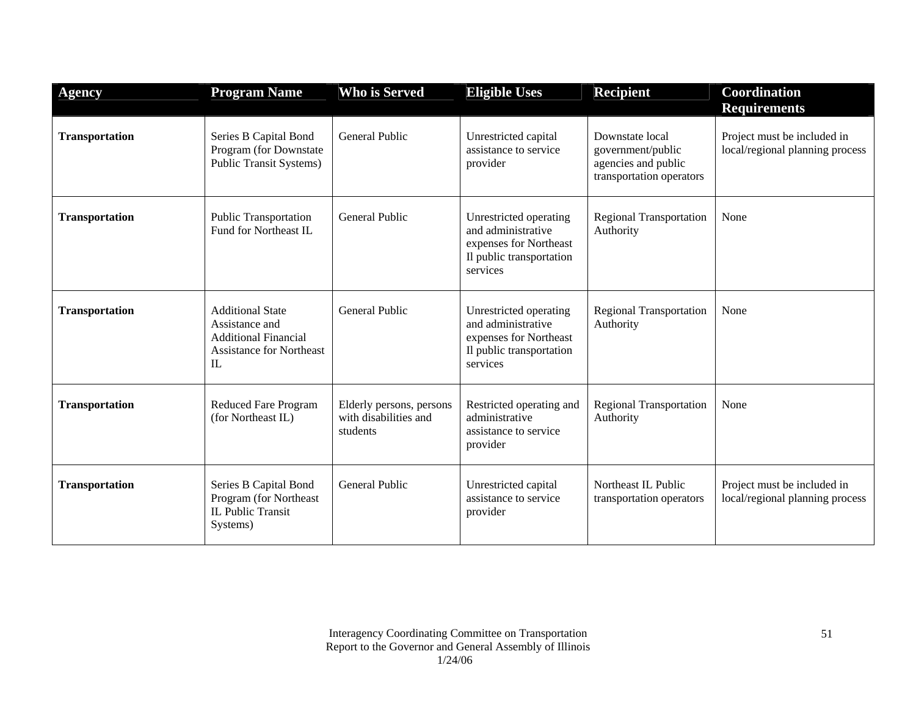| Agency | Program Name | Who is Served | Eligible Uses | Recipient | Coordination Requirements |
|---|---|---|---|---|---|
| **Transportation** | Series B Capital Bond Program (for Downstate Public Transit Systems) | General Public | Unrestricted capital assistance to service provider | Downstate local government/public agencies and public transportation operators | Project must be included in local/regional planning process |
| **Transportation** | Public Transportation Fund for Northeast IL | General Public | Unrestricted operating and administrative expenses for Northeast Il public transportation services | Regional Transportation Authority | None |
| **Transportation** | Additional State Assistance and Additional Financial Assistance for Northeast IL | General Public | Unrestricted operating and administrative expenses for Northeast Il public transportation services | Regional Transportation Authority | None |
| **Transportation** | Reduced Fare Program (for Northeast IL) | Elderly persons, persons with disabilities and students | Restricted operating and administrative assistance to service provider | Regional Transportation Authority | None |
| **Transportation** | Series B Capital Bond Program (for Northeast IL Public Transit Systems) | General Public | Unrestricted capital assistance to service provider | Northeast IL Public transportation operators | Project must be included in local/regional planning process |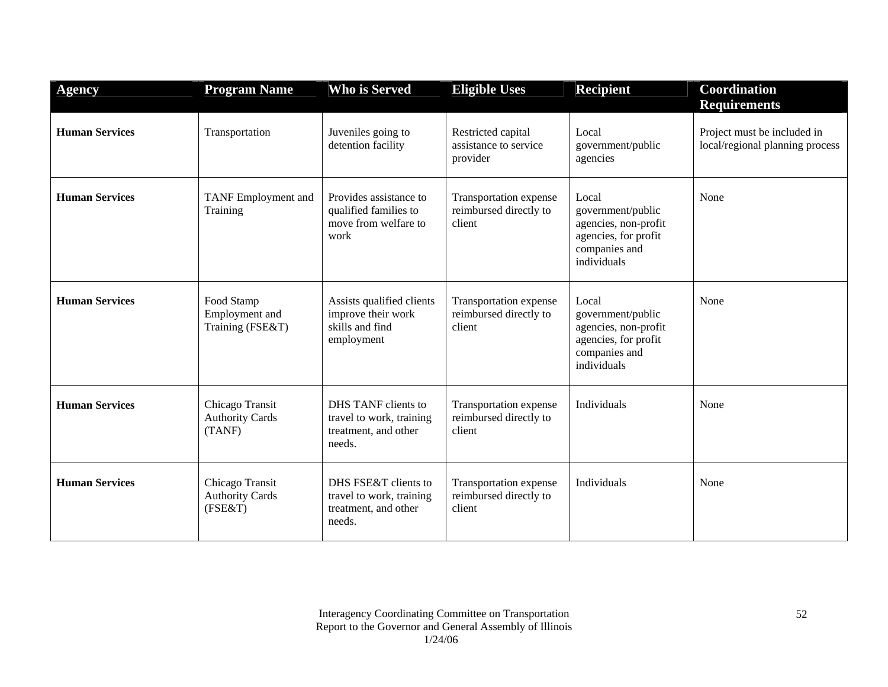| Agency | Program Name | Who is Served | Eligible Uses | Recipient | Coordination Requirements |
|---|---|---|---|---|---|
| **Human Services** | Transportation | Juveniles going to detention facility | Restricted capital assistance to service provider | Local government/public agencies | Project must be included in local/regional planning process |
| **Human Services** | TANF Employment and Training | Provides assistance to qualified families to move from welfare to work | Transportation expense reimbursed directly to client | Local government/public agencies, non-profit agencies, for profit companies and individuals | None |
| **Human Services** | Food Stamp Employment and Training (FSE&T) | Assists qualified clients improve their work skills and find employment | Transportation expense reimbursed directly to client | Local government/public agencies, non-profit agencies, for profit companies and individuals | None |
| **Human Services** | Chicago Transit Authority Cards (TANF) | DHS TANF clients to travel to work, training treatment, and other needs. | Transportation expense reimbursed directly to client | Individuals | None |
| **Human Services** | Chicago Transit Authority Cards (FSE&T) | DHS FSE&T clients to travel to work, training treatment, and other needs. | Transportation expense reimbursed directly to client | Individuals | None |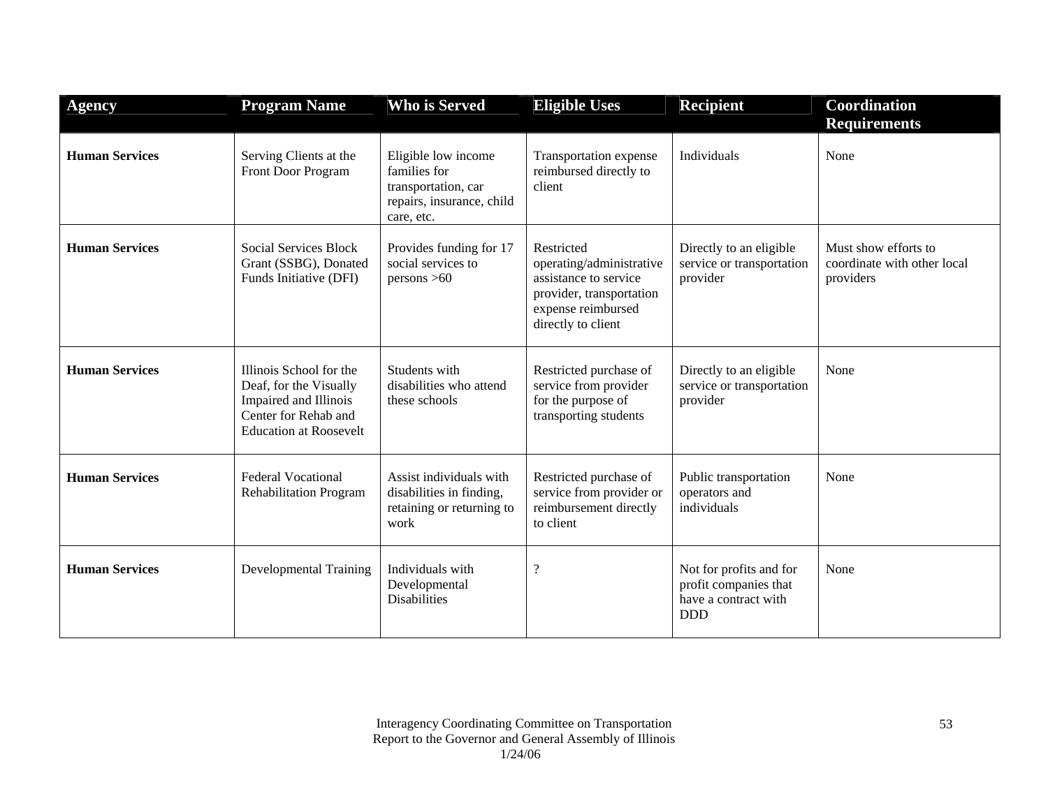| Agency | Program Name | Who is Served | Eligible Uses | Recipient | Coordination Requirements |
|---|---|---|---|---|---|
| **Human Services** | Serving Clients at the Front Door Program | Eligible low income families for transportation, car repairs, insurance, child care, etc. | Transportation expense reimbursed directly to client | Individuals | None |
| **Human Services** | Social Services Block Grant (SSBG), Donated Funds Initiative (DFI) | Provides funding for 17 social services to persons >60 | Restricted operating/administrative assistance to service provider, transportation expense reimbursed directly to client | Directly to an eligible service or transportation provider | Must show efforts to coordinate with other local providers |
| **Human Services** | Illinois School for the Deaf, for the Visually Impaired and Illinois Center for Rehab and Education at Roosevelt | Students with disabilities who attend these schools | Restricted purchase of service from provider for the purpose of transporting students | Directly to an eligible service or transportation provider | None |
| **Human Services** | Federal Vocational Rehabilitation Program | Assist individuals with disabilities in finding, retaining or returning to work | Restricted purchase of service from provider or reimbursement directly to client | Public transportation operators and individuals | None |
| **Human Services** | Developmental Training | Individuals with Developmental Disabilities | ? | Not for profits and for profit companies that have a contract with DDD | None |

Interagency Coordinating Committee on Transportation
Report to the Governor and General Assembly of Illinois
1/24/06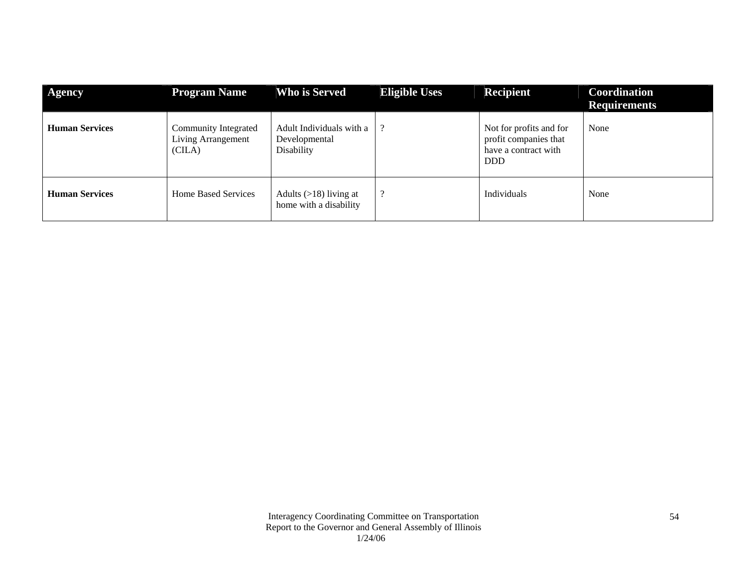| Agency | Program Name | Who is Served | Eligible Uses | Recipient | Coordination Requirements |
|---|---|---|---|---|---|
| **Human Services** | Community Integrated Living Arrangement (CILA) | Adult Individuals with a Developmental Disability | ? | Not for profits and for profit companies that have a contract with DDD | None |
| **Human Services** | Home Based Services | Adults (>18) living at home with a disability | ? | Individuals | None |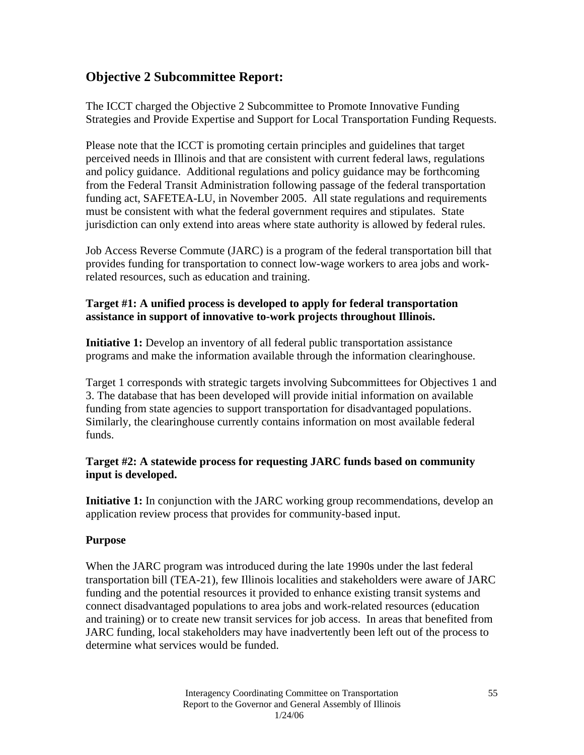## Objective 2 Subcommittee Report:

The ICCT charged the Objective 2 Subcommittee to Promote Innovative Funding Strategies and Provide Expertise and Support for Local Transportation Funding Requests.

Please note that the ICCT is promoting certain principles and guidelines that target perceived needs in Illinois and that are consistent with current federal laws, regulations and policy guidance. Additional regulations and policy guidance may be forthcoming from the Federal Transit Administration following passage of the federal transportation funding act, SAFETEA-LU, in November 2005. All state regulations and requirements must be consistent with what the federal government requires and stipulates. State jurisdiction can only extend into areas where state authority is allowed by federal rules.

Job Access Reverse Commute (JARC) is a program of the federal transportation bill that provides funding for transportation to connect low-wage workers to area jobs and work-related resources, such as education and training.

**Target #1: A unified process is developed to apply for federal transportation assistance in support of innovative to-work projects throughout Illinois.**

**Initiative 1:** Develop an inventory of all federal public transportation assistance programs and make the information available through the information clearinghouse.

Target 1 corresponds with strategic targets involving Subcommittees for Objectives 1 and 3. The database that has been developed will provide initial information on available funding from state agencies to support transportation for disadvantaged populations. Similarly, the clearinghouse currently contains information on most available federal funds.

**Target #2: A statewide process for requesting JARC funds based on community input is developed.**

**Initiative 1:** In conjunction with the JARC working group recommendations, develop an application review process that provides for community-based input.

**Purpose**

When the JARC program was introduced during the late 1990s under the last federal transportation bill (TEA-21), few Illinois localities and stakeholders were aware of JARC funding and the potential resources it provided to enhance existing transit systems and connect disadvantaged populations to area jobs and work-related resources (education and training) or to create new transit services for job access. In areas that benefited from JARC funding, local stakeholders may have inadvertently been left out of the process to determine what services would be funded.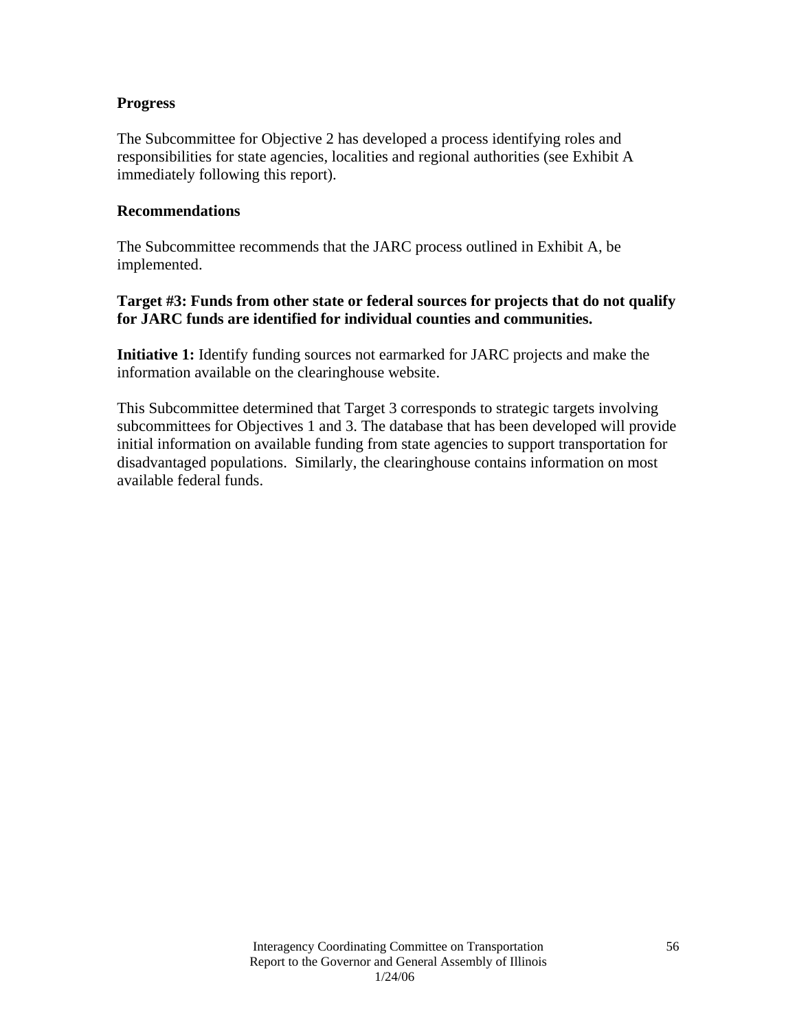**Progress**

The Subcommittee for Objective 2 has developed a process identifying roles and responsibilities for state agencies, localities and regional authorities (see Exhibit A immediately following this report).

**Recommendations**

The Subcommittee recommends that the JARC process outlined in Exhibit A, be implemented.

**Target #3: Funds from other state or federal sources for projects that do not qualify for JARC funds are identified for individual counties and communities.**

**Initiative 1:** Identify funding sources not earmarked for JARC projects and make the information available on the clearinghouse website.

This Subcommittee determined that Target 3 corresponds to strategic targets involving subcommittees for Objectives 1 and 3. The database that has been developed will provide initial information on available funding from state agencies to support transportation for disadvantaged populations. Similarly, the clearinghouse contains information on most available federal funds.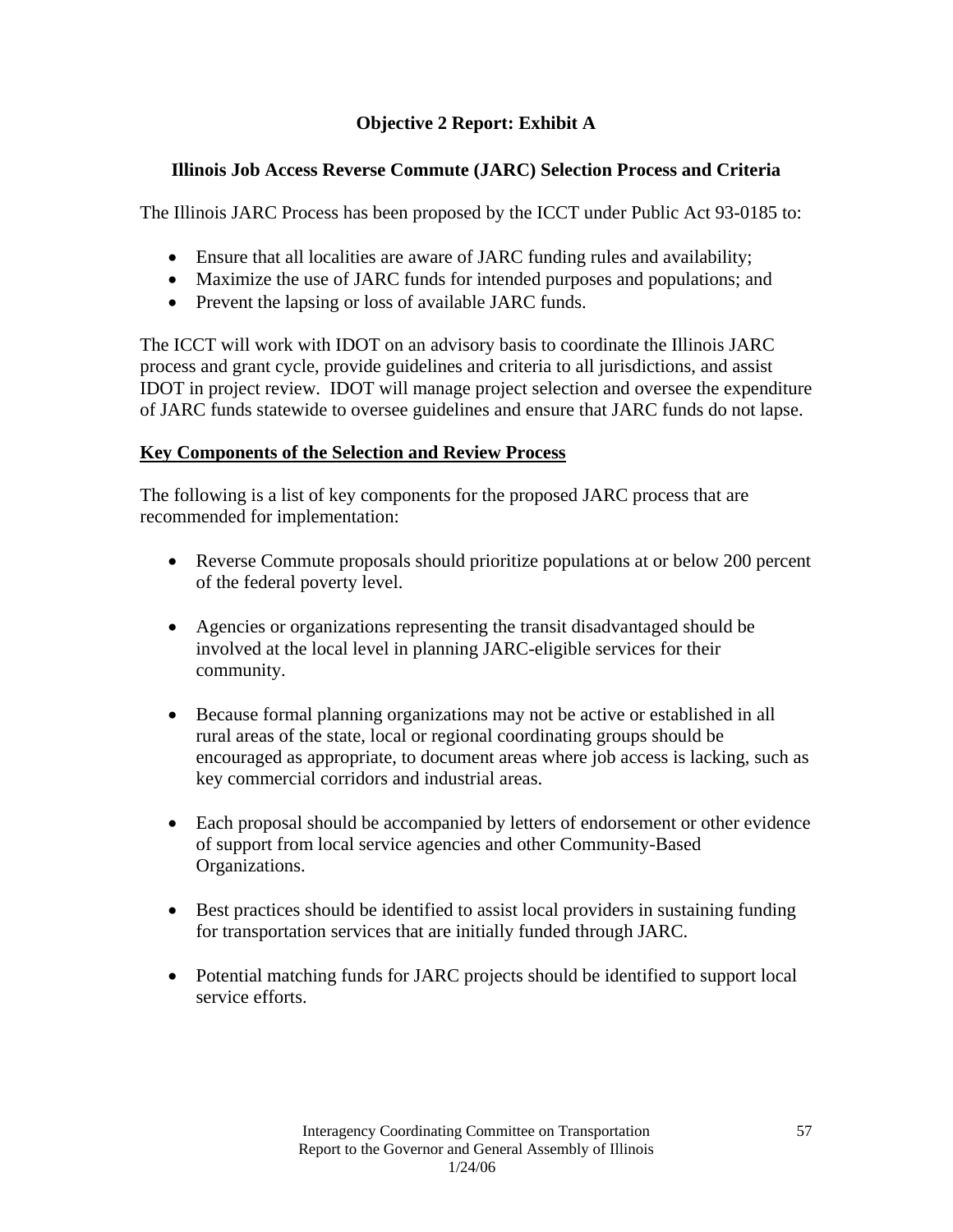**Objective 2 Report: Exhibit A**

**Illinois Job Access Reverse Commute (JARC) Selection Process and Criteria**

The Illinois JARC Process has been proposed by the ICCT under Public Act 93-0185 to:

- Ensure that all localities are aware of JARC funding rules and availability;
- Maximize the use of JARC funds for intended purposes and populations; and
- Prevent the lapsing or loss of available JARC funds.

The ICCT will work with IDOT on an advisory basis to coordinate the Illinois JARC process and grant cycle, provide guidelines and criteria to all jurisdictions, and assist IDOT in project review. IDOT will manage project selection and oversee the expenditure of JARC funds statewide to oversee guidelines and ensure that JARC funds do not lapse.

**Key Components of the Selection and Review Process**

The following is a list of key components for the proposed JARC process that are recommended for implementation:

- Reverse Commute proposals should prioritize populations at or below 200 percent of the federal poverty level.

- Agencies or organizations representing the transit disadvantaged should be involved at the local level in planning JARC-eligible services for their community.

- Because formal planning organizations may not be active or established in all rural areas of the state, local or regional coordinating groups should be encouraged as appropriate, to document areas where job access is lacking, such as key commercial corridors and industrial areas.

- Each proposal should be accompanied by letters of endorsement or other evidence of support from local service agencies and other Community-Based Organizations.

- Best practices should be identified to assist local providers in sustaining funding for transportation services that are initially funded through JARC.

- Potential matching funds for JARC projects should be identified to support local service efforts.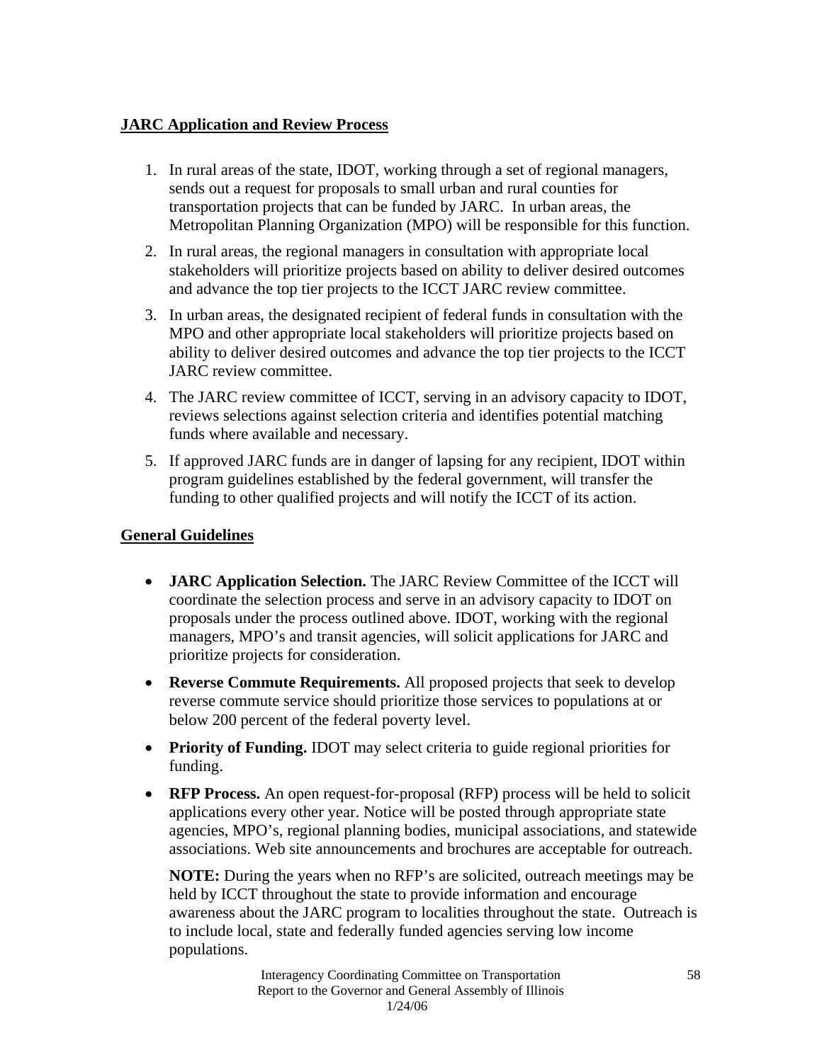## JARC Application and Review Process

1. In rural areas of the state, IDOT, working through a set of regional managers, sends out a request for proposals to small urban and rural counties for transportation projects that can be funded by JARC. In urban areas, the Metropolitan Planning Organization (MPO) will be responsible for this function.
2. In rural areas, the regional managers in consultation with appropriate local stakeholders will prioritize projects based on ability to deliver desired outcomes and advance the top tier projects to the ICCT JARC review committee.
3. In urban areas, the designated recipient of federal funds in consultation with the MPO and other appropriate local stakeholders will prioritize projects based on ability to deliver desired outcomes and advance the top tier projects to the ICCT JARC review committee.
4. The JARC review committee of ICCT, serving in an advisory capacity to IDOT, reviews selections against selection criteria and identifies potential matching funds where available and necessary.
5. If approved JARC funds are in danger of lapsing for any recipient, IDOT within program guidelines established by the federal government, will transfer the funding to other qualified projects and will notify the ICCT of its action.

## General Guidelines

- **JARC Application Selection.** The JARC Review Committee of the ICCT will coordinate the selection process and serve in an advisory capacity to IDOT on proposals under the process outlined above. IDOT, working with the regional managers, MPO's and transit agencies, will solicit applications for JARC and prioritize projects for consideration.
- **Reverse Commute Requirements.** All proposed projects that seek to develop reverse commute service should prioritize those services to populations at or below 200 percent of the federal poverty level.
- **Priority of Funding.** IDOT may select criteria to guide regional priorities for funding.
- **RFP Process.** An open request-for-proposal (RFP) process will be held to solicit applications every other year. Notice will be posted through appropriate state agencies, MPO's, regional planning bodies, municipal associations, and statewide associations. Web site announcements and brochures are acceptable for outreach.

  **NOTE:** During the years when no RFP's are solicited, outreach meetings may be held by ICCT throughout the state to provide information and encourage awareness about the JARC program to localities throughout the state. Outreach is to include local, state and federally funded agencies serving low income populations.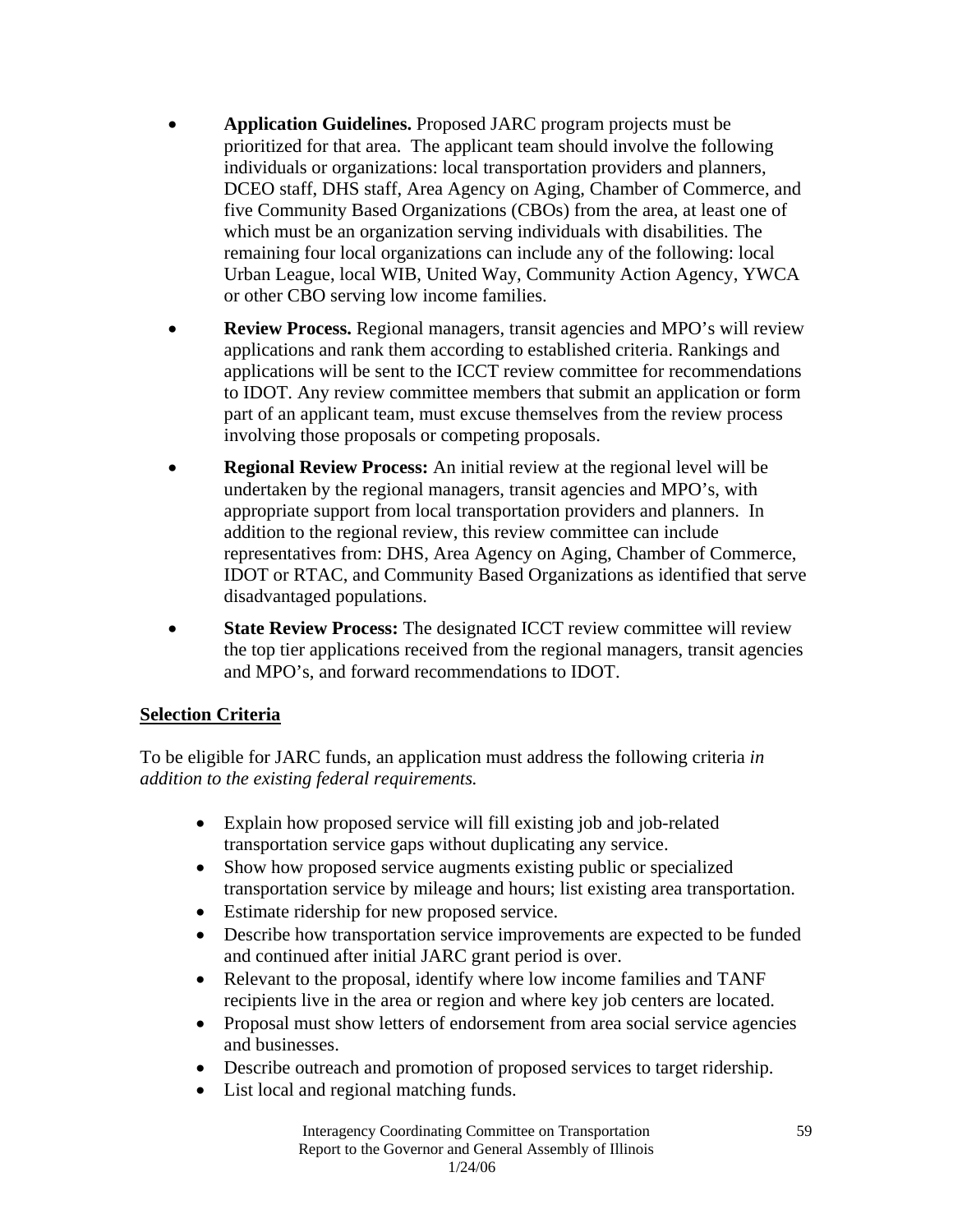- **Application Guidelines.** Proposed JARC program projects must be prioritized for that area. The applicant team should involve the following individuals or organizations: local transportation providers and planners, DCEO staff, DHS staff, Area Agency on Aging, Chamber of Commerce, and five Community Based Organizations (CBOs) from the area, at least one of which must be an organization serving individuals with disabilities. The remaining four local organizations can include any of the following: local Urban League, local WIB, United Way, Community Action Agency, YWCA or other CBO serving low income families.
- **Review Process.** Regional managers, transit agencies and MPO's will review applications and rank them according to established criteria. Rankings and applications will be sent to the ICCT review committee for recommendations to IDOT. Any review committee members that submit an application or form part of an applicant team, must excuse themselves from the review process involving those proposals or competing proposals.
- **Regional Review Process:** An initial review at the regional level will be undertaken by the regional managers, transit agencies and MPO's, with appropriate support from local transportation providers and planners. In addition to the regional review, this review committee can include representatives from: DHS, Area Agency on Aging, Chamber of Commerce, IDOT or RTAC, and Community Based Organizations as identified that serve disadvantaged populations.
- **State Review Process:** The designated ICCT review committee will review the top tier applications received from the regional managers, transit agencies and MPO's, and forward recommendations to IDOT.

## Selection Criteria

To be eligible for JARC funds, an application must address the following criteria *in addition to the existing federal requirements.*

- Explain how proposed service will fill existing job and job-related transportation service gaps without duplicating any service.
- Show how proposed service augments existing public or specialized transportation service by mileage and hours; list existing area transportation.
- Estimate ridership for new proposed service.
- Describe how transportation service improvements are expected to be funded and continued after initial JARC grant period is over.
- Relevant to the proposal, identify where low income families and TANF recipients live in the area or region and where key job centers are located.
- Proposal must show letters of endorsement from area social service agencies and businesses.
- Describe outreach and promotion of proposed services to target ridership.
- List local and regional matching funds.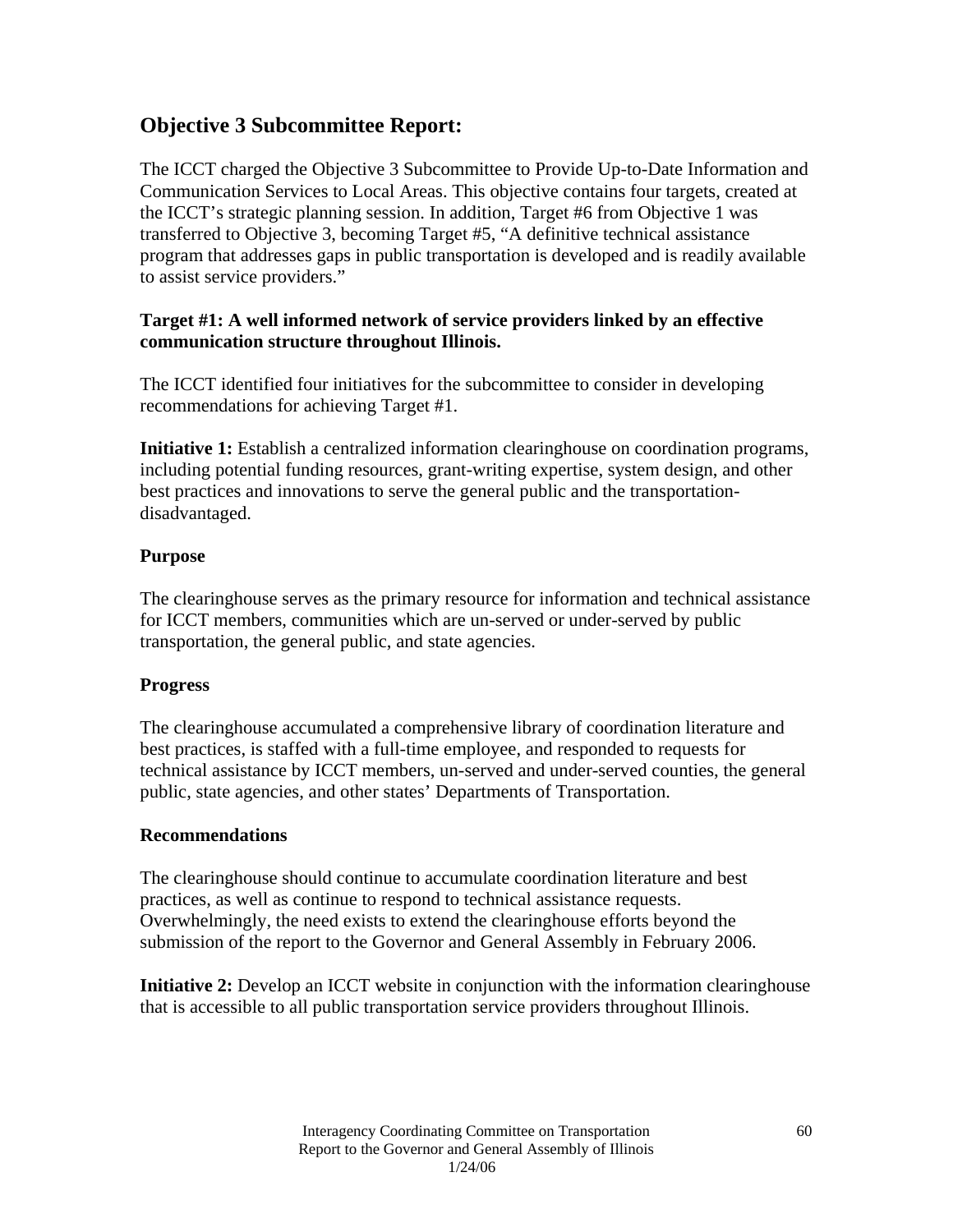## Objective 3 Subcommittee Report:

The ICCT charged the Objective 3 Subcommittee to Provide Up-to-Date Information and Communication Services to Local Areas. This objective contains four targets, created at the ICCT's strategic planning session. In addition, Target #6 from Objective 1 was transferred to Objective 3, becoming Target #5, "A definitive technical assistance program that addresses gaps in public transportation is developed and is readily available to assist service providers."

**Target #1: A well informed network of service providers linked by an effective communication structure throughout Illinois.**

The ICCT identified four initiatives for the subcommittee to consider in developing recommendations for achieving Target #1.

**Initiative 1:** Establish a centralized information clearinghouse on coordination programs, including potential funding resources, grant-writing expertise, system design, and other best practices and innovations to serve the general public and the transportation-disadvantaged.

**Purpose**

The clearinghouse serves as the primary resource for information and technical assistance for ICCT members, communities which are un-served or under-served by public transportation, the general public, and state agencies.

**Progress**

The clearinghouse accumulated a comprehensive library of coordination literature and best practices, is staffed with a full-time employee, and responded to requests for technical assistance by ICCT members, un-served and under-served counties, the general public, state agencies, and other states' Departments of Transportation.

**Recommendations**

The clearinghouse should continue to accumulate coordination literature and best practices, as well as continue to respond to technical assistance requests. Overwhelmingly, the need exists to extend the clearinghouse efforts beyond the submission of the report to the Governor and General Assembly in February 2006.

**Initiative 2:** Develop an ICCT website in conjunction with the information clearinghouse that is accessible to all public transportation service providers throughout Illinois.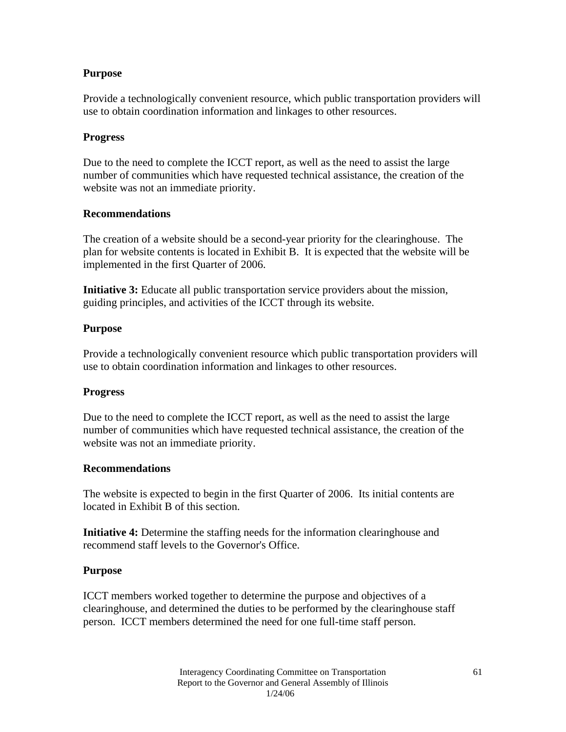**Purpose**

Provide a technologically convenient resource, which public transportation providers will use to obtain coordination information and linkages to other resources.

**Progress**

Due to the need to complete the ICCT report, as well as the need to assist the large number of communities which have requested technical assistance, the creation of the website was not an immediate priority.

**Recommendations**

The creation of a website should be a second-year priority for the clearinghouse. The plan for website contents is located in Exhibit B. It is expected that the website will be implemented in the first Quarter of 2006.

**Initiative 3:** Educate all public transportation service providers about the mission, guiding principles, and activities of the ICCT through its website.

**Purpose**

Provide a technologically convenient resource which public transportation providers will use to obtain coordination information and linkages to other resources.

**Progress**

Due to the need to complete the ICCT report, as well as the need to assist the large number of communities which have requested technical assistance, the creation of the website was not an immediate priority.

**Recommendations**

The website is expected to begin in the first Quarter of 2006. Its initial contents are located in Exhibit B of this section.

**Initiative 4:** Determine the staffing needs for the information clearinghouse and recommend staff levels to the Governor's Office.

**Purpose**

ICCT members worked together to determine the purpose and objectives of a clearinghouse, and determined the duties to be performed by the clearinghouse staff person. ICCT members determined the need for one full-time staff person.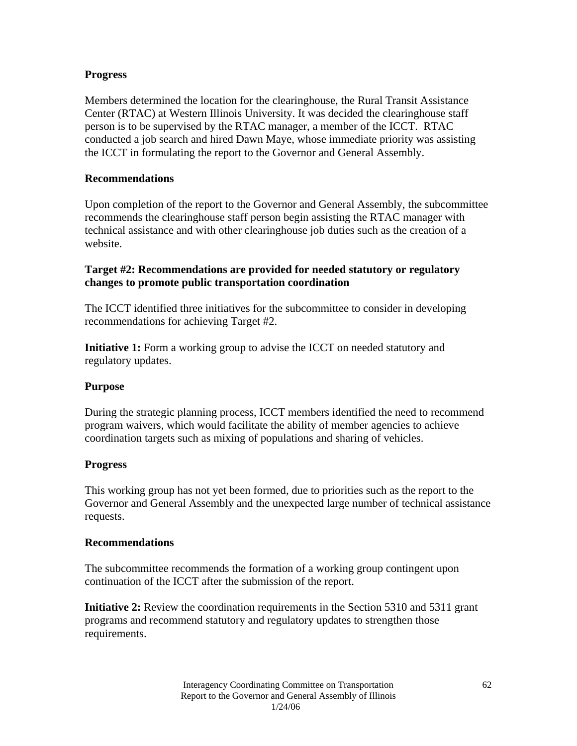**Progress**

Members determined the location for the clearinghouse, the Rural Transit Assistance Center (RTAC) at Western Illinois University. It was decided the clearinghouse staff person is to be supervised by the RTAC manager, a member of the ICCT. RTAC conducted a job search and hired Dawn Maye, whose immediate priority was assisting the ICCT in formulating the report to the Governor and General Assembly.

**Recommendations**

Upon completion of the report to the Governor and General Assembly, the subcommittee recommends the clearinghouse staff person begin assisting the RTAC manager with technical assistance and with other clearinghouse job duties such as the creation of a website.

**Target #2: Recommendations are provided for needed statutory or regulatory changes to promote public transportation coordination**

The ICCT identified three initiatives for the subcommittee to consider in developing recommendations for achieving Target #2.

**Initiative 1:** Form a working group to advise the ICCT on needed statutory and regulatory updates.

**Purpose**

During the strategic planning process, ICCT members identified the need to recommend program waivers, which would facilitate the ability of member agencies to achieve coordination targets such as mixing of populations and sharing of vehicles.

**Progress**

This working group has not yet been formed, due to priorities such as the report to the Governor and General Assembly and the unexpected large number of technical assistance requests.

**Recommendations**

The subcommittee recommends the formation of a working group contingent upon continuation of the ICCT after the submission of the report.

**Initiative 2:** Review the coordination requirements in the Section 5310 and 5311 grant programs and recommend statutory and regulatory updates to strengthen those requirements.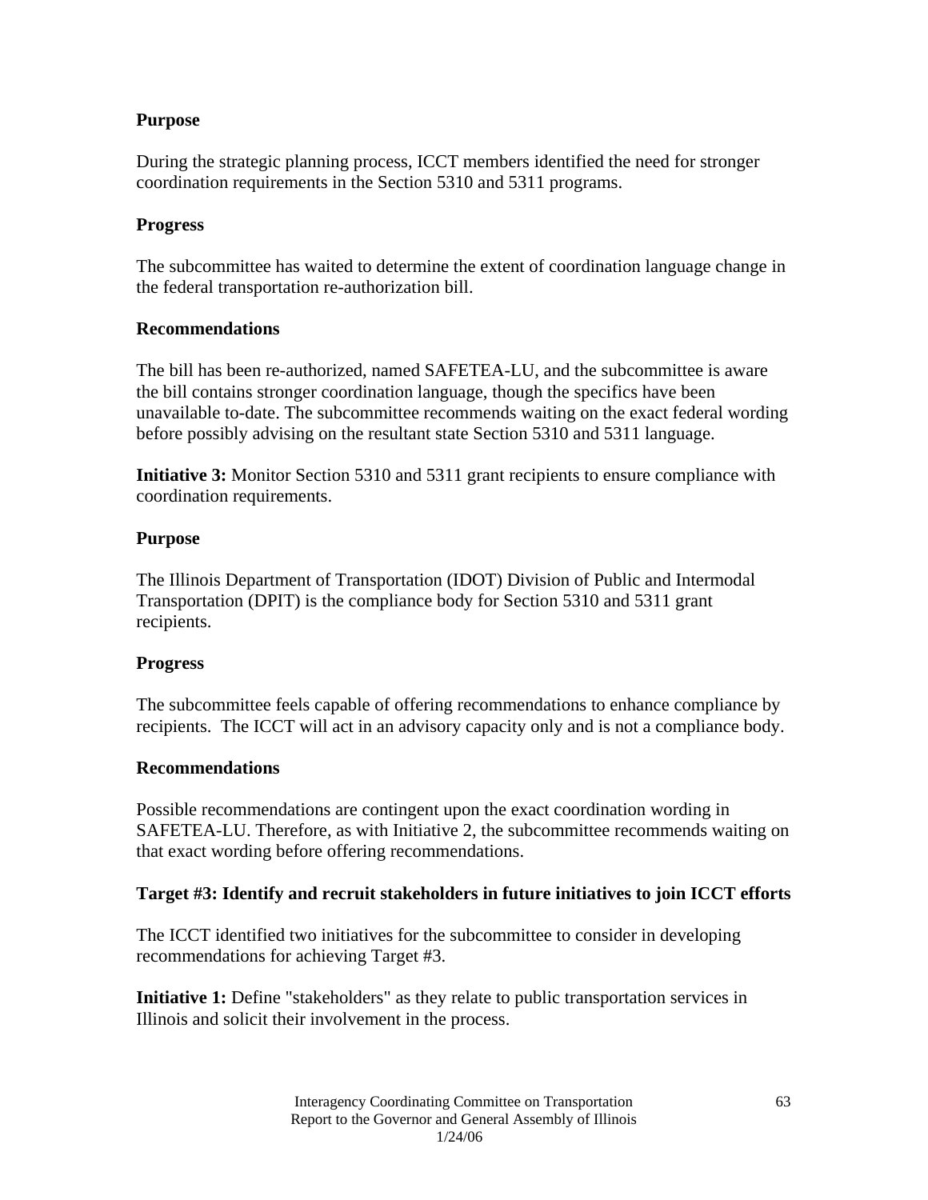**Purpose**

During the strategic planning process, ICCT members identified the need for stronger coordination requirements in the Section 5310 and 5311 programs.

**Progress**

The subcommittee has waited to determine the extent of coordination language change in the federal transportation re-authorization bill.

**Recommendations**

The bill has been re-authorized, named SAFETEA-LU, and the subcommittee is aware the bill contains stronger coordination language, though the specifics have been unavailable to-date. The subcommittee recommends waiting on the exact federal wording before possibly advising on the resultant state Section 5310 and 5311 language.

**Initiative 3:** Monitor Section 5310 and 5311 grant recipients to ensure compliance with coordination requirements.

**Purpose**

The Illinois Department of Transportation (IDOT) Division of Public and Intermodal Transportation (DPIT) is the compliance body for Section 5310 and 5311 grant recipients.

**Progress**

The subcommittee feels capable of offering recommendations to enhance compliance by recipients. The ICCT will act in an advisory capacity only and is not a compliance body.

**Recommendations**

Possible recommendations are contingent upon the exact coordination wording in SAFETEA-LU. Therefore, as with Initiative 2, the subcommittee recommends waiting on that exact wording before offering recommendations.

**Target #3: Identify and recruit stakeholders in future initiatives to join ICCT efforts**

The ICCT identified two initiatives for the subcommittee to consider in developing recommendations for achieving Target #3.

**Initiative 1:** Define "stakeholders" as they relate to public transportation services in Illinois and solicit their involvement in the process.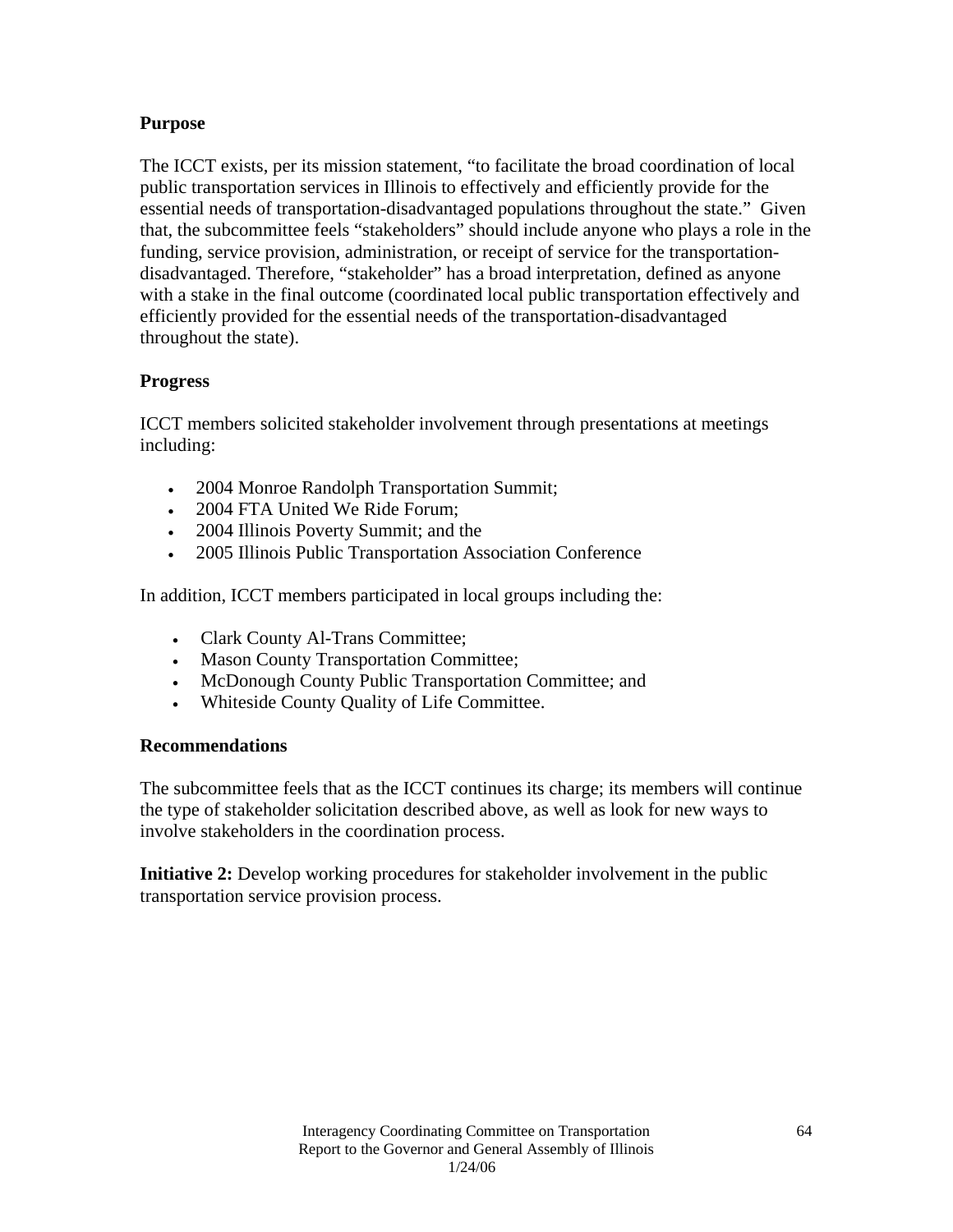**Purpose**

The ICCT exists, per its mission statement, "to facilitate the broad coordination of local public transportation services in Illinois to effectively and efficiently provide for the essential needs of transportation-disadvantaged populations throughout the state." Given that, the subcommittee feels "stakeholders" should include anyone who plays a role in the funding, service provision, administration, or receipt of service for the transportation-disadvantaged. Therefore, "stakeholder" has a broad interpretation, defined as anyone with a stake in the final outcome (coordinated local public transportation effectively and efficiently provided for the essential needs of the transportation-disadvantaged throughout the state).

**Progress**

ICCT members solicited stakeholder involvement through presentations at meetings including:

- 2004 Monroe Randolph Transportation Summit;
- 2004 FTA United We Ride Forum;
- 2004 Illinois Poverty Summit; and the
- 2005 Illinois Public Transportation Association Conference

In addition, ICCT members participated in local groups including the:

- Clark County Al-Trans Committee;
- Mason County Transportation Committee;
- McDonough County Public Transportation Committee; and
- Whiteside County Quality of Life Committee.

**Recommendations**

The subcommittee feels that as the ICCT continues its charge; its members will continue the type of stakeholder solicitation described above, as well as look for new ways to involve stakeholders in the coordination process.

**Initiative 2:** Develop working procedures for stakeholder involvement in the public transportation service provision process.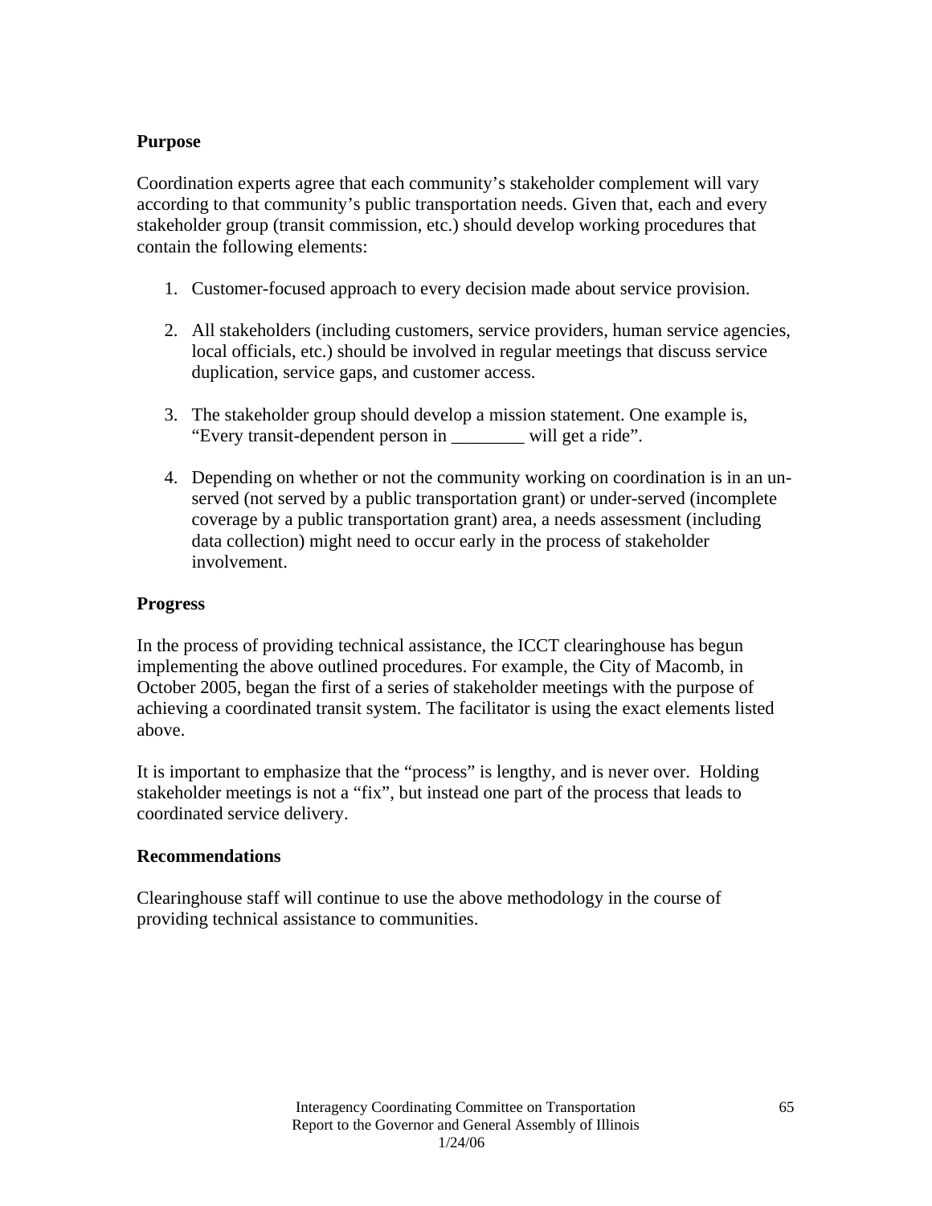**Purpose**

Coordination experts agree that each community's stakeholder complement will vary according to that community's public transportation needs. Given that, each and every stakeholder group (transit commission, etc.) should develop working procedures that contain the following elements:

1. Customer-focused approach to every decision made about service provision.

2. All stakeholders (including customers, service providers, human service agencies, local officials, etc.) should be involved in regular meetings that discuss service duplication, service gaps, and customer access.

3. The stakeholder group should develop a mission statement. One example is, "Every transit-dependent person in ________ will get a ride".

4. Depending on whether or not the community working on coordination is in an un-served (not served by a public transportation grant) or under-served (incomplete coverage by a public transportation grant) area, a needs assessment (including data collection) might need to occur early in the process of stakeholder involvement.

**Progress**

In the process of providing technical assistance, the ICCT clearinghouse has begun implementing the above outlined procedures. For example, the City of Macomb, in October 2005, began the first of a series of stakeholder meetings with the purpose of achieving a coordinated transit system. The facilitator is using the exact elements listed above.

It is important to emphasize that the "process" is lengthy, and is never over. Holding stakeholder meetings is not a "fix", but instead one part of the process that leads to coordinated service delivery.

**Recommendations**

Clearinghouse staff will continue to use the above methodology in the course of providing technical assistance to communities.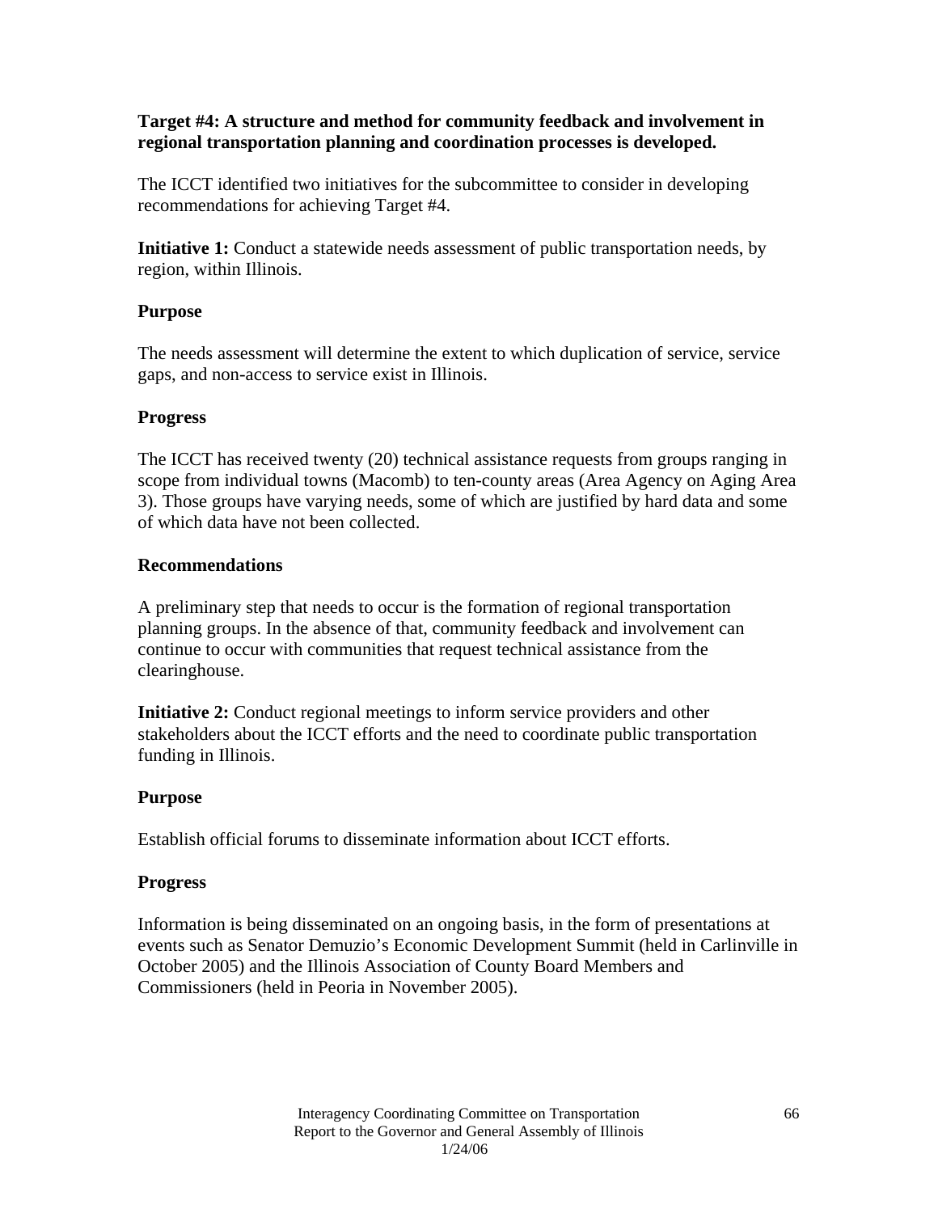**Target #4: A structure and method for community feedback and involvement in regional transportation planning and coordination processes is developed.**

The ICCT identified two initiatives for the subcommittee to consider in developing recommendations for achieving Target #4.

**Initiative 1:** Conduct a statewide needs assessment of public transportation needs, by region, within Illinois.

**Purpose**

The needs assessment will determine the extent to which duplication of service, service gaps, and non-access to service exist in Illinois.

**Progress**

The ICCT has received twenty (20) technical assistance requests from groups ranging in scope from individual towns (Macomb) to ten-county areas (Area Agency on Aging Area 3). Those groups have varying needs, some of which are justified by hard data and some of which data have not been collected.

**Recommendations**

A preliminary step that needs to occur is the formation of regional transportation planning groups. In the absence of that, community feedback and involvement can continue to occur with communities that request technical assistance from the clearinghouse.

**Initiative 2:** Conduct regional meetings to inform service providers and other stakeholders about the ICCT efforts and the need to coordinate public transportation funding in Illinois.

**Purpose**

Establish official forums to disseminate information about ICCT efforts.

**Progress**

Information is being disseminated on an ongoing basis, in the form of presentations at events such as Senator Demuzio's Economic Development Summit (held in Carlinville in October 2005) and the Illinois Association of County Board Members and Commissioners (held in Peoria in November 2005).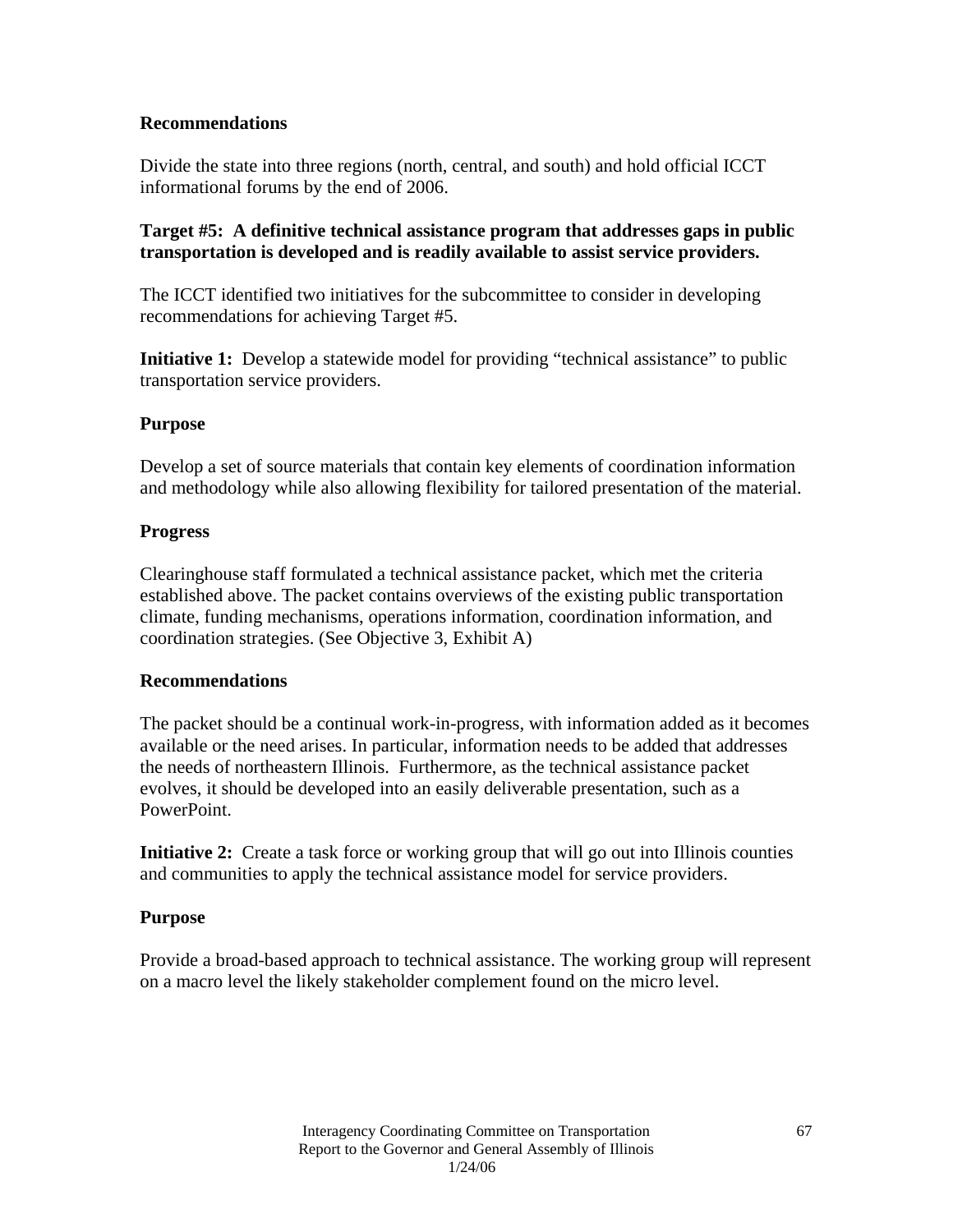**Recommendations**

Divide the state into three regions (north, central, and south) and hold official ICCT informational forums by the end of 2006.

**Target #5: A definitive technical assistance program that addresses gaps in public transportation is developed and is readily available to assist service providers.**

The ICCT identified two initiatives for the subcommittee to consider in developing recommendations for achieving Target #5.

**Initiative 1:** Develop a statewide model for providing "technical assistance" to public transportation service providers.

**Purpose**

Develop a set of source materials that contain key elements of coordination information and methodology while also allowing flexibility for tailored presentation of the material.

**Progress**

Clearinghouse staff formulated a technical assistance packet, which met the criteria established above. The packet contains overviews of the existing public transportation climate, funding mechanisms, operations information, coordination information, and coordination strategies. (See Objective 3, Exhibit A)

**Recommendations**

The packet should be a continual work-in-progress, with information added as it becomes available or the need arises. In particular, information needs to be added that addresses the needs of northeastern Illinois. Furthermore, as the technical assistance packet evolves, it should be developed into an easily deliverable presentation, such as a PowerPoint.

**Initiative 2:** Create a task force or working group that will go out into Illinois counties and communities to apply the technical assistance model for service providers.

**Purpose**

Provide a broad-based approach to technical assistance. The working group will represent on a macro level the likely stakeholder complement found on the micro level.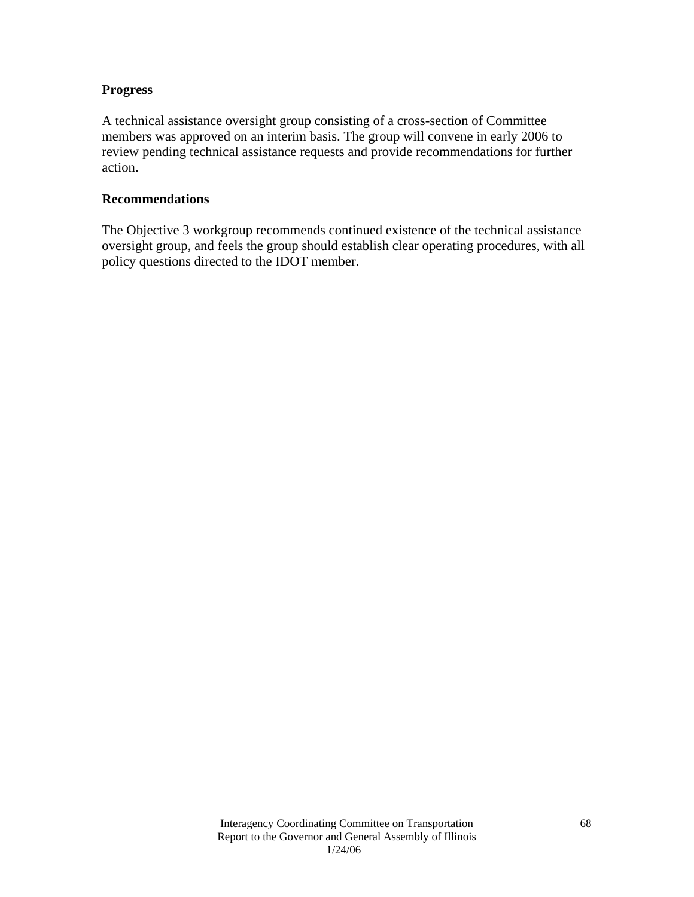**Progress**

A technical assistance oversight group consisting of a cross-section of Committee members was approved on an interim basis. The group will convene in early 2006 to review pending technical assistance requests and provide recommendations for further action.

**Recommendations**

The Objective 3 workgroup recommends continued existence of the technical assistance oversight group, and feels the group should establish clear operating procedures, with all policy questions directed to the IDOT member.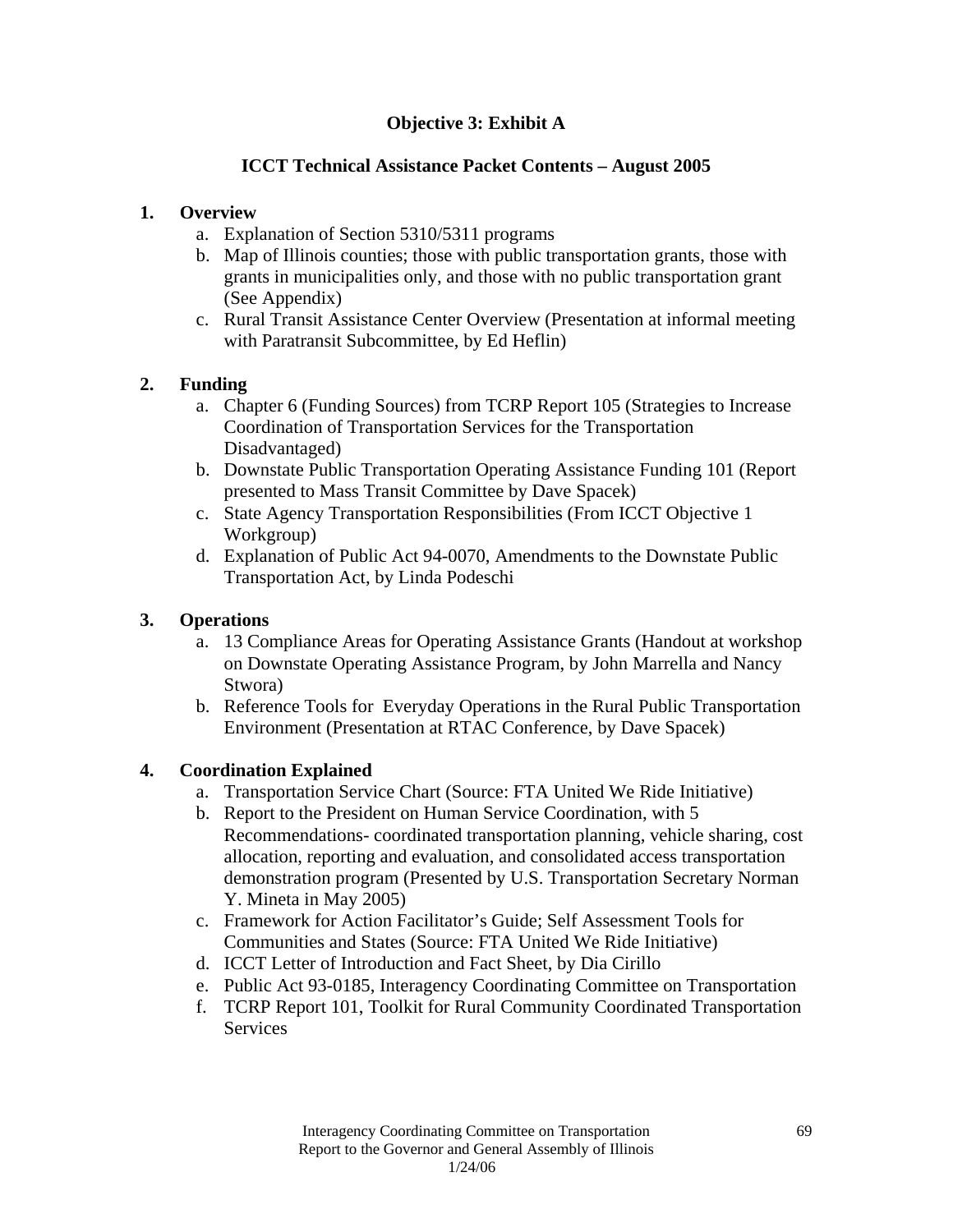## Objective 3: Exhibit A

## ICCT Technical Assistance Packet Contents – August 2005

1. **Overview**
   a. Explanation of Section 5310/5311 programs
   b. Map of Illinois counties; those with public transportation grants, those with grants in municipalities only, and those with no public transportation grant (See Appendix)
   c. Rural Transit Assistance Center Overview (Presentation at informal meeting with Paratransit Subcommittee, by Ed Heflin)

2. **Funding**
   a. Chapter 6 (Funding Sources) from TCRP Report 105 (Strategies to Increase Coordination of Transportation Services for the Transportation Disadvantaged)
   b. Downstate Public Transportation Operating Assistance Funding 101 (Report presented to Mass Transit Committee by Dave Spacek)
   c. State Agency Transportation Responsibilities (From ICCT Objective 1 Workgroup)
   d. Explanation of Public Act 94-0070, Amendments to the Downstate Public Transportation Act, by Linda Podeschi

3. **Operations**
   a. 13 Compliance Areas for Operating Assistance Grants (Handout at workshop on Downstate Operating Assistance Program, by John Marrella and Nancy Stwora)
   b. Reference Tools for Everyday Operations in the Rural Public Transportation Environment (Presentation at RTAC Conference, by Dave Spacek)

4. **Coordination Explained**
   a. Transportation Service Chart (Source: FTA United We Ride Initiative)
   b. Report to the President on Human Service Coordination, with 5 Recommendations- coordinated transportation planning, vehicle sharing, cost allocation, reporting and evaluation, and consolidated access transportation demonstration program (Presented by U.S. Transportation Secretary Norman Y. Mineta in May 2005)
   c. Framework for Action Facilitator's Guide; Self Assessment Tools for Communities and States (Source: FTA United We Ride Initiative)
   d. ICCT Letter of Introduction and Fact Sheet, by Dia Cirillo
   e. Public Act 93-0185, Interagency Coordinating Committee on Transportation
   f. TCRP Report 101, Toolkit for Rural Community Coordinated Transportation Services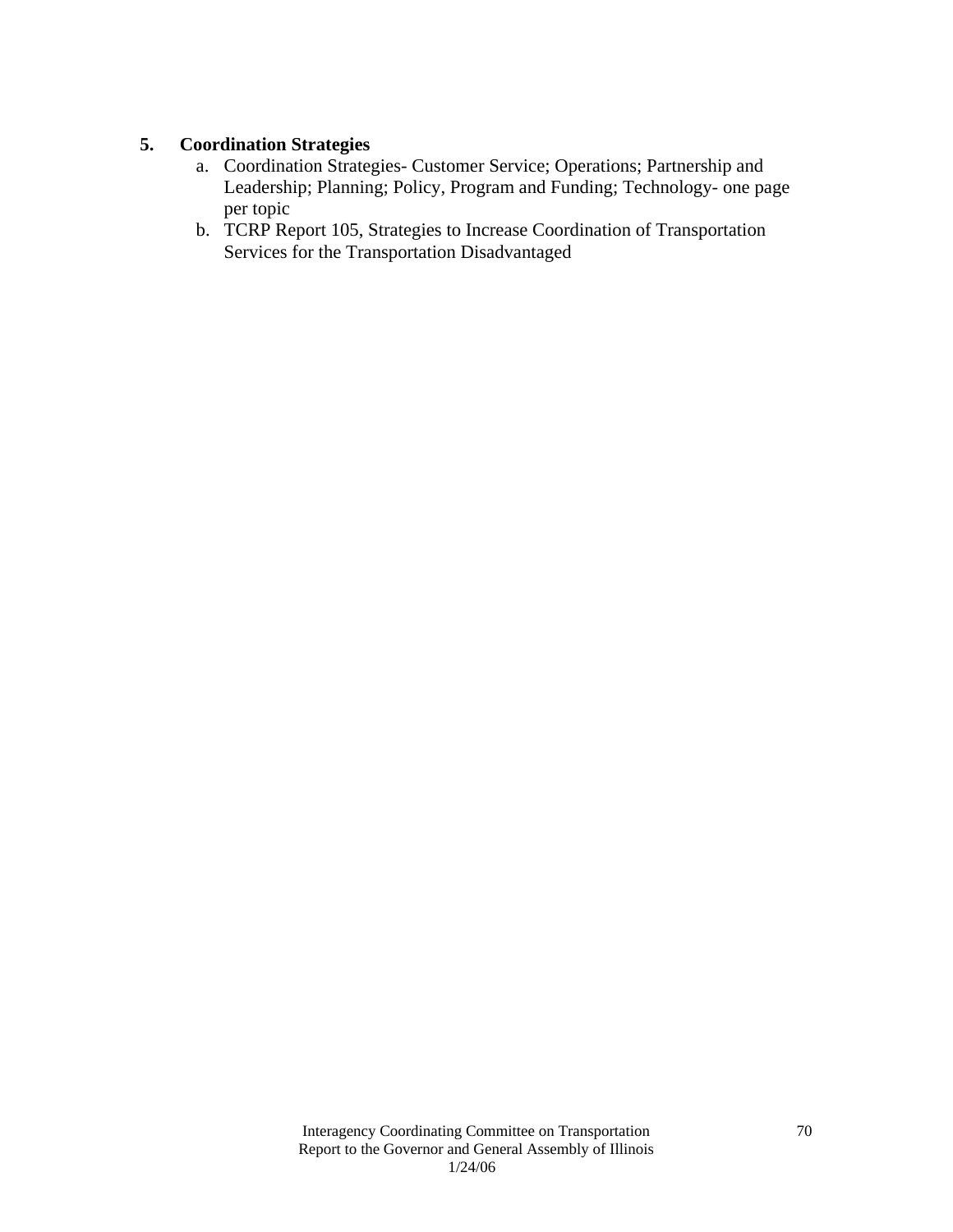## 5. Coordination Strategies

a. Coordination Strategies- Customer Service; Operations; Partnership and Leadership; Planning; Policy, Program and Funding; Technology- one page per topic
b. TCRP Report 105, Strategies to Increase Coordination of Transportation Services for the Transportation Disadvantaged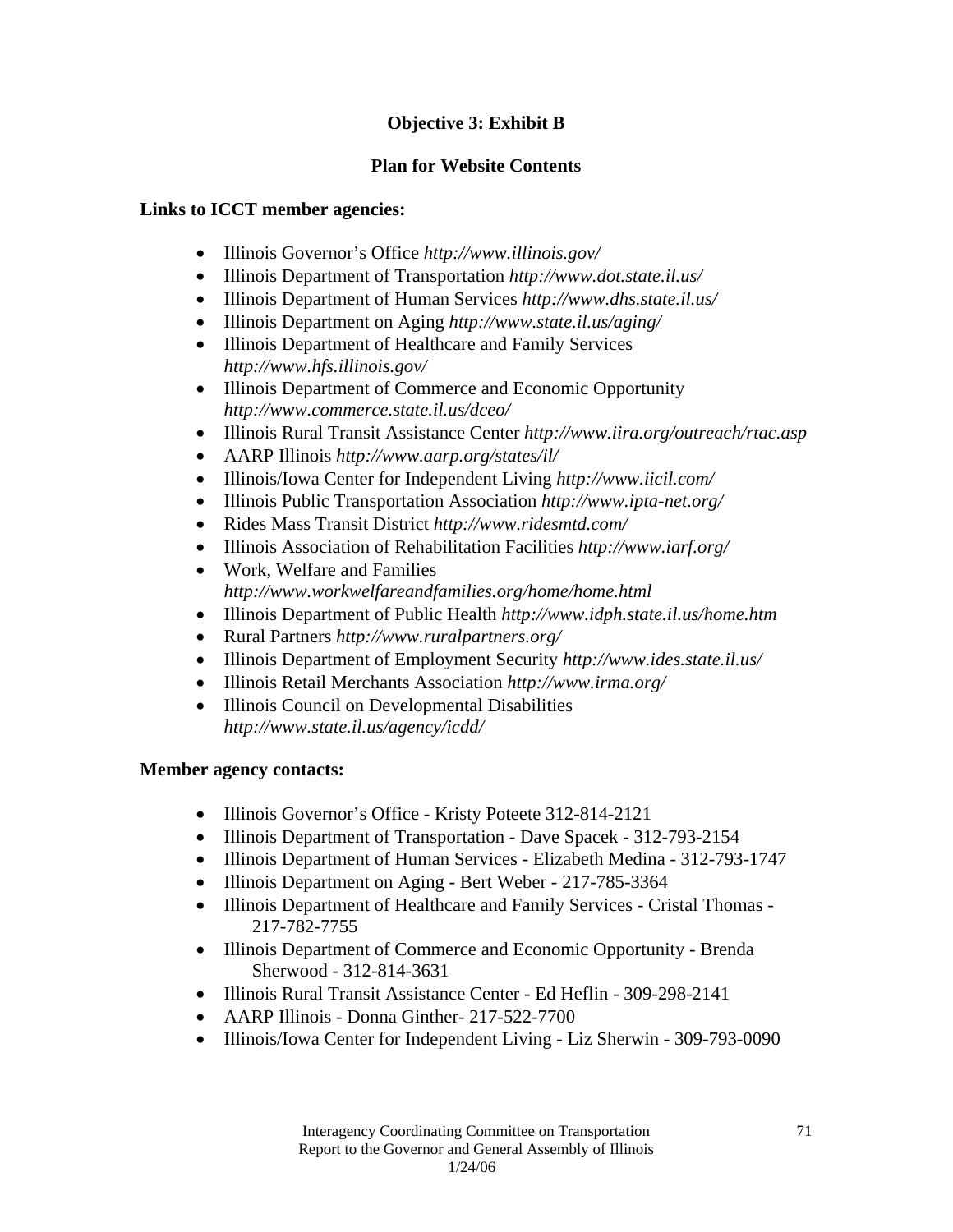**Objective 3: Exhibit B**

**Plan for Website Contents**

**Links to ICCT member agencies:**

- Illinois Governor's Office *http://www.illinois.gov/*
- Illinois Department of Transportation *http://www.dot.state.il.us/*
- Illinois Department of Human Services *http://www.dhs.state.il.us/*
- Illinois Department on Aging *http://www.state.il.us/aging/*
- Illinois Department of Healthcare and Family Services *http://www.hfs.illinois.gov/*
- Illinois Department of Commerce and Economic Opportunity *http://www.commerce.state.il.us/dceo/*
- Illinois Rural Transit Assistance Center *http://www.iira.org/outreach/rtac.asp*
- AARP Illinois *http://www.aarp.org/states/il/*
- Illinois/Iowa Center for Independent Living *http://www.iicil.com/*
- Illinois Public Transportation Association *http://www.ipta-net.org/*
- Rides Mass Transit District *http://www.ridesmtd.com/*
- Illinois Association of Rehabilitation Facilities *http://www.iarf.org/*
- Work, Welfare and Families *http://www.workwelfareandfamilies.org/home/home.html*
- Illinois Department of Public Health *http://www.idph.state.il.us/home.htm*
- Rural Partners *http://www.ruralpartners.org/*
- Illinois Department of Employment Security *http://www.ides.state.il.us/*
- Illinois Retail Merchants Association *http://www.irma.org/*
- Illinois Council on Developmental Disabilities *http://www.state.il.us/agency/icdd/*

**Member agency contacts:**

- Illinois Governor's Office - Kristy Poteete 312-814-2121
- Illinois Department of Transportation - Dave Spacek - 312-793-2154
- Illinois Department of Human Services - Elizabeth Medina - 312-793-1747
- Illinois Department on Aging - Bert Weber - 217-785-3364
- Illinois Department of Healthcare and Family Services - Cristal Thomas - 217-782-7755
- Illinois Department of Commerce and Economic Opportunity - Brenda Sherwood - 312-814-3631
- Illinois Rural Transit Assistance Center - Ed Heflin - 309-298-2141
- AARP Illinois - Donna Ginther- 217-522-7700
- Illinois/Iowa Center for Independent Living - Liz Sherwin - 309-793-0090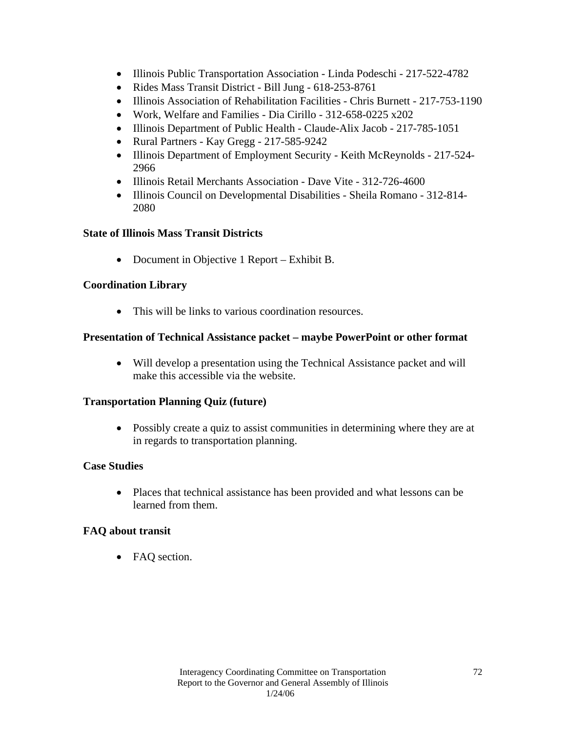- Illinois Public Transportation Association - Linda Podeschi - 217-522-4782
- Rides Mass Transit District - Bill Jung - 618-253-8761
- Illinois Association of Rehabilitation Facilities - Chris Burnett - 217-753-1190
- Work, Welfare and Families - Dia Cirillo - 312-658-0225 x202
- Illinois Department of Public Health - Claude-Alix Jacob - 217-785-1051
- Rural Partners - Kay Gregg - 217-585-9242
- Illinois Department of Employment Security - Keith McReynolds - 217-524-2966
- Illinois Retail Merchants Association - Dave Vite - 312-726-4600
- Illinois Council on Developmental Disabilities - Sheila Romano - 312-814-2080

**State of Illinois Mass Transit Districts**

- Document in Objective 1 Report – Exhibit B.

**Coordination Library**

- This will be links to various coordination resources.

**Presentation of Technical Assistance packet – maybe PowerPoint or other format**

- Will develop a presentation using the Technical Assistance packet and will make this accessible via the website.

**Transportation Planning Quiz (future)**

- Possibly create a quiz to assist communities in determining where they are at in regards to transportation planning.

**Case Studies**

- Places that technical assistance has been provided and what lessons can be learned from them.

**FAQ about transit**

- FAQ section.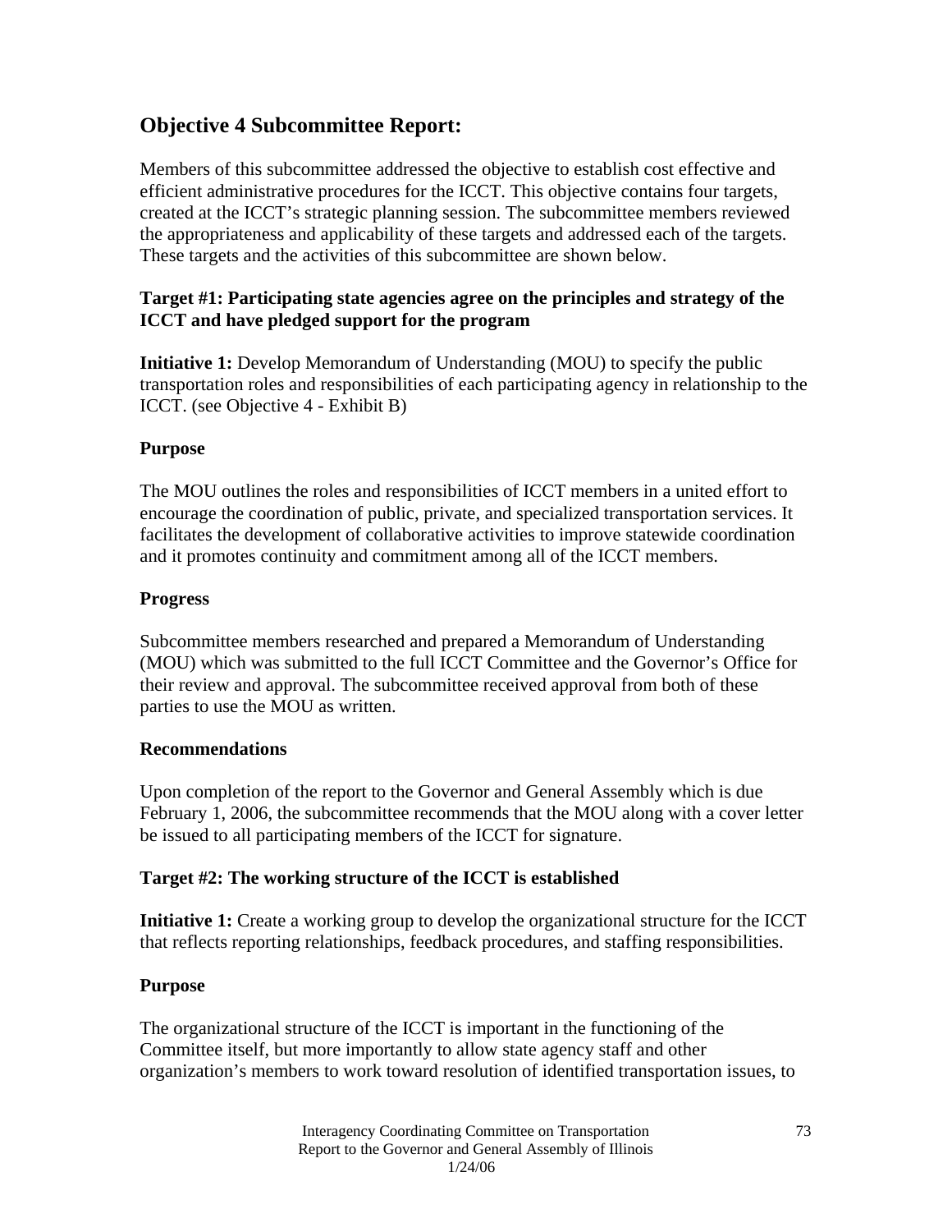## Objective 4 Subcommittee Report:

Members of this subcommittee addressed the objective to establish cost effective and efficient administrative procedures for the ICCT. This objective contains four targets, created at the ICCT's strategic planning session. The subcommittee members reviewed the appropriateness and applicability of these targets and addressed each of the targets. These targets and the activities of this subcommittee are shown below.

### Target #1: Participating state agencies agree on the principles and strategy of the ICCT and have pledged support for the program

**Initiative 1:** Develop Memorandum of Understanding (MOU) to specify the public transportation roles and responsibilities of each participating agency in relationship to the ICCT. (see Objective 4 - Exhibit B)

**Purpose**

The MOU outlines the roles and responsibilities of ICCT members in a united effort to encourage the coordination of public, private, and specialized transportation services. It facilitates the development of collaborative activities to improve statewide coordination and it promotes continuity and commitment among all of the ICCT members.

**Progress**

Subcommittee members researched and prepared a Memorandum of Understanding (MOU) which was submitted to the full ICCT Committee and the Governor's Office for their review and approval. The subcommittee received approval from both of these parties to use the MOU as written.

**Recommendations**

Upon completion of the report to the Governor and General Assembly which is due February 1, 2006, the subcommittee recommends that the MOU along with a cover letter be issued to all participating members of the ICCT for signature.

### Target #2: The working structure of the ICCT is established

**Initiative 1:** Create a working group to develop the organizational structure for the ICCT that reflects reporting relationships, feedback procedures, and staffing responsibilities.

**Purpose**

The organizational structure of the ICCT is important in the functioning of the Committee itself, but more importantly to allow state agency staff and other organization's members to work toward resolution of identified transportation issues, to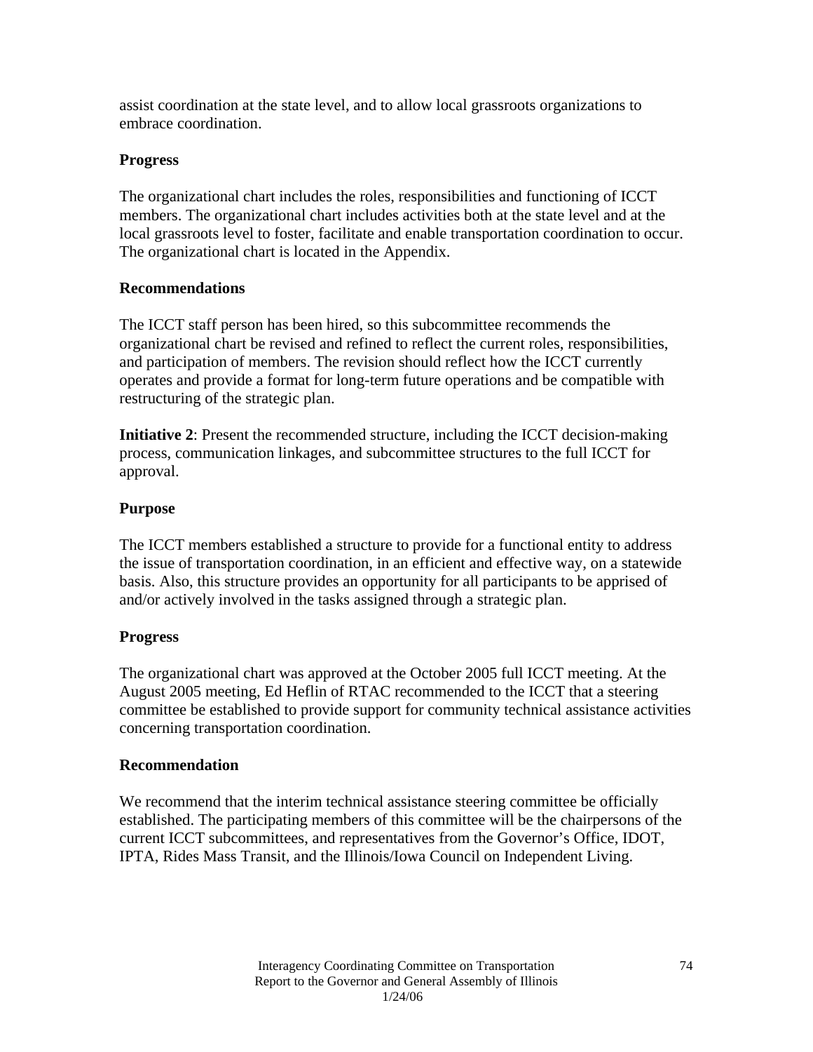assist coordination at the state level, and to allow local grassroots organizations to embrace coordination.

**Progress**

The organizational chart includes the roles, responsibilities and functioning of ICCT members. The organizational chart includes activities both at the state level and at the local grassroots level to foster, facilitate and enable transportation coordination to occur. The organizational chart is located in the Appendix.

**Recommendations**

The ICCT staff person has been hired, so this subcommittee recommends the organizational chart be revised and refined to reflect the current roles, responsibilities, and participation of members. The revision should reflect how the ICCT currently operates and provide a format for long-term future operations and be compatible with restructuring of the strategic plan.

**Initiative 2**: Present the recommended structure, including the ICCT decision-making process, communication linkages, and subcommittee structures to the full ICCT for approval.

**Purpose**

The ICCT members established a structure to provide for a functional entity to address the issue of transportation coordination, in an efficient and effective way, on a statewide basis. Also, this structure provides an opportunity for all participants to be apprised of and/or actively involved in the tasks assigned through a strategic plan.

**Progress**

The organizational chart was approved at the October 2005 full ICCT meeting. At the August 2005 meeting, Ed Heflin of RTAC recommended to the ICCT that a steering committee be established to provide support for community technical assistance activities concerning transportation coordination.

**Recommendation**

We recommend that the interim technical assistance steering committee be officially established. The participating members of this committee will be the chairpersons of the current ICCT subcommittees, and representatives from the Governor's Office, IDOT, IPTA, Rides Mass Transit, and the Illinois/Iowa Council on Independent Living.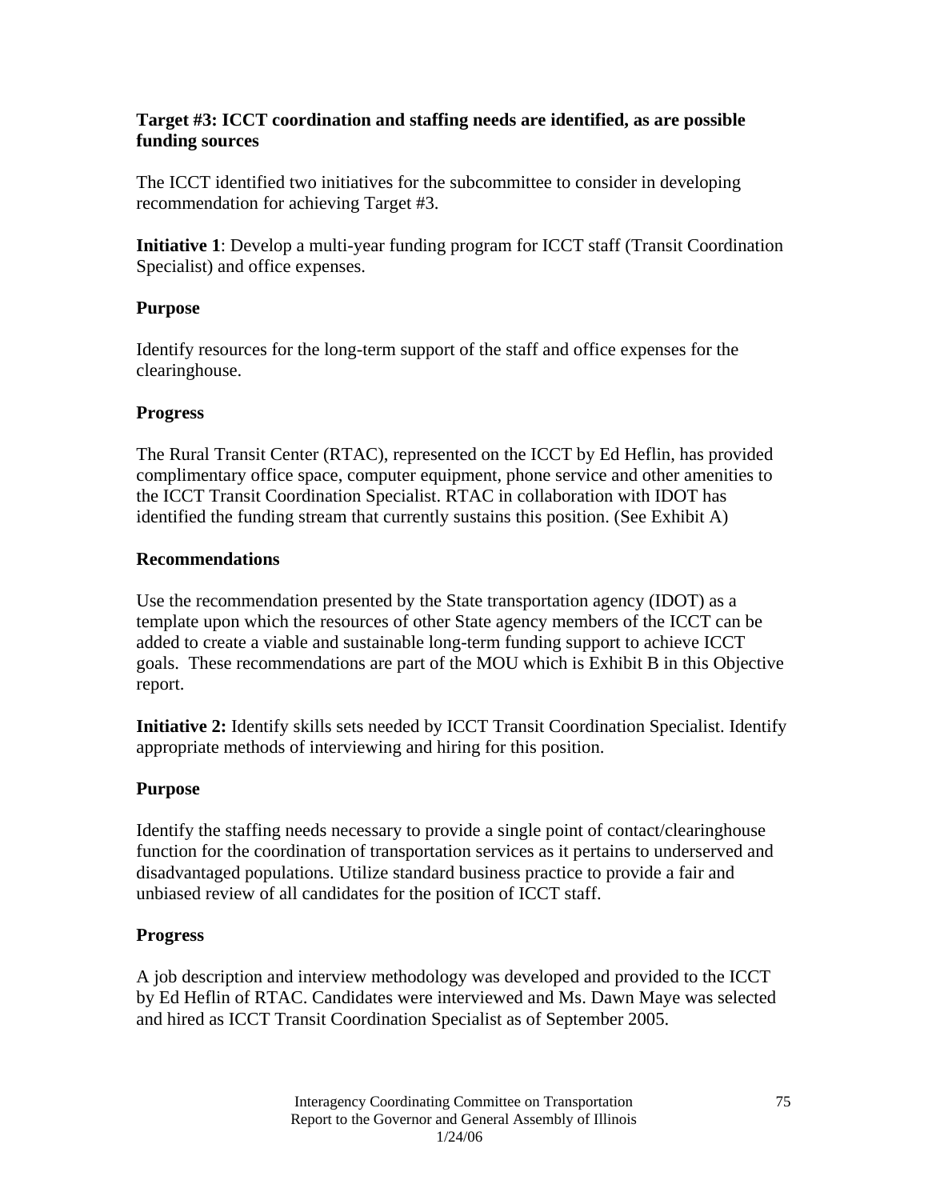**Target #3: ICCT coordination and staffing needs are identified, as are possible funding sources**

The ICCT identified two initiatives for the subcommittee to consider in developing recommendation for achieving Target #3.

**Initiative 1**: Develop a multi-year funding program for ICCT staff (Transit Coordination Specialist) and office expenses.

**Purpose**

Identify resources for the long-term support of the staff and office expenses for the clearinghouse.

**Progress**

The Rural Transit Center (RTAC), represented on the ICCT by Ed Heflin, has provided complimentary office space, computer equipment, phone service and other amenities to the ICCT Transit Coordination Specialist. RTAC in collaboration with IDOT has identified the funding stream that currently sustains this position. (See Exhibit A)

**Recommendations**

Use the recommendation presented by the State transportation agency (IDOT) as a template upon which the resources of other State agency members of the ICCT can be added to create a viable and sustainable long-term funding support to achieve ICCT goals. These recommendations are part of the MOU which is Exhibit B in this Objective report.

**Initiative 2:** Identify skills sets needed by ICCT Transit Coordination Specialist. Identify appropriate methods of interviewing and hiring for this position.

**Purpose**

Identify the staffing needs necessary to provide a single point of contact/clearinghouse function for the coordination of transportation services as it pertains to underserved and disadvantaged populations. Utilize standard business practice to provide a fair and unbiased review of all candidates for the position of ICCT staff.

**Progress**

A job description and interview methodology was developed and provided to the ICCT by Ed Heflin of RTAC. Candidates were interviewed and Ms. Dawn Maye was selected and hired as ICCT Transit Coordination Specialist as of September 2005.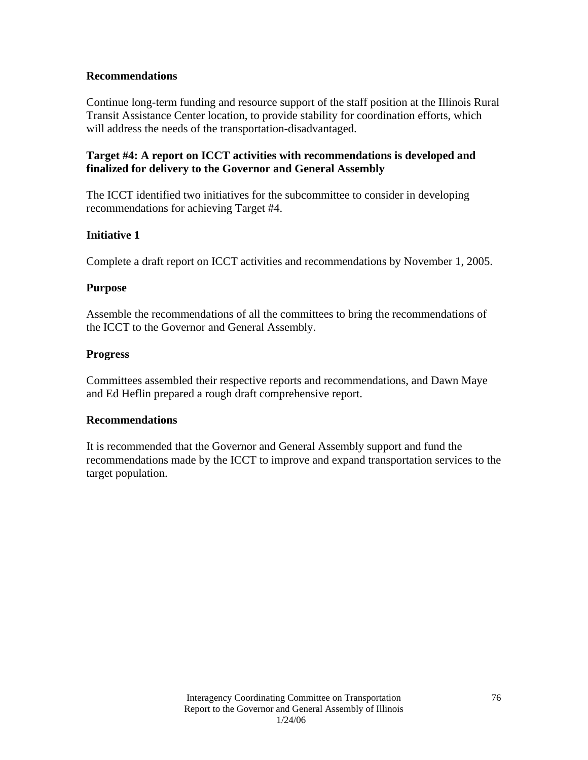### Recommendations

Continue long-term funding and resource support of the staff position at the Illinois Rural Transit Assistance Center location, to provide stability for coordination efforts, which will address the needs of the transportation-disadvantaged.

### Target #4: A report on ICCT activities with recommendations is developed and finalized for delivery to the Governor and General Assembly

The ICCT identified two initiatives for the subcommittee to consider in developing recommendations for achieving Target #4.

### Initiative 1

Complete a draft report on ICCT activities and recommendations by November 1, 2005.

### Purpose

Assemble the recommendations of all the committees to bring the recommendations of the ICCT to the Governor and General Assembly.

### Progress

Committees assembled their respective reports and recommendations, and Dawn Maye and Ed Heflin prepared a rough draft comprehensive report.

### Recommendations

It is recommended that the Governor and General Assembly support and fund the recommendations made by the ICCT to improve and expand transportation services to the target population.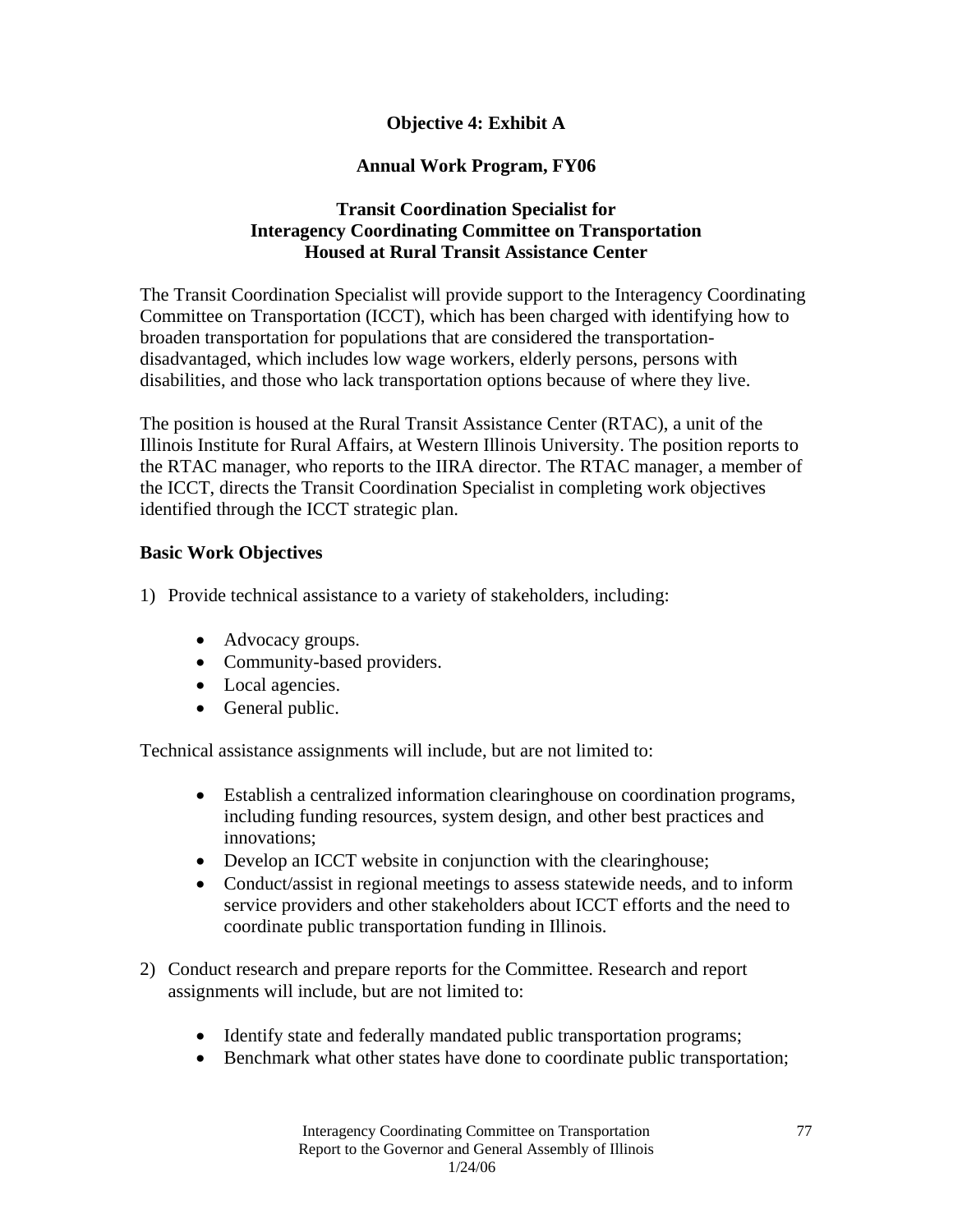## Objective 4: Exhibit A

## Annual Work Program, FY06

### Transit Coordination Specialist for Interagency Coordinating Committee on Transportation Housed at Rural Transit Assistance Center

The Transit Coordination Specialist will provide support to the Interagency Coordinating Committee on Transportation (ICCT), which has been charged with identifying how to broaden transportation for populations that are considered the transportation-disadvantaged, which includes low wage workers, elderly persons, persons with disabilities, and those who lack transportation options because of where they live.

The position is housed at the Rural Transit Assistance Center (RTAC), a unit of the Illinois Institute for Rural Affairs, at Western Illinois University. The position reports to the RTAC manager, who reports to the IIRA director. The RTAC manager, a member of the ICCT, directs the Transit Coordination Specialist in completing work objectives identified through the ICCT strategic plan.

**Basic Work Objectives**

1) Provide technical assistance to a variety of stakeholders, including:

    - Advocacy groups.
    - Community-based providers.
    - Local agencies.
    - General public.

Technical assistance assignments will include, but are not limited to:

- Establish a centralized information clearinghouse on coordination programs, including funding resources, system design, and other best practices and innovations;
- Develop an ICCT website in conjunction with the clearinghouse;
- Conduct/assist in regional meetings to assess statewide needs, and to inform service providers and other stakeholders about ICCT efforts and the need to coordinate public transportation funding in Illinois.

2) Conduct research and prepare reports for the Committee. Research and report assignments will include, but are not limited to:

    - Identify state and federally mandated public transportation programs;
    - Benchmark what other states have done to coordinate public transportation;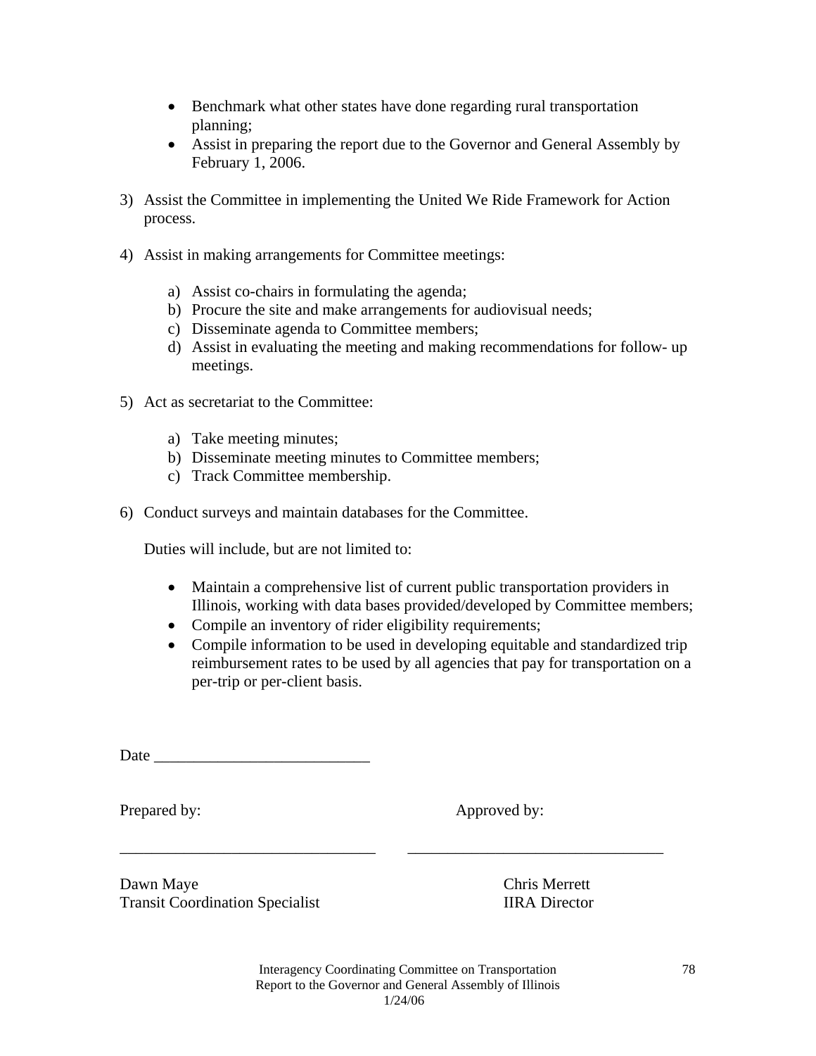- Benchmark what other states have done regarding rural transportation planning;
- Assist in preparing the report due to the Governor and General Assembly by February 1, 2006.

3) Assist the Committee in implementing the United We Ride Framework for Action process.

4) Assist in making arrangements for Committee meetings:

    a) Assist co-chairs in formulating the agenda;
    b) Procure the site and make arrangements for audiovisual needs;
    c) Disseminate agenda to Committee members;
    d) Assist in evaluating the meeting and making recommendations for follow- up meetings.

5) Act as secretariat to the Committee:

    a) Take meeting minutes;
    b) Disseminate meeting minutes to Committee members;
    c) Track Committee membership.

6) Conduct surveys and maintain databases for the Committee.

    Duties will include, but are not limited to:

    - Maintain a comprehensive list of current public transportation providers in Illinois, working with data bases provided/developed by Committee members;
    - Compile an inventory of rider eligibility requirements;
    - Compile information to be used in developing equitable and standardized trip reimbursement rates to be used by all agencies that pay for transportation on a per-trip or per-client basis.

Date ___________________________

Prepared by: ________________________________

Dawn Maye
Transit Coordination Specialist

Approved by: ________________________________

Chris Merrett
IIRA Director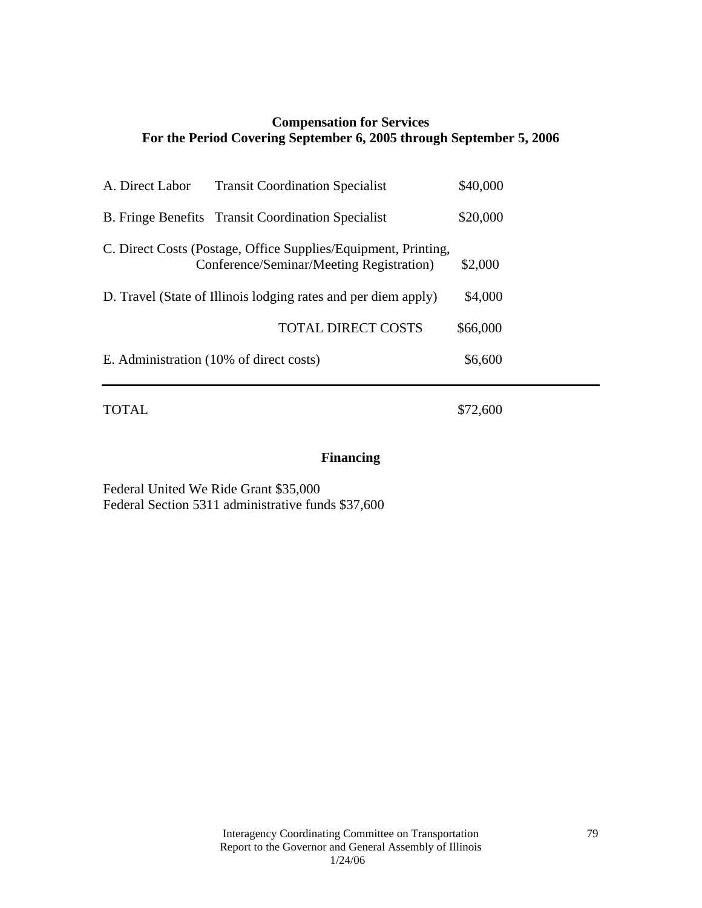**Compensation for Services**
**For the Period Covering September 6, 2005 through September 5, 2006**

| | |
|---|---|
| A. Direct Labor Transit Coordination Specialist | $40,000 |
| B. Fringe Benefits Transit Coordination Specialist | $20,000 |
| C. Direct Costs (Postage, Office Supplies/Equipment, Printing, Conference/Seminar/Meeting Registration) | $2,000 |
| D. Travel (State of Illinois lodging rates and per diem apply) | $4,000 |
| TOTAL DIRECT COSTS | $66,000 |
| E. Administration (10% of direct costs) | $6,600 |
| TOTAL | $72,600 |

**Financing**

Federal United We Ride Grant $35,000
Federal Section 5311 administrative funds $37,600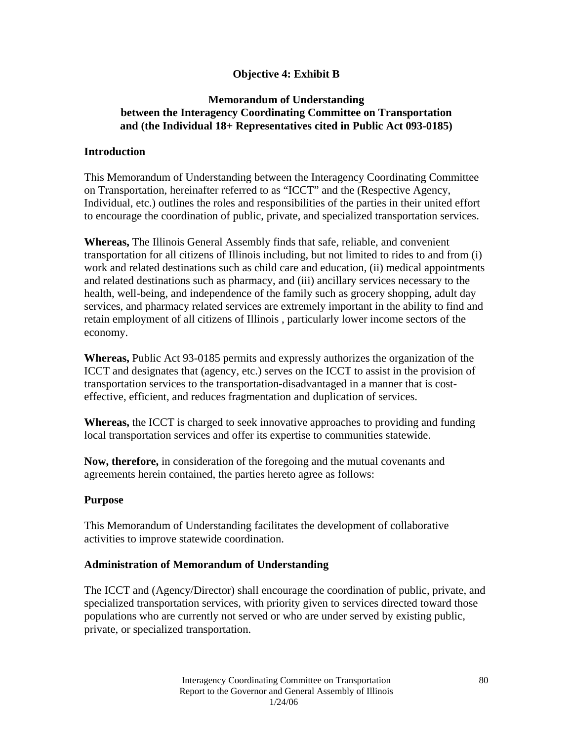# Objective 4: Exhibit B

## Memorandum of Understanding between the Interagency Coordinating Committee on Transportation and (the Individual 18+ Representatives cited in Public Act 093-0185)

### Introduction

This Memorandum of Understanding between the Interagency Coordinating Committee on Transportation, hereinafter referred to as "ICCT" and the (Respective Agency, Individual, etc.) outlines the roles and responsibilities of the parties in their united effort to encourage the coordination of public, private, and specialized transportation services.

**Whereas,** The Illinois General Assembly finds that safe, reliable, and convenient transportation for all citizens of Illinois including, but not limited to rides to and from (i) work and related destinations such as child care and education, (ii) medical appointments and related destinations such as pharmacy, and (iii) ancillary services necessary to the health, well-being, and independence of the family such as grocery shopping, adult day services, and pharmacy related services are extremely important in the ability to find and retain employment of all citizens of Illinois , particularly lower income sectors of the economy.

**Whereas,** Public Act 93-0185 permits and expressly authorizes the organization of the ICCT and designates that (agency, etc.) serves on the ICCT to assist in the provision of transportation services to the transportation-disadvantaged in a manner that is cost-effective, efficient, and reduces fragmentation and duplication of services.

**Whereas,** the ICCT is charged to seek innovative approaches to providing and funding local transportation services and offer its expertise to communities statewide.

**Now, therefore,** in consideration of the foregoing and the mutual covenants and agreements herein contained, the parties hereto agree as follows:

### Purpose

This Memorandum of Understanding facilitates the development of collaborative activities to improve statewide coordination.

### Administration of Memorandum of Understanding

The ICCT and (Agency/Director) shall encourage the coordination of public, private, and specialized transportation services, with priority given to services directed toward those populations who are currently not served or who are under served by existing public, private, or specialized transportation.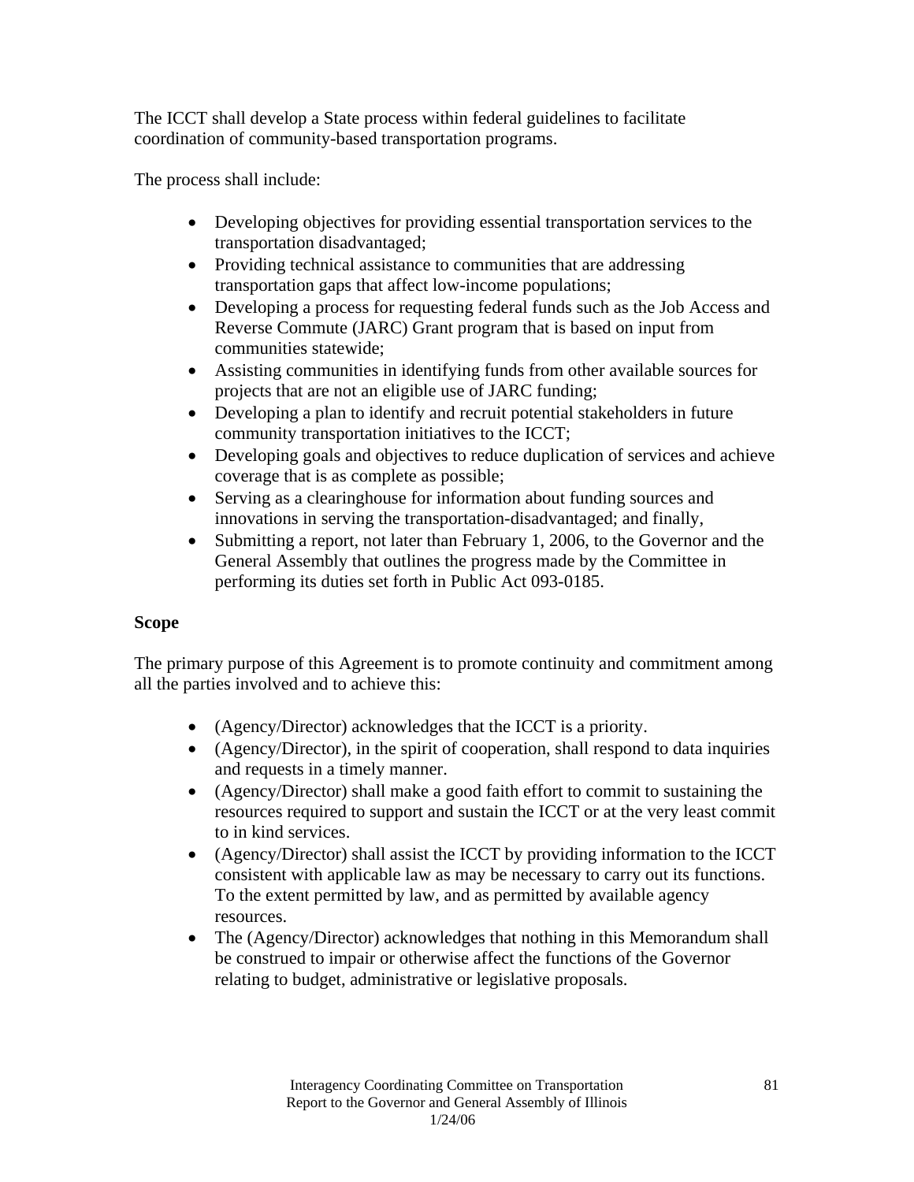The ICCT shall develop a State process within federal guidelines to facilitate coordination of community-based transportation programs.

The process shall include:

- Developing objectives for providing essential transportation services to the transportation disadvantaged;
- Providing technical assistance to communities that are addressing transportation gaps that affect low-income populations;
- Developing a process for requesting federal funds such as the Job Access and Reverse Commute (JARC) Grant program that is based on input from communities statewide;
- Assisting communities in identifying funds from other available sources for projects that are not an eligible use of JARC funding;
- Developing a plan to identify and recruit potential stakeholders in future community transportation initiatives to the ICCT;
- Developing goals and objectives to reduce duplication of services and achieve coverage that is as complete as possible;
- Serving as a clearinghouse for information about funding sources and innovations in serving the transportation-disadvantaged; and finally,
- Submitting a report, not later than February 1, 2006, to the Governor and the General Assembly that outlines the progress made by the Committee in performing its duties set forth in Public Act 093-0185.

**Scope**

The primary purpose of this Agreement is to promote continuity and commitment among all the parties involved and to achieve this:

- (Agency/Director) acknowledges that the ICCT is a priority.
- (Agency/Director), in the spirit of cooperation, shall respond to data inquiries and requests in a timely manner.
- (Agency/Director) shall make a good faith effort to commit to sustaining the resources required to support and sustain the ICCT or at the very least commit to in kind services.
- (Agency/Director) shall assist the ICCT by providing information to the ICCT consistent with applicable law as may be necessary to carry out its functions. To the extent permitted by law, and as permitted by available agency resources.
- The (Agency/Director) acknowledges that nothing in this Memorandum shall be construed to impair or otherwise affect the functions of the Governor relating to budget, administrative or legislative proposals.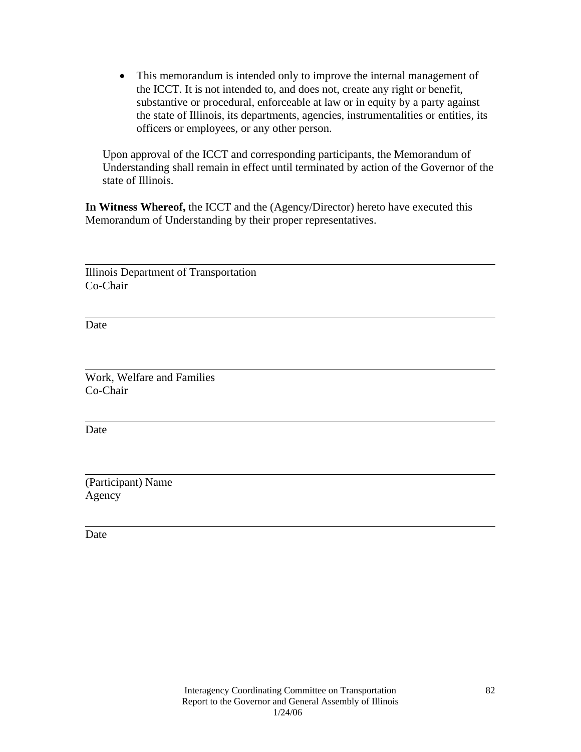- This memorandum is intended only to improve the internal management of the ICCT. It is not intended to, and does not, create any right or benefit, substantive or procedural, enforceable at law or in equity by a party against the state of Illinois, its departments, agencies, instrumentalities or entities, its officers or employees, or any other person.

Upon approval of the ICCT and corresponding participants, the Memorandum of Understanding shall remain in effect until terminated by action of the Governor of the state of Illinois.

**In Witness Whereof,** the ICCT and the (Agency/Director) hereto have executed this Memorandum of Understanding by their proper representatives.

\_\_\_\_\_\_\_\_\_\_\_\_\_\_\_\_\_\_\_\_\_\_\_\_\_\_\_\_\_\_\_\_\_\_\_\_\_\_\_\_

Illinois Department of Transportation
Co-Chair

\_\_\_\_\_\_\_\_\_\_\_\_\_\_\_\_\_\_\_\_\_\_\_\_\_\_\_\_\_\_\_\_\_\_\_\_\_\_\_\_

Date

\_\_\_\_\_\_\_\_\_\_\_\_\_\_\_\_\_\_\_\_\_\_\_\_\_\_\_\_\_\_\_\_\_\_\_\_\_\_\_\_

Work, Welfare and Families
Co-Chair

\_\_\_\_\_\_\_\_\_\_\_\_\_\_\_\_\_\_\_\_\_\_\_\_\_\_\_\_\_\_\_\_\_\_\_\_\_\_\_\_

Date

\_\_\_\_\_\_\_\_\_\_\_\_\_\_\_\_\_\_\_\_\_\_\_\_\_\_\_\_\_\_\_\_\_\_\_\_\_\_\_\_

(Participant) Name
Agency

\_\_\_\_\_\_\_\_\_\_\_\_\_\_\_\_\_\_\_\_\_\_\_\_\_\_\_\_\_\_\_\_\_\_\_\_\_\_\_\_

Date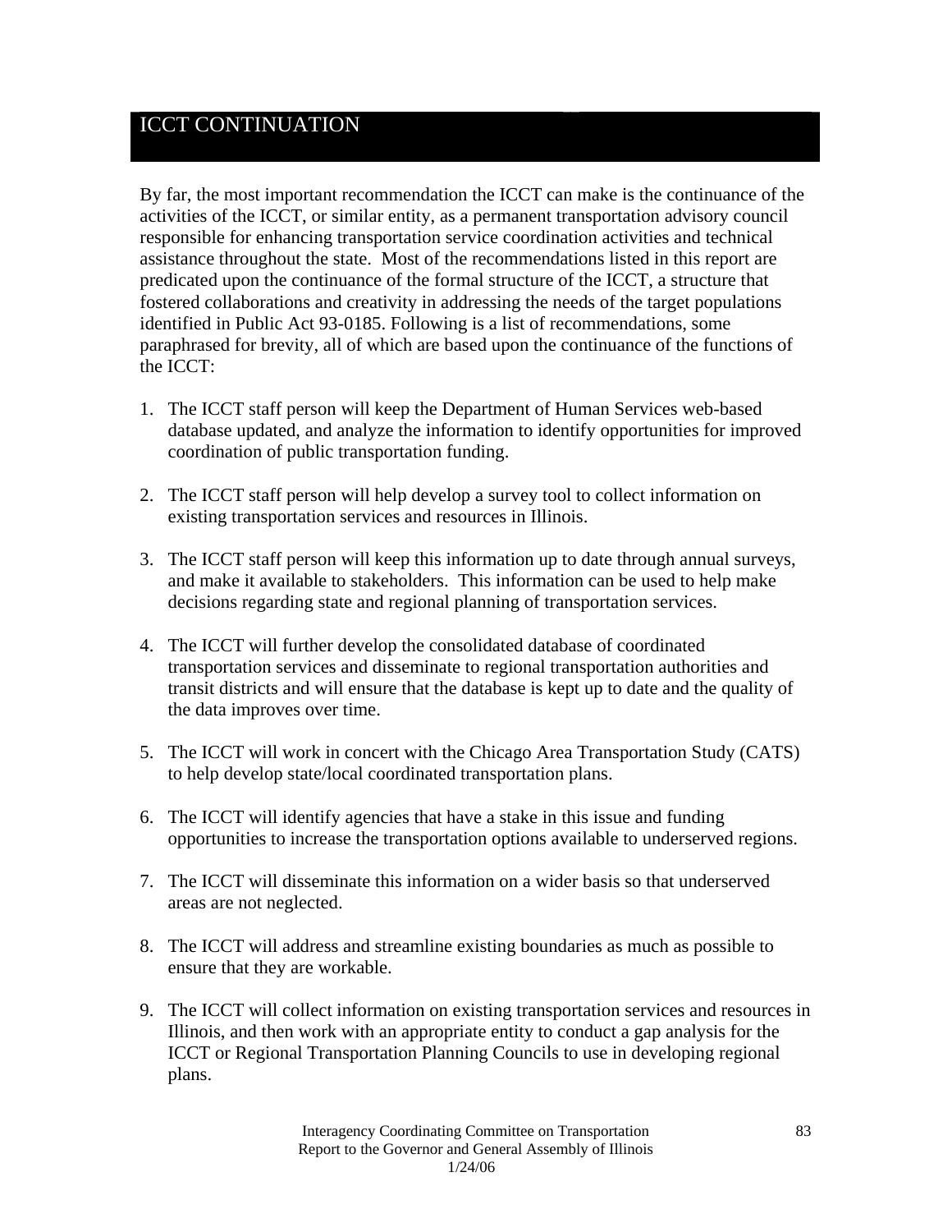# ICCT CONTINUATION

By far, the most important recommendation the ICCT can make is the continuance of the activities of the ICCT, or similar entity, as a permanent transportation advisory council responsible for enhancing transportation service coordination activities and technical assistance throughout the state. Most of the recommendations listed in this report are predicated upon the continuance of the formal structure of the ICCT, a structure that fostered collaborations and creativity in addressing the needs of the target populations identified in Public Act 93-0185. Following is a list of recommendations, some paraphrased for brevity, all of which are based upon the continuance of the functions of the ICCT:

1. The ICCT staff person will keep the Department of Human Services web-based database updated, and analyze the information to identify opportunities for improved coordination of public transportation funding.

2. The ICCT staff person will help develop a survey tool to collect information on existing transportation services and resources in Illinois.

3. The ICCT staff person will keep this information up to date through annual surveys, and make it available to stakeholders. This information can be used to help make decisions regarding state and regional planning of transportation services.

4. The ICCT will further develop the consolidated database of coordinated transportation services and disseminate to regional transportation authorities and transit districts and will ensure that the database is kept up to date and the quality of the data improves over time.

5. The ICCT will work in concert with the Chicago Area Transportation Study (CATS) to help develop state/local coordinated transportation plans.

6. The ICCT will identify agencies that have a stake in this issue and funding opportunities to increase the transportation options available to underserved regions.

7. The ICCT will disseminate this information on a wider basis so that underserved areas are not neglected.

8. The ICCT will address and streamline existing boundaries as much as possible to ensure that they are workable.

9. The ICCT will collect information on existing transportation services and resources in Illinois, and then work with an appropriate entity to conduct a gap analysis for the ICCT or Regional Transportation Planning Councils to use in developing regional plans.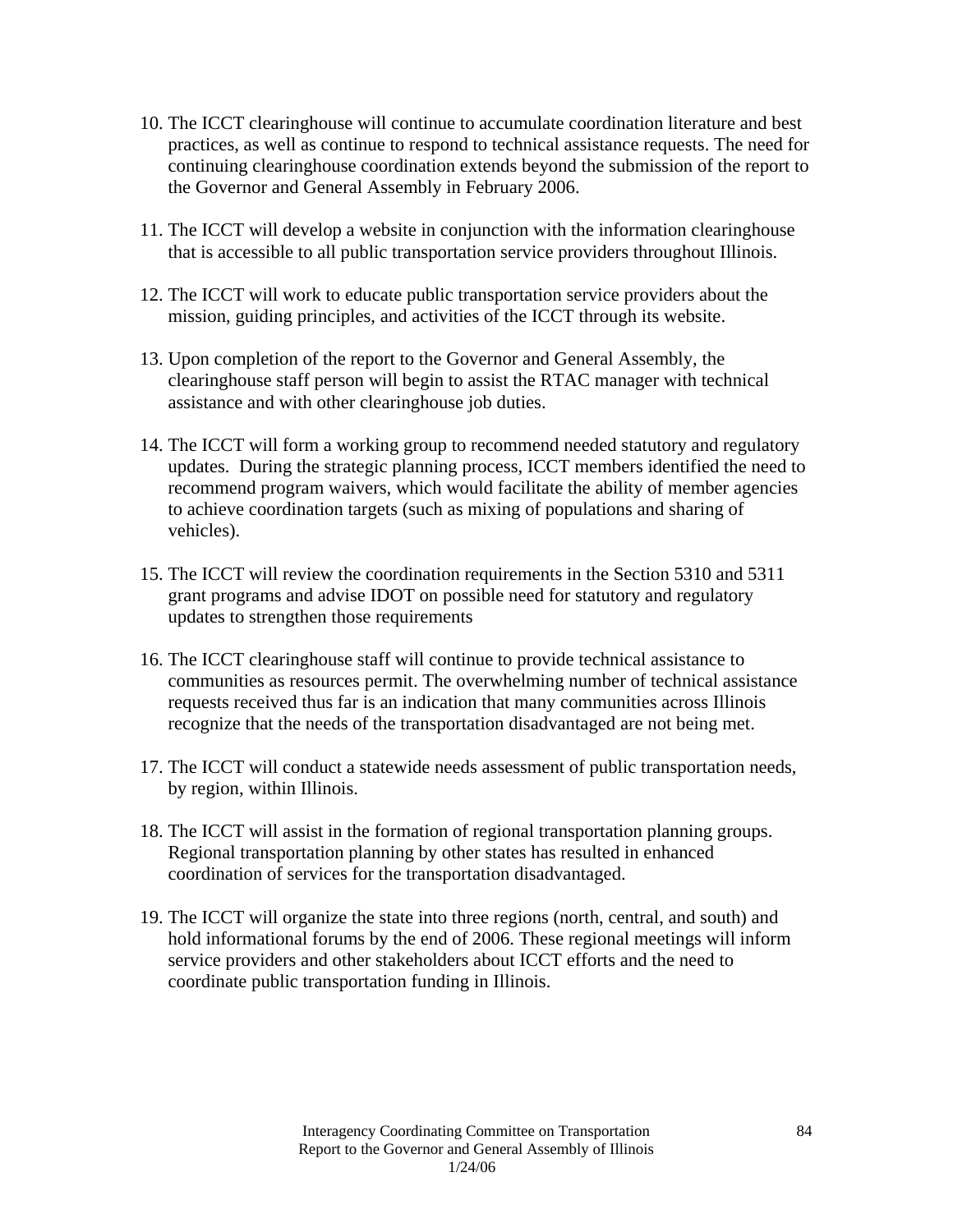10. The ICCT clearinghouse will continue to accumulate coordination literature and best practices, as well as continue to respond to technical assistance requests. The need for continuing clearinghouse coordination extends beyond the submission of the report to the Governor and General Assembly in February 2006.

11. The ICCT will develop a website in conjunction with the information clearinghouse that is accessible to all public transportation service providers throughout Illinois.

12. The ICCT will work to educate public transportation service providers about the mission, guiding principles, and activities of the ICCT through its website.

13. Upon completion of the report to the Governor and General Assembly, the clearinghouse staff person will begin to assist the RTAC manager with technical assistance and with other clearinghouse job duties.

14. The ICCT will form a working group to recommend needed statutory and regulatory updates. During the strategic planning process, ICCT members identified the need to recommend program waivers, which would facilitate the ability of member agencies to achieve coordination targets (such as mixing of populations and sharing of vehicles).

15. The ICCT will review the coordination requirements in the Section 5310 and 5311 grant programs and advise IDOT on possible need for statutory and regulatory updates to strengthen those requirements

16. The ICCT clearinghouse staff will continue to provide technical assistance to communities as resources permit. The overwhelming number of technical assistance requests received thus far is an indication that many communities across Illinois recognize that the needs of the transportation disadvantaged are not being met.

17. The ICCT will conduct a statewide needs assessment of public transportation needs, by region, within Illinois.

18. The ICCT will assist in the formation of regional transportation planning groups. Regional transportation planning by other states has resulted in enhanced coordination of services for the transportation disadvantaged.

19. The ICCT will organize the state into three regions (north, central, and south) and hold informational forums by the end of 2006. These regional meetings will inform service providers and other stakeholders about ICCT efforts and the need to coordinate public transportation funding in Illinois.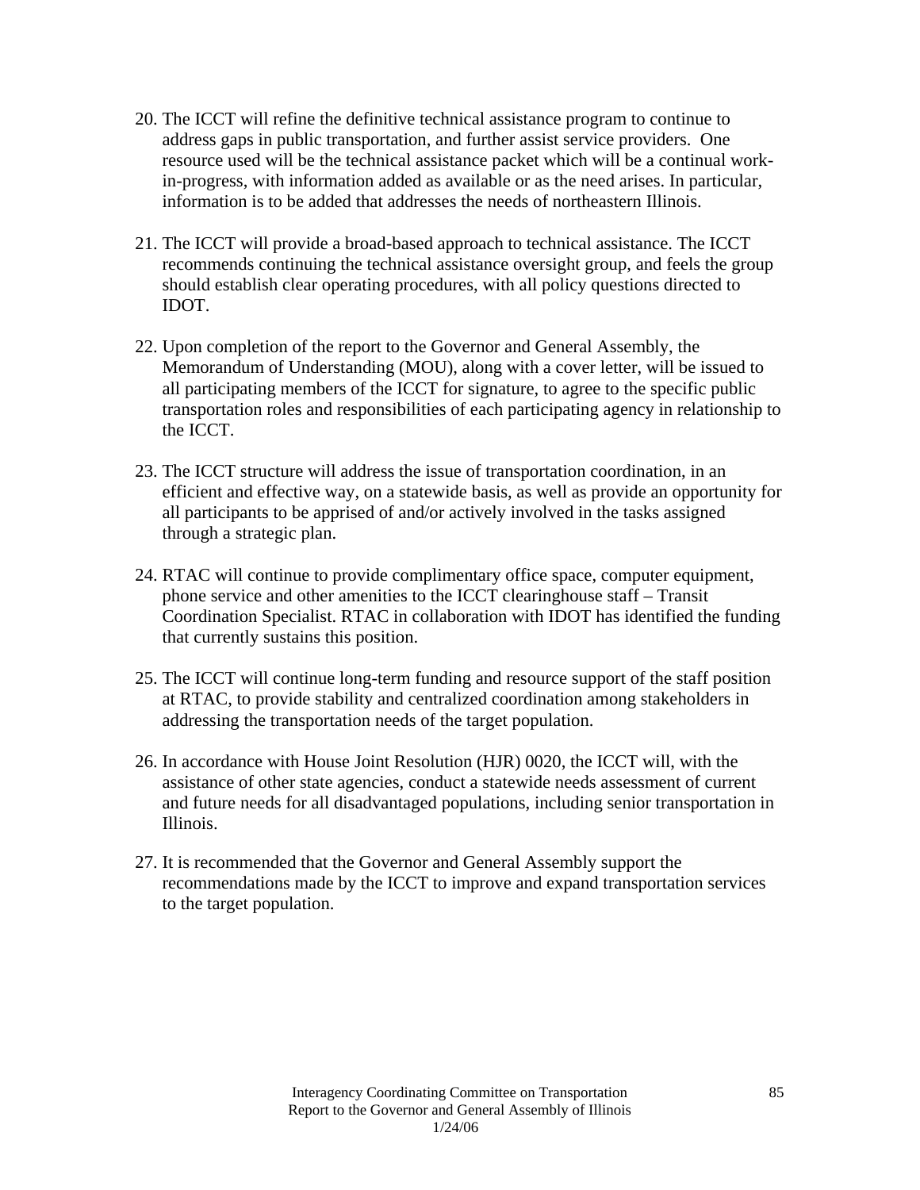20. The ICCT will refine the definitive technical assistance program to continue to address gaps in public transportation, and further assist service providers. One resource used will be the technical assistance packet which will be a continual work-in-progress, with information added as available or as the need arises. In particular, information is to be added that addresses the needs of northeastern Illinois.

21. The ICCT will provide a broad-based approach to technical assistance. The ICCT recommends continuing the technical assistance oversight group, and feels the group should establish clear operating procedures, with all policy questions directed to IDOT.

22. Upon completion of the report to the Governor and General Assembly, the Memorandum of Understanding (MOU), along with a cover letter, will be issued to all participating members of the ICCT for signature, to agree to the specific public transportation roles and responsibilities of each participating agency in relationship to the ICCT.

23. The ICCT structure will address the issue of transportation coordination, in an efficient and effective way, on a statewide basis, as well as provide an opportunity for all participants to be apprised of and/or actively involved in the tasks assigned through a strategic plan.

24. RTAC will continue to provide complimentary office space, computer equipment, phone service and other amenities to the ICCT clearinghouse staff – Transit Coordination Specialist. RTAC in collaboration with IDOT has identified the funding that currently sustains this position.

25. The ICCT will continue long-term funding and resource support of the staff position at RTAC, to provide stability and centralized coordination among stakeholders in addressing the transportation needs of the target population.

26. In accordance with House Joint Resolution (HJR) 0020, the ICCT will, with the assistance of other state agencies, conduct a statewide needs assessment of current and future needs for all disadvantaged populations, including senior transportation in Illinois.

27. It is recommended that the Governor and General Assembly support the recommendations made by the ICCT to improve and expand transportation services to the target population.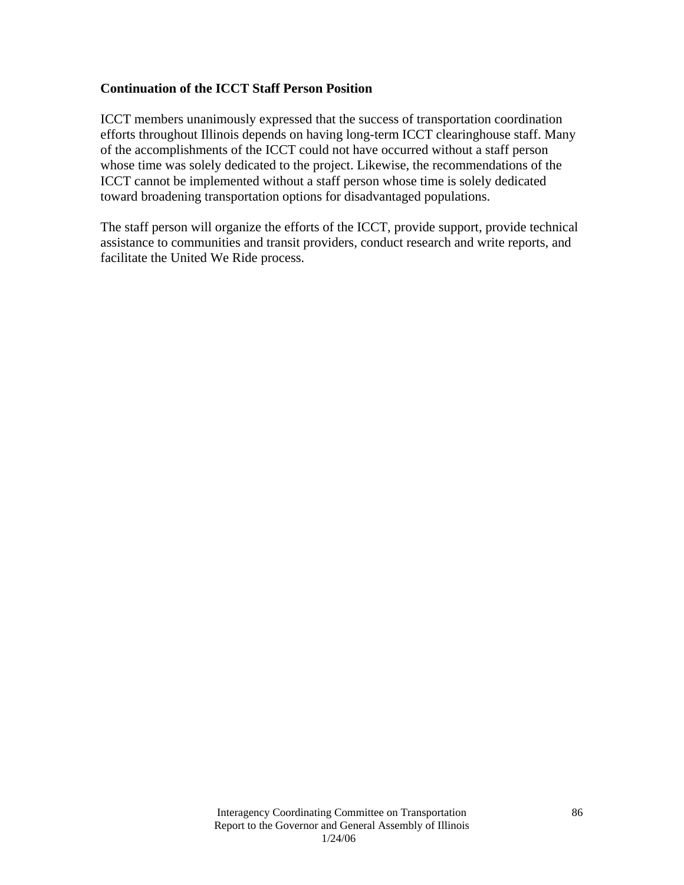**Continuation of the ICCT Staff Person Position**

ICCT members unanimously expressed that the success of transportation coordination efforts throughout Illinois depends on having long-term ICCT clearinghouse staff. Many of the accomplishments of the ICCT could not have occurred without a staff person whose time was solely dedicated to the project. Likewise, the recommendations of the ICCT cannot be implemented without a staff person whose time is solely dedicated toward broadening transportation options for disadvantaged populations.

The staff person will organize the efforts of the ICCT, provide support, provide technical assistance to communities and transit providers, conduct research and write reports, and facilitate the United We Ride process.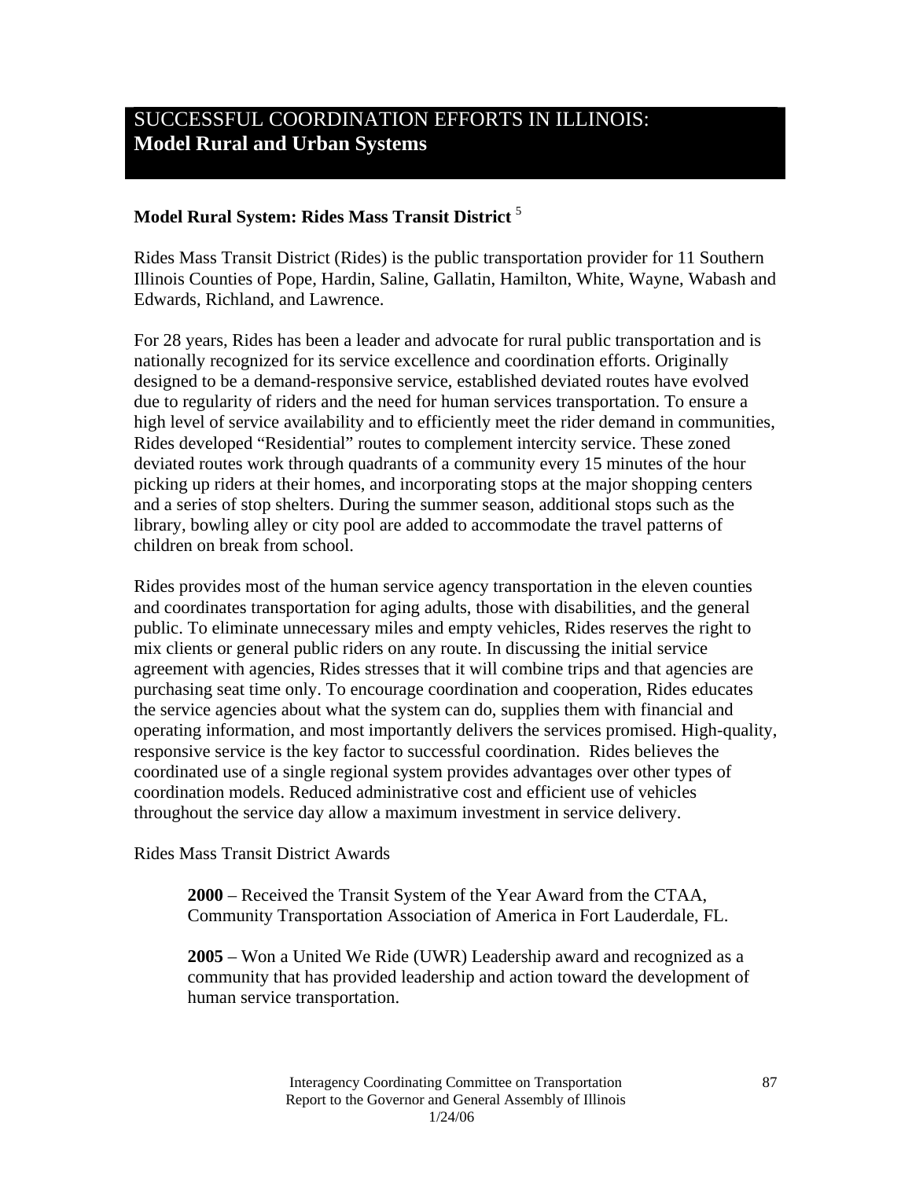# SUCCESSFUL COORDINATION EFFORTS IN ILLINOIS: **Model Rural and Urban Systems**

### Model Rural System: Rides Mass Transit District [5]

Rides Mass Transit District (Rides) is the public transportation provider for 11 Southern Illinois Counties of Pope, Hardin, Saline, Gallatin, Hamilton, White, Wayne, Wabash and Edwards, Richland, and Lawrence.

For 28 years, Rides has been a leader and advocate for rural public transportation and is nationally recognized for its service excellence and coordination efforts. Originally designed to be a demand-responsive service, established deviated routes have evolved due to regularity of riders and the need for human services transportation. To ensure a high level of service availability and to efficiently meet the rider demand in communities, Rides developed "Residential" routes to complement intercity service. These zoned deviated routes work through quadrants of a community every 15 minutes of the hour picking up riders at their homes, and incorporating stops at the major shopping centers and a series of stop shelters. During the summer season, additional stops such as the library, bowling alley or city pool are added to accommodate the travel patterns of children on break from school.

Rides provides most of the human service agency transportation in the eleven counties and coordinates transportation for aging adults, those with disabilities, and the general public. To eliminate unnecessary miles and empty vehicles, Rides reserves the right to mix clients or general public riders on any route. In discussing the initial service agreement with agencies, Rides stresses that it will combine trips and that agencies are purchasing seat time only. To encourage coordination and cooperation, Rides educates the service agencies about what the system can do, supplies them with financial and operating information, and most importantly delivers the services promised. High-quality, responsive service is the key factor to successful coordination. Rides believes the coordinated use of a single regional system provides advantages over other types of coordination models. Reduced administrative cost and efficient use of vehicles throughout the service day allow a maximum investment in service delivery.

Rides Mass Transit District Awards

> **2000** – Received the Transit System of the Year Award from the CTAA, Community Transportation Association of America in Fort Lauderdale, FL.
>
> **2005** – Won a United We Ride (UWR) Leadership award and recognized as a community that has provided leadership and action toward the development of human service transportation.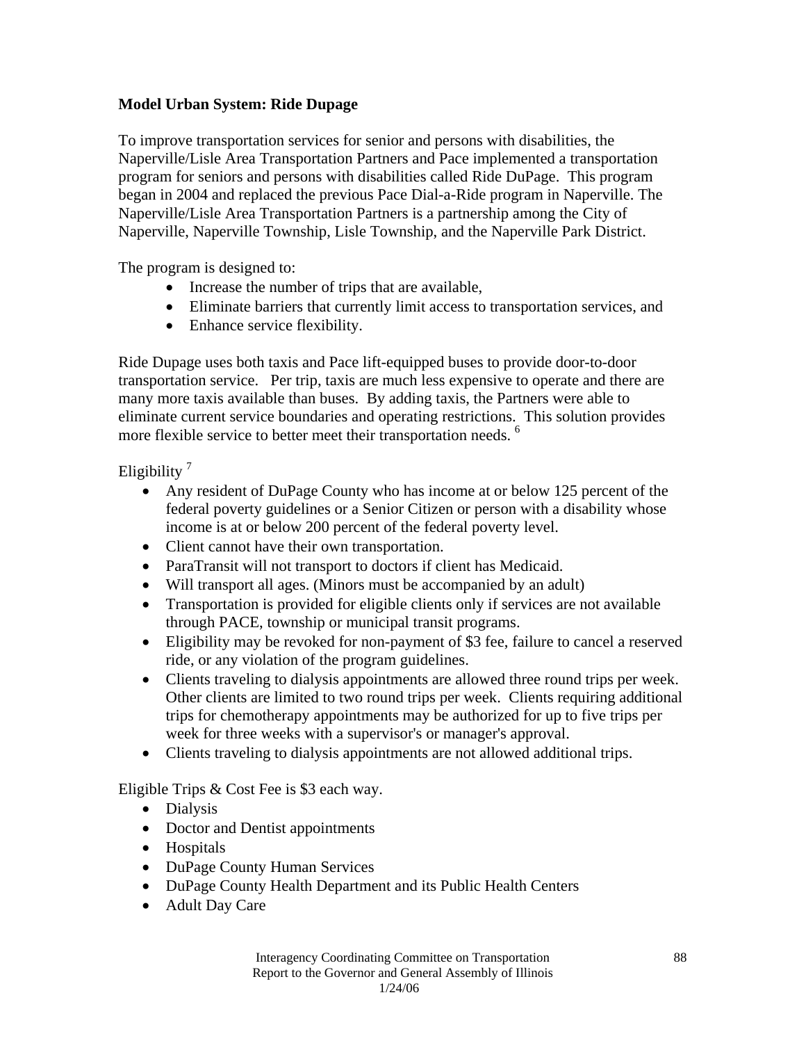**Model Urban System: Ride Dupage**

To improve transportation services for senior and persons with disabilities, the Naperville/Lisle Area Transportation Partners and Pace implemented a transportation program for seniors and persons with disabilities called Ride DuPage. This program began in 2004 and replaced the previous Pace Dial-a-Ride program in Naperville. The Naperville/Lisle Area Transportation Partners is a partnership among the City of Naperville, Naperville Township, Lisle Township, and the Naperville Park District.

The program is designed to:

- Increase the number of trips that are available,
- Eliminate barriers that currently limit access to transportation services, and
- Enhance service flexibility.

Ride Dupage uses both taxis and Pace lift-equipped buses to provide door-to-door transportation service. Per trip, taxis are much less expensive to operate and there are many more taxis available than buses. By adding taxis, the Partners were able to eliminate current service boundaries and operating restrictions. This solution provides more flexible service to better meet their transportation needs. [6]

Eligibility [7]

- Any resident of DuPage County who has income at or below 125 percent of the federal poverty guidelines or a Senior Citizen or person with a disability whose income is at or below 200 percent of the federal poverty level.
- Client cannot have their own transportation.
- ParaTransit will not transport to doctors if client has Medicaid.
- Will transport all ages. (Minors must be accompanied by an adult)
- Transportation is provided for eligible clients only if services are not available through PACE, township or municipal transit programs.
- Eligibility may be revoked for non-payment of $3 fee, failure to cancel a reserved ride, or any violation of the program guidelines.
- Clients traveling to dialysis appointments are allowed three round trips per week. Other clients are limited to two round trips per week. Clients requiring additional trips for chemotherapy appointments may be authorized for up to five trips per week for three weeks with a supervisor's or manager's approval.
- Clients traveling to dialysis appointments are not allowed additional trips.

Eligible Trips & Cost Fee is $3 each way.

- Dialysis
- Doctor and Dentist appointments
- Hospitals
- DuPage County Human Services
- DuPage County Health Department and its Public Health Centers
- Adult Day Care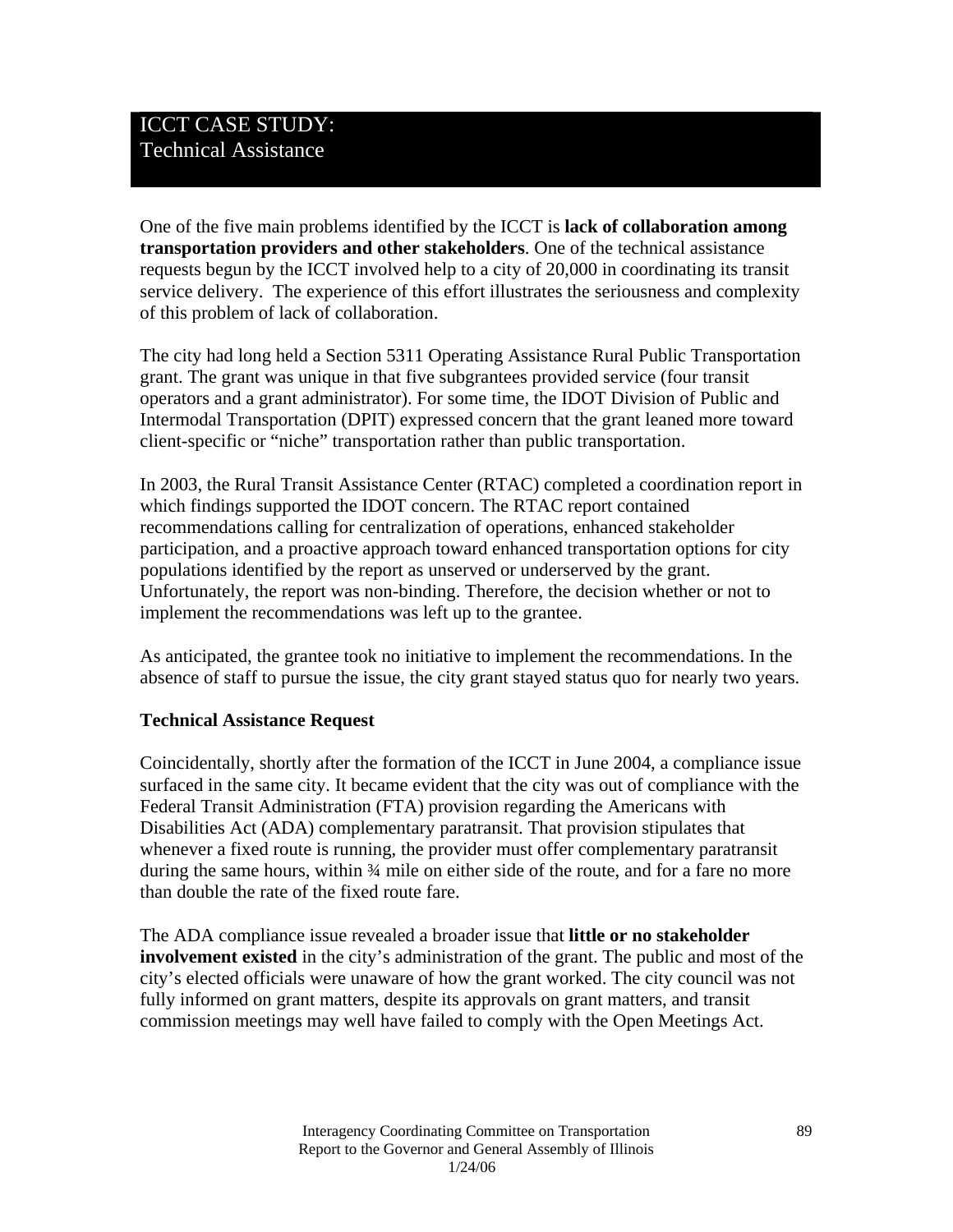# ICCT CASE STUDY:
Technical Assistance

One of the five main problems identified by the ICCT is **lack of collaboration among transportation providers and other stakeholders**. One of the technical assistance requests begun by the ICCT involved help to a city of 20,000 in coordinating its transit service delivery. The experience of this effort illustrates the seriousness and complexity of this problem of lack of collaboration.

The city had long held a Section 5311 Operating Assistance Rural Public Transportation grant. The grant was unique in that five subgrantees provided service (four transit operators and a grant administrator). For some time, the IDOT Division of Public and Intermodal Transportation (DPIT) expressed concern that the grant leaned more toward client-specific or "niche" transportation rather than public transportation.

In 2003, the Rural Transit Assistance Center (RTAC) completed a coordination report in which findings supported the IDOT concern. The RTAC report contained recommendations calling for centralization of operations, enhanced stakeholder participation, and a proactive approach toward enhanced transportation options for city populations identified by the report as unserved or underserved by the grant. Unfortunately, the report was non-binding. Therefore, the decision whether or not to implement the recommendations was left up to the grantee.

As anticipated, the grantee took no initiative to implement the recommendations. In the absence of staff to pursue the issue, the city grant stayed status quo for nearly two years.

**Technical Assistance Request**

Coincidentally, shortly after the formation of the ICCT in June 2004, a compliance issue surfaced in the same city. It became evident that the city was out of compliance with the Federal Transit Administration (FTA) provision regarding the Americans with Disabilities Act (ADA) complementary paratransit. That provision stipulates that whenever a fixed route is running, the provider must offer complementary paratransit during the same hours, within ¾ mile on either side of the route, and for a fare no more than double the rate of the fixed route fare.

The ADA compliance issue revealed a broader issue that **little or no stakeholder involvement existed** in the city's administration of the grant. The public and most of the city's elected officials were unaware of how the grant worked. The city council was not fully informed on grant matters, despite its approvals on grant matters, and transit commission meetings may well have failed to comply with the Open Meetings Act.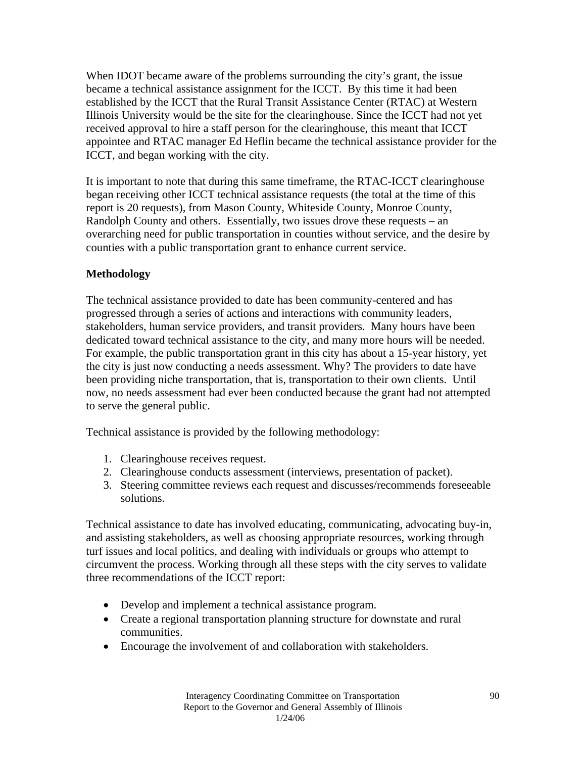When IDOT became aware of the problems surrounding the city's grant, the issue became a technical assistance assignment for the ICCT. By this time it had been established by the ICCT that the Rural Transit Assistance Center (RTAC) at Western Illinois University would be the site for the clearinghouse. Since the ICCT had not yet received approval to hire a staff person for the clearinghouse, this meant that ICCT appointee and RTAC manager Ed Heflin became the technical assistance provider for the ICCT, and began working with the city.

It is important to note that during this same timeframe, the RTAC-ICCT clearinghouse began receiving other ICCT technical assistance requests (the total at the time of this report is 20 requests), from Mason County, Whiteside County, Monroe County, Randolph County and others. Essentially, two issues drove these requests – an overarching need for public transportation in counties without service, and the desire by counties with a public transportation grant to enhance current service.

**Methodology**

The technical assistance provided to date has been community-centered and has progressed through a series of actions and interactions with community leaders, stakeholders, human service providers, and transit providers. Many hours have been dedicated toward technical assistance to the city, and many more hours will be needed. For example, the public transportation grant in this city has about a 15-year history, yet the city is just now conducting a needs assessment. Why? The providers to date have been providing niche transportation, that is, transportation to their own clients. Until now, no needs assessment had ever been conducted because the grant had not attempted to serve the general public.

Technical assistance is provided by the following methodology:

1. Clearinghouse receives request.
2. Clearinghouse conducts assessment (interviews, presentation of packet).
3. Steering committee reviews each request and discusses/recommends foreseeable solutions.

Technical assistance to date has involved educating, communicating, advocating buy-in, and assisting stakeholders, as well as choosing appropriate resources, working through turf issues and local politics, and dealing with individuals or groups who attempt to circumvent the process. Working through all these steps with the city serves to validate three recommendations of the ICCT report:

- Develop and implement a technical assistance program.
- Create a regional transportation planning structure for downstate and rural communities.
- Encourage the involvement of and collaboration with stakeholders.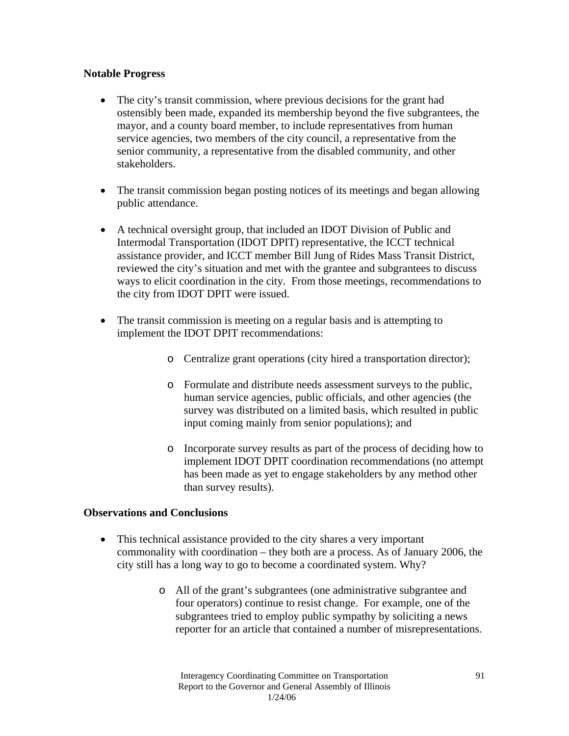**Notable Progress**

- The city's transit commission, where previous decisions for the grant had ostensibly been made, expanded its membership beyond the five subgrantees, the mayor, and a county board member, to include representatives from human service agencies, two members of the city council, a representative from the senior community, a representative from the disabled community, and other stakeholders.

- The transit commission began posting notices of its meetings and began allowing public attendance.

- A technical oversight group, that included an IDOT Division of Public and Intermodal Transportation (IDOT DPIT) representative, the ICCT technical assistance provider, and ICCT member Bill Jung of Rides Mass Transit District, reviewed the city's situation and met with the grantee and subgrantees to discuss ways to elicit coordination in the city. From those meetings, recommendations to the city from IDOT DPIT were issued.

- The transit commission is meeting on a regular basis and is attempting to implement the IDOT DPIT recommendations:

    - Centralize grant operations (city hired a transportation director);

    - Formulate and distribute needs assessment surveys to the public, human service agencies, public officials, and other agencies (the survey was distributed on a limited basis, which resulted in public input coming mainly from senior populations); and

    - Incorporate survey results as part of the process of deciding how to implement IDOT DPIT coordination recommendations (no attempt has been made as yet to engage stakeholders by any method other than survey results).

**Observations and Conclusions**

- This technical assistance provided to the city shares a very important commonality with coordination – they both are a process. As of January 2006, the city still has a long way to go to become a coordinated system. Why?

    - All of the grant's subgrantees (one administrative subgrantee and four operators) continue to resist change. For example, one of the subgrantees tried to employ public sympathy by soliciting a news reporter for an article that contained a number of misrepresentations.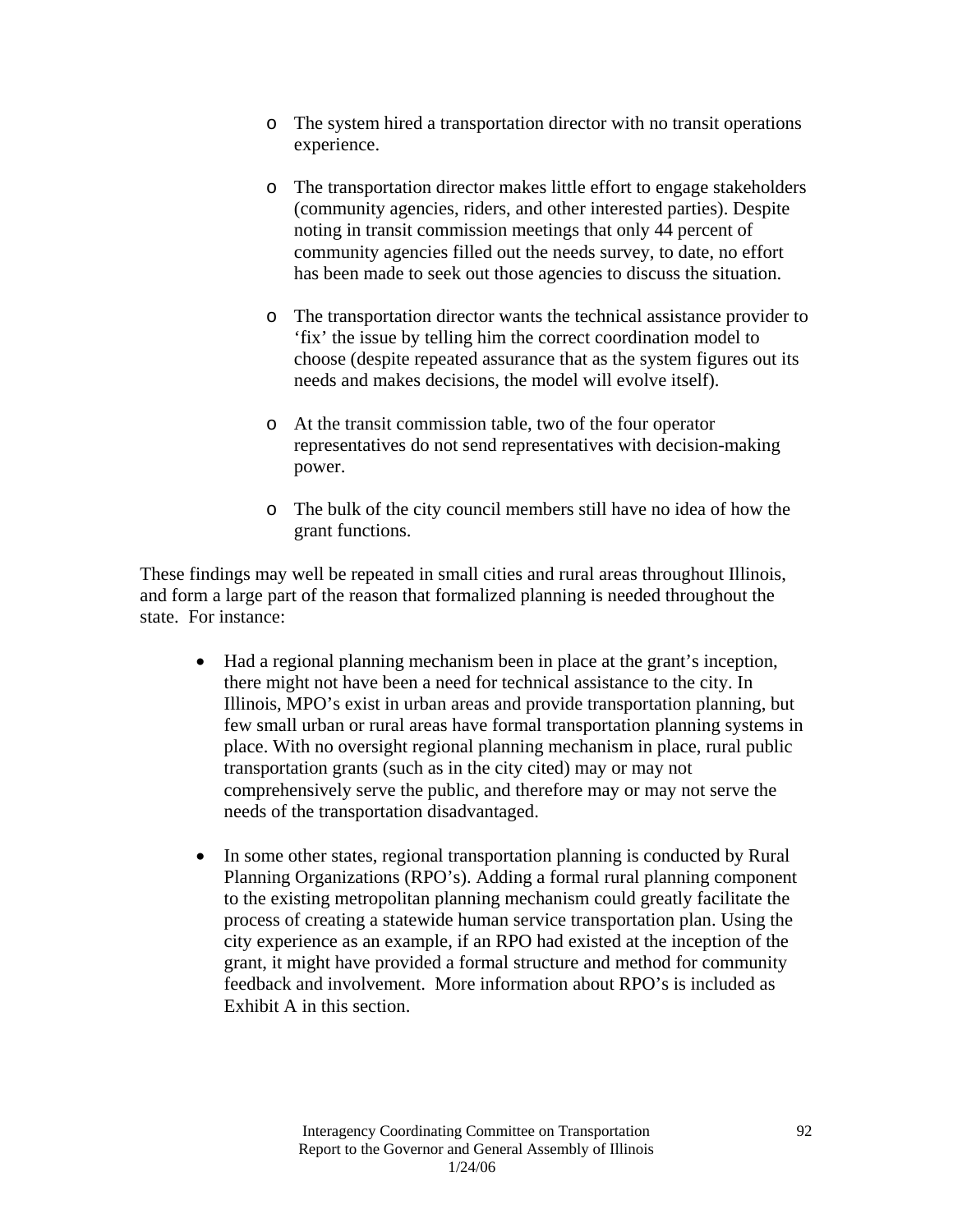- The system hired a transportation director with no transit operations experience.

- The transportation director makes little effort to engage stakeholders (community agencies, riders, and other interested parties). Despite noting in transit commission meetings that only 44 percent of community agencies filled out the needs survey, to date, no effort has been made to seek out those agencies to discuss the situation.

- The transportation director wants the technical assistance provider to 'fix' the issue by telling him the correct coordination model to choose (despite repeated assurance that as the system figures out its needs and makes decisions, the model will evolve itself).

- At the transit commission table, two of the four operator representatives do not send representatives with decision-making power.

- The bulk of the city council members still have no idea of how the grant functions.

These findings may well be repeated in small cities and rural areas throughout Illinois, and form a large part of the reason that formalized planning is needed throughout the state. For instance:

- Had a regional planning mechanism been in place at the grant's inception, there might not have been a need for technical assistance to the city. In Illinois, MPO's exist in urban areas and provide transportation planning, but few small urban or rural areas have formal transportation planning systems in place. With no oversight regional planning mechanism in place, rural public transportation grants (such as in the city cited) may or may not comprehensively serve the public, and therefore may or may not serve the needs of the transportation disadvantaged.

- In some other states, regional transportation planning is conducted by Rural Planning Organizations (RPO's). Adding a formal rural planning component to the existing metropolitan planning mechanism could greatly facilitate the process of creating a statewide human service transportation plan. Using the city experience as an example, if an RPO had existed at the inception of the grant, it might have provided a formal structure and method for community feedback and involvement. More information about RPO's is included as Exhibit A in this section.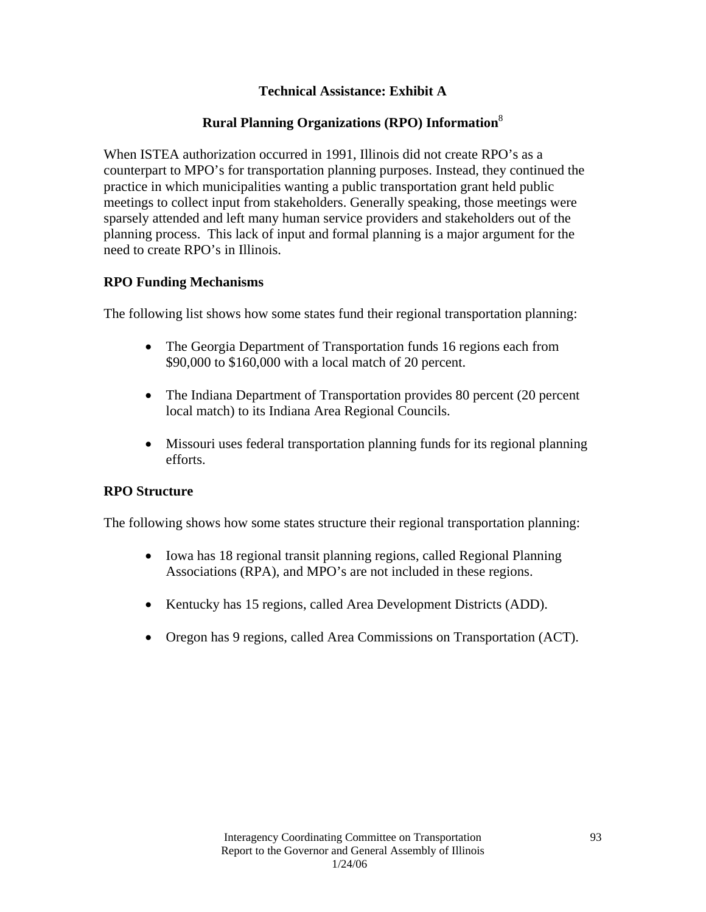## Technical Assistance: Exhibit A

## Rural Planning Organizations (RPO) Information[8]

When ISTEA authorization occurred in 1991, Illinois did not create RPO's as a counterpart to MPO's for transportation planning purposes. Instead, they continued the practice in which municipalities wanting a public transportation grant held public meetings to collect input from stakeholders. Generally speaking, those meetings were sparsely attended and left many human service providers and stakeholders out of the planning process. This lack of input and formal planning is a major argument for the need to create RPO's in Illinois.

### RPO Funding Mechanisms

The following list shows how some states fund their regional transportation planning:

- The Georgia Department of Transportation funds 16 regions each from $90,000 to $160,000 with a local match of 20 percent.
- The Indiana Department of Transportation provides 80 percent (20 percent local match) to its Indiana Area Regional Councils.
- Missouri uses federal transportation planning funds for its regional planning efforts.

### RPO Structure

The following shows how some states structure their regional transportation planning:

- Iowa has 18 regional transit planning regions, called Regional Planning Associations (RPA), and MPO's are not included in these regions.
- Kentucky has 15 regions, called Area Development Districts (ADD).
- Oregon has 9 regions, called Area Commissions on Transportation (ACT).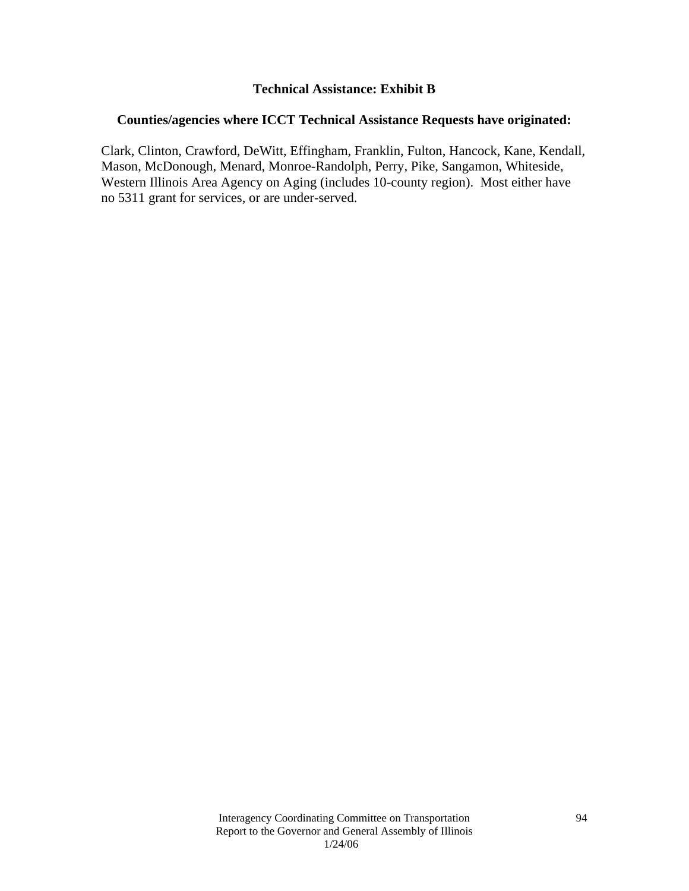## Technical Assistance: Exhibit B

### Counties/agencies where ICCT Technical Assistance Requests have originated:

Clark, Clinton, Crawford, DeWitt, Effingham, Franklin, Fulton, Hancock, Kane, Kendall, Mason, McDonough, Menard, Monroe-Randolph, Perry, Pike, Sangamon, Whiteside, Western Illinois Area Agency on Aging (includes 10-county region). Most either have no 5311 grant for services, or are under-served.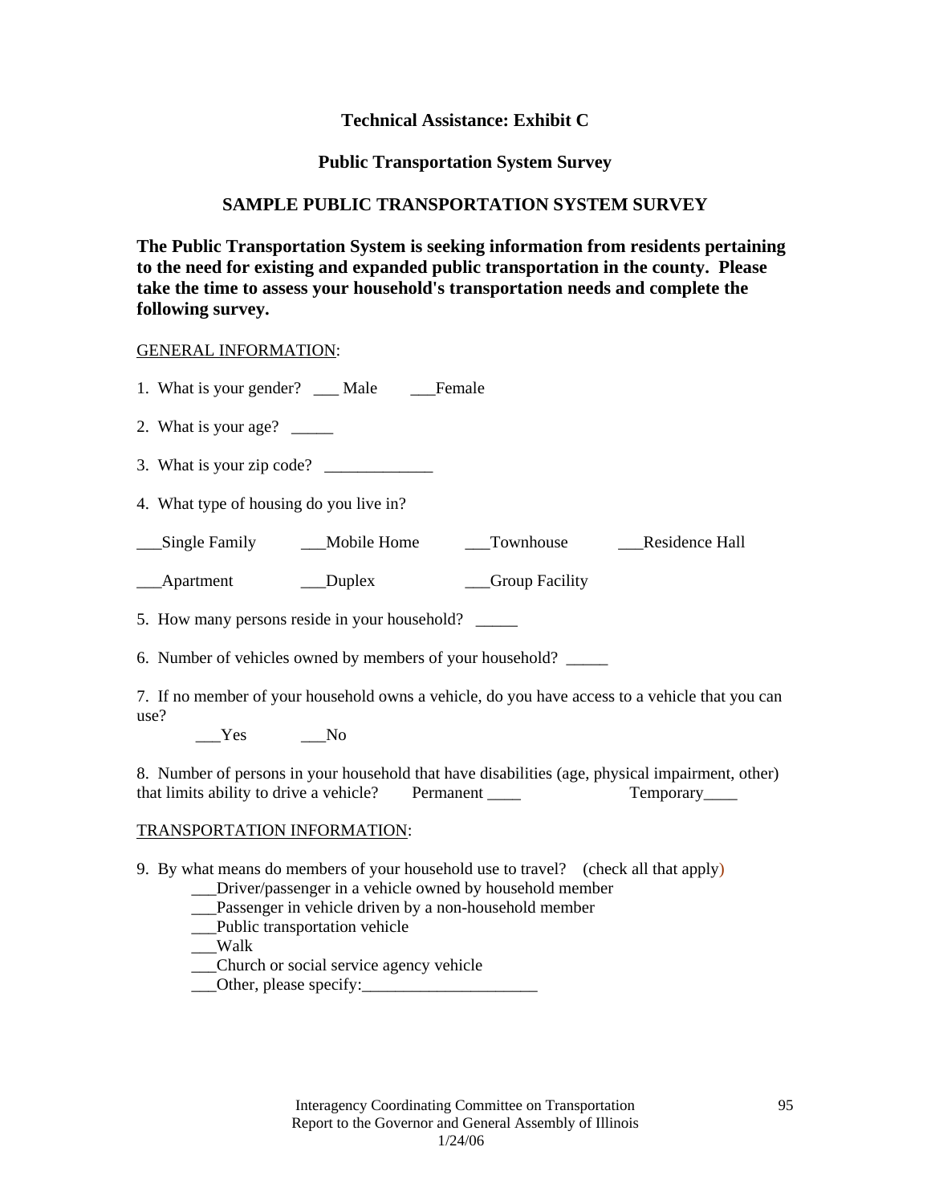### Technical Assistance: Exhibit C

### Public Transportation System Survey

### SAMPLE PUBLIC TRANSPORTATION SYSTEM SURVEY

**The Public Transportation System is seeking information from residents pertaining to the need for existing and expanded public transportation in the county. Please take the time to assess your household's transportation needs and complete the following survey.**

<u>GENERAL INFORMATION</u>:

1. What is your gender? ___ Male ___Female

2. What is your age? _____

3. What is your zip code? _____________

4. What type of housing do you live in?

___Single Family ___Mobile Home ___Townhouse ___Residence Hall

___Apartment ___Duplex ___Group Facility

5. How many persons reside in your household? _____

6. Number of vehicles owned by members of your household? _____

7. If no member of your household owns a vehicle, do you have access to a vehicle that you can use?

   ___Yes ___No

8. Number of persons in your household that have disabilities (age, physical impairment, other) that limits ability to drive a vehicle? Permanent ____ Temporary____

<u>TRANSPORTATION INFORMATION</u>:

9. By what means do members of your household use to travel? (check all that apply)
   - ___Driver/passenger in a vehicle owned by household member
   - ___Passenger in vehicle driven by a non-household member
   - ___Public transportation vehicle
   - ___Walk
   - ___Church or social service agency vehicle
   - ___Other, please specify:_____________________

Interagency Coordinating Committee on Transportation
Report to the Governor and General Assembly of Illinois
1/24/06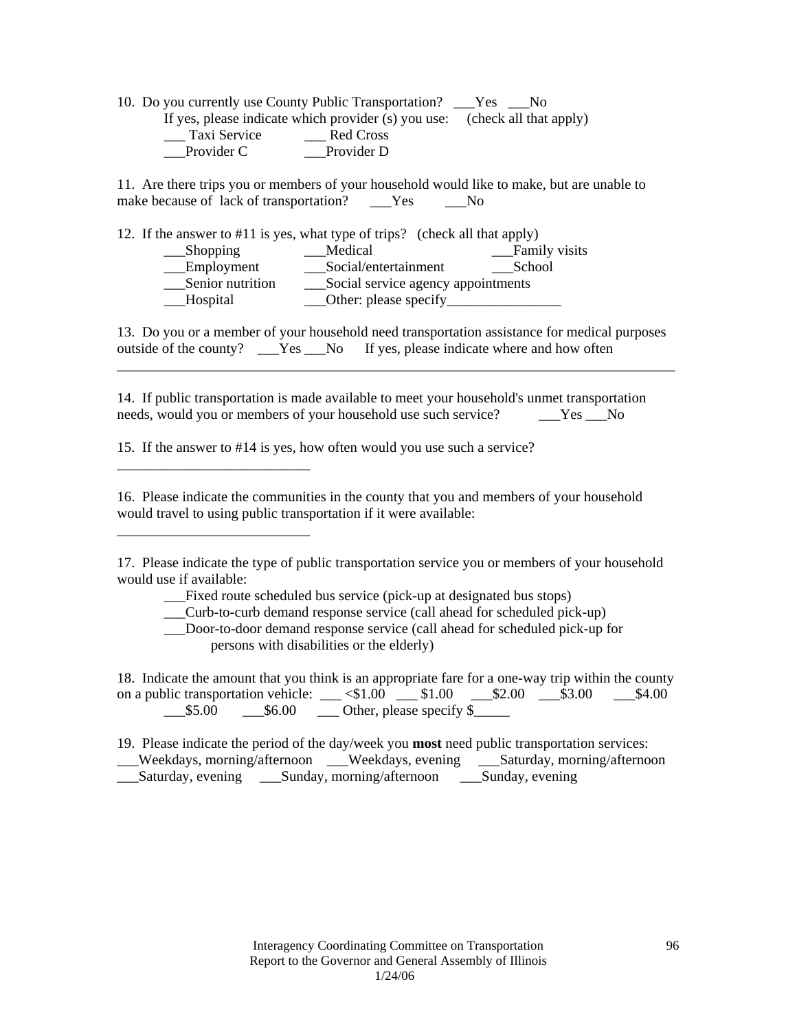10. Do you currently use County Public Transportation? ___Yes ___No

If yes, please indicate which provider (s) you use: (check all that apply)

___ Taxi Service ___ Red Cross

___Provider C ___Provider D

11. Are there trips you or members of your household would like to make, but are unable to make because of lack of transportation? ___Yes ___No

12. If the answer to #11 is yes, what type of trips? (check all that apply)

___Shopping ___Medical ___Family visits

___Employment ___Social/entertainment ___School

___Senior nutrition ___Social service agency appointments

___Hospital ___Other: please specify________________

13. Do you or a member of your household need transportation assistance for medical purposes outside of the county? ___Yes ___No If yes, please indicate where and how often

_________________________________________________________________________________

14. If public transportation is made available to meet your household's unmet transportation needs, would you or members of your household use such service? ___Yes ___No

15. If the answer to #14 is yes, how often would you use such a service?

___________________________

16. Please indicate the communities in the county that you and members of your household would travel to using public transportation if it were available:

___________________________

17. Please indicate the type of public transportation service you or members of your household would use if available:

___Fixed route scheduled bus service (pick-up at designated bus stops)

___Curb-to-curb demand response service (call ahead for scheduled pick-up)

___Door-to-door demand response service (call ahead for scheduled pick-up for persons with disabilities or the elderly)

18. Indicate the amount that you think is an appropriate fare for a one-way trip within the county on a public transportation vehicle: ___ <$1.00 ___ $1.00 ___$2.00 ___$3.00 ___$4.00 ___$5.00 ___$6.00 ___ Other, please specify $_____

19. Please indicate the period of the day/week you **most** need public transportation services:

___Weekdays, morning/afternoon ___Weekdays, evening ___Saturday, morning/afternoon

___Saturday, evening ___Sunday, morning/afternoon ___Sunday, evening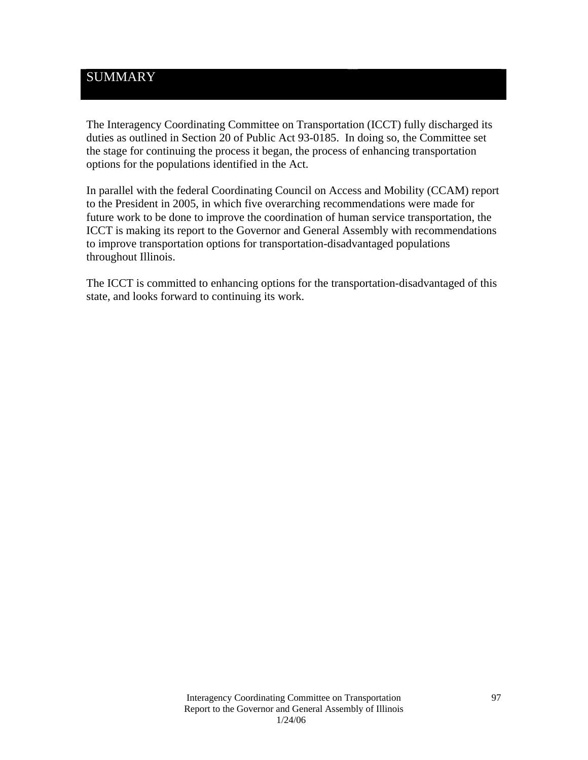# SUMMARY

The Interagency Coordinating Committee on Transportation (ICCT) fully discharged its duties as outlined in Section 20 of Public Act 93-0185. In doing so, the Committee set the stage for continuing the process it began, the process of enhancing transportation options for the populations identified in the Act.

In parallel with the federal Coordinating Council on Access and Mobility (CCAM) report to the President in 2005, in which five overarching recommendations were made for future work to be done to improve the coordination of human service transportation, the ICCT is making its report to the Governor and General Assembly with recommendations to improve transportation options for transportation-disadvantaged populations throughout Illinois.

The ICCT is committed to enhancing options for the transportation-disadvantaged of this state, and looks forward to continuing its work.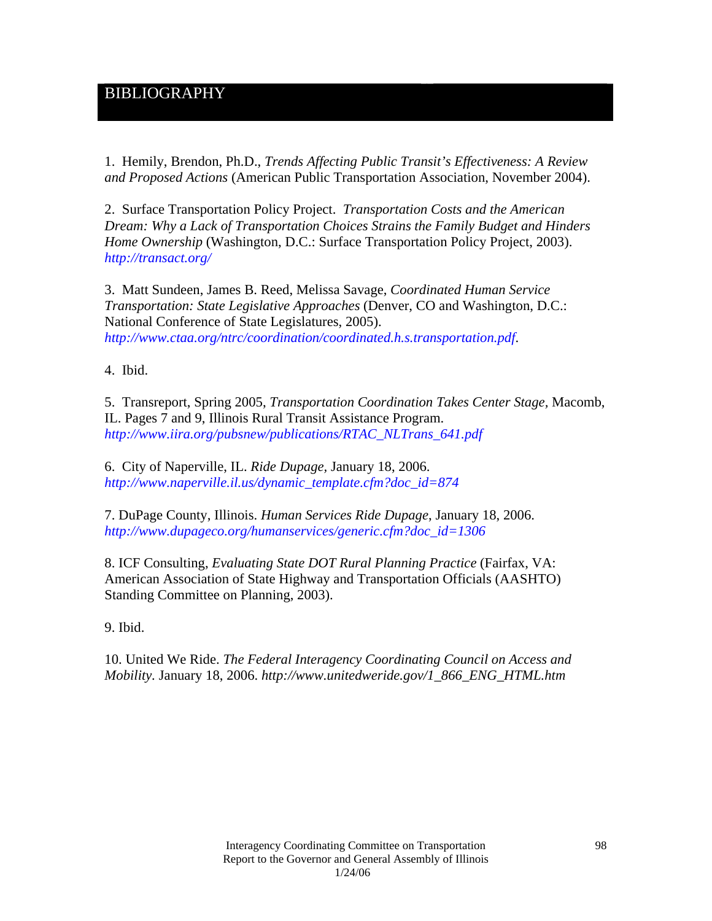# BIBLIOGRAPHY

1. Hemily, Brendon, Ph.D., *Trends Affecting Public Transit's Effectiveness: A Review and Proposed Actions* (American Public Transportation Association, November 2004).

2. Surface Transportation Policy Project. *Transportation Costs and the American Dream: Why a Lack of Transportation Choices Strains the Family Budget and Hinders Home Ownership* (Washington, D.C.: Surface Transportation Policy Project, 2003). *http://transact.org/*

3. Matt Sundeen, James B. Reed, Melissa Savage, *Coordinated Human Service Transportation: State Legislative Approaches* (Denver, CO and Washington, D.C.: National Conference of State Legislatures, 2005). *http://www.ctaa.org/ntrc/coordination/coordinated.h.s.transportation.pdf.*

4. Ibid.

5. Transreport, Spring 2005, *Transportation Coordination Takes Center Stage,* Macomb, IL. Pages 7 and 9, Illinois Rural Transit Assistance Program. *http://www.iira.org/pubsnew/publications/RTAC_NLTrans_641.pdf*

6. City of Naperville, IL. *Ride Dupage*, January 18, 2006. *http://www.naperville.il.us/dynamic_template.cfm?doc_id=874*

7. DuPage County, Illinois. *Human Services Ride Dupage*, January 18, 2006. *http://www.dupageco.org/humanservices/generic.cfm?doc_id=1306*

8. ICF Consulting, *Evaluating State DOT Rural Planning Practice* (Fairfax, VA: American Association of State Highway and Transportation Officials (AASHTO) Standing Committee on Planning, 2003).

9. Ibid.

10. United We Ride. *The Federal Interagency Coordinating Council on Access and Mobility*. January 18, 2006. *http://www.unitedweride.gov/1_866_ENG_HTML.htm*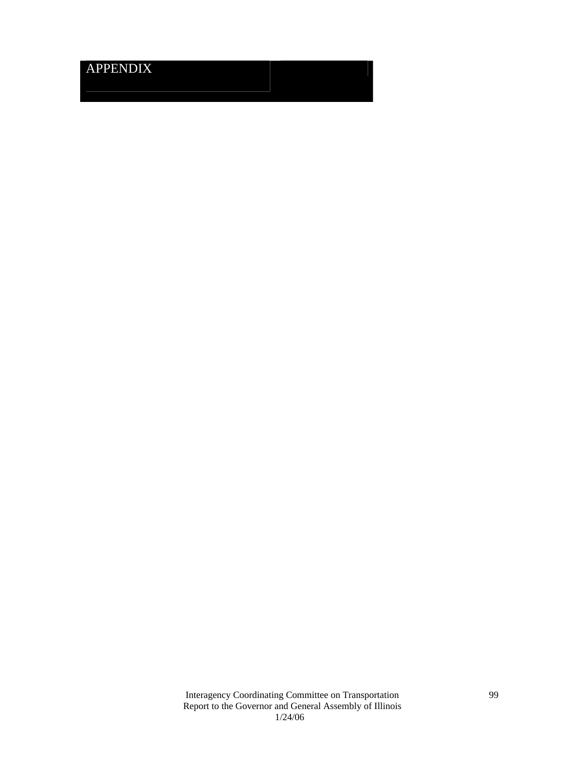# APPENDIX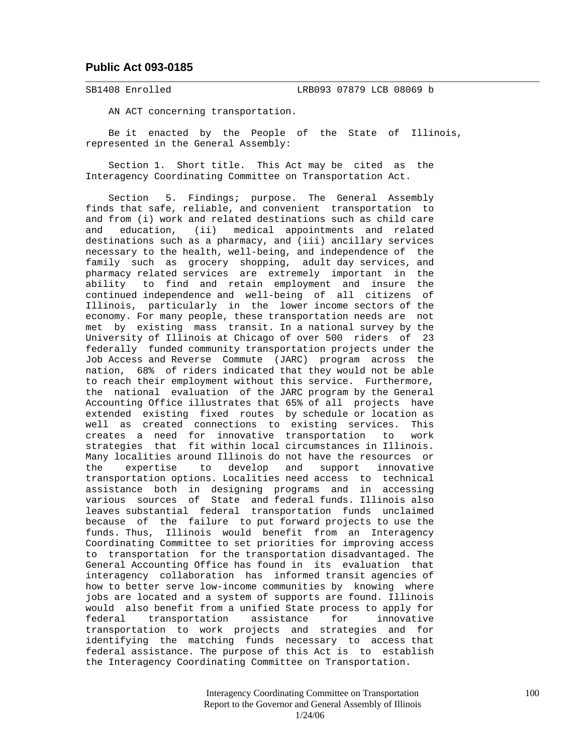## Public Act 093-0185

SB1408 Enrolled LRB093 07879 LCB 08069 b

AN ACT concerning transportation.

Be it enacted by the People of the State of Illinois, represented in the General Assembly:

Section 1. Short title. This Act may be cited as the Interagency Coordinating Committee on Transportation Act.

Section 5. Findings; purpose. The General Assembly finds that safe, reliable, and convenient transportation to and from (i) work and related destinations such as child care and education, (ii) medical appointments and related destinations such as a pharmacy, and (iii) ancillary services necessary to the health, well-being, and independence of the family such as grocery shopping, adult day services, and pharmacy related services are extremely important in the ability to find and retain employment and insure the continued independence and well-being of all citizens of Illinois, particularly in the lower income sectors of the economy. For many people, these transportation needs are not met by existing mass transit. In a national survey by the University of Illinois at Chicago of over 500 riders of 23 federally funded community transportation projects under the Job Access and Reverse Commute (JARC) program across the nation, 68% of riders indicated that they would not be able to reach their employment without this service. Furthermore, the national evaluation of the JARC program by the General Accounting Office illustrates that 65% of all projects have extended existing fixed routes by schedule or location as well as created connections to existing services. This creates a need for innovative transportation to work strategies that fit within local circumstances in Illinois. Many localities around Illinois do not have the resources or the expertise to develop and support innovative transportation options. Localities need access to technical assistance both in designing programs and in accessing various sources of State and federal funds. Illinois also leaves substantial federal transportation funds unclaimed because of the failure to put forward projects to use the funds. Thus, Illinois would benefit from an Interagency Coordinating Committee to set priorities for improving access to transportation for the transportation disadvantaged. The General Accounting Office has found in its evaluation that interagency collaboration has informed transit agencies of how to better serve low-income communities by knowing where jobs are located and a system of supports are found. Illinois would also benefit from a unified State process to apply for federal transportation assistance for innovative transportation to work projects and strategies and for identifying the matching funds necessary to access that federal assistance. The purpose of this Act is to establish the Interagency Coordinating Committee on Transportation.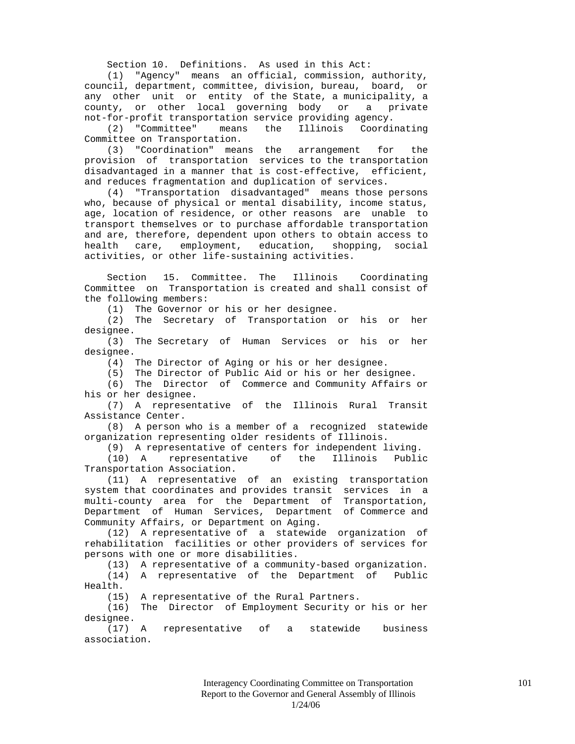Section 10. Definitions. As used in this Act:

(1) "Agency" means an official, commission, authority, council, department, committee, division, bureau, board, or any other unit or entity of the State, a municipality, a county, or other local governing body or a private not-for-profit transportation service providing agency.

(2) "Committee" means the Illinois Coordinating Committee on Transportation.

(3) "Coordination" means the arrangement for the provision of transportation services to the transportation disadvantaged in a manner that is cost-effective, efficient, and reduces fragmentation and duplication of services.

(4) "Transportation disadvantaged" means those persons who, because of physical or mental disability, income status, age, location of residence, or other reasons are unable to transport themselves or to purchase affordable transportation and are, therefore, dependent upon others to obtain access to health care, employment, education, shopping, social activities, or other life-sustaining activities.

Section 15. Committee. The Illinois Coordinating Committee on Transportation is created and shall consist of the following members:

(1) The Governor or his or her designee.

(2) The Secretary of Transportation or his or her designee.

(3) The Secretary of Human Services or his or her designee.

(4) The Director of Aging or his or her designee.

(5) The Director of Public Aid or his or her designee.

(6) The Director of Commerce and Community Affairs or his or her designee.

(7) A representative of the Illinois Rural Transit Assistance Center.

(8) A person who is a member of a recognized statewide organization representing older residents of Illinois.

(9) A representative of centers for independent living.

(10) A representative of the Illinois Public Transportation Association.

(11) A representative of an existing transportation system that coordinates and provides transit services in a multi-county area for the Department of Transportation, Department of Human Services, Department of Commerce and Community Affairs, or Department on Aging.

(12) A representative of a statewide organization of rehabilitation facilities or other providers of services for persons with one or more disabilities.

(13) A representative of a community-based organization.

(14) A representative of the Department of Public Health.

(15) A representative of the Rural Partners.

(16) The Director of Employment Security or his or her designee.

(17) A representative of a statewide business association.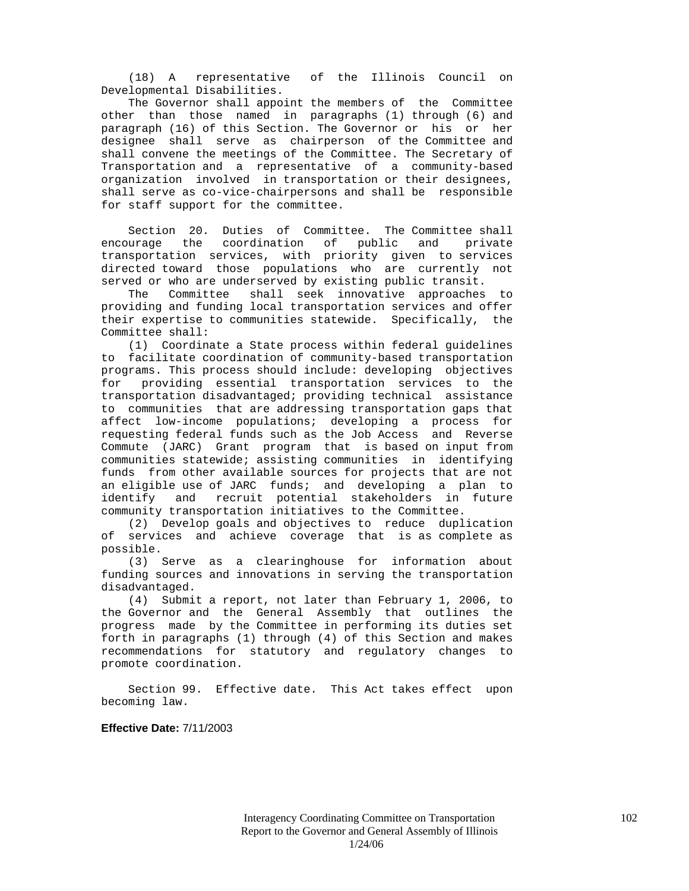(18) A representative of the Illinois Council on Developmental Disabilities.

The Governor shall appoint the members of the Committee other than those named in paragraphs (1) through (6) and paragraph (16) of this Section. The Governor or his or her designee shall serve as chairperson of the Committee and shall convene the meetings of the Committee. The Secretary of Transportation and a representative of a community-based organization involved in transportation or their designees, shall serve as co-vice-chairpersons and shall be responsible for staff support for the committee.

Section 20. Duties of Committee. The Committee shall encourage the coordination of public and private transportation services, with priority given to services directed toward those populations who are currently not served or who are underserved by existing public transit.

The Committee shall seek innovative approaches to providing and funding local transportation services and offer their expertise to communities statewide. Specifically, the Committee shall:

(1) Coordinate a State process within federal guidelines to facilitate coordination of community-based transportation programs. This process should include: developing objectives for providing essential transportation services to the transportation disadvantaged; providing technical assistance to communities that are addressing transportation gaps that affect low-income populations; developing a process for requesting federal funds such as the Job Access and Reverse Commute (JARC) Grant program that is based on input from communities statewide; assisting communities in identifying funds from other available sources for projects that are not an eligible use of JARC funds; and developing a plan to identify and recruit potential stakeholders in future community transportation initiatives to the Committee.

(2) Develop goals and objectives to reduce duplication of services and achieve coverage that is as complete as possible.

(3) Serve as a clearinghouse for information about funding sources and innovations in serving the transportation disadvantaged.

(4) Submit a report, not later than February 1, 2006, to the Governor and the General Assembly that outlines the progress made by the Committee in performing its duties set forth in paragraphs (1) through (4) of this Section and makes recommendations for statutory and regulatory changes to promote coordination.

Section 99. Effective date. This Act takes effect upon becoming law.

**Effective Date:** 7/11/2003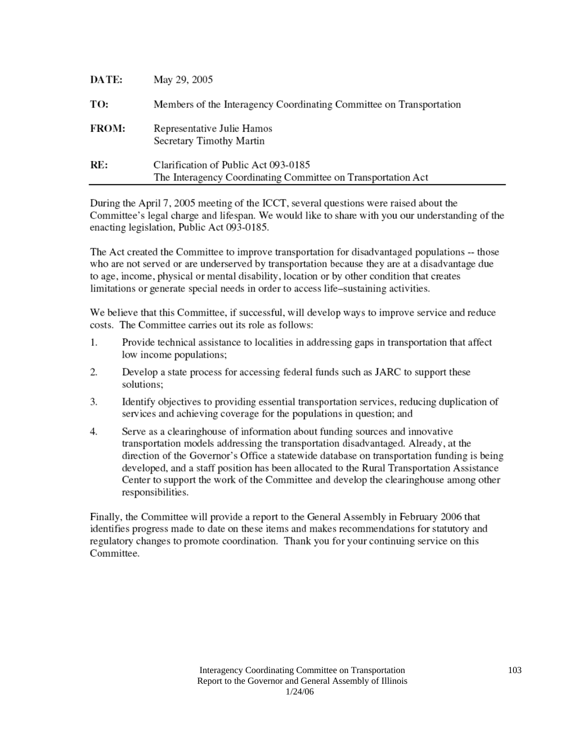**DATE:** May 29, 2005

**TO:** Members of the Interagency Coordinating Committee on Transportation

**FROM:** Representative Julie Hamos
Secretary Timothy Martin

**RE:** Clarification of Public Act 093-0185
The Interagency Coordinating Committee on Transportation Act

---

During the April 7, 2005 meeting of the ICCT, several questions were raised about the Committee's legal charge and lifespan. We would like to share with you our understanding of the enacting legislation, Public Act 093-0185.

The Act created the Committee to improve transportation for disadvantaged populations -- those who are not served or are underserved by transportation because they are at a disadvantage due to age, income, physical or mental disability, location or by other condition that creates limitations or generate special needs in order to access life–sustaining activities.

We believe that this Committee, if successful, will develop ways to improve service and reduce costs. The Committee carries out its role as follows:

1. Provide technical assistance to localities in addressing gaps in transportation that affect low income populations;
2. Develop a state process for accessing federal funds such as JARC to support these solutions;
3. Identify objectives to providing essential transportation services, reducing duplication of services and achieving coverage for the populations in question; and
4. Serve as a clearinghouse of information about funding sources and innovative transportation models addressing the transportation disadvantaged. Already, at the direction of the Governor's Office a statewide database on transportation funding is being developed, and a staff position has been allocated to the Rural Transportation Assistance Center to support the work of the Committee and develop the clearinghouse among other responsibilities.

Finally, the Committee will provide a report to the General Assembly in February 2006 that identifies progress made to date on these items and makes recommendations for statutory and regulatory changes to promote coordination. Thank you for your continuing service on this Committee.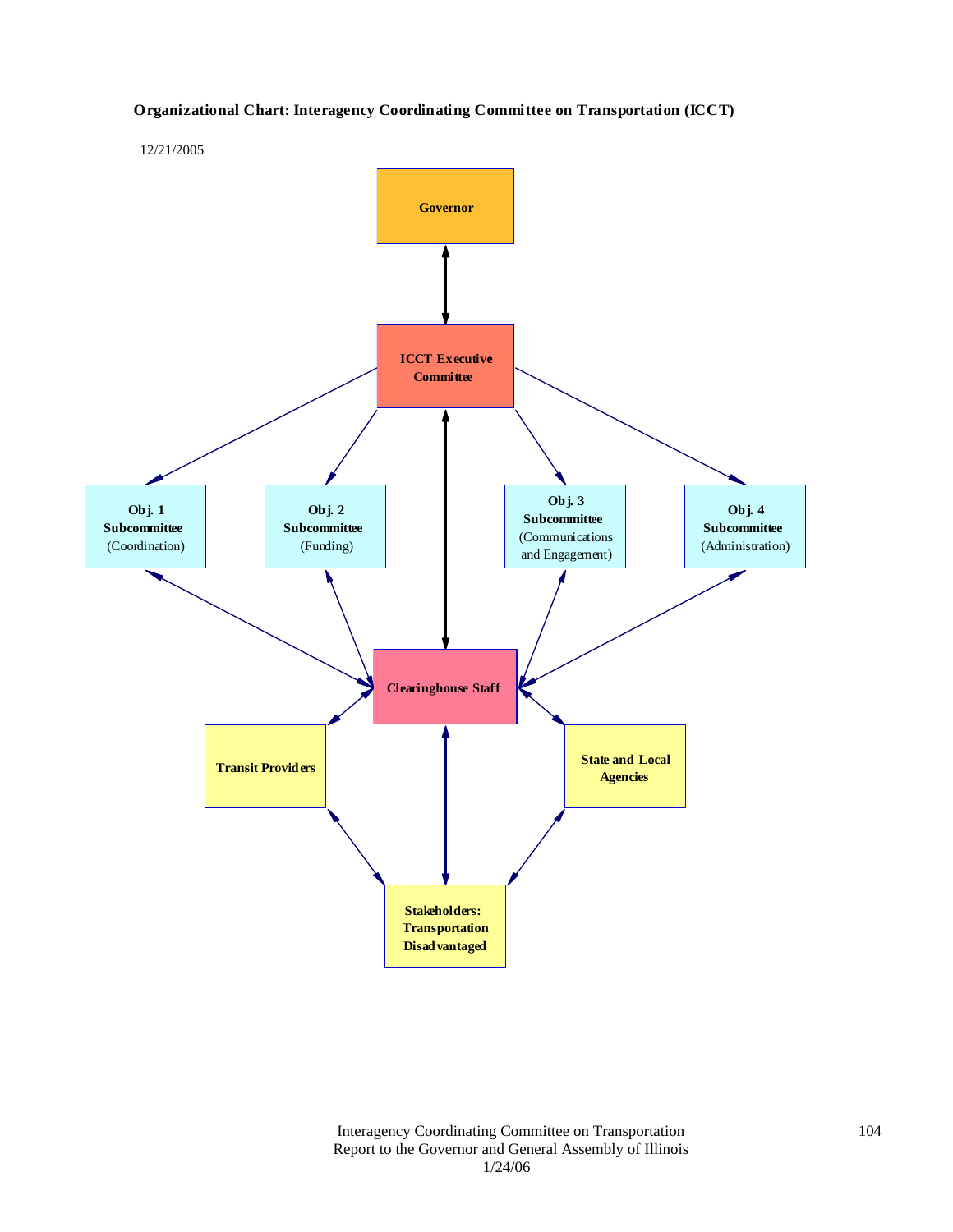**Organizational Chart: Interagency Coordinating Committee on Transportation (ICCT)**

12/21/2005

**Governor**

**ICCT Executive Committee**

**Obj. 1 Subcommittee** (Coordination)

**Obj. 2 Subcommittee** (Funding)

**Obj. 3 Subcommittee** (Communications and Engagement)

**Obj. 4 Subcommittee** (Administration)

**Clearinghouse Staff**

**Transit Providers**

**State and Local Agencies**

**Stakeholders: Transportation Disadvantaged**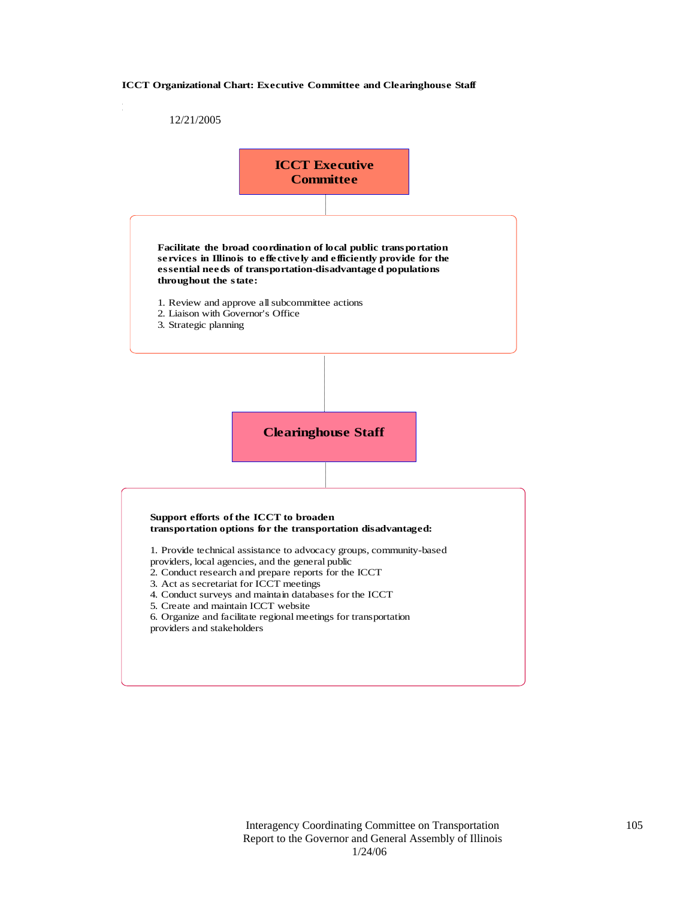**ICCT Organizational Chart: Executive Committee and Clearinghouse Staff**

12/21/2005

## ICCT Executive Committee

**Facilitate the broad coordination of local public transportation services in Illinois to effectively and efficiently provide for the essential needs of transportation-disadvantaged populations throughout the state:**

1. Review and approve all subcommittee actions
2. Liaison with Governor's Office
3. Strategic planning

## Clearinghouse Staff

**Support efforts of the ICCT to broaden transportation options for the transportation disadvantaged:**

1. Provide technical assistance to advocacy groups, community-based providers, local agencies, and the general public
2. Conduct research and prepare reports for the ICCT
3. Act as secretariat for ICCT meetings
4. Conduct surveys and maintain databases for the ICCT
5. Create and maintain ICCT website
6. Organize and facilitate regional meetings for transportation providers and stakeholders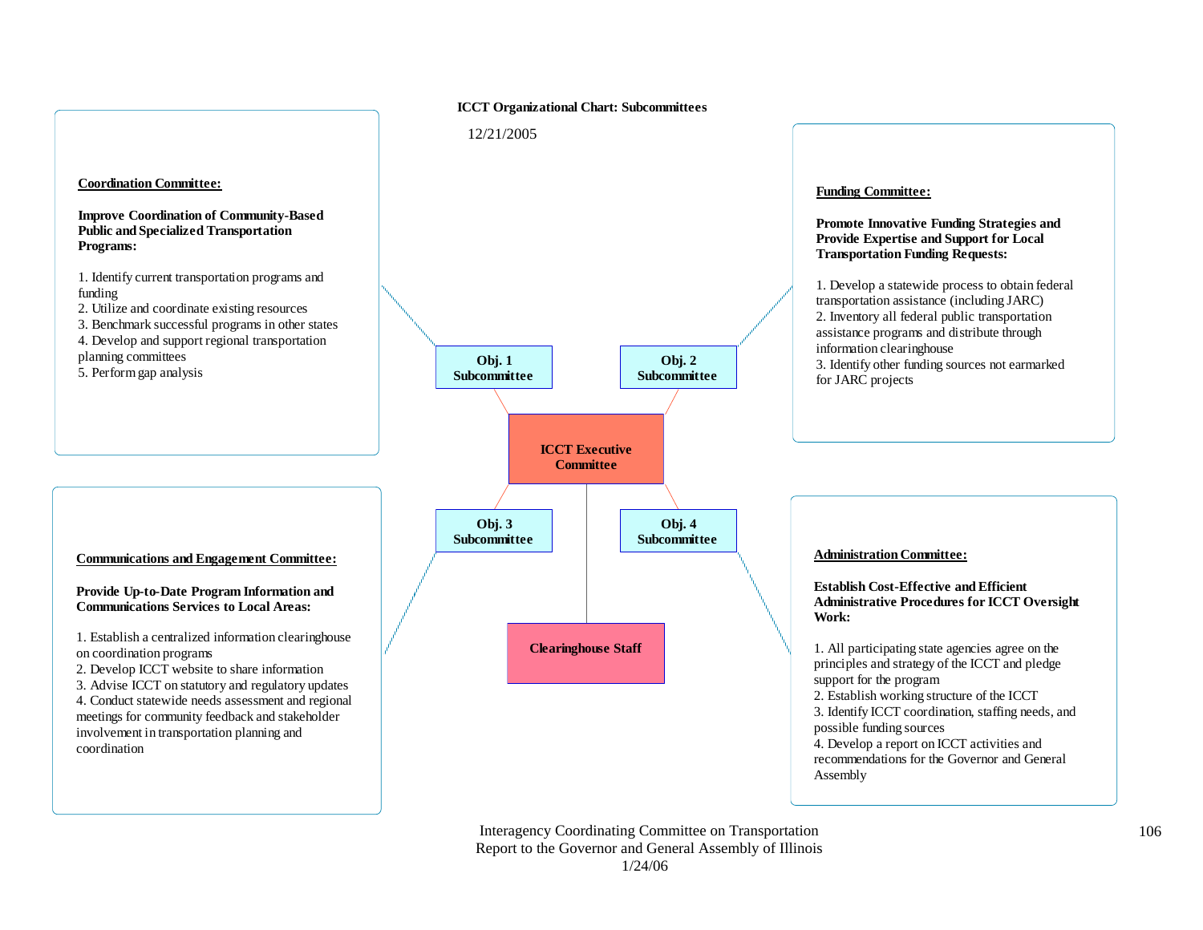**ICCT Organizational Chart: Subcommittees**

12/21/2005

**Coordination Committee:**

**Improve Coordination of Community-Based Public and Specialized Transportation Programs:**

1. Identify current transportation programs and funding
2. Utilize and coordinate existing resources
3. Benchmark successful programs in other states
4. Develop and support regional transportation planning committees
5. Perform gap analysis

**Funding Committee:**

**Promote Innovative Funding Strategies and Provide Expertise and Support for Local Transportation Funding Requests:**

1. Develop a statewide process to obtain federal transportation assistance (including JARC)
2. Inventory all federal public transportation assistance programs and distribute through information clearinghouse
3. Identify other funding sources not earmarked for JARC projects

**Obj. 1 Subcommittee**

**Obj. 2 Subcommittee**

**ICCT Executive Committee**

**Obj. 3 Subcommittee**

**Obj. 4 Subcommittee**

**Clearinghouse Staff**

**Communications and Engagement Committee:**

**Provide Up-to-Date Program Information and Communications Services to Local Areas:**

1. Establish a centralized information clearinghouse on coordination programs
2. Develop ICCT website to share information
3. Advise ICCT on statutory and regulatory updates
4. Conduct statewide needs assessment and regional meetings for community feedback and stakeholder involvement in transportation planning and coordination

**Administration Committee:**

**Establish Cost-Effective and Efficient Administrative Procedures for ICCT Oversight Work:**

1. All participating state agencies agree on the principles and strategy of the ICCT and pledge support for the program
2. Establish working structure of the ICCT
3. Identify ICCT coordination, staffing needs, and possible funding sources
4. Develop a report on ICCT activities and recommendations for the Governor and General Assembly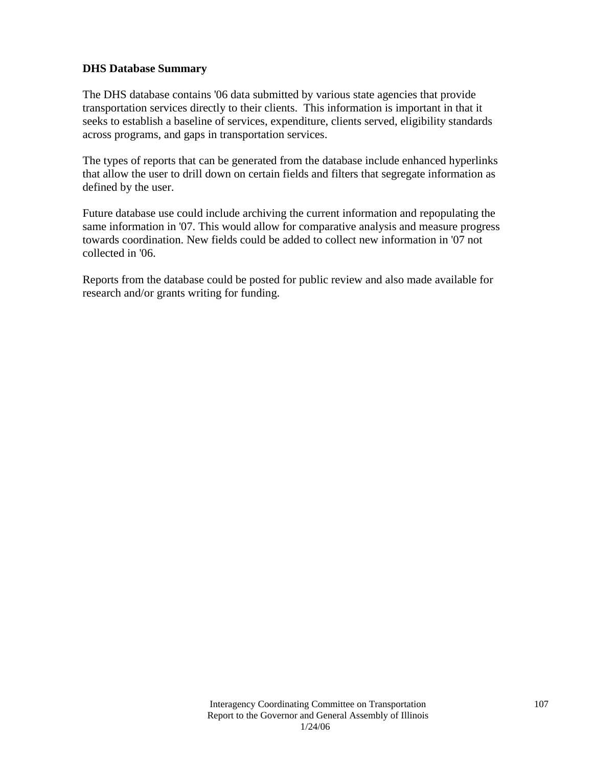**DHS Database Summary**

The DHS database contains '06 data submitted by various state agencies that provide transportation services directly to their clients. This information is important in that it seeks to establish a baseline of services, expenditure, clients served, eligibility standards across programs, and gaps in transportation services.

The types of reports that can be generated from the database include enhanced hyperlinks that allow the user to drill down on certain fields and filters that segregate information as defined by the user.

Future database use could include archiving the current information and repopulating the same information in '07. This would allow for comparative analysis and measure progress towards coordination. New fields could be added to collect new information in '07 not collected in '06.

Reports from the database could be posted for public review and also made available for research and/or grants writing for funding.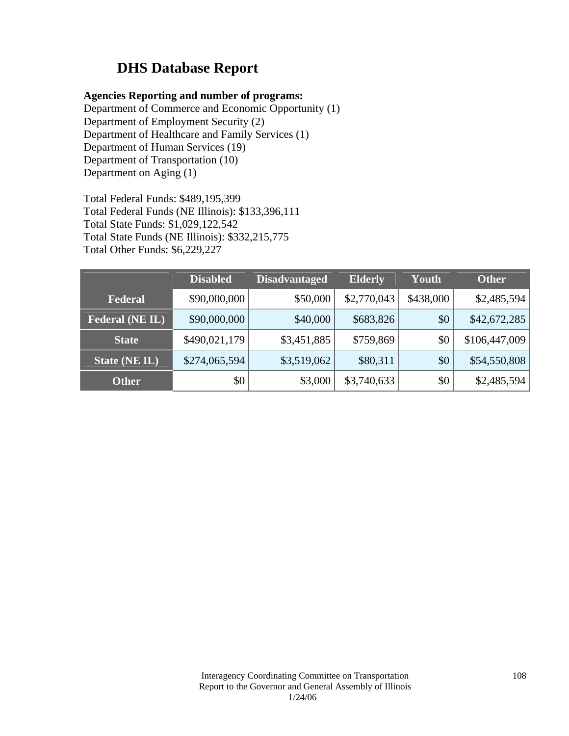## DHS Database Report

**Agencies Reporting and number of programs:**
Department of Commerce and Economic Opportunity (1)
Department of Employment Security (2)
Department of Healthcare and Family Services (1)
Department of Human Services (19)
Department of Transportation (10)
Department on Aging (1)

Total Federal Funds: $489,195,399
Total Federal Funds (NE Illinois): $133,396,111
Total State Funds: $1,029,122,542
Total State Funds (NE Illinois): $332,215,775
Total Other Funds: $6,229,227

| | Disabled | Disadvantaged | Elderly | Youth | Other |
|---|---|---|---|---|---|
| **Federal** | $90,000,000 | $50,000 | $2,770,043 | $438,000 | $2,485,594 |
| **Federal (NE IL)** | $90,000,000 | $40,000 | $683,826 | $0 | $42,672,285 |
| **State** | $490,021,179 | $3,451,885 | $759,869 | $0 | $106,447,009 |
| **State (NE IL)** | $274,065,594 | $3,519,062 | $80,311 | $0 | $54,550,808 |
| **Other** | $0 | $3,000 | $3,740,633 | $0 | $2,485,594 |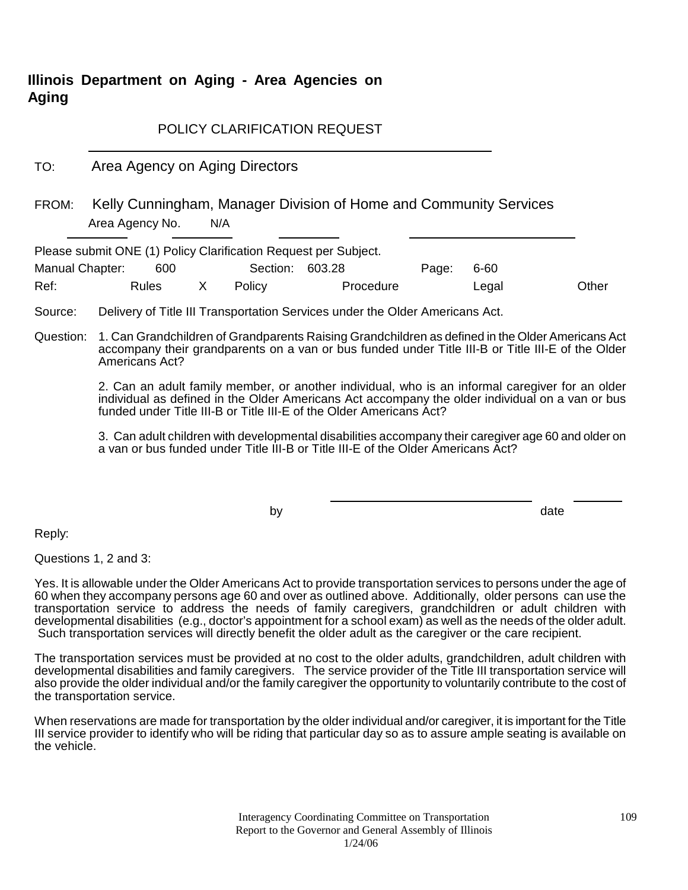**Illinois Department on Aging - Area Agencies on Aging**

POLICY CLARIFICATION REQUEST

TO: Area Agency on Aging Directors

FROM: Kelly Cunningham, Manager Division of Home and Community Services

Area Agency No. N/A

Please submit ONE (1) Policy Clarification Request per Subject.

Manual Chapter: 600 Section: 603.28 Page: 6-60

Ref: Rules X Policy Procedure Legal Other

Source: Delivery of Title III Transportation Services under the Older Americans Act.

Question: 1. Can Grandchildren of Grandparents Raising Grandchildren as defined in the Older Americans Act accompany their grandparents on a van or bus funded under Title III-B or Title III-E of the Older Americans Act?

2. Can an adult family member, or another individual, who is an informal caregiver for an older individual as defined in the Older Americans Act accompany the older individual on a van or bus funded under Title III-B or Title III-E of the Older Americans Act?

3. Can adult children with developmental disabilities accompany their caregiver age 60 and older on a van or bus funded under Title III-B or Title III-E of the Older Americans Act?

by date

Reply:

Questions 1, 2 and 3:

Yes. It is allowable under the Older Americans Act to provide transportation services to persons under the age of 60 when they accompany persons age 60 and over as outlined above. Additionally, older persons can use the transportation service to address the needs of family caregivers, grandchildren or adult children with developmental disabilities (e.g., doctor's appointment for a school exam) as well as the needs of the older adult. Such transportation services will directly benefit the older adult as the caregiver or the care recipient.

The transportation services must be provided at no cost to the older adults, grandchildren, adult children with developmental disabilities and family caregivers. The service provider of the Title III transportation service will also provide the older individual and/or the family caregiver the opportunity to voluntarily contribute to the cost of the transportation service.

When reservations are made for transportation by the older individual and/or caregiver, it is important for the Title III service provider to identify who will be riding that particular day so as to assure ample seating is available on the vehicle.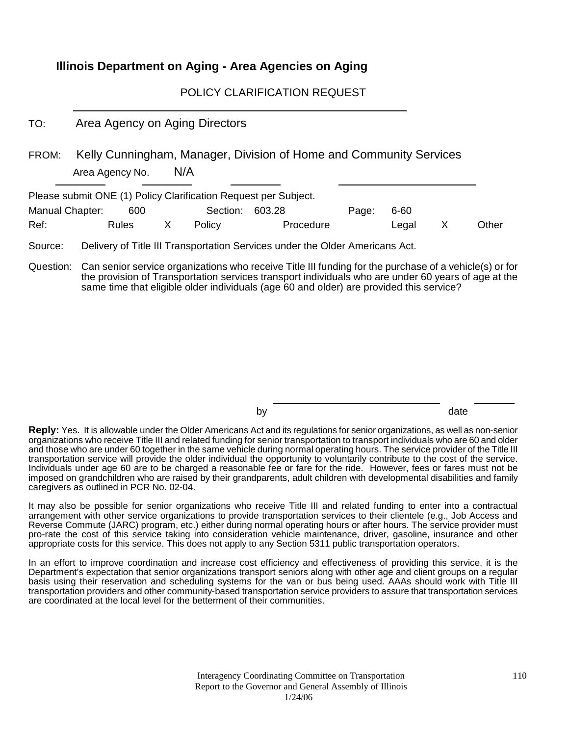## Illinois Department on Aging - Area Agencies on Aging

POLICY CLARIFICATION REQUEST

TO: Area Agency on Aging Directors

FROM: Kelly Cunningham, Manager, Division of Home and Community Services

Area Agency No. N/A

Please submit ONE (1) Policy Clarification Request per Subject.

Manual Chapter: 600 Section: 603.28 Page: 6-60

Ref: Rules X Policy Procedure Legal X Other

Source: Delivery of Title III Transportation Services under the Older Americans Act.

Question: Can senior service organizations who receive Title III funding for the purchase of a vehicle(s) or for the provision of Transportation services transport individuals who are under 60 years of age at the same time that eligible older individuals (age 60 and older) are provided this service?

by date

**Reply:** Yes. It is allowable under the Older Americans Act and its regulations for senior organizations, as well as non-senior organizations who receive Title III and related funding for senior transportation to transport individuals who are 60 and older and those who are under 60 together in the same vehicle during normal operating hours. The service provider of the Title III transportation service will provide the older individual the opportunity to voluntarily contribute to the cost of the service. Individuals under age 60 are to be charged a reasonable fee or fare for the ride. However, fees or fares must not be imposed on grandchildren who are raised by their grandparents, adult children with developmental disabilities and family caregivers as outlined in PCR No. 02-04.

It may also be possible for senior organizations who receive Title III and related funding to enter into a contractual arrangement with other service organizations to provide transportation services to their clientele (e.g., Job Access and Reverse Commute (JARC) program, etc.) either during normal operating hours or after hours. The service provider must pro-rate the cost of this service taking into consideration vehicle maintenance, driver, gasoline, insurance and other appropriate costs for this service. This does not apply to any Section 5311 public transportation operators.

In an effort to improve coordination and increase cost efficiency and effectiveness of providing this service, it is the Department's expectation that senior organizations transport seniors along with other age and client groups on a regular basis using their reservation and scheduling systems for the van or bus being used. AAAs should work with Title III transportation providers and other community-based transportation service providers to assure that transportation services are coordinated at the local level for the betterment of their communities.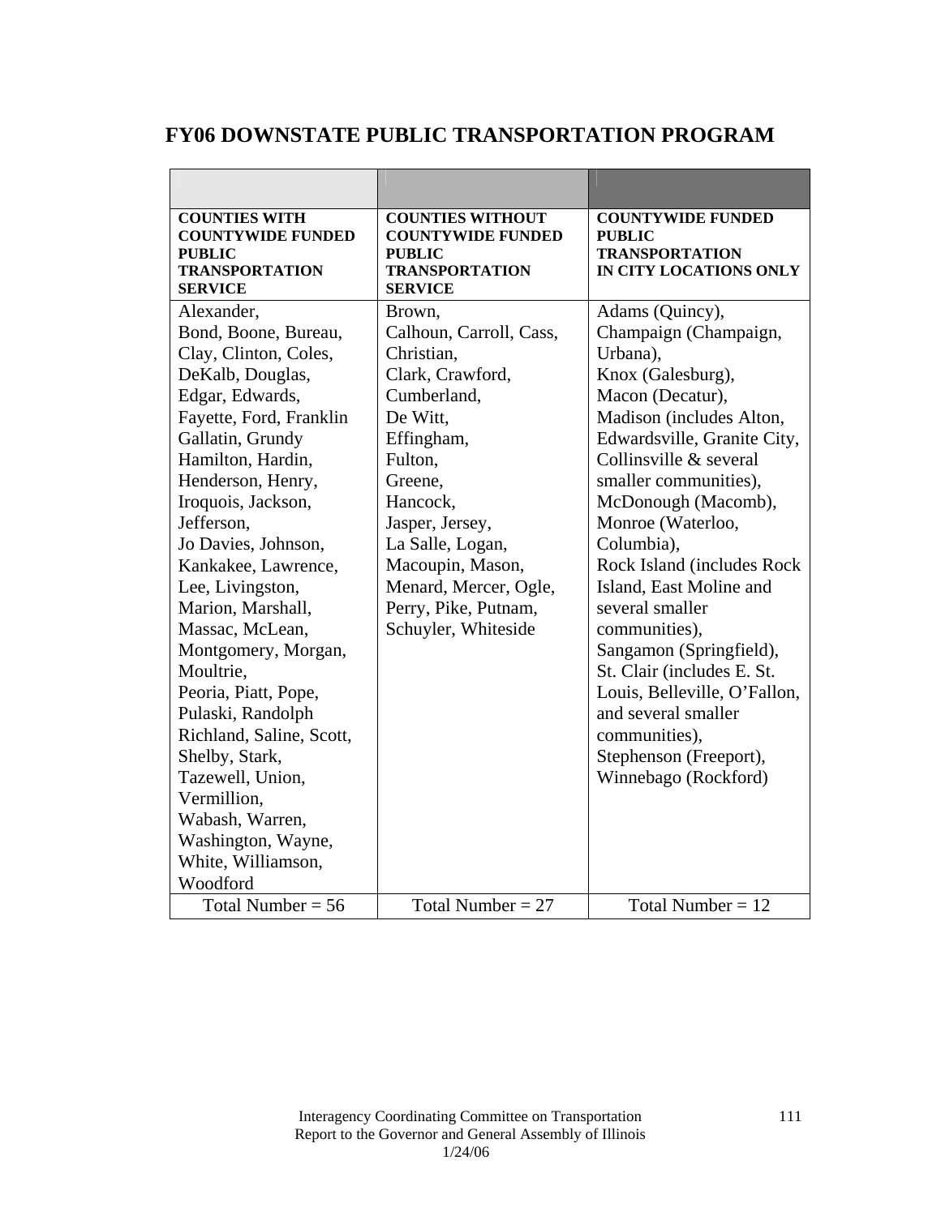# FY06 DOWNSTATE PUBLIC TRANSPORTATION PROGRAM

| COUNTIES WITH COUNTYWIDE FUNDED PUBLIC TRANSPORTATION SERVICE | COUNTIES WITHOUT COUNTYWIDE FUNDED PUBLIC TRANSPORTATION SERVICE | COUNTYWIDE FUNDED PUBLIC TRANSPORTATION IN CITY LOCATIONS ONLY |
|---|---|---|
| Alexander, Bond, Boone, Bureau, Clay, Clinton, Coles, DeKalb, Douglas, Edgar, Edwards, Fayette, Ford, Franklin Gallatin, Grundy Hamilton, Hardin, Henderson, Henry, Iroquois, Jackson, Jefferson, Jo Davies, Johnson, Kankakee, Lawrence, Lee, Livingston, Marion, Marshall, Massac, McLean, Montgomery, Morgan, Moultrie, Peoria, Piatt, Pope, Pulaski, Randolph Richland, Saline, Scott, Shelby, Stark, Tazewell, Union, Vermillion, Wabash, Warren, Washington, Wayne, White, Williamson, Woodford | Brown, Calhoun, Carroll, Cass, Christian, Clark, Crawford, Cumberland, De Witt, Effingham, Fulton, Greene, Hancock, Jasper, Jersey, La Salle, Logan, Macoupin, Mason, Menard, Mercer, Ogle, Perry, Pike, Putnam, Schuyler, Whiteside | Adams (Quincy), Champaign (Champaign, Urbana), Knox (Galesburg), Macon (Decatur), Madison (includes Alton, Edwardsville, Granite City, Collinsville & several smaller communities), McDonough (Macomb), Monroe (Waterloo, Columbia), Rock Island (includes Rock Island, East Moline and several smaller communities), Sangamon (Springfield), St. Clair (includes E. St. Louis, Belleville, O'Fallon, and several smaller communities), Stephenson (Freeport), Winnebago (Rockford) |
| Total Number = 56 | Total Number = 27 | Total Number = 12 |

Interagency Coordinating Committee on Transportation
Report to the Governor and General Assembly of Illinois
1/24/06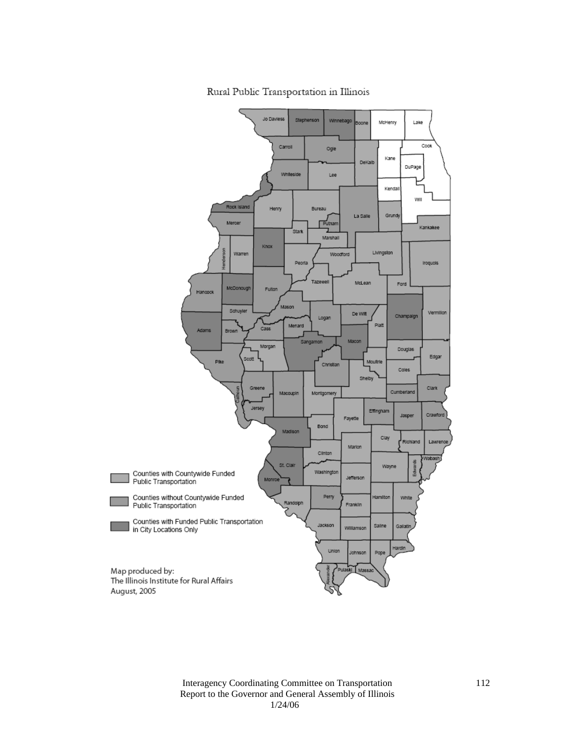Rural Public Transportation in Illinois

Counties with Countywide Funded Public Transportation

Counties without Countywide Funded Public Transportation

Counties with Funded Public Transportation in City Locations Only

Map produced by:
The Illinois Institute for Rural Affairs
August, 2005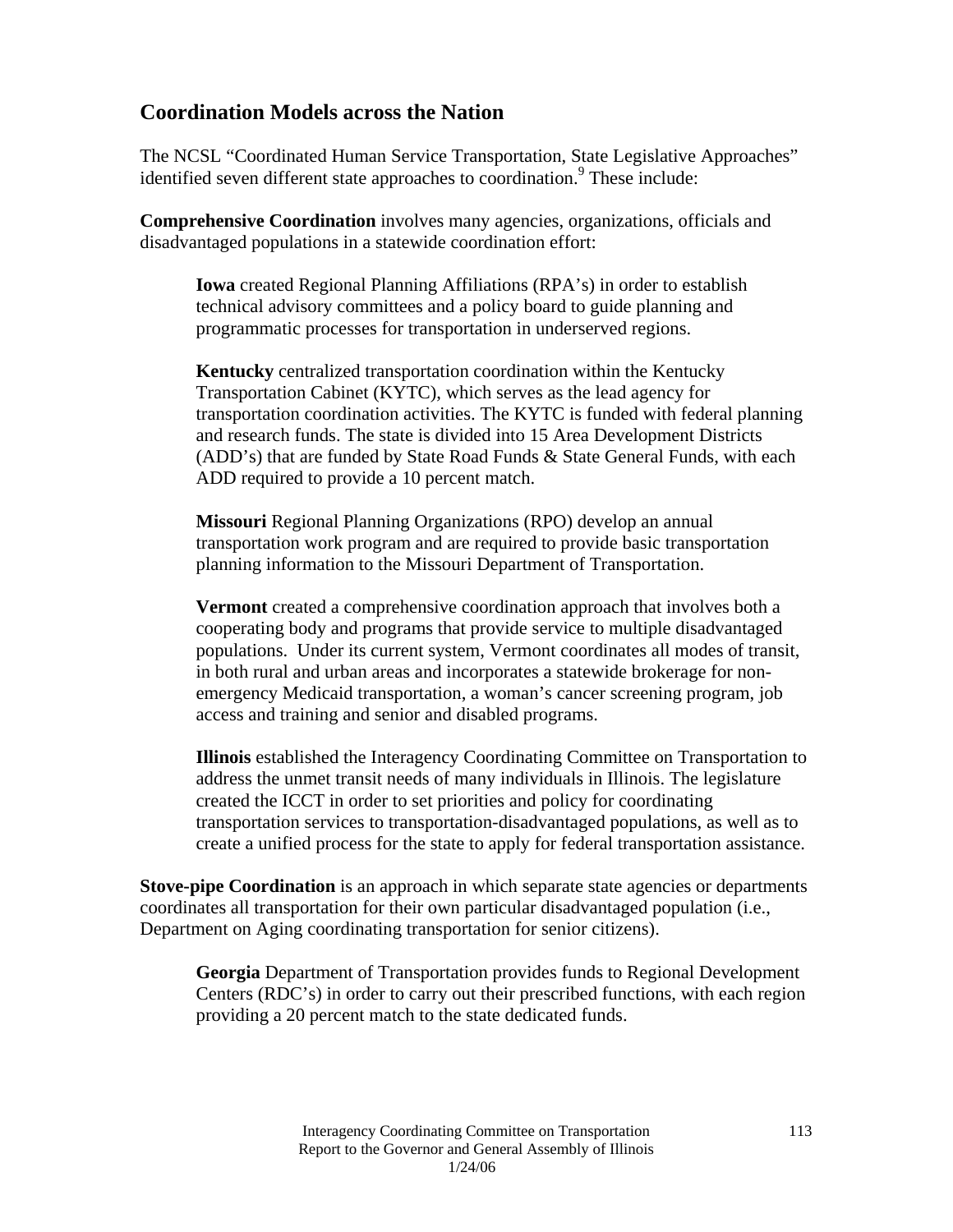## Coordination Models across the Nation

The NCSL "Coordinated Human Service Transportation, State Legislative Approaches" identified seven different state approaches to coordination.[9] These include:

**Comprehensive Coordination** involves many agencies, organizations, officials and disadvantaged populations in a statewide coordination effort:

> **Iowa** created Regional Planning Affiliations (RPA's) in order to establish technical advisory committees and a policy board to guide planning and programmatic processes for transportation in underserved regions.
>
> **Kentucky** centralized transportation coordination within the Kentucky Transportation Cabinet (KYTC), which serves as the lead agency for transportation coordination activities. The KYTC is funded with federal planning and research funds. The state is divided into 15 Area Development Districts (ADD's) that are funded by State Road Funds & State General Funds, with each ADD required to provide a 10 percent match.
>
> **Missouri** Regional Planning Organizations (RPO) develop an annual transportation work program and are required to provide basic transportation planning information to the Missouri Department of Transportation.
>
> **Vermont** created a comprehensive coordination approach that involves both a cooperating body and programs that provide service to multiple disadvantaged populations. Under its current system, Vermont coordinates all modes of transit, in both rural and urban areas and incorporates a statewide brokerage for non-emergency Medicaid transportation, a woman's cancer screening program, job access and training and senior and disabled programs.
>
> **Illinois** established the Interagency Coordinating Committee on Transportation to address the unmet transit needs of many individuals in Illinois. The legislature created the ICCT in order to set priorities and policy for coordinating transportation services to transportation-disadvantaged populations, as well as to create a unified process for the state to apply for federal transportation assistance.

**Stove-pipe Coordination** is an approach in which separate state agencies or departments coordinates all transportation for their own particular disadvantaged population (i.e., Department on Aging coordinating transportation for senior citizens).

> **Georgia** Department of Transportation provides funds to Regional Development Centers (RDC's) in order to carry out their prescribed functions, with each region providing a 20 percent match to the state dedicated funds.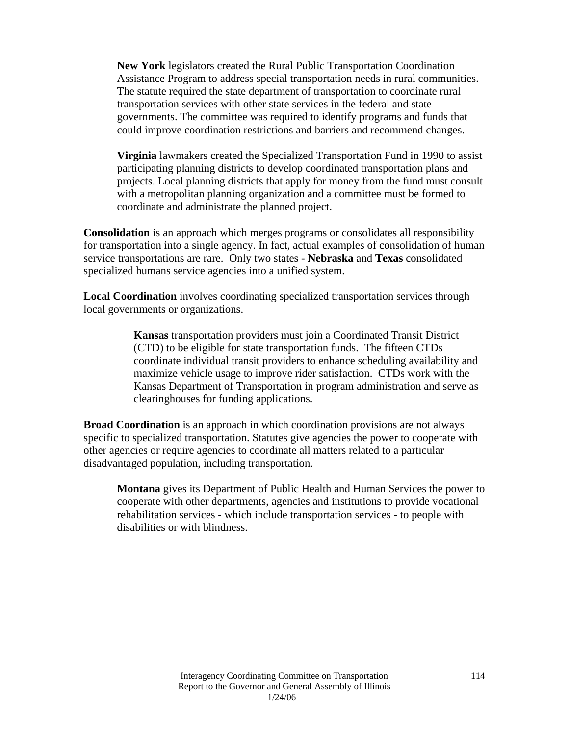**New York** legislators created the Rural Public Transportation Coordination Assistance Program to address special transportation needs in rural communities. The statute required the state department of transportation to coordinate rural transportation services with other state services in the federal and state governments. The committee was required to identify programs and funds that could improve coordination restrictions and barriers and recommend changes.

**Virginia** lawmakers created the Specialized Transportation Fund in 1990 to assist participating planning districts to develop coordinated transportation plans and projects. Local planning districts that apply for money from the fund must consult with a metropolitan planning organization and a committee must be formed to coordinate and administrate the planned project.

**Consolidation** is an approach which merges programs or consolidates all responsibility for transportation into a single agency. In fact, actual examples of consolidation of human service transportations are rare. Only two states - **Nebraska** and **Texas** consolidated specialized humans service agencies into a unified system.

**Local Coordination** involves coordinating specialized transportation services through local governments or organizations.

**Kansas** transportation providers must join a Coordinated Transit District (CTD) to be eligible for state transportation funds. The fifteen CTDs coordinate individual transit providers to enhance scheduling availability and maximize vehicle usage to improve rider satisfaction. CTDs work with the Kansas Department of Transportation in program administration and serve as clearinghouses for funding applications.

**Broad Coordination** is an approach in which coordination provisions are not always specific to specialized transportation. Statutes give agencies the power to cooperate with other agencies or require agencies to coordinate all matters related to a particular disadvantaged population, including transportation.

**Montana** gives its Department of Public Health and Human Services the power to cooperate with other departments, agencies and institutions to provide vocational rehabilitation services - which include transportation services - to people with disabilities or with blindness.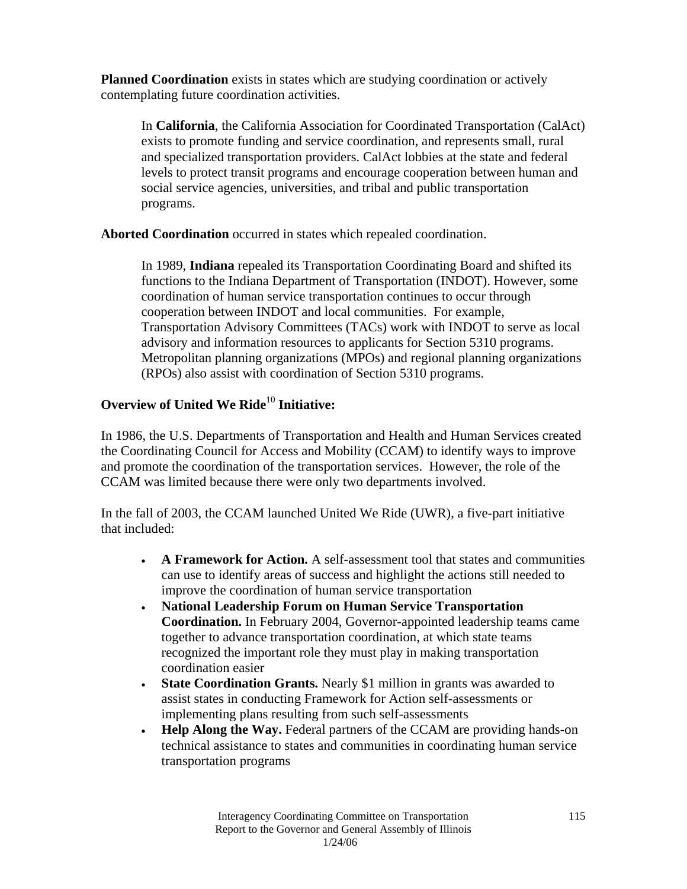**Planned Coordination** exists in states which are studying coordination or actively contemplating future coordination activities.

> In **California**, the California Association for Coordinated Transportation (CalAct) exists to promote funding and service coordination, and represents small, rural and specialized transportation providers. CalAct lobbies at the state and federal levels to protect transit programs and encourage cooperation between human and social service agencies, universities, and tribal and public transportation programs.

**Aborted Coordination** occurred in states which repealed coordination.

> In 1989, **Indiana** repealed its Transportation Coordinating Board and shifted its functions to the Indiana Department of Transportation (INDOT). However, some coordination of human service transportation continues to occur through cooperation between INDOT and local communities. For example, Transportation Advisory Committees (TACs) work with INDOT to serve as local advisory and information resources to applicants for Section 5310 programs. Metropolitan planning organizations (MPOs) and regional planning organizations (RPOs) also assist with coordination of Section 5310 programs.

**Overview of United We Ride[10] Initiative:**

In 1986, the U.S. Departments of Transportation and Health and Human Services created the Coordinating Council for Access and Mobility (CCAM) to identify ways to improve and promote the coordination of the transportation services. However, the role of the CCAM was limited because there were only two departments involved.

In the fall of 2003, the CCAM launched United We Ride (UWR), a five-part initiative that included:

- **A Framework for Action.** A self-assessment tool that states and communities can use to identify areas of success and highlight the actions still needed to improve the coordination of human service transportation
- **National Leadership Forum on Human Service Transportation Coordination.** In February 2004, Governor-appointed leadership teams came together to advance transportation coordination, at which state teams recognized the important role they must play in making transportation coordination easier
- **State Coordination Grants.** Nearly $1 million in grants was awarded to assist states in conducting Framework for Action self-assessments or implementing plans resulting from such self-assessments
- **Help Along the Way.** Federal partners of the CCAM are providing hands-on technical assistance to states and communities in coordinating human service transportation programs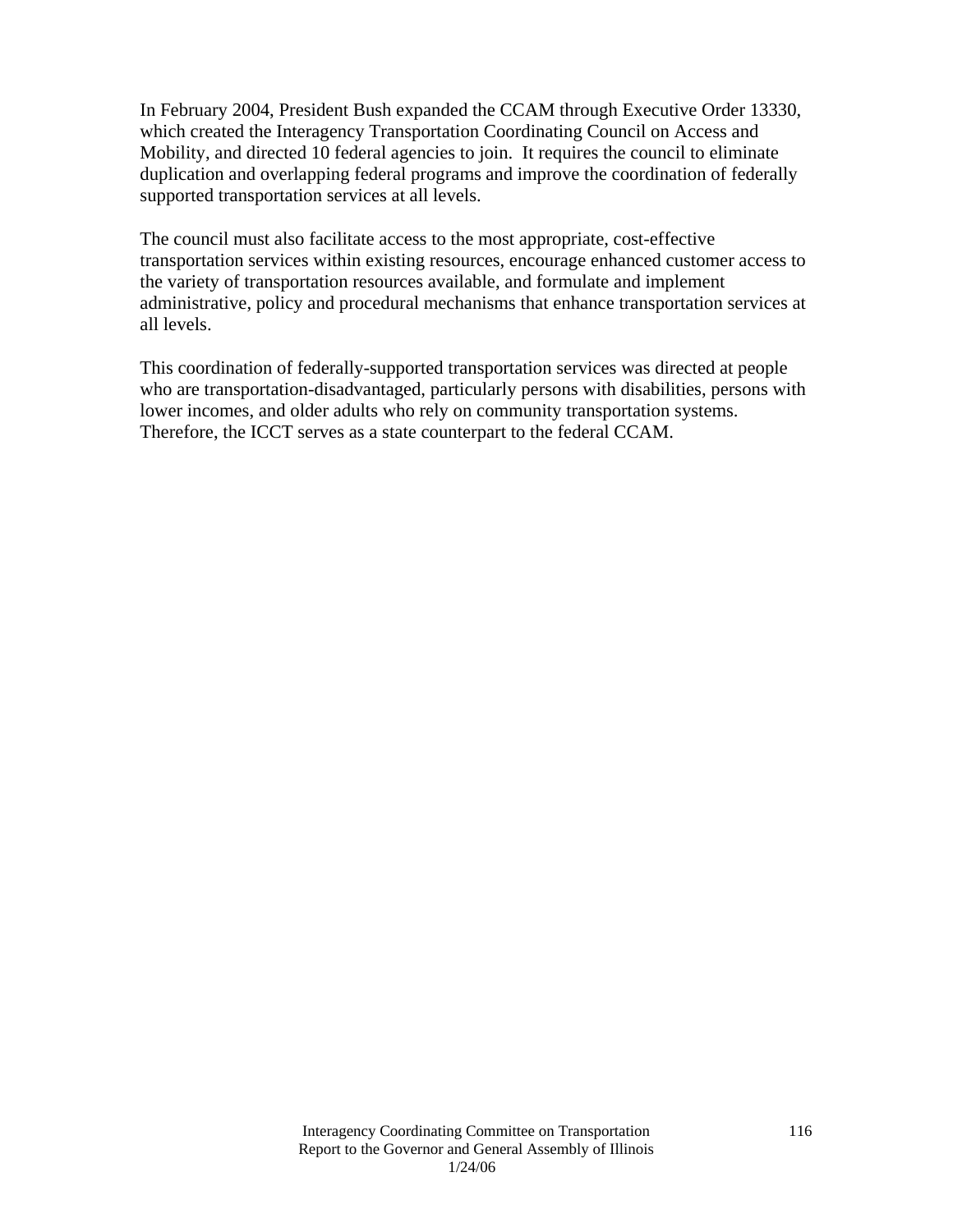In February 2004, President Bush expanded the CCAM through Executive Order 13330, which created the Interagency Transportation Coordinating Council on Access and Mobility, and directed 10 federal agencies to join.  It requires the council to eliminate duplication and overlapping federal programs and improve the coordination of federally supported transportation services at all levels.

The council must also facilitate access to the most appropriate, cost-effective transportation services within existing resources, encourage enhanced customer access to the variety of transportation resources available, and formulate and implement administrative, policy and procedural mechanisms that enhance transportation services at all levels.

This coordination of federally-supported transportation services was directed at people who are transportation-disadvantaged, particularly persons with disabilities, persons with lower incomes, and older adults who rely on community transportation systems. Therefore, the ICCT serves as a state counterpart to the federal CCAM.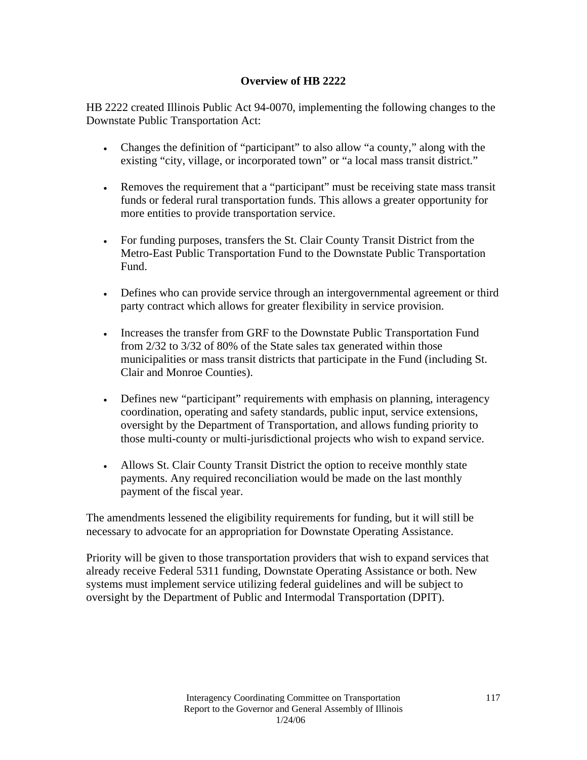## Overview of HB 2222

HB 2222 created Illinois Public Act 94-0070, implementing the following changes to the Downstate Public Transportation Act:

- Changes the definition of "participant" to also allow "a county," along with the existing "city, village, or incorporated town" or "a local mass transit district."
- Removes the requirement that a "participant" must be receiving state mass transit funds or federal rural transportation funds. This allows a greater opportunity for more entities to provide transportation service.
- For funding purposes, transfers the St. Clair County Transit District from the Metro-East Public Transportation Fund to the Downstate Public Transportation Fund.
- Defines who can provide service through an intergovernmental agreement or third party contract which allows for greater flexibility in service provision.
- Increases the transfer from GRF to the Downstate Public Transportation Fund from 2/32 to 3/32 of 80% of the State sales tax generated within those municipalities or mass transit districts that participate in the Fund (including St. Clair and Monroe Counties).
- Defines new "participant" requirements with emphasis on planning, interagency coordination, operating and safety standards, public input, service extensions, oversight by the Department of Transportation, and allows funding priority to those multi-county or multi-jurisdictional projects who wish to expand service.
- Allows St. Clair County Transit District the option to receive monthly state payments. Any required reconciliation would be made on the last monthly payment of the fiscal year.

The amendments lessened the eligibility requirements for funding, but it will still be necessary to advocate for an appropriation for Downstate Operating Assistance.

Priority will be given to those transportation providers that wish to expand services that already receive Federal 5311 funding, Downstate Operating Assistance or both. New systems must implement service utilizing federal guidelines and will be subject to oversight by the Department of Public and Intermodal Transportation (DPIT).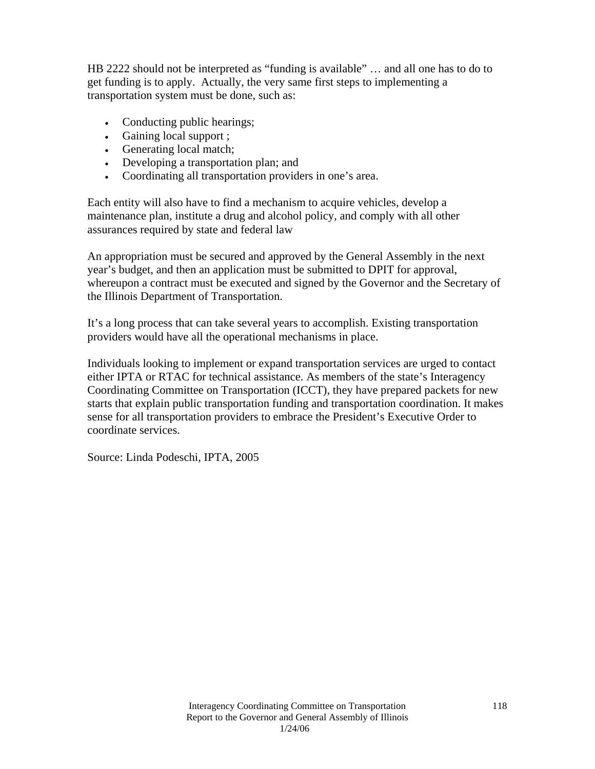HB 2222 should not be interpreted as "funding is available" … and all one has to do to get funding is to apply. Actually, the very same first steps to implementing a transportation system must be done, such as:

- Conducting public hearings;
- Gaining local support ;
- Generating local match;
- Developing a transportation plan; and
- Coordinating all transportation providers in one's area.

Each entity will also have to find a mechanism to acquire vehicles, develop a maintenance plan, institute a drug and alcohol policy, and comply with all other assurances required by state and federal law

An appropriation must be secured and approved by the General Assembly in the next year's budget, and then an application must be submitted to DPIT for approval, whereupon a contract must be executed and signed by the Governor and the Secretary of the Illinois Department of Transportation.

It's a long process that can take several years to accomplish. Existing transportation providers would have all the operational mechanisms in place.

Individuals looking to implement or expand transportation services are urged to contact either IPTA or RTAC for technical assistance. As members of the state's Interagency Coordinating Committee on Transportation (ICCT), they have prepared packets for new starts that explain public transportation funding and transportation coordination. It makes sense for all transportation providers to embrace the President's Executive Order to coordinate services.

Source: Linda Podeschi, IPTA, 2005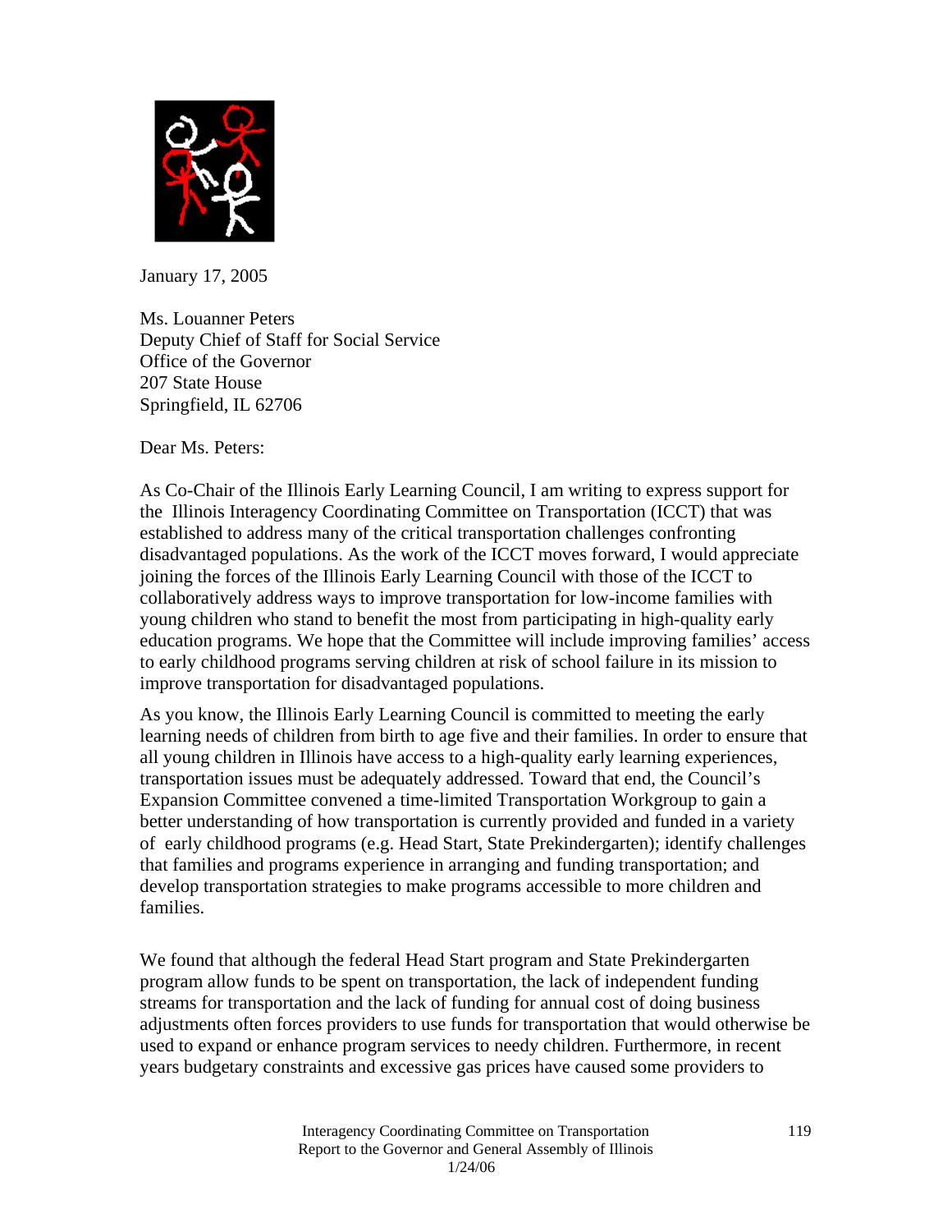January 17, 2005

Ms. Louanner Peters
Deputy Chief of Staff for Social Service
Office of the Governor
207 State House
Springfield, IL 62706

Dear Ms. Peters:

As Co-Chair of the Illinois Early Learning Council, I am writing to express support for the Illinois Interagency Coordinating Committee on Transportation (ICCT) that was established to address many of the critical transportation challenges confronting disadvantaged populations. As the work of the ICCT moves forward, I would appreciate joining the forces of the Illinois Early Learning Council with those of the ICCT to collaboratively address ways to improve transportation for low-income families with young children who stand to benefit the most from participating in high-quality early education programs. We hope that the Committee will include improving families' access to early childhood programs serving children at risk of school failure in its mission to improve transportation for disadvantaged populations.

As you know, the Illinois Early Learning Council is committed to meeting the early learning needs of children from birth to age five and their families. In order to ensure that all young children in Illinois have access to a high-quality early learning experiences, transportation issues must be adequately addressed. Toward that end, the Council's Expansion Committee convened a time-limited Transportation Workgroup to gain a better understanding of how transportation is currently provided and funded in a variety of early childhood programs (e.g. Head Start, State Prekindergarten); identify challenges that families and programs experience in arranging and funding transportation; and develop transportation strategies to make programs accessible to more children and families.

We found that although the federal Head Start program and State Prekindergarten program allow funds to be spent on transportation, the lack of independent funding streams for transportation and the lack of funding for annual cost of doing business adjustments often forces providers to use funds for transportation that would otherwise be used to expand or enhance program services to needy children. Furthermore, in recent years budgetary constraints and excessive gas prices have caused some providers to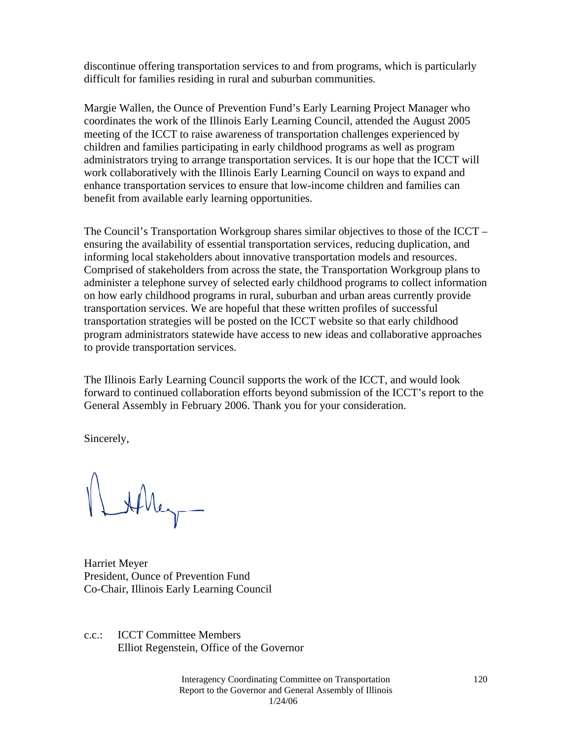discontinue offering transportation services to and from programs, which is particularly difficult for families residing in rural and suburban communities.

Margie Wallen, the Ounce of Prevention Fund's Early Learning Project Manager who coordinates the work of the Illinois Early Learning Council, attended the August 2005 meeting of the ICCT to raise awareness of transportation challenges experienced by children and families participating in early childhood programs as well as program administrators trying to arrange transportation services. It is our hope that the ICCT will work collaboratively with the Illinois Early Learning Council on ways to expand and enhance transportation services to ensure that low-income children and families can benefit from available early learning opportunities.

The Council's Transportation Workgroup shares similar objectives to those of the ICCT – ensuring the availability of essential transportation services, reducing duplication, and informing local stakeholders about innovative transportation models and resources. Comprised of stakeholders from across the state, the Transportation Workgroup plans to administer a telephone survey of selected early childhood programs to collect information on how early childhood programs in rural, suburban and urban areas currently provide transportation services. We are hopeful that these written profiles of successful transportation strategies will be posted on the ICCT website so that early childhood program administrators statewide have access to new ideas and collaborative approaches to provide transportation services.

The Illinois Early Learning Council supports the work of the ICCT, and would look forward to continued collaboration efforts beyond submission of the ICCT's report to the General Assembly in February 2006. Thank you for your consideration.

Sincerely,

Harriet Meyer
President, Ounce of Prevention Fund
Co-Chair, Illinois Early Learning Council

c.c.: ICCT Committee Members
Elliot Regenstein, Office of the Governor